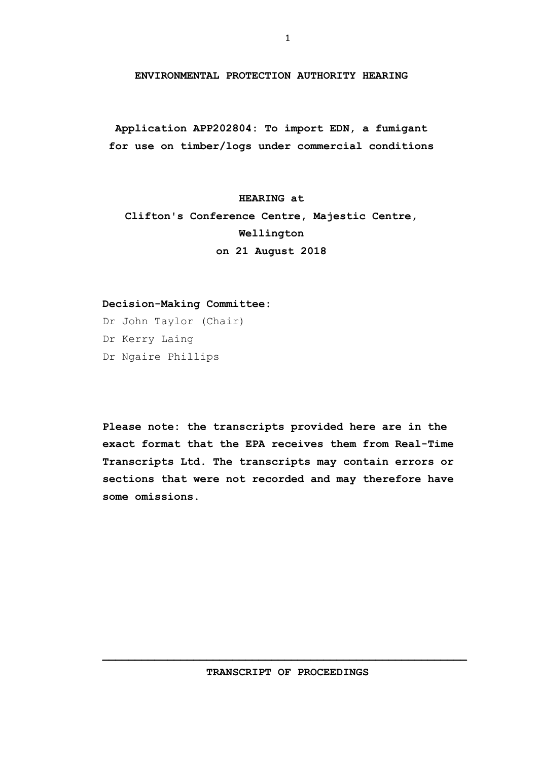**ENVIRONMENTAL PROTECTION AUTHORITY HEARING**

**Application APP202804: To import EDN, a fumigant for use on timber/logs under commercial conditions**

**HEARING at**
**Clifton's Conference Centre, Majestic Centre, Wellington**
**on 21 August 2018**

**Decision-Making Committee:**

Dr John Taylor (Chair)
Dr Kerry Laing
Dr Ngaire Phillips

**Please note: the transcripts provided here are in the exact format that the EPA receives them from Real-Time Transcripts Ltd. The transcripts may contain errors or sections that were not recorded and may therefore have some omissions.**

---

**TRANSCRIPT OF PROCEEDINGS**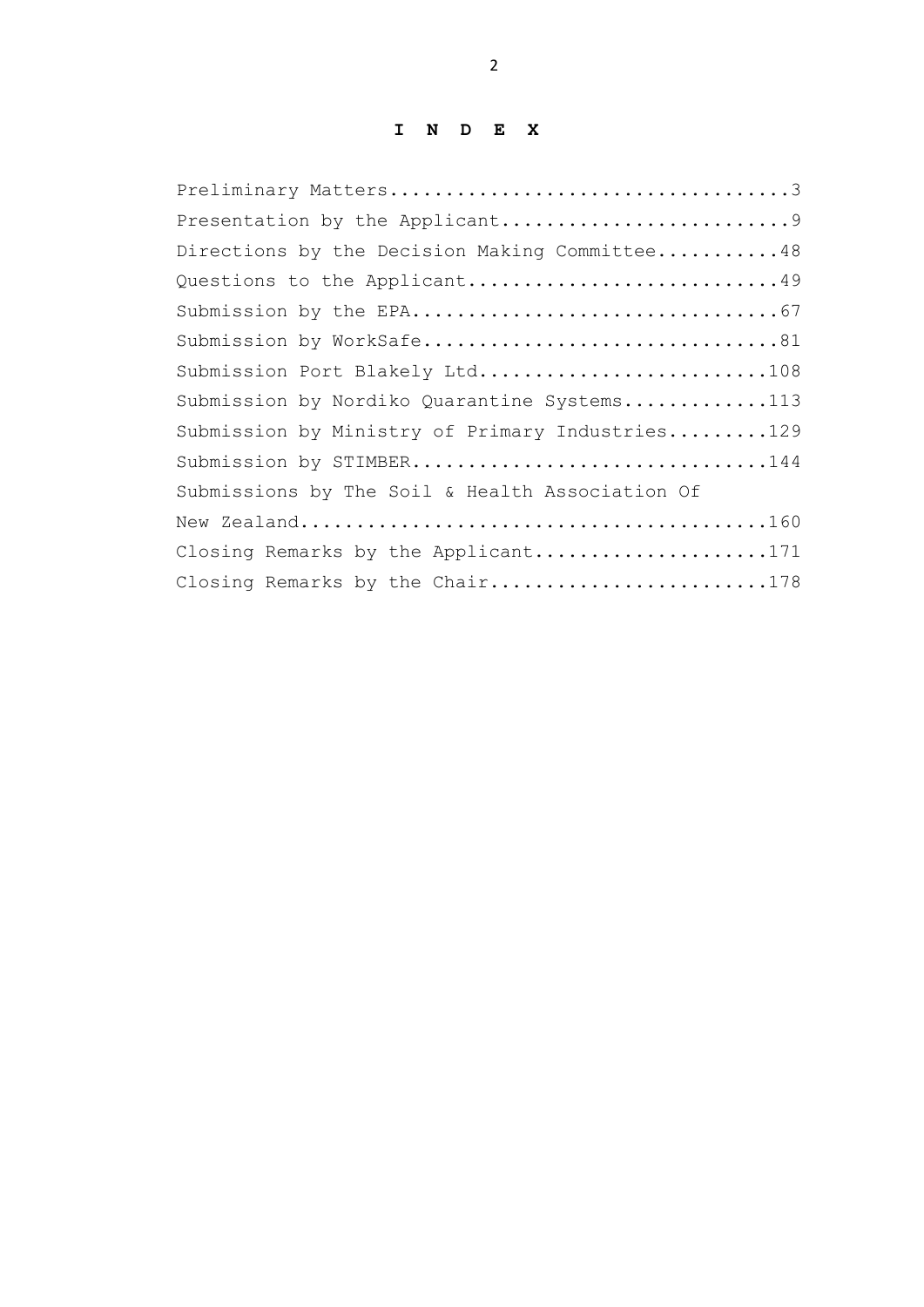# I N D E X

Preliminary Matters....................................3

Presentation by the Applicant..........................9

Directions by the Decision Making Committee...........48

Questions to the Applicant............................49

Submission by the EPA.................................67

Submission by WorkSafe................................81

Submission Port Blakely Ltd..........................108

Submission by Nordiko Quarantine Systems.............113

Submission by Ministry of Primary Industries.........129

Submission by STIMBER................................144

Submissions by The Soil & Health Association Of New Zealand..........................................160

Closing Remarks by the Applicant.....................171

Closing Remarks by the Chair.........................178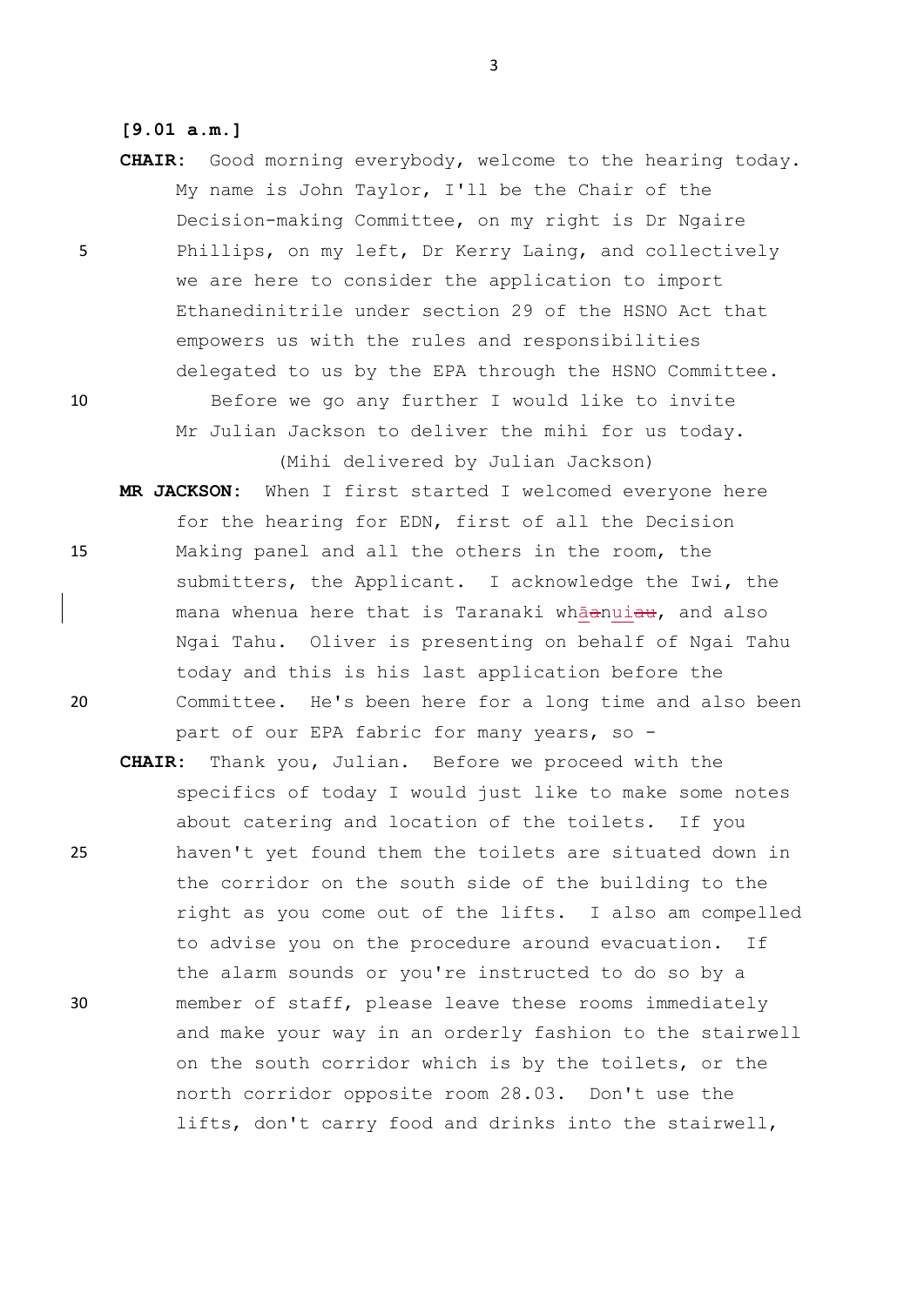**[9.01 a.m.]**

**CHAIR:** Good morning everybody, welcome to the hearing today. My name is John Taylor, I'll be the Chair of the Decision-making Committee, on my right is Dr Ngaire Phillips, on my left, Dr Kerry Laing, and collectively we are here to consider the application to import Ethanedinitrile under section 29 of the HSNO Act that empowers us with the rules and responsibilities delegated to us by the EPA through the HSNO Committee.

Before we go any further I would like to invite Mr Julian Jackson to deliver the mihi for us today.

(Mihi delivered by Julian Jackson)

**MR JACKSON:** When I first started I welcomed everyone here for the hearing for EDN, first of all the Decision Making panel and all the others in the room, the submitters, the Applicant. I acknowledge the Iwi, the mana whenua here that is Taranaki whānui, and also Ngai Tahu. Oliver is presenting on behalf of Ngai Tahu today and this is his last application before the Committee. He's been here for a long time and also been part of our EPA fabric for many years, so -

**CHAIR:** Thank you, Julian. Before we proceed with the specifics of today I would just like to make some notes about catering and location of the toilets. If you haven't yet found them the toilets are situated down in the corridor on the south side of the building to the right as you come out of the lifts. I also am compelled to advise you on the procedure around evacuation. If the alarm sounds or you're instructed to do so by a member of staff, please leave these rooms immediately and make your way in an orderly fashion to the stairwell on the south corridor which is by the toilets, or the north corridor opposite room 28.03. Don't use the lifts, don't carry food and drinks into the stairwell,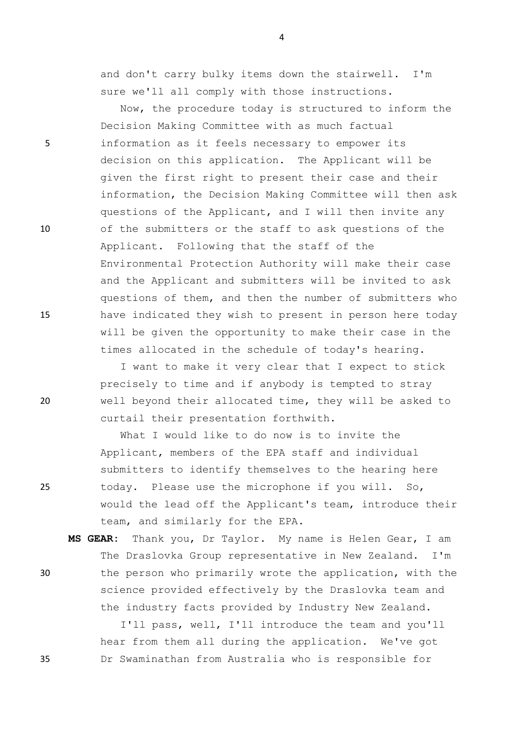and don't carry bulky items down the stairwell. I'm sure we'll all comply with those instructions.

Now, the procedure today is structured to inform the Decision Making Committee with as much factual information as it feels necessary to empower its decision on this application. The Applicant will be given the first right to present their case and their information, the Decision Making Committee will then ask questions of the Applicant, and I will then invite any of the submitters or the staff to ask questions of the Applicant. Following that the staff of the Environmental Protection Authority will make their case and the Applicant and submitters will be invited to ask questions of them, and then the number of submitters who have indicated they wish to present in person here today will be given the opportunity to make their case in the times allocated in the schedule of today's hearing.

I want to make it very clear that I expect to stick precisely to time and if anybody is tempted to stray well beyond their allocated time, they will be asked to curtail their presentation forthwith.

What I would like to do now is to invite the Applicant, members of the EPA staff and individual submitters to identify themselves to the hearing here today. Please use the microphone if you will. So, would the lead off the Applicant's team, introduce their team, and similarly for the EPA.

**MS GEAR:** Thank you, Dr Taylor. My name is Helen Gear, I am The Draslovka Group representative in New Zealand. I'm the person who primarily wrote the application, with the science provided effectively by the Draslovka team and the industry facts provided by Industry New Zealand.

I'll pass, well, I'll introduce the team and you'll hear from them all during the application. We've got Dr Swaminathan from Australia who is responsible for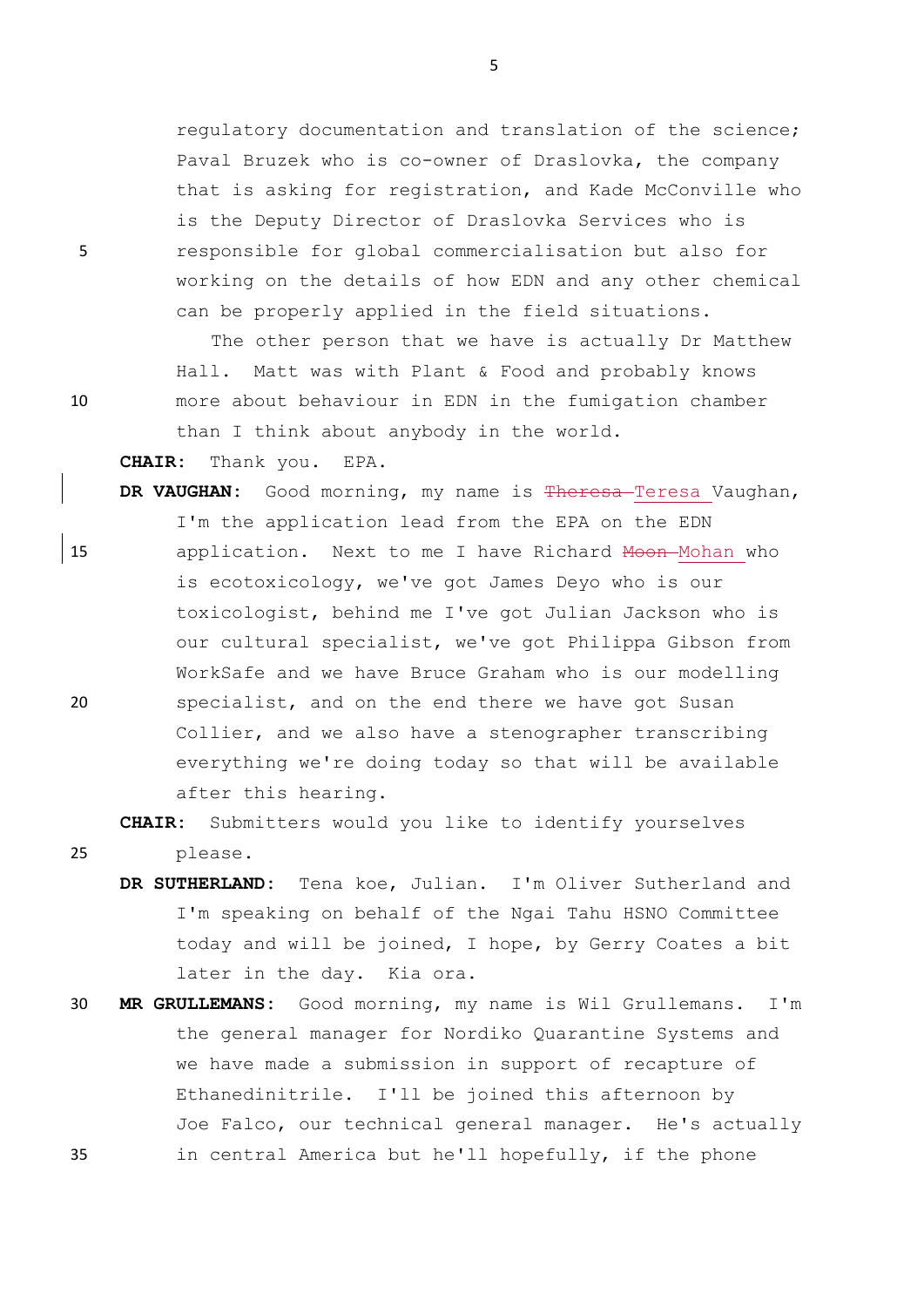regulatory documentation and translation of the science; Paval Bruzek who is co-owner of Draslovka, the company that is asking for registration, and Kade McConville who is the Deputy Director of Draslovka Services who is responsible for global commercialisation but also for working on the details of how EDN and any other chemical can be properly applied in the field situations.

The other person that we have is actually Dr Matthew Hall. Matt was with Plant & Food and probably knows more about behaviour in EDN in the fumigation chamber than I think about anybody in the world.

**CHAIR:** Thank you. EPA.

**DR VAUGHAN:** Good morning, my name is ~~Theresa~~ Teresa Vaughan, I'm the application lead from the EPA on the EDN application. Next to me I have Richard ~~Moon~~ Mohan who is ecotoxicology, we've got James Deyo who is our toxicologist, behind me I've got Julian Jackson who is our cultural specialist, we've got Philippa Gibson from WorkSafe and we have Bruce Graham who is our modelling specialist, and on the end there we have got Susan Collier, and we also have a stenographer transcribing everything we're doing today so that will be available after this hearing.

**CHAIR:** Submitters would you like to identify yourselves please.

**DR SUTHERLAND:** Tena koe, Julian. I'm Oliver Sutherland and I'm speaking on behalf of the Ngai Tahu HSNO Committee today and will be joined, I hope, by Gerry Coates a bit later in the day. Kia ora.

**MR GRULLEMANS:** Good morning, my name is Wil Grullemans. I'm the general manager for Nordiko Quarantine Systems and we have made a submission in support of recapture of Ethanedinitrile. I'll be joined this afternoon by Joe Falco, our technical general manager. He's actually in central America but he'll hopefully, if the phone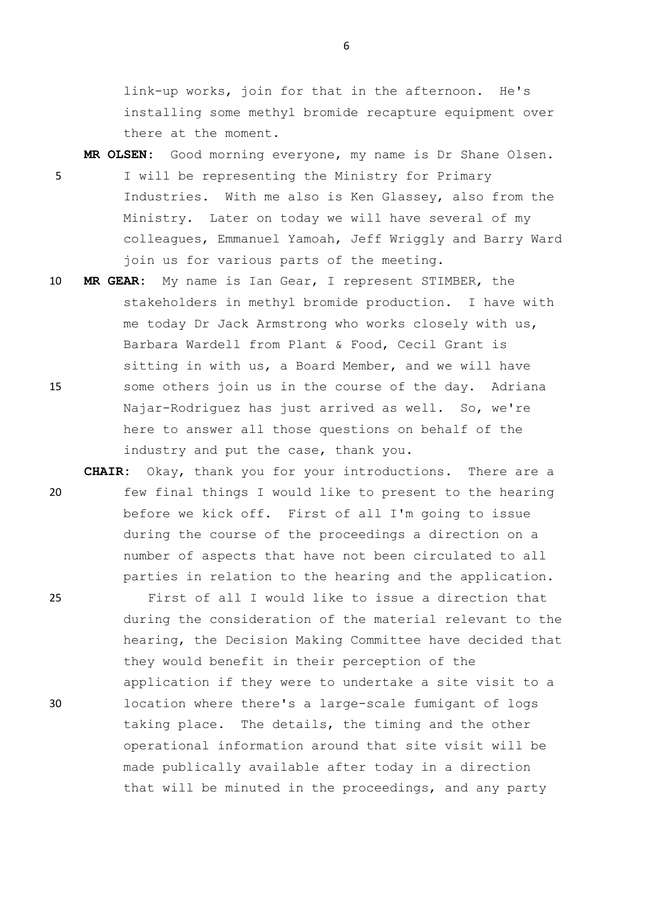link-up works, join for that in the afternoon. He's installing some methyl bromide recapture equipment over there at the moment.

**MR OLSEN:** Good morning everyone, my name is Dr Shane Olsen. I will be representing the Ministry for Primary Industries. With me also is Ken Glassey, also from the Ministry. Later on today we will have several of my colleagues, Emmanuel Yamoah, Jeff Wriggly and Barry Ward join us for various parts of the meeting.

**MR GEAR:** My name is Ian Gear, I represent STIMBER, the stakeholders in methyl bromide production. I have with me today Dr Jack Armstrong who works closely with us, Barbara Wardell from Plant & Food, Cecil Grant is sitting in with us, a Board Member, and we will have some others join us in the course of the day. Adriana Najar-Rodriguez has just arrived as well. So, we're here to answer all those questions on behalf of the industry and put the case, thank you.

**CHAIR:** Okay, thank you for your introductions. There are a few final things I would like to present to the hearing before we kick off. First of all I'm going to issue during the course of the proceedings a direction on a number of aspects that have not been circulated to all parties in relation to the hearing and the application.

First of all I would like to issue a direction that during the consideration of the material relevant to the hearing, the Decision Making Committee have decided that they would benefit in their perception of the application if they were to undertake a site visit to a location where there's a large-scale fumigant of logs taking place. The details, the timing and the other operational information around that site visit will be made publically available after today in a direction that will be minuted in the proceedings, and any party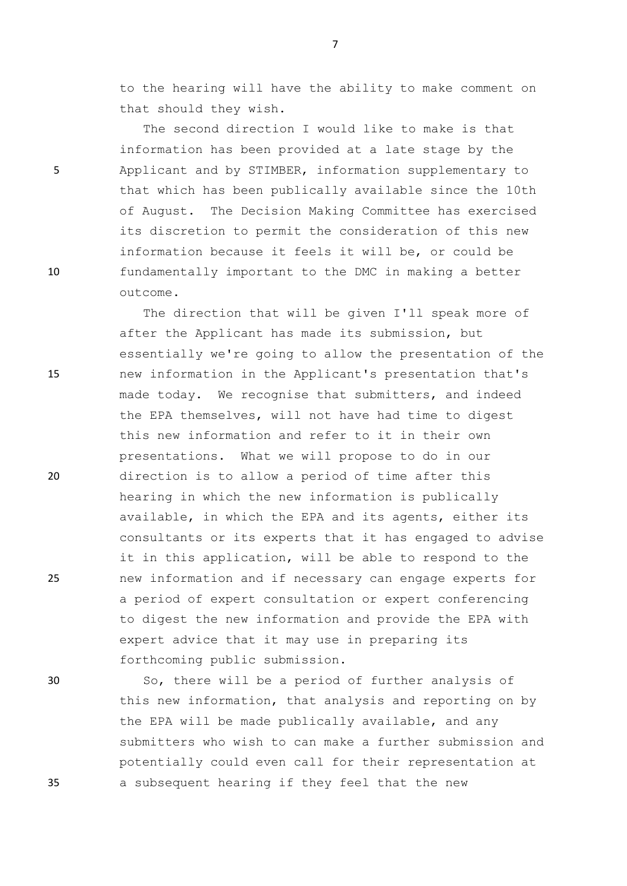to the hearing will have the ability to make comment on that should they wish.

The second direction I would like to make is that information has been provided at a late stage by the Applicant and by STIMBER, information supplementary to that which has been publically available since the 10th of August. The Decision Making Committee has exercised its discretion to permit the consideration of this new information because it feels it will be, or could be fundamentally important to the DMC in making a better outcome.

The direction that will be given I'll speak more of after the Applicant has made its submission, but essentially we're going to allow the presentation of the new information in the Applicant's presentation that's made today. We recognise that submitters, and indeed the EPA themselves, will not have had time to digest this new information and refer to it in their own presentations. What we will propose to do in our direction is to allow a period of time after this hearing in which the new information is publically available, in which the EPA and its agents, either its consultants or its experts that it has engaged to advise it in this application, will be able to respond to the new information and if necessary can engage experts for a period of expert consultation or expert conferencing to digest the new information and provide the EPA with expert advice that it may use in preparing its forthcoming public submission.

So, there will be a period of further analysis of this new information, that analysis and reporting on by the EPA will be made publically available, and any submitters who wish to can make a further submission and potentially could even call for their representation at a subsequent hearing if they feel that the new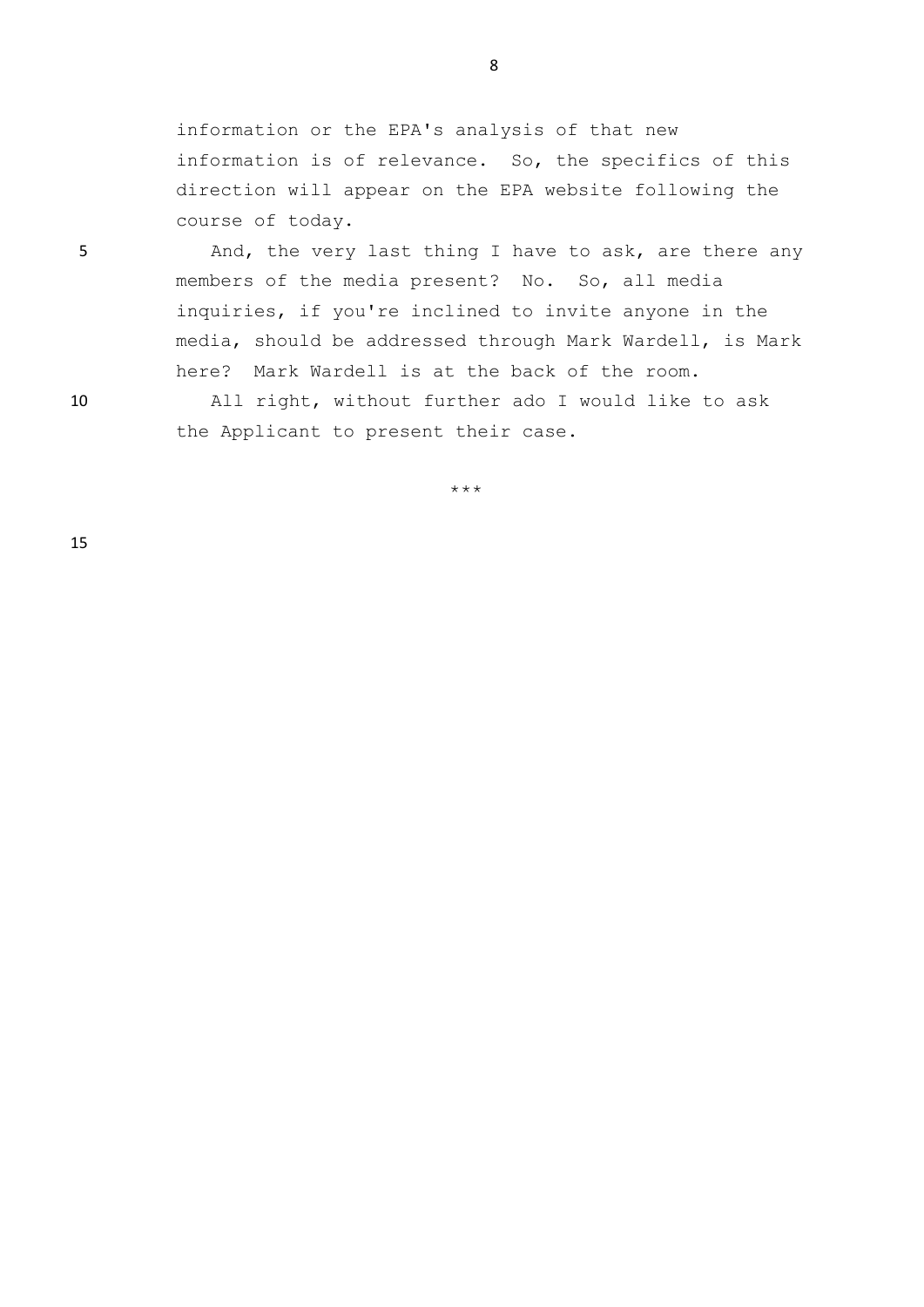information or the EPA's analysis of that new information is of relevance. So, the specifics of this direction will appear on the EPA website following the course of today.

And, the very last thing I have to ask, are there any members of the media present? No. So, all media inquiries, if you're inclined to invite anyone in the media, should be addressed through Mark Wardell, is Mark here? Mark Wardell is at the back of the room.

All right, without further ado I would like to ask the Applicant to present their case.

***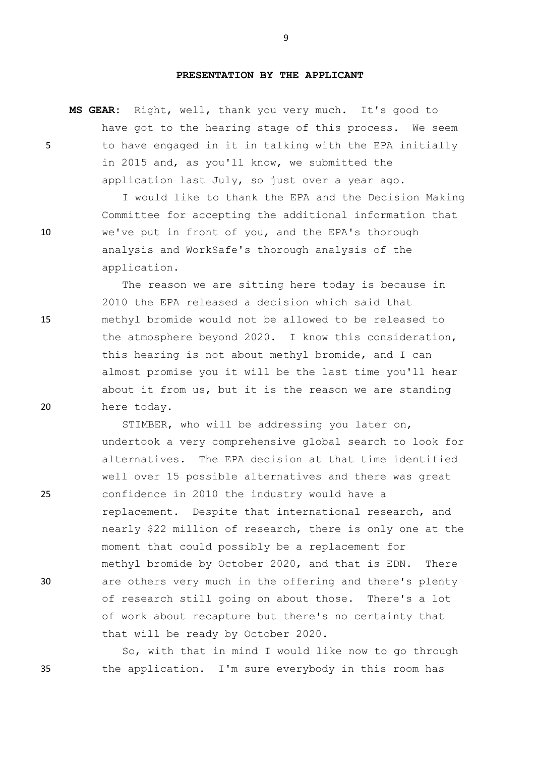## PRESENTATION BY THE APPLICANT

**MS GEAR:** Right, well, thank you very much. It's good to have got to the hearing stage of this process. We seem to have engaged in it in talking with the EPA initially in 2015 and, as you'll know, we submitted the application last July, so just over a year ago.

I would like to thank the EPA and the Decision Making Committee for accepting the additional information that we've put in front of you, and the EPA's thorough analysis and WorkSafe's thorough analysis of the application.

The reason we are sitting here today is because in 2010 the EPA released a decision which said that methyl bromide would not be allowed to be released to the atmosphere beyond 2020. I know this consideration, this hearing is not about methyl bromide, and I can almost promise you it will be the last time you'll hear about it from us, but it is the reason we are standing here today.

STIMBER, who will be addressing you later on, undertook a very comprehensive global search to look for alternatives. The EPA decision at that time identified well over 15 possible alternatives and there was great confidence in 2010 the industry would have a replacement. Despite that international research, and nearly $22 million of research, there is only one at the moment that could possibly be a replacement for methyl bromide by October 2020, and that is EDN. There are others very much in the offering and there's plenty of research still going on about those. There's a lot of work about recapture but there's no certainty that that will be ready by October 2020.

So, with that in mind I would like now to go through the application. I'm sure everybody in this room has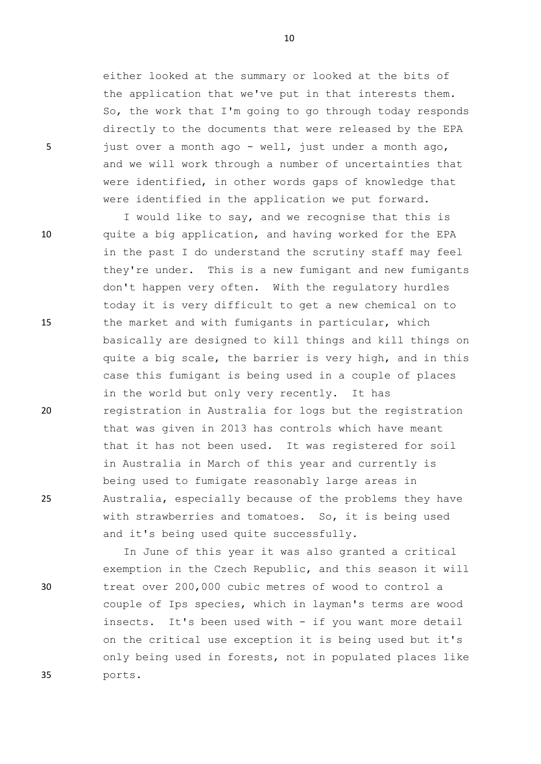either looked at the summary or looked at the bits of the application that we've put in that interests them. So, the work that I'm going to go through today responds directly to the documents that were released by the EPA just over a month ago - well, just under a month ago, and we will work through a number of uncertainties that were identified, in other words gaps of knowledge that were identified in the application we put forward.

I would like to say, and we recognise that this is quite a big application, and having worked for the EPA in the past I do understand the scrutiny staff may feel they're under. This is a new fumigant and new fumigants don't happen very often. With the regulatory hurdles today it is very difficult to get a new chemical on to the market and with fumigants in particular, which basically are designed to kill things and kill things on quite a big scale, the barrier is very high, and in this case this fumigant is being used in a couple of places in the world but only very recently. It has registration in Australia for logs but the registration that was given in 2013 has controls which have meant that it has not been used. It was registered for soil in Australia in March of this year and currently is being used to fumigate reasonably large areas in Australia, especially because of the problems they have with strawberries and tomatoes. So, it is being used and it's being used quite successfully.

In June of this year it was also granted a critical exemption in the Czech Republic, and this season it will treat over 200,000 cubic metres of wood to control a couple of Ips species, which in layman's terms are wood insects. It's been used with - if you want more detail on the critical use exception it is being used but it's only being used in forests, not in populated places like ports.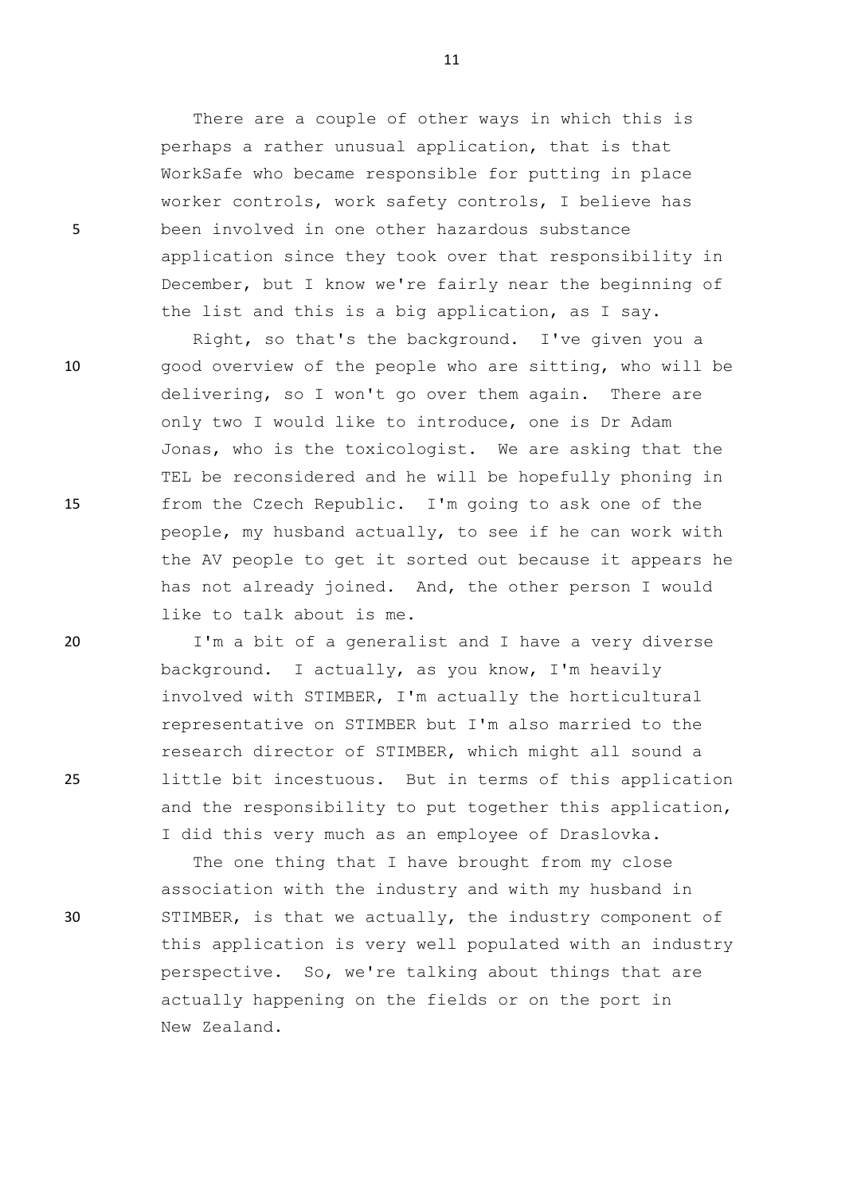There are a couple of other ways in which this is perhaps a rather unusual application, that is that WorkSafe who became responsible for putting in place worker controls, work safety controls, I believe has been involved in one other hazardous substance application since they took over that responsibility in December, but I know we're fairly near the beginning of the list and this is a big application, as I say.

Right, so that's the background. I've given you a good overview of the people who are sitting, who will be delivering, so I won't go over them again. There are only two I would like to introduce, one is Dr Adam Jonas, who is the toxicologist. We are asking that the TEL be reconsidered and he will be hopefully phoning in from the Czech Republic. I'm going to ask one of the people, my husband actually, to see if he can work with the AV people to get it sorted out because it appears he has not already joined. And, the other person I would like to talk about is me.

I'm a bit of a generalist and I have a very diverse background. I actually, as you know, I'm heavily involved with STIMBER, I'm actually the horticultural representative on STIMBER but I'm also married to the research director of STIMBER, which might all sound a little bit incestuous. But in terms of this application and the responsibility to put together this application, I did this very much as an employee of Draslovka.

The one thing that I have brought from my close association with the industry and with my husband in STIMBER, is that we actually, the industry component of this application is very well populated with an industry perspective. So, we're talking about things that are actually happening on the fields or on the port in New Zealand.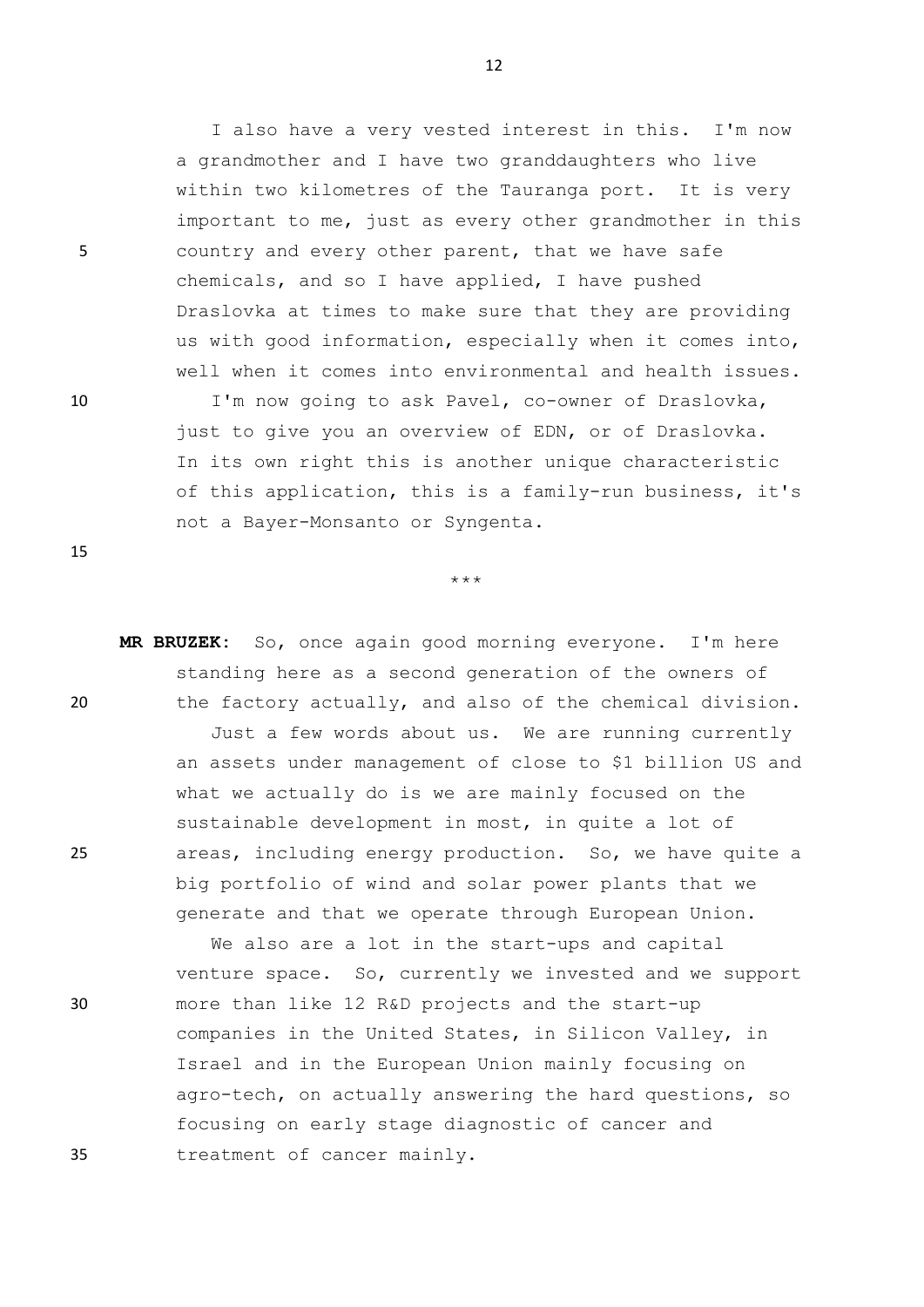I also have a very vested interest in this. I'm now a grandmother and I have two granddaughters who live within two kilometres of the Tauranga port. It is very important to me, just as every other grandmother in this country and every other parent, that we have safe chemicals, and so I have applied, I have pushed Draslovka at times to make sure that they are providing us with good information, especially when it comes into, well when it comes into environmental and health issues.

I'm now going to ask Pavel, co-owner of Draslovka, just to give you an overview of EDN, or of Draslovka. In its own right this is another unique characteristic of this application, this is a family-run business, it's not a Bayer-Monsanto or Syngenta.

\*\*\*

**MR BRUZEK:** So, once again good morning everyone. I'm here standing here as a second generation of the owners of the factory actually, and also of the chemical division.

Just a few words about us. We are running currently an assets under management of close to $1 billion US and what we actually do is we are mainly focused on the sustainable development in most, in quite a lot of areas, including energy production. So, we have quite a big portfolio of wind and solar power plants that we generate and that we operate through European Union.

We also are a lot in the start-ups and capital venture space. So, currently we invested and we support more than like 12 R&D projects and the start-up companies in the United States, in Silicon Valley, in Israel and in the European Union mainly focusing on agro-tech, on actually answering the hard questions, so focusing on early stage diagnostic of cancer and treatment of cancer mainly.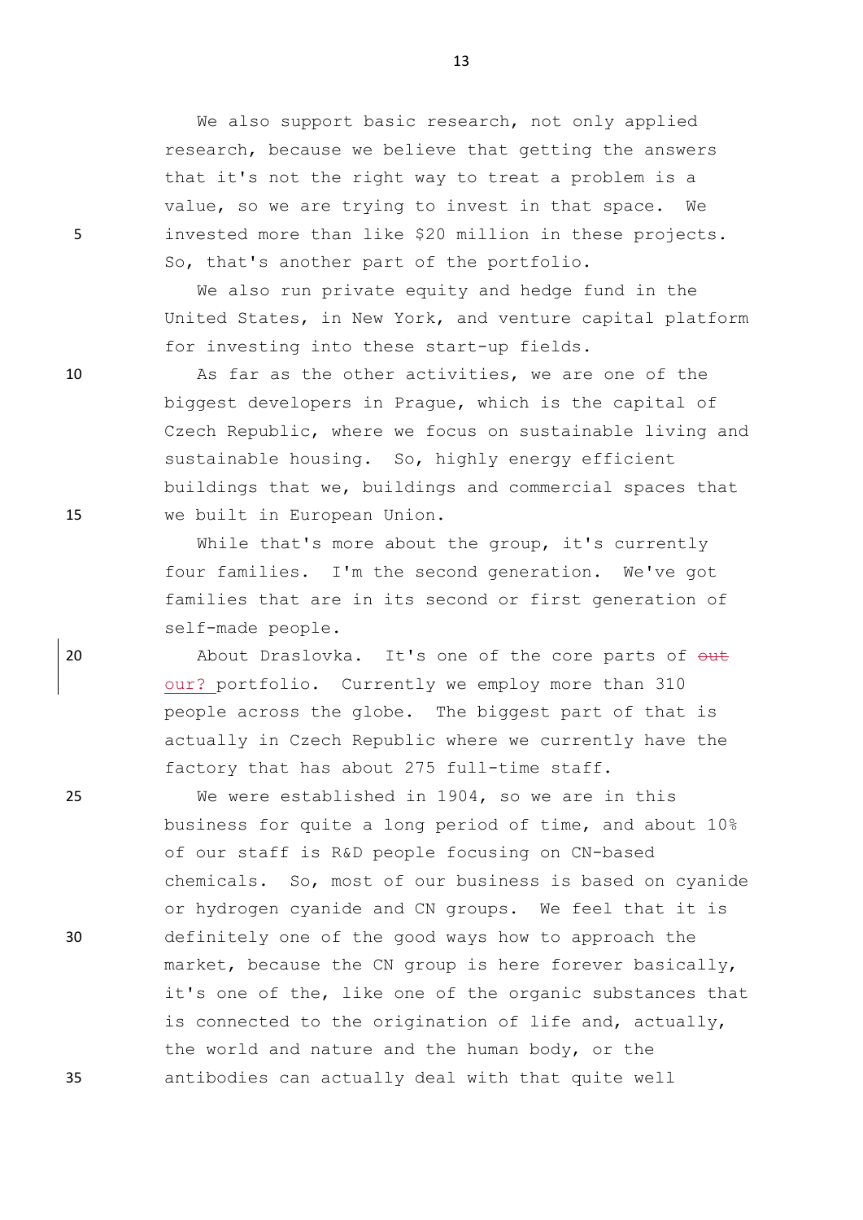We also support basic research, not only applied research, because we believe that getting the answers that it's not the right way to treat a problem is a value, so we are trying to invest in that space. We invested more than like $20 million in these projects. So, that's another part of the portfolio.

We also run private equity and hedge fund in the United States, in New York, and venture capital platform for investing into these start-up fields.

As far as the other activities, we are one of the biggest developers in Prague, which is the capital of Czech Republic, where we focus on sustainable living and sustainable housing. So, highly energy efficient buildings that we, buildings and commercial spaces that we built in European Union.

While that's more about the group, it's currently four families. I'm the second generation. We've got families that are in its second or first generation of self-made people.

About Draslovka. It's one of the core parts of ~~out~~ our? portfolio. Currently we employ more than 310 people across the globe. The biggest part of that is actually in Czech Republic where we currently have the factory that has about 275 full-time staff.

We were established in 1904, so we are in this business for quite a long period of time, and about 10% of our staff is R&D people focusing on CN-based chemicals. So, most of our business is based on cyanide or hydrogen cyanide and CN groups. We feel that it is definitely one of the good ways how to approach the market, because the CN group is here forever basically, it's one of the, like one of the organic substances that is connected to the origination of life and, actually, the world and nature and the human body, or the antibodies can actually deal with that quite well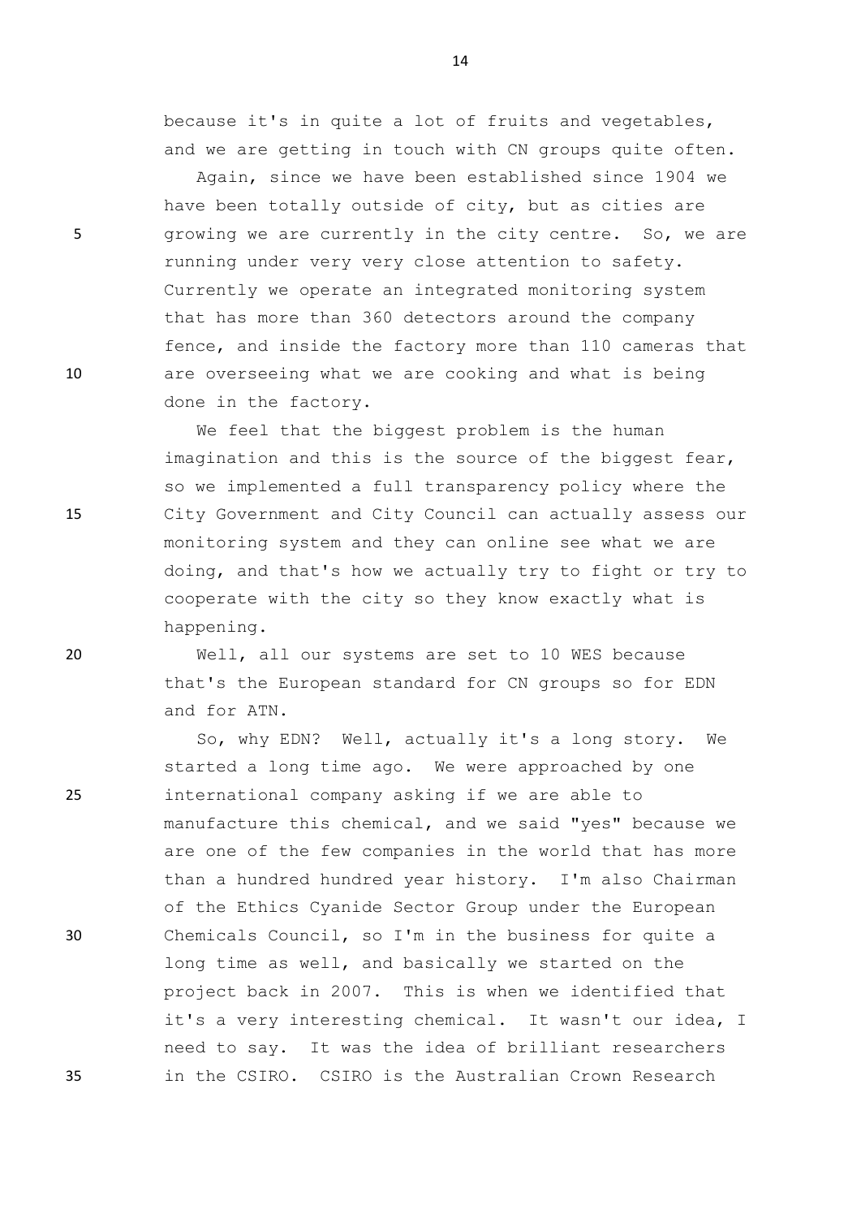because it's in quite a lot of fruits and vegetables, and we are getting in touch with CN groups quite often.

Again, since we have been established since 1904 we have been totally outside of city, but as cities are growing we are currently in the city centre. So, we are running under very very close attention to safety. Currently we operate an integrated monitoring system that has more than 360 detectors around the company fence, and inside the factory more than 110 cameras that are overseeing what we are cooking and what is being done in the factory.

We feel that the biggest problem is the human imagination and this is the source of the biggest fear, so we implemented a full transparency policy where the City Government and City Council can actually assess our monitoring system and they can online see what we are doing, and that's how we actually try to fight or try to cooperate with the city so they know exactly what is happening.

Well, all our systems are set to 10 WES because that's the European standard for CN groups so for EDN and for ATN.

So, why EDN? Well, actually it's a long story. We started a long time ago. We were approached by one international company asking if we are able to manufacture this chemical, and we said "yes" because we are one of the few companies in the world that has more than a hundred hundred year history. I'm also Chairman of the Ethics Cyanide Sector Group under the European Chemicals Council, so I'm in the business for quite a long time as well, and basically we started on the project back in 2007. This is when we identified that it's a very interesting chemical. It wasn't our idea, I need to say. It was the idea of brilliant researchers in the CSIRO. CSIRO is the Australian Crown Research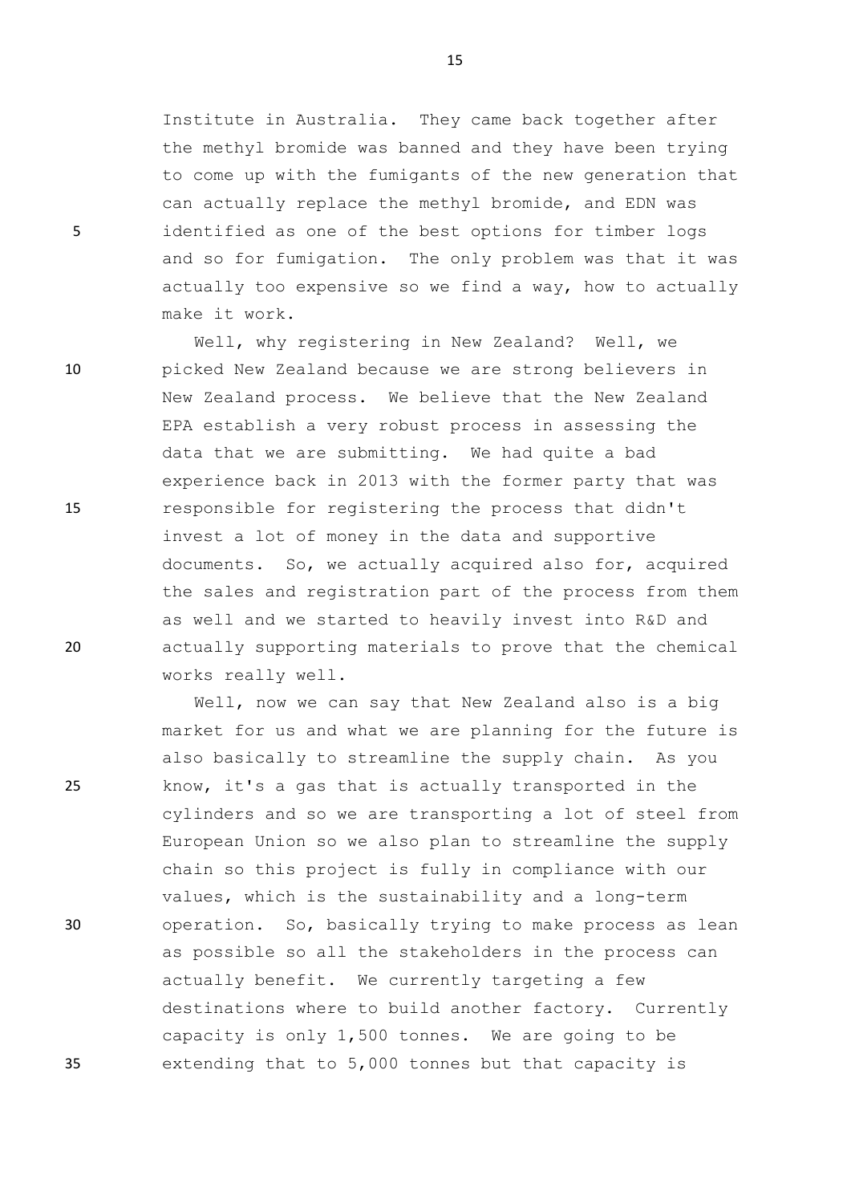Institute in Australia. They came back together after the methyl bromide was banned and they have been trying to come up with the fumigants of the new generation that can actually replace the methyl bromide, and EDN was identified as one of the best options for timber logs and so for fumigation. The only problem was that it was actually too expensive so we find a way, how to actually make it work.

Well, why registering in New Zealand? Well, we picked New Zealand because we are strong believers in New Zealand process. We believe that the New Zealand EPA establish a very robust process in assessing the data that we are submitting. We had quite a bad experience back in 2013 with the former party that was responsible for registering the process that didn't invest a lot of money in the data and supportive documents. So, we actually acquired also for, acquired the sales and registration part of the process from them as well and we started to heavily invest into R&D and actually supporting materials to prove that the chemical works really well.

Well, now we can say that New Zealand also is a big market for us and what we are planning for the future is also basically to streamline the supply chain. As you know, it's a gas that is actually transported in the cylinders and so we are transporting a lot of steel from European Union so we also plan to streamline the supply chain so this project is fully in compliance with our values, which is the sustainability and a long-term operation. So, basically trying to make process as lean as possible so all the stakeholders in the process can actually benefit. We currently targeting a few destinations where to build another factory. Currently capacity is only 1,500 tonnes. We are going to be extending that to 5,000 tonnes but that capacity is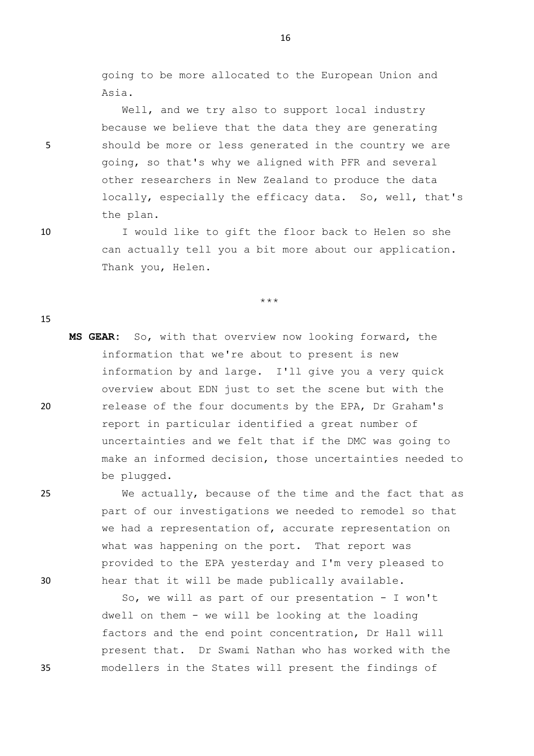going to be more allocated to the European Union and Asia.

Well, and we try also to support local industry because we believe that the data they are generating should be more or less generated in the country we are going, so that's why we aligned with PFR and several other researchers in New Zealand to produce the data locally, especially the efficacy data. So, well, that's the plan.

I would like to gift the floor back to Helen so she can actually tell you a bit more about our application. Thank you, Helen.

***

**MS GEAR:** So, with that overview now looking forward, the information that we're about to present is new information by and large. I'll give you a very quick overview about EDN just to set the scene but with the release of the four documents by the EPA, Dr Graham's report in particular identified a great number of uncertainties and we felt that if the DMC was going to make an informed decision, those uncertainties needed to be plugged.

We actually, because of the time and the fact that as part of our investigations we needed to remodel so that we had a representation of, accurate representation on what was happening on the port. That report was provided to the EPA yesterday and I'm very pleased to hear that it will be made publically available.

So, we will as part of our presentation - I won't dwell on them - we will be looking at the loading factors and the end point concentration, Dr Hall will present that. Dr Swami Nathan who has worked with the modellers in the States will present the findings of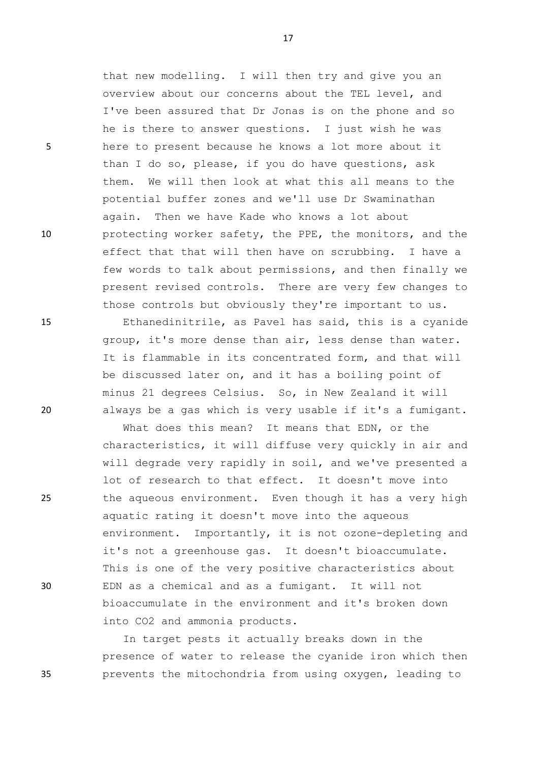that new modelling. I will then try and give you an overview about our concerns about the TEL level, and I've been assured that Dr Jonas is on the phone and so he is there to answer questions. I just wish he was here to present because he knows a lot more about it than I do so, please, if you do have questions, ask them. We will then look at what this all means to the potential buffer zones and we'll use Dr Swaminathan again. Then we have Kade who knows a lot about protecting worker safety, the PPE, the monitors, and the effect that that will then have on scrubbing. I have a few words to talk about permissions, and then finally we present revised controls. There are very few changes to those controls but obviously they're important to us.

Ethanedinitrile, as Pavel has said, this is a cyanide group, it's more dense than air, less dense than water. It is flammable in its concentrated form, and that will be discussed later on, and it has a boiling point of minus 21 degrees Celsius. So, in New Zealand it will always be a gas which is very usable if it's a fumigant.

What does this mean? It means that EDN, or the characteristics, it will diffuse very quickly in air and will degrade very rapidly in soil, and we've presented a lot of research to that effect. It doesn't move into the aqueous environment. Even though it has a very high aquatic rating it doesn't move into the aqueous environment. Importantly, it is not ozone-depleting and it's not a greenhouse gas. It doesn't bioaccumulate. This is one of the very positive characteristics about EDN as a chemical and as a fumigant. It will not bioaccumulate in the environment and it's broken down into CO2 and ammonia products.

In target pests it actually breaks down in the presence of water to release the cyanide iron which then prevents the mitochondria from using oxygen, leading to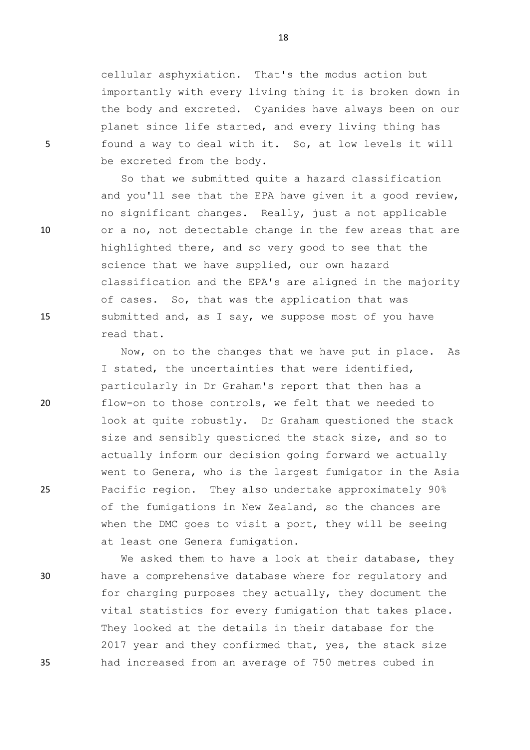cellular asphyxiation. That's the modus action but importantly with every living thing it is broken down in the body and excreted. Cyanides have always been on our planet since life started, and every living thing has found a way to deal with it. So, at low levels it will be excreted from the body.

So that we submitted quite a hazard classification and you'll see that the EPA have given it a good review, no significant changes. Really, just a not applicable or a no, not detectable change in the few areas that are highlighted there, and so very good to see that the science that we have supplied, our own hazard classification and the EPA's are aligned in the majority of cases. So, that was the application that was submitted and, as I say, we suppose most of you have read that.

Now, on to the changes that we have put in place. As I stated, the uncertainties that were identified, particularly in Dr Graham's report that then has a flow-on to those controls, we felt that we needed to look at quite robustly. Dr Graham questioned the stack size and sensibly questioned the stack size, and so to actually inform our decision going forward we actually went to Genera, who is the largest fumigator in the Asia Pacific region. They also undertake approximately 90% of the fumigations in New Zealand, so the chances are when the DMC goes to visit a port, they will be seeing at least one Genera fumigation.

We asked them to have a look at their database, they have a comprehensive database where for regulatory and for charging purposes they actually, they document the vital statistics for every fumigation that takes place. They looked at the details in their database for the 2017 year and they confirmed that, yes, the stack size had increased from an average of 750 metres cubed in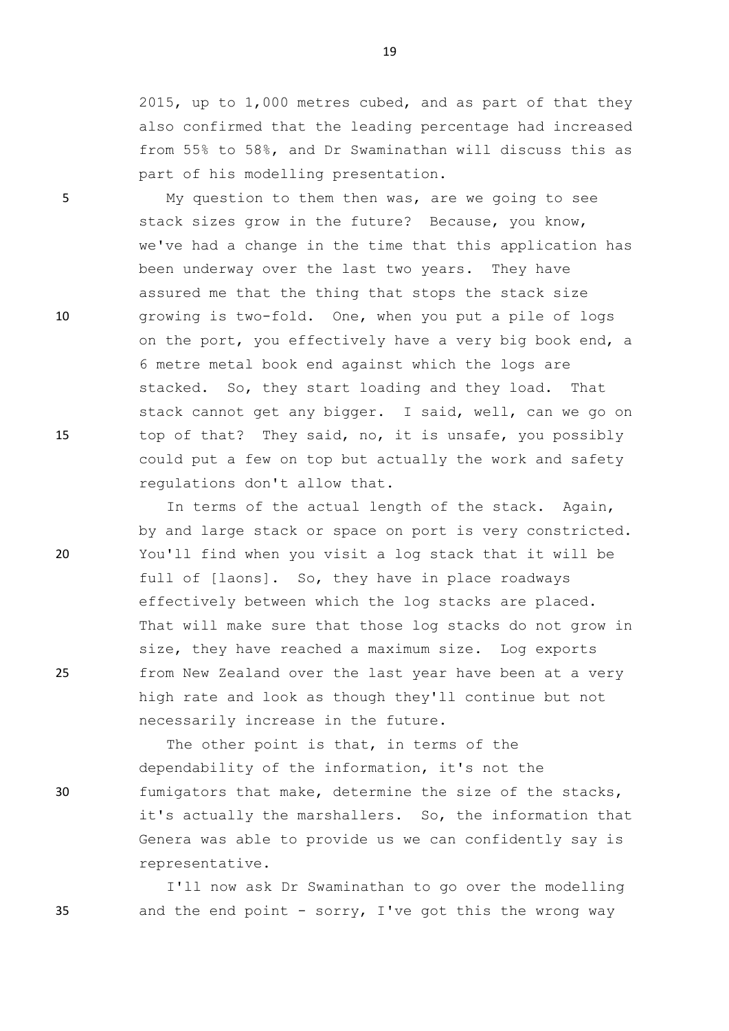2015, up to 1,000 metres cubed, and as part of that they also confirmed that the leading percentage had increased from 55% to 58%, and Dr Swaminathan will discuss this as part of his modelling presentation.

My question to them then was, are we going to see stack sizes grow in the future? Because, you know, we've had a change in the time that this application has been underway over the last two years. They have assured me that the thing that stops the stack size growing is two-fold. One, when you put a pile of logs on the port, you effectively have a very big book end, a 6 metre metal book end against which the logs are stacked. So, they start loading and they load. That stack cannot get any bigger. I said, well, can we go on top of that? They said, no, it is unsafe, you possibly could put a few on top but actually the work and safety regulations don't allow that.

In terms of the actual length of the stack. Again, by and large stack or space on port is very constricted. You'll find when you visit a log stack that it will be full of [laons]. So, they have in place roadways effectively between which the log stacks are placed. That will make sure that those log stacks do not grow in size, they have reached a maximum size. Log exports from New Zealand over the last year have been at a very high rate and look as though they'll continue but not necessarily increase in the future.

The other point is that, in terms of the dependability of the information, it's not the fumigators that make, determine the size of the stacks, it's actually the marshallers. So, the information that Genera was able to provide us we can confidently say is representative.

I'll now ask Dr Swaminathan to go over the modelling and the end point - sorry, I've got this the wrong way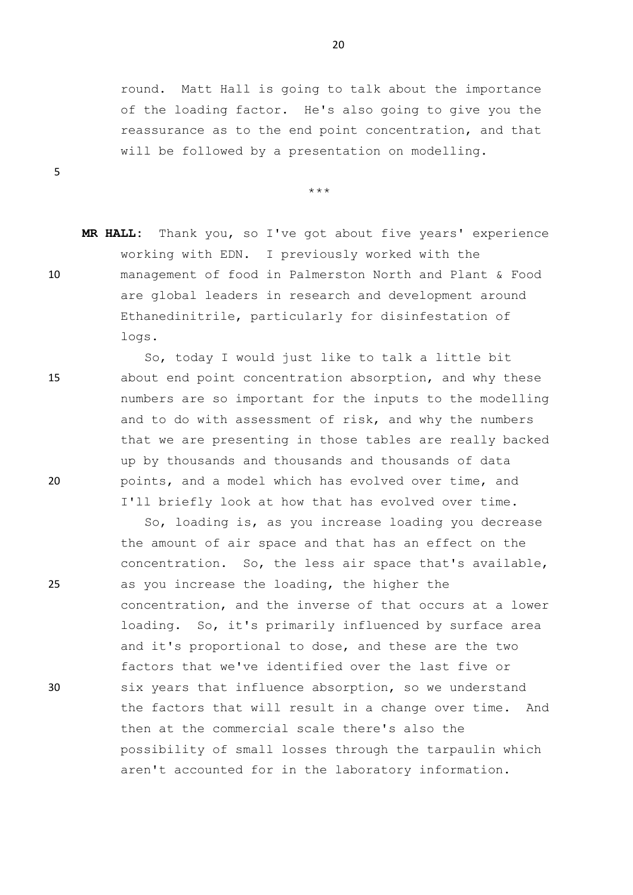round. Matt Hall is going to talk about the importance of the loading factor. He's also going to give you the reassurance as to the end point concentration, and that will be followed by a presentation on modelling.

***

**MR HALL:** Thank you, so I've got about five years' experience working with EDN. I previously worked with the management of food in Palmerston North and Plant & Food are global leaders in research and development around Ethanedinitrile, particularly for disinfestation of logs.

So, today I would just like to talk a little bit about end point concentration absorption, and why these numbers are so important for the inputs to the modelling and to do with assessment of risk, and why the numbers that we are presenting in those tables are really backed up by thousands and thousands and thousands of data points, and a model which has evolved over time, and I'll briefly look at how that has evolved over time.

So, loading is, as you increase loading you decrease the amount of air space and that has an effect on the concentration. So, the less air space that's available, as you increase the loading, the higher the concentration, and the inverse of that occurs at a lower loading. So, it's primarily influenced by surface area and it's proportional to dose, and these are the two factors that we've identified over the last five or six years that influence absorption, so we understand the factors that will result in a change over time. And then at the commercial scale there's also the possibility of small losses through the tarpaulin which aren't accounted for in the laboratory information.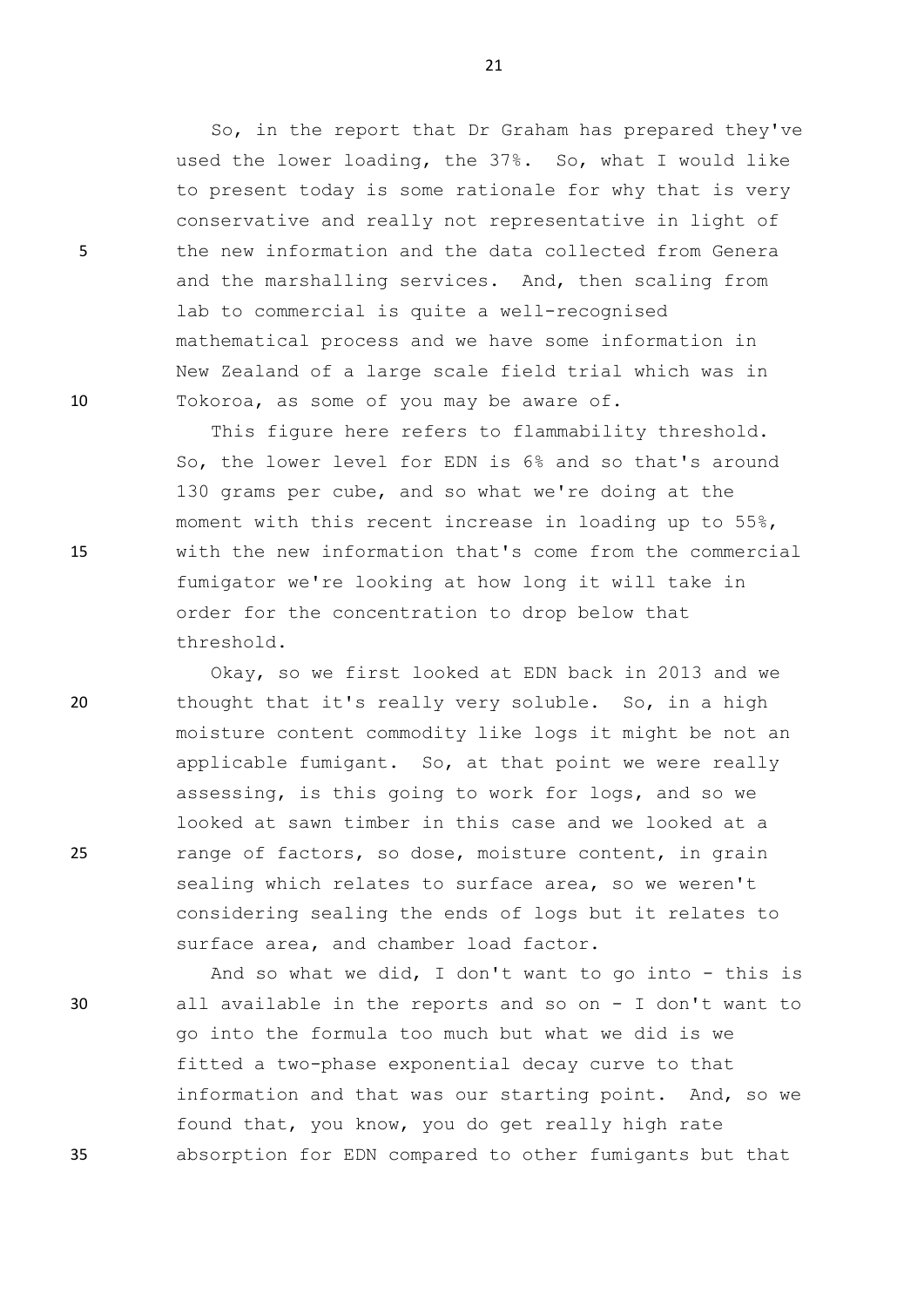So, in the report that Dr Graham has prepared they've used the lower loading, the 37%. So, what I would like to present today is some rationale for why that is very conservative and really not representative in light of the new information and the data collected from Genera and the marshalling services. And, then scaling from lab to commercial is quite a well-recognised mathematical process and we have some information in New Zealand of a large scale field trial which was in Tokoroa, as some of you may be aware of.

This figure here refers to flammability threshold. So, the lower level for EDN is 6% and so that's around 130 grams per cube, and so what we're doing at the moment with this recent increase in loading up to 55%, with the new information that's come from the commercial fumigator we're looking at how long it will take in order for the concentration to drop below that threshold.

Okay, so we first looked at EDN back in 2013 and we thought that it's really very soluble. So, in a high moisture content commodity like logs it might be not an applicable fumigant. So, at that point we were really assessing, is this going to work for logs, and so we looked at sawn timber in this case and we looked at a range of factors, so dose, moisture content, in grain sealing which relates to surface area, so we weren't considering sealing the ends of logs but it relates to surface area, and chamber load factor.

And so what we did, I don't want to go into - this is all available in the reports and so on - I don't want to go into the formula too much but what we did is we fitted a two-phase exponential decay curve to that information and that was our starting point. And, so we found that, you know, you do get really high rate absorption for EDN compared to other fumigants but that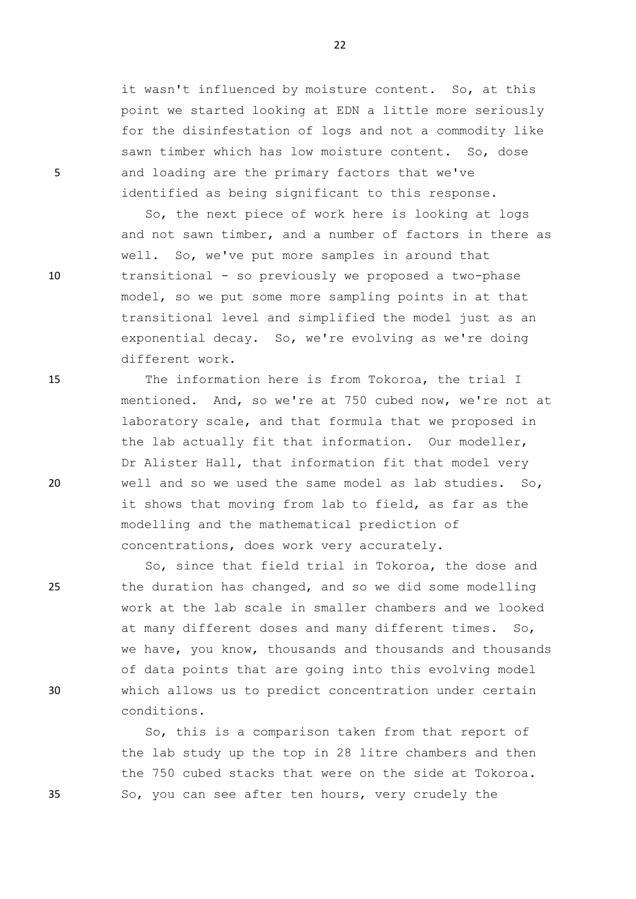it wasn't influenced by moisture content. So, at this point we started looking at EDN a little more seriously for the disinfestation of logs and not a commodity like sawn timber which has low moisture content. So, dose and loading are the primary factors that we've identified as being significant to this response.

So, the next piece of work here is looking at logs and not sawn timber, and a number of factors in there as well. So, we've put more samples in around that transitional - so previously we proposed a two-phase model, so we put some more sampling points in at that transitional level and simplified the model just as an exponential decay. So, we're evolving as we're doing different work.

The information here is from Tokoroa, the trial I mentioned. And, so we're at 750 cubed now, we're not at laboratory scale, and that formula that we proposed in the lab actually fit that information. Our modeller, Dr Alister Hall, that information fit that model very well and so we used the same model as lab studies. So, it shows that moving from lab to field, as far as the modelling and the mathematical prediction of concentrations, does work very accurately.

So, since that field trial in Tokoroa, the dose and the duration has changed, and so we did some modelling work at the lab scale in smaller chambers and we looked at many different doses and many different times. So, we have, you know, thousands and thousands and thousands of data points that are going into this evolving model which allows us to predict concentration under certain conditions.

So, this is a comparison taken from that report of the lab study up the top in 28 litre chambers and then the 750 cubed stacks that were on the side at Tokoroa. So, you can see after ten hours, very crudely the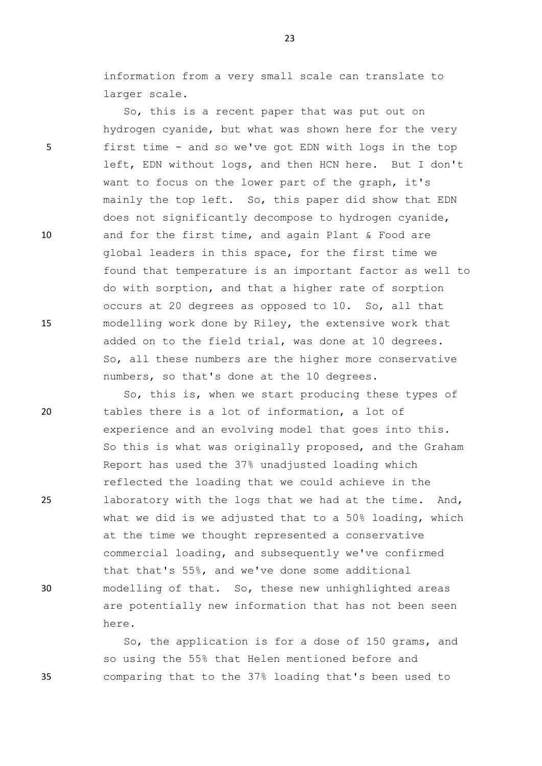information from a very small scale can translate to larger scale.

So, this is a recent paper that was put out on hydrogen cyanide, but what was shown here for the very first time - and so we've got EDN with logs in the top left, EDN without logs, and then HCN here. But I don't want to focus on the lower part of the graph, it's mainly the top left. So, this paper did show that EDN does not significantly decompose to hydrogen cyanide, and for the first time, and again Plant & Food are global leaders in this space, for the first time we found that temperature is an important factor as well to do with sorption, and that a higher rate of sorption occurs at 20 degrees as opposed to 10. So, all that modelling work done by Riley, the extensive work that added on to the field trial, was done at 10 degrees. So, all these numbers are the higher more conservative numbers, so that's done at the 10 degrees.

So, this is, when we start producing these types of tables there is a lot of information, a lot of experience and an evolving model that goes into this. So this is what was originally proposed, and the Graham Report has used the 37% unadjusted loading which reflected the loading that we could achieve in the laboratory with the logs that we had at the time. And, what we did is we adjusted that to a 50% loading, which at the time we thought represented a conservative commercial loading, and subsequently we've confirmed that that's 55%, and we've done some additional modelling of that. So, these new unhighlighted areas are potentially new information that has not been seen here.

So, the application is for a dose of 150 grams, and so using the 55% that Helen mentioned before and comparing that to the 37% loading that's been used to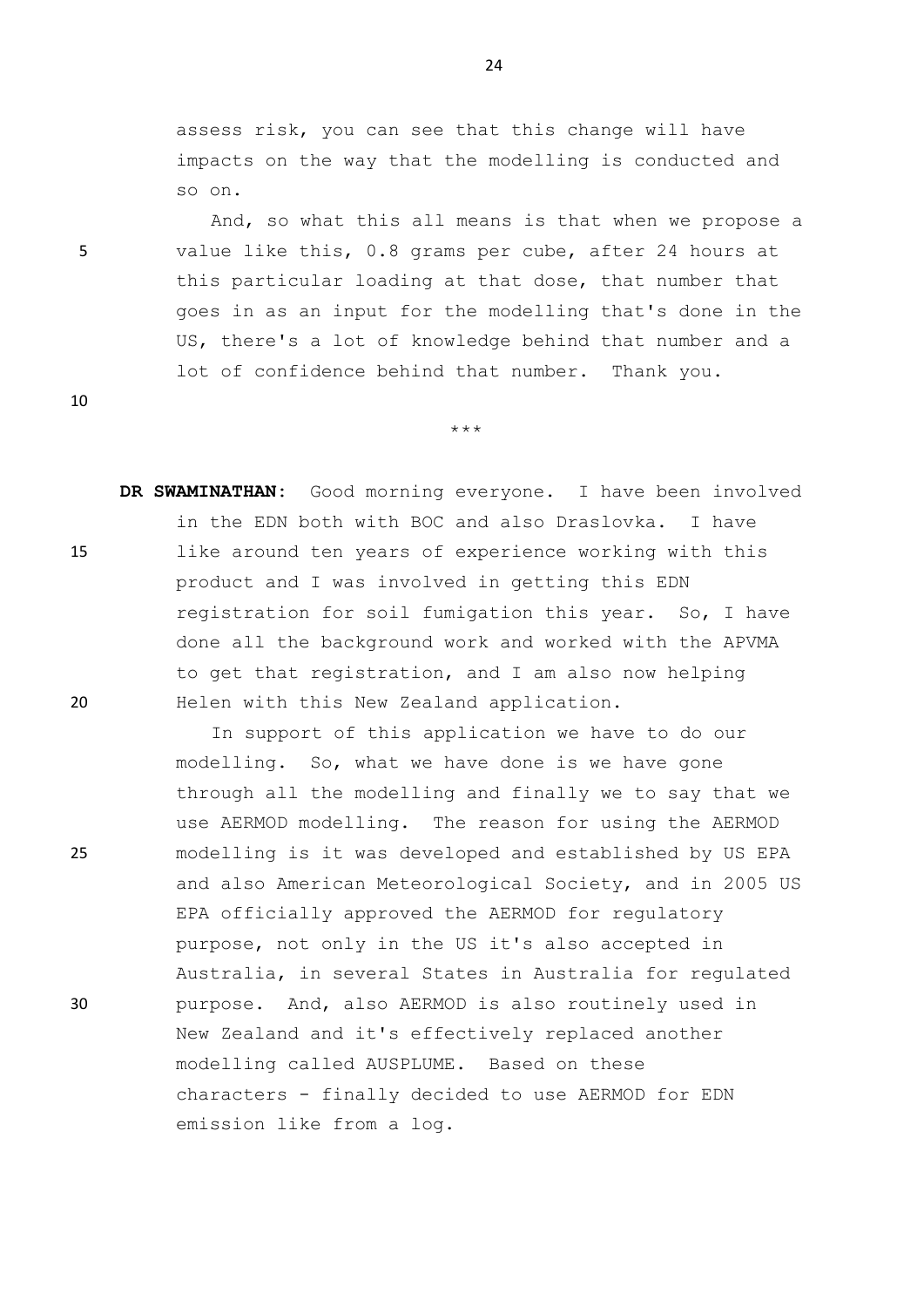assess risk, you can see that this change will have impacts on the way that the modelling is conducted and so on.

And, so what this all means is that when we propose a value like this, 0.8 grams per cube, after 24 hours at this particular loading at that dose, that number that goes in as an input for the modelling that's done in the US, there's a lot of knowledge behind that number and a lot of confidence behind that number. Thank you.

\*\*\*

**DR SWAMINATHAN:** Good morning everyone. I have been involved in the EDN both with BOC and also Draslovka. I have like around ten years of experience working with this product and I was involved in getting this EDN registration for soil fumigation this year. So, I have done all the background work and worked with the APVMA to get that registration, and I am also now helping Helen with this New Zealand application.

In support of this application we have to do our modelling. So, what we have done is we have gone through all the modelling and finally we to say that we use AERMOD modelling. The reason for using the AERMOD modelling is it was developed and established by US EPA and also American Meteorological Society, and in 2005 US EPA officially approved the AERMOD for regulatory purpose, not only in the US it's also accepted in Australia, in several States in Australia for regulated purpose. And, also AERMOD is also routinely used in New Zealand and it's effectively replaced another modelling called AUSPLUME. Based on these characters - finally decided to use AERMOD for EDN emission like from a log.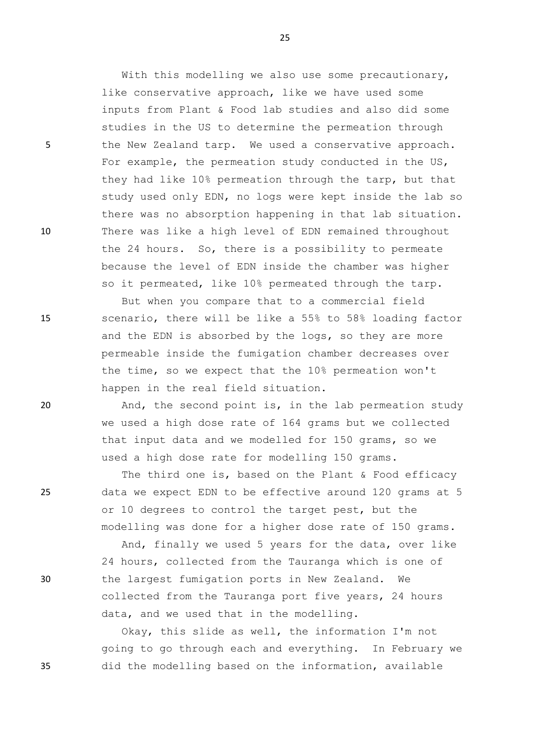With this modelling we also use some precautionary, like conservative approach, like we have used some inputs from Plant & Food lab studies and also did some studies in the US to determine the permeation through the New Zealand tarp. We used a conservative approach. For example, the permeation study conducted in the US, they had like 10% permeation through the tarp, but that study used only EDN, no logs were kept inside the lab so there was no absorption happening in that lab situation. There was like a high level of EDN remained throughout the 24 hours. So, there is a possibility to permeate because the level of EDN inside the chamber was higher so it permeated, like 10% permeated through the tarp.

But when you compare that to a commercial field scenario, there will be like a 55% to 58% loading factor and the EDN is absorbed by the logs, so they are more permeable inside the fumigation chamber decreases over the time, so we expect that the 10% permeation won't happen in the real field situation.

And, the second point is, in the lab permeation study we used a high dose rate of 164 grams but we collected that input data and we modelled for 150 grams, so we used a high dose rate for modelling 150 grams.

The third one is, based on the Plant & Food efficacy data we expect EDN to be effective around 120 grams at 5 or 10 degrees to control the target pest, but the modelling was done for a higher dose rate of 150 grams.

And, finally we used 5 years for the data, over like 24 hours, collected from the Tauranga which is one of the largest fumigation ports in New Zealand. We collected from the Tauranga port five years, 24 hours data, and we used that in the modelling.

Okay, this slide as well, the information I'm not going to go through each and everything. In February we did the modelling based on the information, available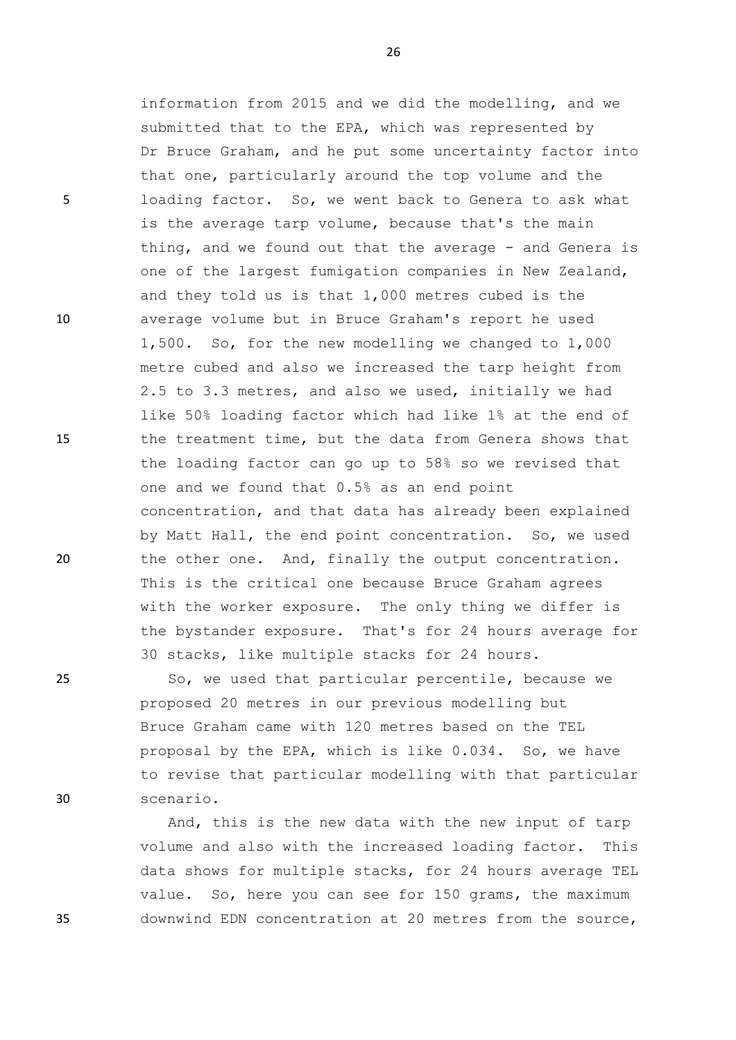information from 2015 and we did the modelling, and we submitted that to the EPA, which was represented by Dr Bruce Graham, and he put some uncertainty factor into that one, particularly around the top volume and the loading factor. So, we went back to Genera to ask what is the average tarp volume, because that's the main thing, and we found out that the average - and Genera is one of the largest fumigation companies in New Zealand, and they told us is that 1,000 metres cubed is the average volume but in Bruce Graham's report he used 1,500. So, for the new modelling we changed to 1,000 metre cubed and also we increased the tarp height from 2.5 to 3.3 metres, and also we used, initially we had like 50% loading factor which had like 1% at the end of the treatment time, but the data from Genera shows that the loading factor can go up to 58% so we revised that one and we found that 0.5% as an end point concentration, and that data has already been explained by Matt Hall, the end point concentration. So, we used the other one. And, finally the output concentration. This is the critical one because Bruce Graham agrees with the worker exposure. The only thing we differ is the bystander exposure. That's for 24 hours average for 30 stacks, like multiple stacks for 24 hours.

So, we used that particular percentile, because we proposed 20 metres in our previous modelling but Bruce Graham came with 120 metres based on the TEL proposal by the EPA, which is like 0.034. So, we have to revise that particular modelling with that particular scenario.

And, this is the new data with the new input of tarp volume and also with the increased loading factor. This data shows for multiple stacks, for 24 hours average TEL value. So, here you can see for 150 grams, the maximum downwind EDN concentration at 20 metres from the source,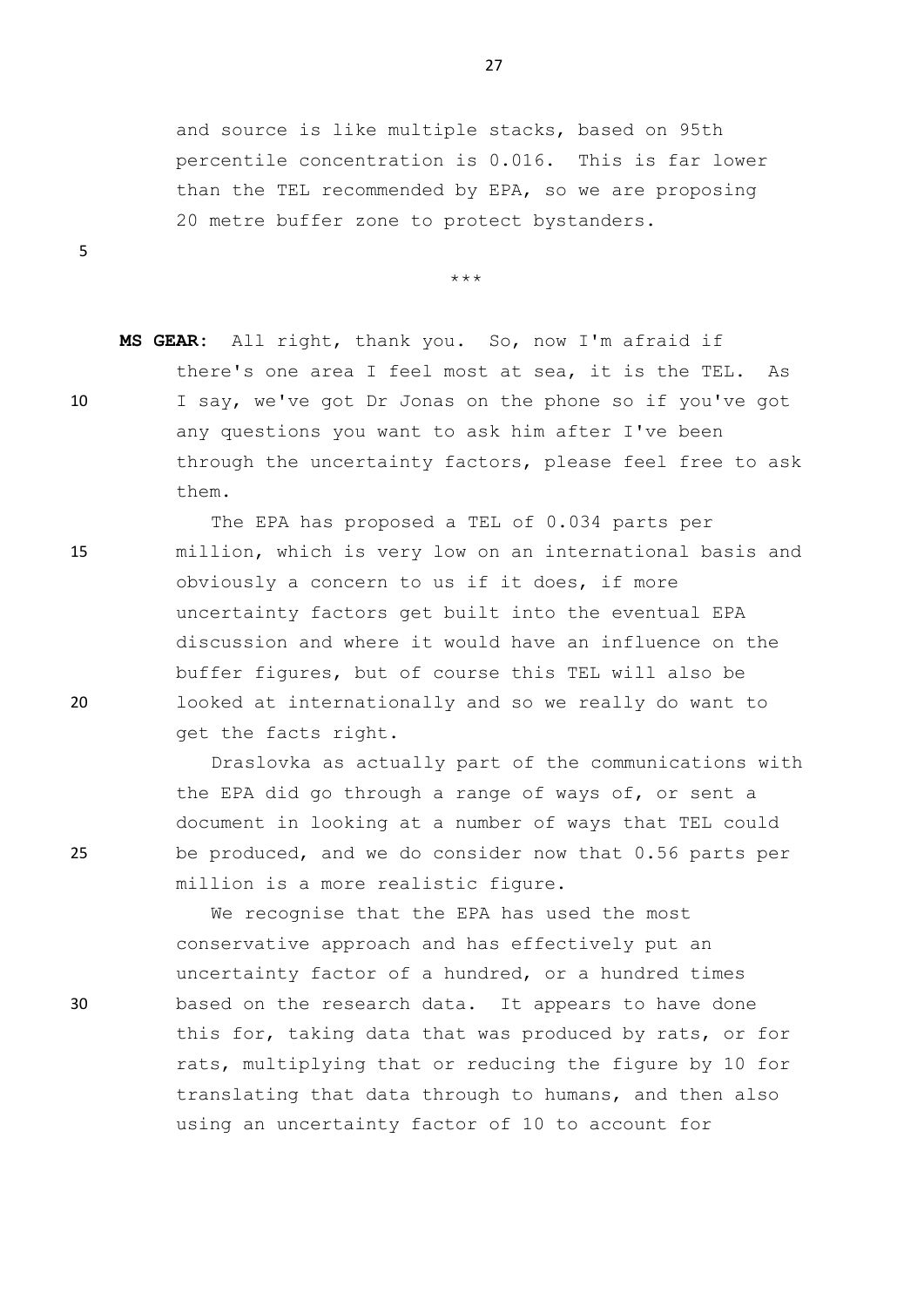and source is like multiple stacks, based on 95th percentile concentration is 0.016. This is far lower than the TEL recommended by EPA, so we are proposing 20 metre buffer zone to protect bystanders.

\*\*\*

**MS GEAR:** All right, thank you. So, now I'm afraid if there's one area I feel most at sea, it is the TEL. As I say, we've got Dr Jonas on the phone so if you've got any questions you want to ask him after I've been through the uncertainty factors, please feel free to ask them.

The EPA has proposed a TEL of 0.034 parts per million, which is very low on an international basis and obviously a concern to us if it does, if more uncertainty factors get built into the eventual EPA discussion and where it would have an influence on the buffer figures, but of course this TEL will also be looked at internationally and so we really do want to get the facts right.

Draslovka as actually part of the communications with the EPA did go through a range of ways of, or sent a document in looking at a number of ways that TEL could be produced, and we do consider now that 0.56 parts per million is a more realistic figure.

We recognise that the EPA has used the most conservative approach and has effectively put an uncertainty factor of a hundred, or a hundred times based on the research data. It appears to have done this for, taking data that was produced by rats, or for rats, multiplying that or reducing the figure by 10 for translating that data through to humans, and then also using an uncertainty factor of 10 to account for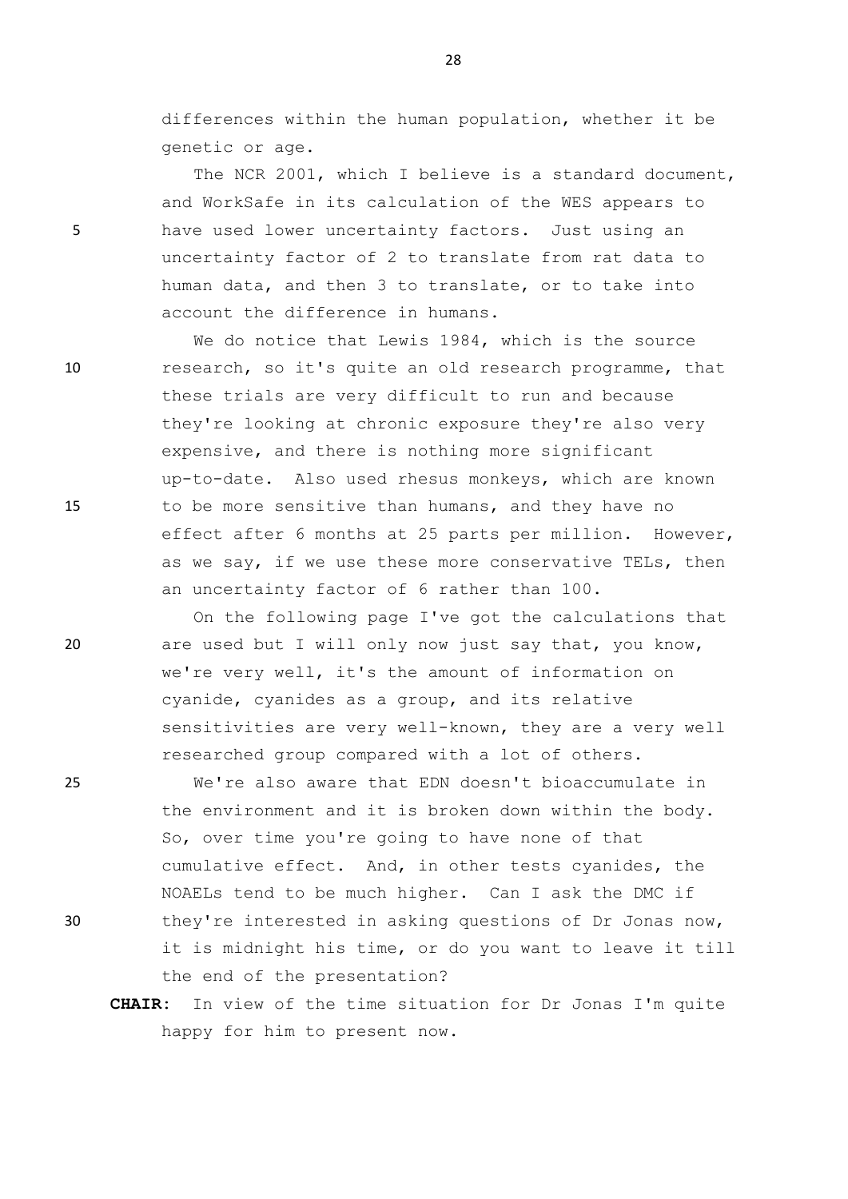differences within the human population, whether it be genetic or age.

The NCR 2001, which I believe is a standard document, and WorkSafe in its calculation of the WES appears to have used lower uncertainty factors. Just using an uncertainty factor of 2 to translate from rat data to human data, and then 3 to translate, or to take into account the difference in humans.

We do notice that Lewis 1984, which is the source research, so it's quite an old research programme, that these trials are very difficult to run and because they're looking at chronic exposure they're also very expensive, and there is nothing more significant up-to-date. Also used rhesus monkeys, which are known to be more sensitive than humans, and they have no effect after 6 months at 25 parts per million. However, as we say, if we use these more conservative TELs, then an uncertainty factor of 6 rather than 100.

On the following page I've got the calculations that are used but I will only now just say that, you know, we're very well, it's the amount of information on cyanide, cyanides as a group, and its relative sensitivities are very well-known, they are a very well researched group compared with a lot of others.

We're also aware that EDN doesn't bioaccumulate in the environment and it is broken down within the body. So, over time you're going to have none of that cumulative effect. And, in other tests cyanides, the NOAELs tend to be much higher. Can I ask the DMC if they're interested in asking questions of Dr Jonas now, it is midnight his time, or do you want to leave it till the end of the presentation?

**CHAIR:** In view of the time situation for Dr Jonas I'm quite happy for him to present now.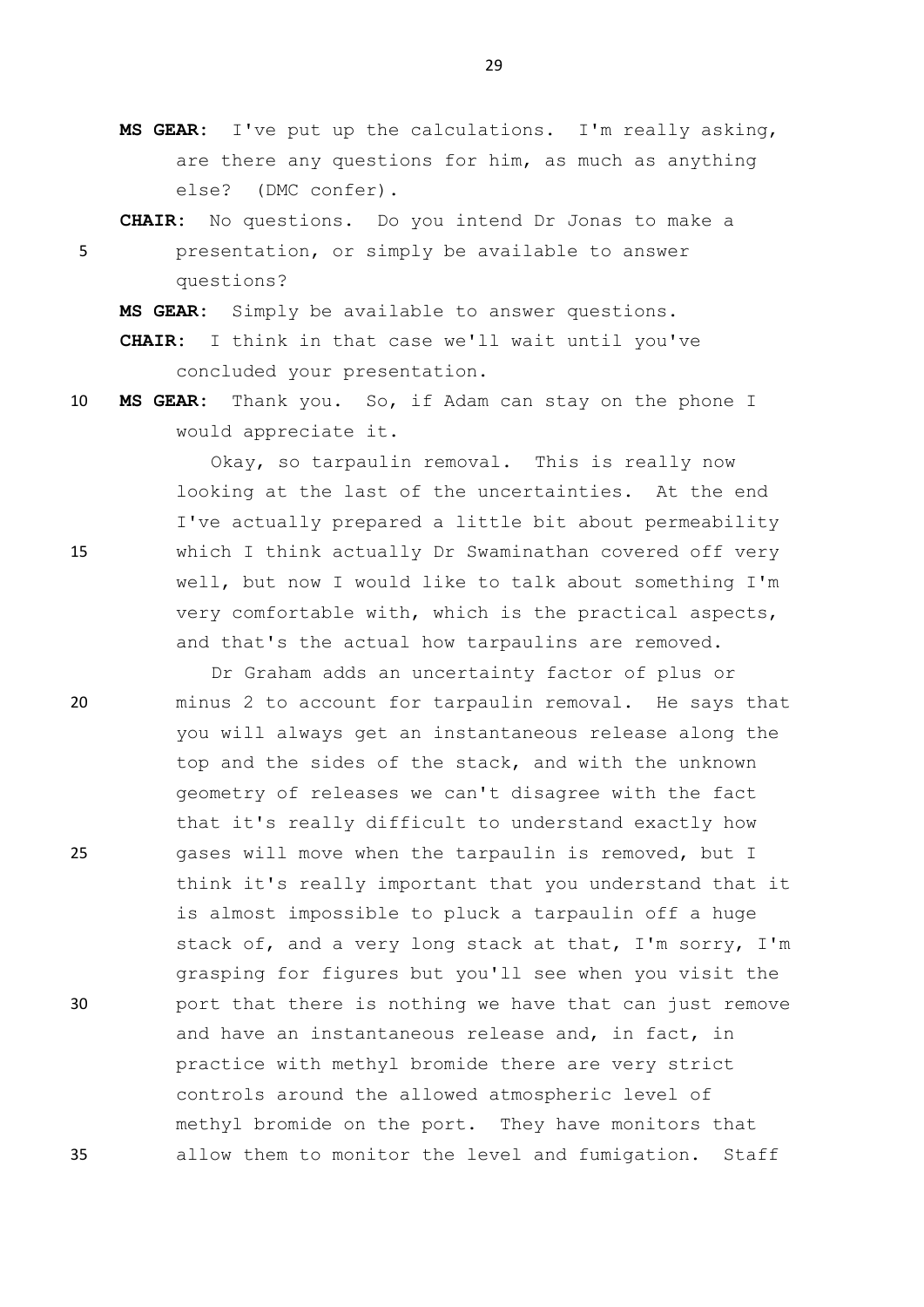**MS GEAR:** I've put up the calculations. I'm really asking, are there any questions for him, as much as anything else? (DMC confer).

**CHAIR:** No questions. Do you intend Dr Jonas to make a presentation, or simply be available to answer questions?

**MS GEAR:** Simply be available to answer questions.

**CHAIR:** I think in that case we'll wait until you've concluded your presentation.

**MS GEAR:** Thank you. So, if Adam can stay on the phone I would appreciate it.

Okay, so tarpaulin removal. This is really now looking at the last of the uncertainties. At the end I've actually prepared a little bit about permeability which I think actually Dr Swaminathan covered off very well, but now I would like to talk about something I'm very comfortable with, which is the practical aspects, and that's the actual how tarpaulins are removed.

Dr Graham adds an uncertainty factor of plus or minus 2 to account for tarpaulin removal. He says that you will always get an instantaneous release along the top and the sides of the stack, and with the unknown geometry of releases we can't disagree with the fact that it's really difficult to understand exactly how gases will move when the tarpaulin is removed, but I think it's really important that you understand that it is almost impossible to pluck a tarpaulin off a huge stack of, and a very long stack at that, I'm sorry, I'm grasping for figures but you'll see when you visit the port that there is nothing we have that can just remove and have an instantaneous release and, in fact, in practice with methyl bromide there are very strict controls around the allowed atmospheric level of methyl bromide on the port. They have monitors that allow them to monitor the level and fumigation. Staff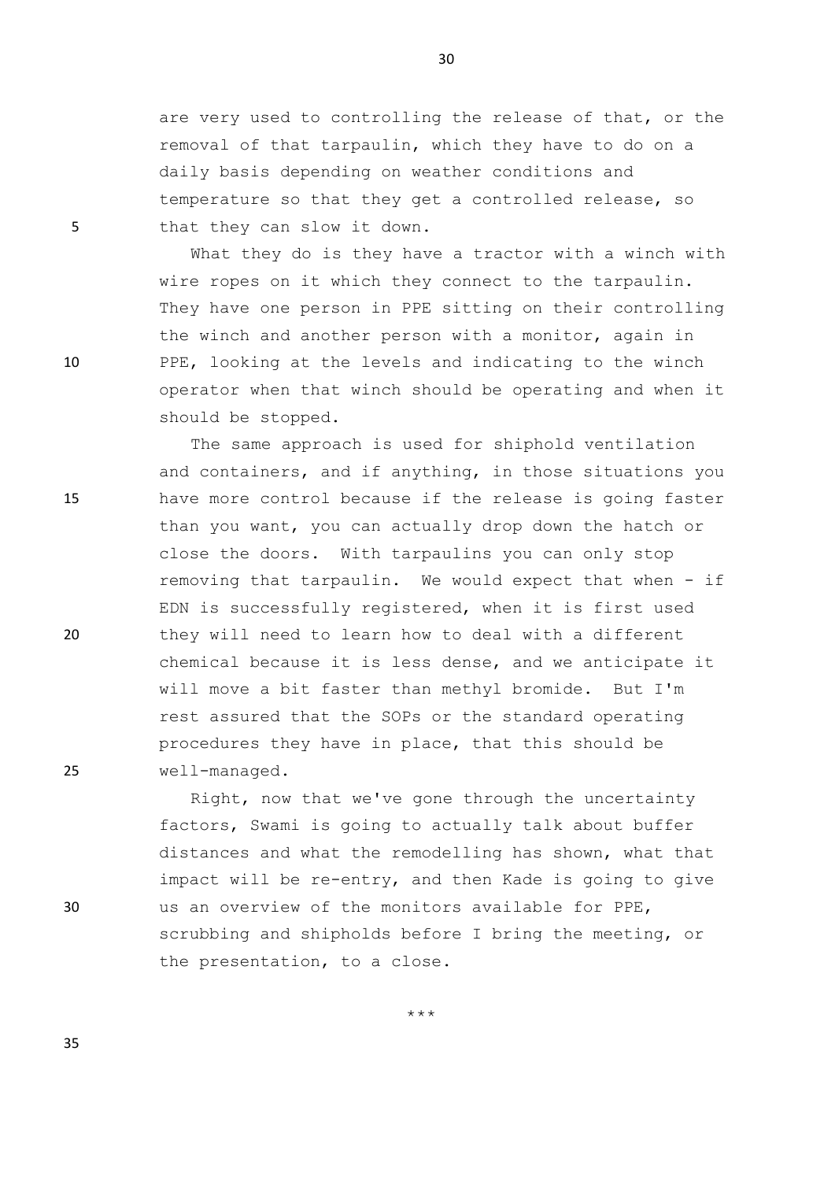are very used to controlling the release of that, or the removal of that tarpaulin, which they have to do on a daily basis depending on weather conditions and temperature so that they get a controlled release, so that they can slow it down.

What they do is they have a tractor with a winch with wire ropes on it which they connect to the tarpaulin. They have one person in PPE sitting on their controlling the winch and another person with a monitor, again in PPE, looking at the levels and indicating to the winch operator when that winch should be operating and when it should be stopped.

The same approach is used for shiphold ventilation and containers, and if anything, in those situations you have more control because if the release is going faster than you want, you can actually drop down the hatch or close the doors. With tarpaulins you can only stop removing that tarpaulin. We would expect that when - if EDN is successfully registered, when it is first used they will need to learn how to deal with a different chemical because it is less dense, and we anticipate it will move a bit faster than methyl bromide. But I'm rest assured that the SOPs or the standard operating procedures they have in place, that this should be well-managed.

Right, now that we've gone through the uncertainty factors, Swami is going to actually talk about buffer distances and what the remodelling has shown, what that impact will be re-entry, and then Kade is going to give us an overview of the monitors available for PPE, scrubbing and shipholds before I bring the meeting, or the presentation, to a close.

***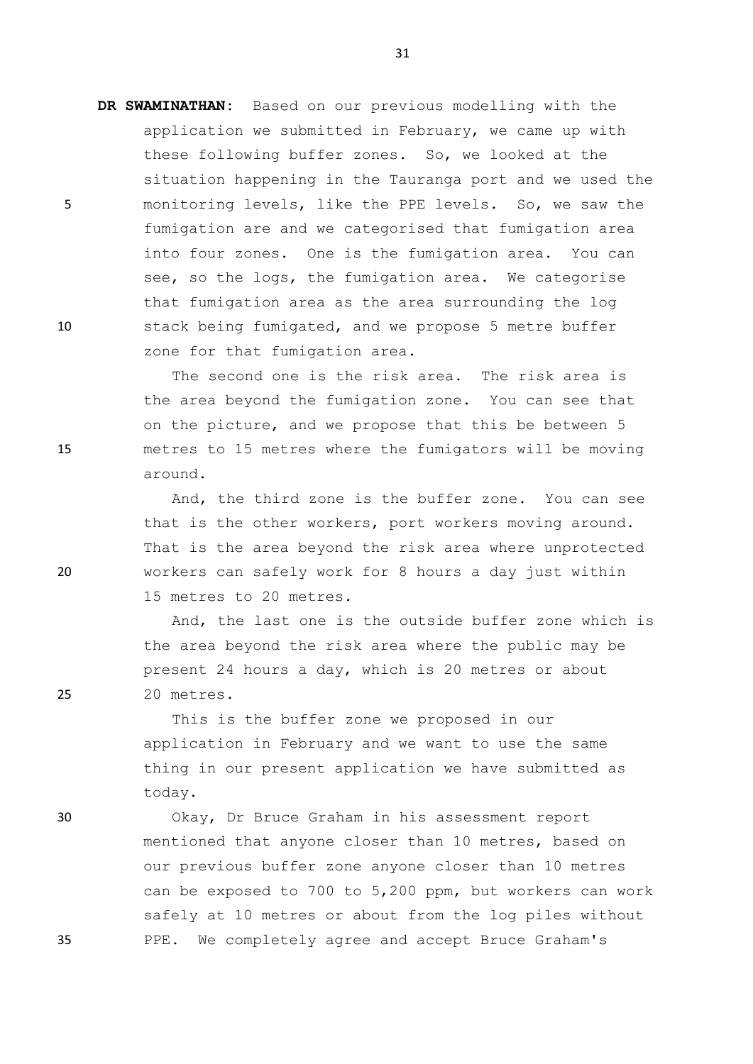**DR SWAMINATHAN:** Based on our previous modelling with the application we submitted in February, we came up with these following buffer zones. So, we looked at the situation happening in the Tauranga port and we used the monitoring levels, like the PPE levels. So, we saw the fumigation are and we categorised that fumigation area into four zones. One is the fumigation area. You can see, so the logs, the fumigation area. We categorise that fumigation area as the area surrounding the log stack being fumigated, and we propose 5 metre buffer zone for that fumigation area.

The second one is the risk area. The risk area is the area beyond the fumigation zone. You can see that on the picture, and we propose that this be between 5 metres to 15 metres where the fumigators will be moving around.

And, the third zone is the buffer zone. You can see that is the other workers, port workers moving around. That is the area beyond the risk area where unprotected workers can safely work for 8 hours a day just within 15 metres to 20 metres.

And, the last one is the outside buffer zone which is the area beyond the risk area where the public may be present 24 hours a day, which is 20 metres or about 20 metres.

This is the buffer zone we proposed in our application in February and we want to use the same thing in our present application we have submitted as today.

Okay, Dr Bruce Graham in his assessment report mentioned that anyone closer than 10 metres, based on our previous buffer zone anyone closer than 10 metres can be exposed to 700 to 5,200 ppm, but workers can work safely at 10 metres or about from the log piles without PPE. We completely agree and accept Bruce Graham's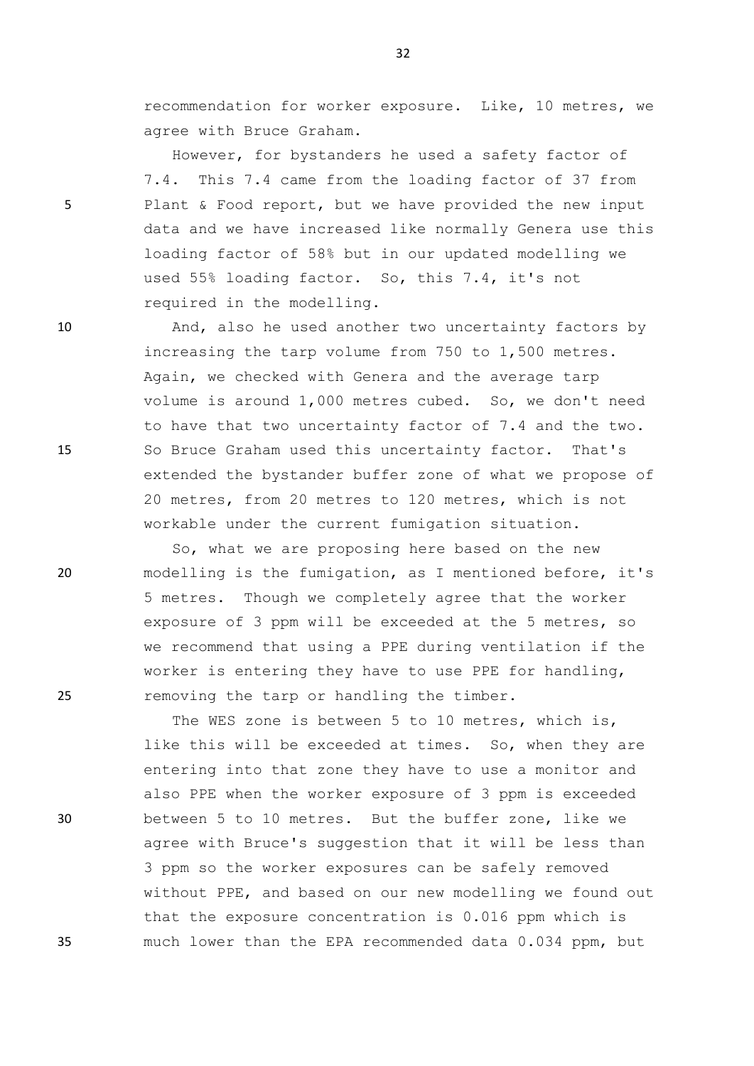recommendation for worker exposure. Like, 10 metres, we agree with Bruce Graham.

However, for bystanders he used a safety factor of 7.4. This 7.4 came from the loading factor of 37 from Plant & Food report, but we have provided the new input data and we have increased like normally Genera use this loading factor of 58% but in our updated modelling we used 55% loading factor. So, this 7.4, it's not required in the modelling.

And, also he used another two uncertainty factors by increasing the tarp volume from 750 to 1,500 metres. Again, we checked with Genera and the average tarp volume is around 1,000 metres cubed. So, we don't need to have that two uncertainty factor of 7.4 and the two. So Bruce Graham used this uncertainty factor. That's extended the bystander buffer zone of what we propose of 20 metres, from 20 metres to 120 metres, which is not workable under the current fumigation situation.

So, what we are proposing here based on the new modelling is the fumigation, as I mentioned before, it's 5 metres. Though we completely agree that the worker exposure of 3 ppm will be exceeded at the 5 metres, so we recommend that using a PPE during ventilation if the worker is entering they have to use PPE for handling, removing the tarp or handling the timber.

The WES zone is between 5 to 10 metres, which is, like this will be exceeded at times. So, when they are entering into that zone they have to use a monitor and also PPE when the worker exposure of 3 ppm is exceeded between 5 to 10 metres. But the buffer zone, like we agree with Bruce's suggestion that it will be less than 3 ppm so the worker exposures can be safely removed without PPE, and based on our new modelling we found out that the exposure concentration is 0.016 ppm which is much lower than the EPA recommended data 0.034 ppm, but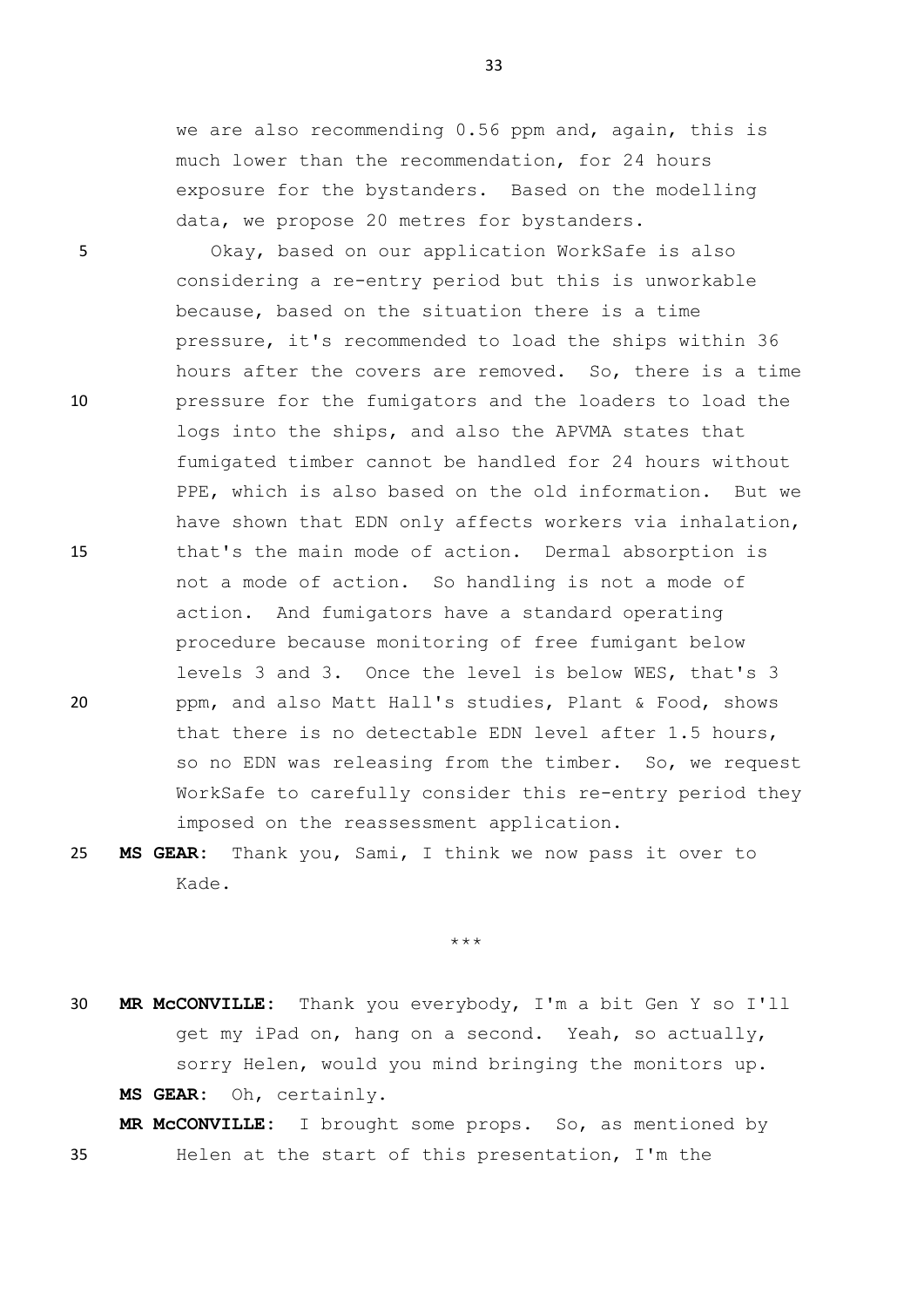we are also recommending 0.56 ppm and, again, this is much lower than the recommendation, for 24 hours exposure for the bystanders. Based on the modelling data, we propose 20 metres for bystanders.

Okay, based on our application WorkSafe is also considering a re-entry period but this is unworkable because, based on the situation there is a time pressure, it's recommended to load the ships within 36 hours after the covers are removed. So, there is a time pressure for the fumigators and the loaders to load the logs into the ships, and also the APVMA states that fumigated timber cannot be handled for 24 hours without PPE, which is also based on the old information. But we have shown that EDN only affects workers via inhalation, that's the main mode of action. Dermal absorption is not a mode of action. So handling is not a mode of action. And fumigators have a standard operating procedure because monitoring of free fumigant below levels 3 and 3. Once the level is below WES, that's 3 ppm, and also Matt Hall's studies, Plant & Food, shows that there is no detectable EDN level after 1.5 hours, so no EDN was releasing from the timber. So, we request WorkSafe to carefully consider this re-entry period they imposed on the reassessment application.

**MS GEAR:** Thank you, Sami, I think we now pass it over to Kade.

\*\*\*

**MR McCONVILLE:** Thank you everybody, I'm a bit Gen Y so I'll get my iPad on, hang on a second. Yeah, so actually, sorry Helen, would you mind bringing the monitors up.

**MS GEAR:** Oh, certainly.

**MR McCONVILLE:** I brought some props. So, as mentioned by Helen at the start of this presentation, I'm the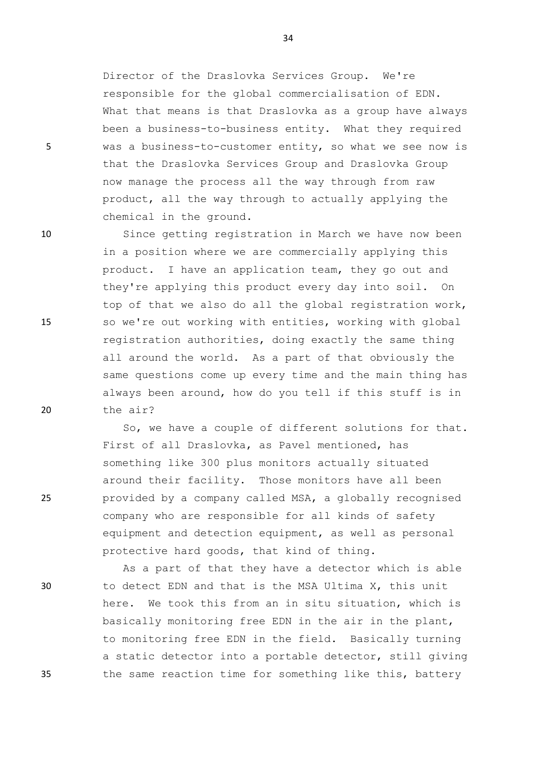Director of the Draslovka Services Group. We're responsible for the global commercialisation of EDN. What that means is that Draslovka as a group have always been a business-to-business entity. What they required was a business-to-customer entity, so what we see now is that the Draslovka Services Group and Draslovka Group now manage the process all the way through from raw product, all the way through to actually applying the chemical in the ground.

Since getting registration in March we have now been in a position where we are commercially applying this product. I have an application team, they go out and they're applying this product every day into soil. On top of that we also do all the global registration work, so we're out working with entities, working with global registration authorities, doing exactly the same thing all around the world. As a part of that obviously the same questions come up every time and the main thing has always been around, how do you tell if this stuff is in the air?

So, we have a couple of different solutions for that. First of all Draslovka, as Pavel mentioned, has something like 300 plus monitors actually situated around their facility. Those monitors have all been provided by a company called MSA, a globally recognised company who are responsible for all kinds of safety equipment and detection equipment, as well as personal protective hard goods, that kind of thing.

As a part of that they have a detector which is able to detect EDN and that is the MSA Ultima X, this unit here. We took this from an in situ situation, which is basically monitoring free EDN in the air in the plant, to monitoring free EDN in the field. Basically turning a static detector into a portable detector, still giving the same reaction time for something like this, battery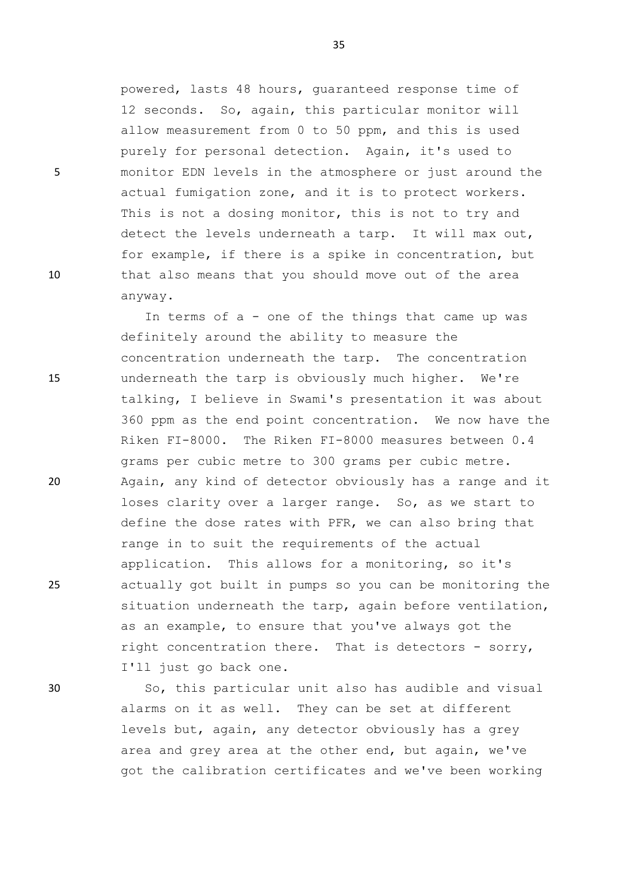powered, lasts 48 hours, guaranteed response time of 12 seconds. So, again, this particular monitor will allow measurement from 0 to 50 ppm, and this is used purely for personal detection. Again, it's used to monitor EDN levels in the atmosphere or just around the actual fumigation zone, and it is to protect workers. This is not a dosing monitor, this is not to try and detect the levels underneath a tarp. It will max out, for example, if there is a spike in concentration, but that also means that you should move out of the area anyway.

In terms of a - one of the things that came up was definitely around the ability to measure the concentration underneath the tarp. The concentration underneath the tarp is obviously much higher. We're talking, I believe in Swami's presentation it was about 360 ppm as the end point concentration. We now have the Riken FI-8000. The Riken FI-8000 measures between 0.4 grams per cubic metre to 300 grams per cubic metre. Again, any kind of detector obviously has a range and it loses clarity over a larger range. So, as we start to define the dose rates with PFR, we can also bring that range in to suit the requirements of the actual application. This allows for a monitoring, so it's actually got built in pumps so you can be monitoring the situation underneath the tarp, again before ventilation, as an example, to ensure that you've always got the right concentration there. That is detectors - sorry, I'll just go back one.

So, this particular unit also has audible and visual alarms on it as well. They can be set at different levels but, again, any detector obviously has a grey area and grey area at the other end, but again, we've got the calibration certificates and we've been working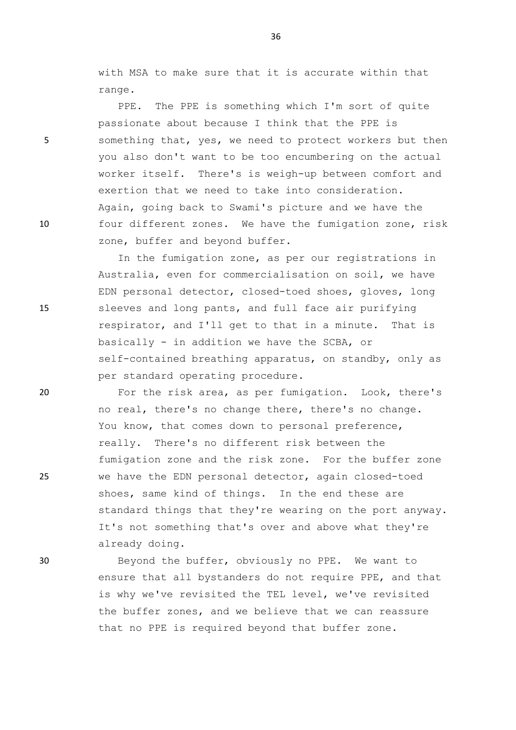with MSA to make sure that it is accurate within that range.

PPE. The PPE is something which I'm sort of quite passionate about because I think that the PPE is something that, yes, we need to protect workers but then you also don't want to be too encumbering on the actual worker itself. There's is weigh-up between comfort and exertion that we need to take into consideration. Again, going back to Swami's picture and we have the four different zones. We have the fumigation zone, risk zone, buffer and beyond buffer.

In the fumigation zone, as per our registrations in Australia, even for commercialisation on soil, we have EDN personal detector, closed-toed shoes, gloves, long sleeves and long pants, and full face air purifying respirator, and I'll get to that in a minute. That is basically - in addition we have the SCBA, or self-contained breathing apparatus, on standby, only as per standard operating procedure.

For the risk area, as per fumigation. Look, there's no real, there's no change there, there's no change. You know, that comes down to personal preference, really. There's no different risk between the fumigation zone and the risk zone. For the buffer zone we have the EDN personal detector, again closed-toed shoes, same kind of things. In the end these are standard things that they're wearing on the port anyway. It's not something that's over and above what they're already doing.

Beyond the buffer, obviously no PPE. We want to ensure that all bystanders do not require PPE, and that is why we've revisited the TEL level, we've revisited the buffer zones, and we believe that we can reassure that no PPE is required beyond that buffer zone.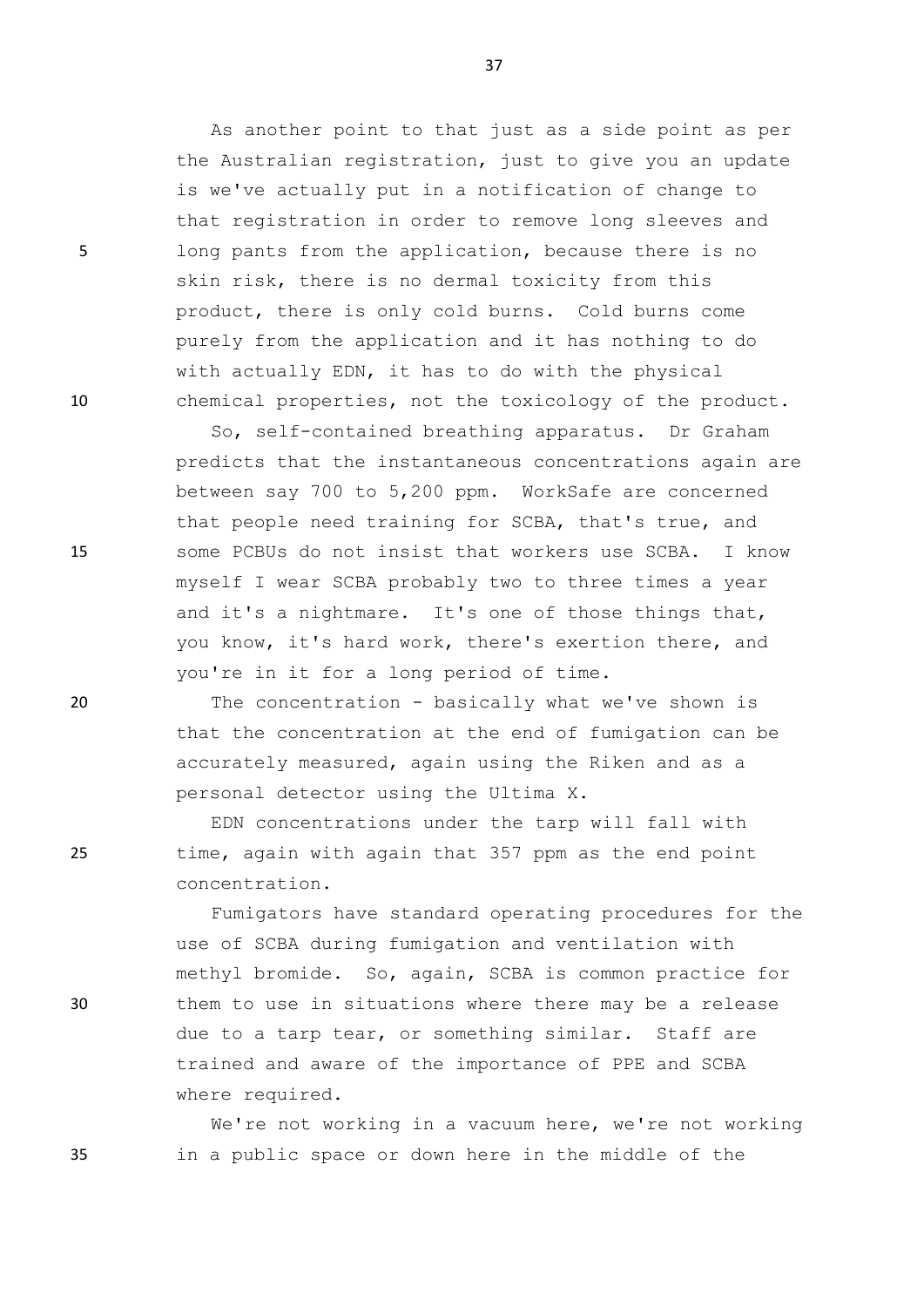As another point to that just as a side point as per the Australian registration, just to give you an update is we've actually put in a notification of change to that registration in order to remove long sleeves and long pants from the application, because there is no skin risk, there is no dermal toxicity from this product, there is only cold burns. Cold burns come purely from the application and it has nothing to do with actually EDN, it has to do with the physical chemical properties, not the toxicology of the product.

So, self-contained breathing apparatus. Dr Graham predicts that the instantaneous concentrations again are between say 700 to 5,200 ppm. WorkSafe are concerned that people need training for SCBA, that's true, and some PCBUs do not insist that workers use SCBA. I know myself I wear SCBA probably two to three times a year and it's a nightmare. It's one of those things that, you know, it's hard work, there's exertion there, and you're in it for a long period of time.

The concentration - basically what we've shown is that the concentration at the end of fumigation can be accurately measured, again using the Riken and as a personal detector using the Ultima X.

EDN concentrations under the tarp will fall with time, again with again that 357 ppm as the end point concentration.

Fumigators have standard operating procedures for the use of SCBA during fumigation and ventilation with methyl bromide. So, again, SCBA is common practice for them to use in situations where there may be a release due to a tarp tear, or something similar. Staff are trained and aware of the importance of PPE and SCBA where required.

We're not working in a vacuum here, we're not working in a public space or down here in the middle of the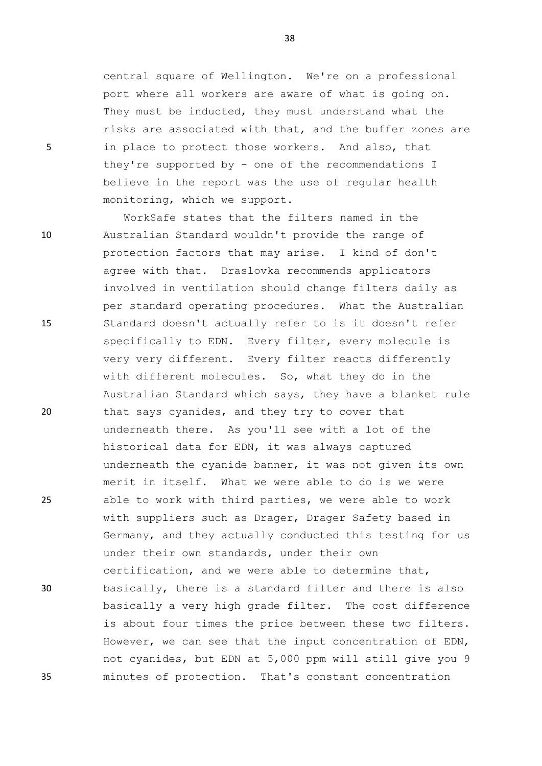central square of Wellington. We're on a professional port where all workers are aware of what is going on. They must be inducted, they must understand what the risks are associated with that, and the buffer zones are in place to protect those workers. And also, that they're supported by - one of the recommendations I believe in the report was the use of regular health monitoring, which we support.

WorkSafe states that the filters named in the Australian Standard wouldn't provide the range of protection factors that may arise. I kind of don't agree with that. Draslovka recommends applicators involved in ventilation should change filters daily as per standard operating procedures. What the Australian Standard doesn't actually refer to is it doesn't refer specifically to EDN. Every filter, every molecule is very very different. Every filter reacts differently with different molecules. So, what they do in the Australian Standard which says, they have a blanket rule that says cyanides, and they try to cover that underneath there. As you'll see with a lot of the historical data for EDN, it was always captured underneath the cyanide banner, it was not given its own merit in itself. What we were able to do is we were able to work with third parties, we were able to work with suppliers such as Drager, Drager Safety based in Germany, and they actually conducted this testing for us under their own standards, under their own certification, and we were able to determine that, basically, there is a standard filter and there is also basically a very high grade filter. The cost difference is about four times the price between these two filters. However, we can see that the input concentration of EDN, not cyanides, but EDN at 5,000 ppm will still give you 9 minutes of protection. That's constant concentration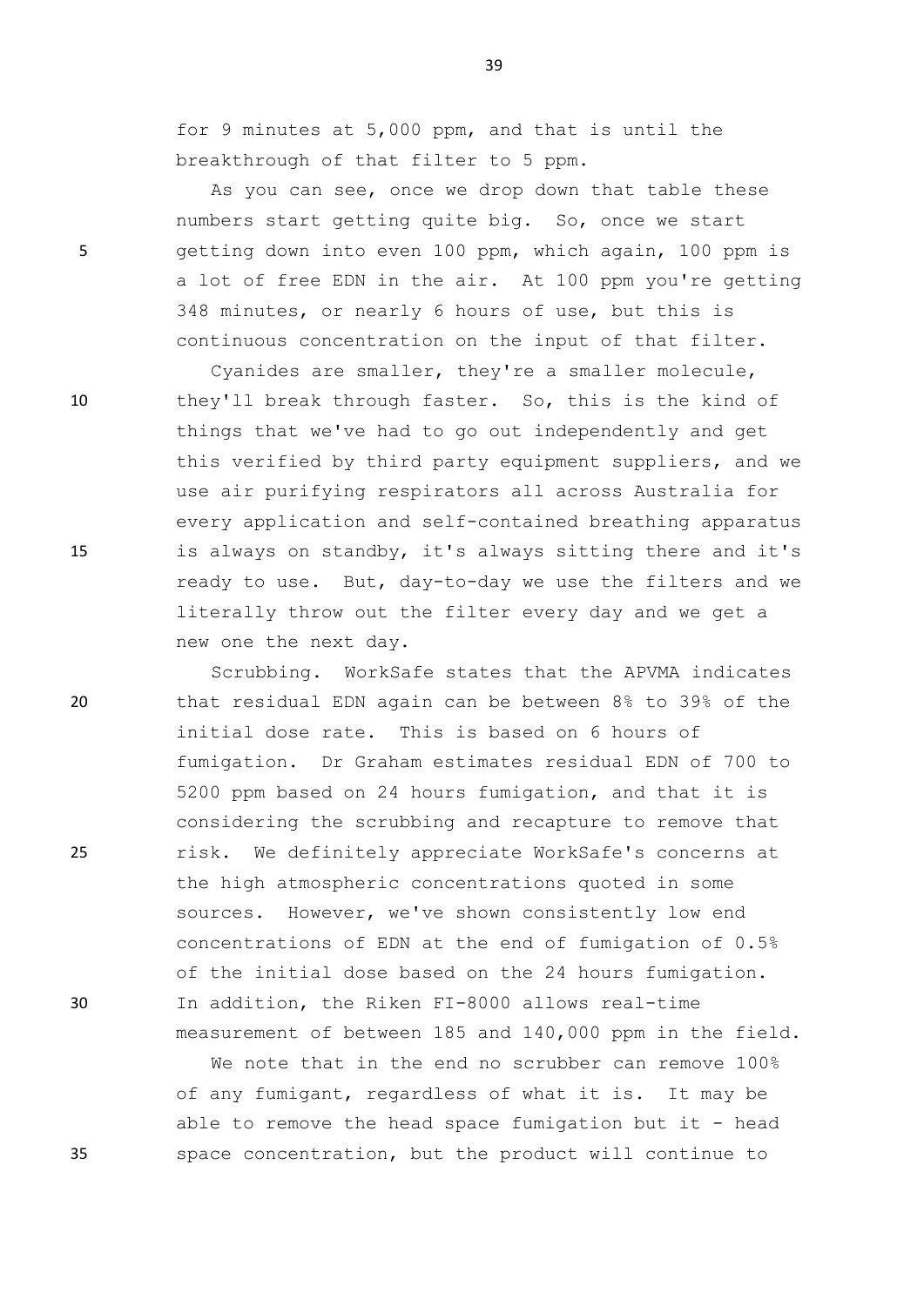for 9 minutes at 5,000 ppm, and that is until the breakthrough of that filter to 5 ppm.

As you can see, once we drop down that table these numbers start getting quite big. So, once we start getting down into even 100 ppm, which again, 100 ppm is a lot of free EDN in the air. At 100 ppm you're getting 348 minutes, or nearly 6 hours of use, but this is continuous concentration on the input of that filter.

Cyanides are smaller, they're a smaller molecule, they'll break through faster. So, this is the kind of things that we've had to go out independently and get this verified by third party equipment suppliers, and we use air purifying respirators all across Australia for every application and self-contained breathing apparatus is always on standby, it's always sitting there and it's ready to use. But, day-to-day we use the filters and we literally throw out the filter every day and we get a new one the next day.

Scrubbing. WorkSafe states that the APVMA indicates that residual EDN again can be between 8% to 39% of the initial dose rate. This is based on 6 hours of fumigation. Dr Graham estimates residual EDN of 700 to 5200 ppm based on 24 hours fumigation, and that it is considering the scrubbing and recapture to remove that risk. We definitely appreciate WorkSafe's concerns at the high atmospheric concentrations quoted in some sources. However, we've shown consistently low end concentrations of EDN at the end of fumigation of 0.5% of the initial dose based on the 24 hours fumigation. In addition, the Riken FI-8000 allows real-time measurement of between 185 and 140,000 ppm in the field.

We note that in the end no scrubber can remove 100% of any fumigant, regardless of what it is. It may be able to remove the head space fumigation but it - head space concentration, but the product will continue to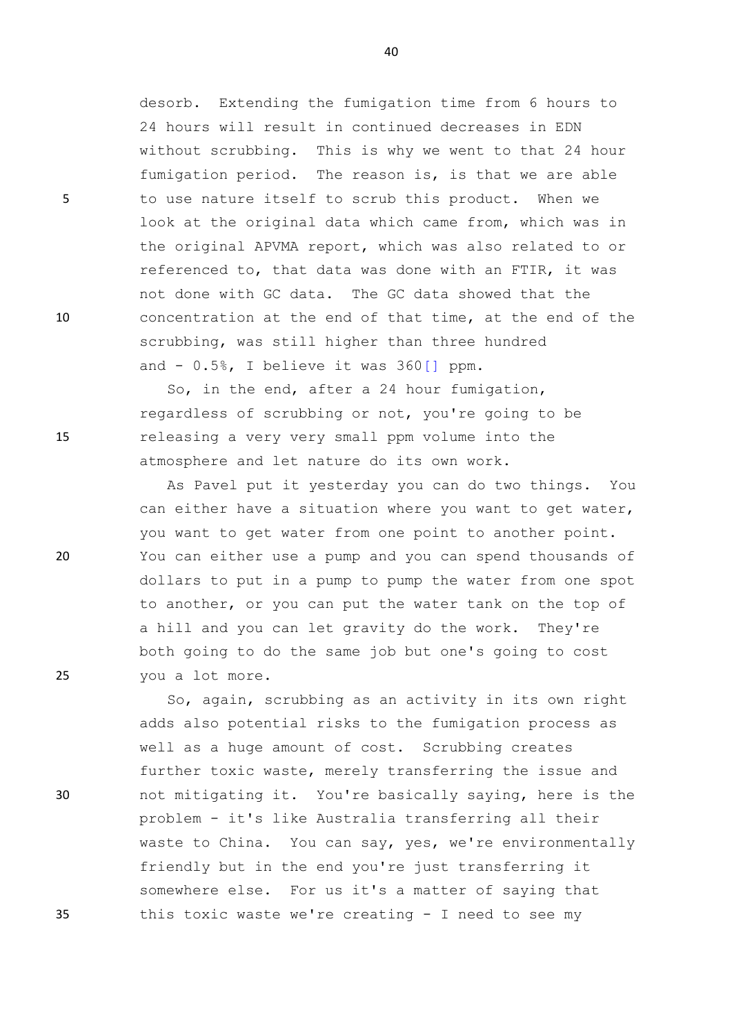desorb. Extending the fumigation time from 6 hours to 24 hours will result in continued decreases in EDN without scrubbing. This is why we went to that 24 hour fumigation period. The reason is, is that we are able to use nature itself to scrub this product. When we look at the original data which came from, which was in the original APVMA report, which was also related to or referenced to, that data was done with an FTIR, it was not done with GC data. The GC data showed that the concentration at the end of that time, at the end of the scrubbing, was still higher than three hundred and - 0.5%, I believe it was 360[] ppm.

So, in the end, after a 24 hour fumigation, regardless of scrubbing or not, you're going to be releasing a very very small ppm volume into the atmosphere and let nature do its own work.

As Pavel put it yesterday you can do two things. You can either have a situation where you want to get water, you want to get water from one point to another point. You can either use a pump and you can spend thousands of dollars to put in a pump to pump the water from one spot to another, or you can put the water tank on the top of a hill and you can let gravity do the work. They're both going to do the same job but one's going to cost you a lot more.

So, again, scrubbing as an activity in its own right adds also potential risks to the fumigation process as well as a huge amount of cost. Scrubbing creates further toxic waste, merely transferring the issue and not mitigating it. You're basically saying, here is the problem - it's like Australia transferring all their waste to China. You can say, yes, we're environmentally friendly but in the end you're just transferring it somewhere else. For us it's a matter of saying that this toxic waste we're creating - I need to see my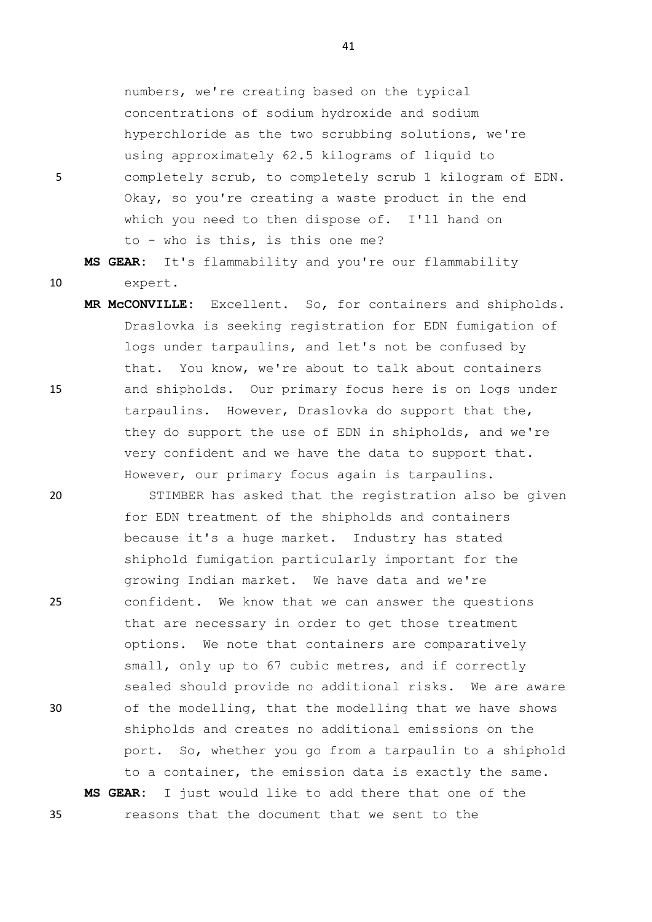numbers, we're creating based on the typical concentrations of sodium hydroxide and sodium hyperchloride as the two scrubbing solutions, we're using approximately 62.5 kilograms of liquid to completely scrub, to completely scrub 1 kilogram of EDN. Okay, so you're creating a waste product in the end which you need to then dispose of. I'll hand on to - who is this, is this one me?

**MS GEAR:** It's flammability and you're our flammability expert.

**MR McCONVILLE:** Excellent. So, for containers and shipholds. Draslovka is seeking registration for EDN fumigation of logs under tarpaulins, and let's not be confused by that. You know, we're about to talk about containers and shipholds. Our primary focus here is on logs under tarpaulins. However, Draslovka do support that the, they do support the use of EDN in shipholds, and we're very confident and we have the data to support that. However, our primary focus again is tarpaulins.

STIMBER has asked that the registration also be given for EDN treatment of the shipholds and containers because it's a huge market. Industry has stated shiphold fumigation particularly important for the growing Indian market. We have data and we're confident. We know that we can answer the questions that are necessary in order to get those treatment options. We note that containers are comparatively small, only up to 67 cubic metres, and if correctly sealed should provide no additional risks. We are aware of the modelling, that the modelling that we have shows shipholds and creates no additional emissions on the port. So, whether you go from a tarpaulin to a shiphold to a container, the emission data is exactly the same.

**MS GEAR:** I just would like to add there that one of the reasons that the document that we sent to the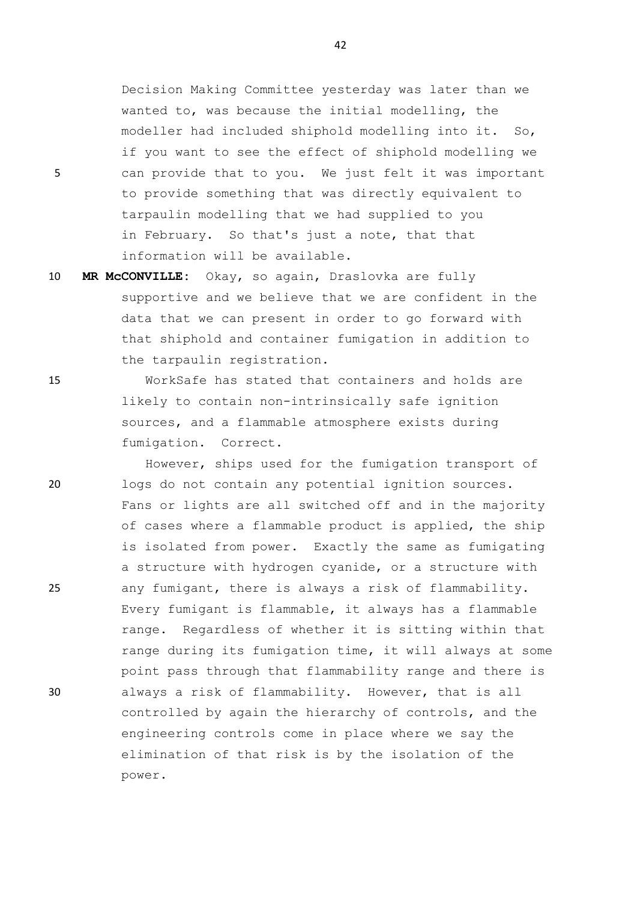Decision Making Committee yesterday was later than we wanted to, was because the initial modelling, the modeller had included shiphold modelling into it. So, if you want to see the effect of shiphold modelling we can provide that to you. We just felt it was important to provide something that was directly equivalent to tarpaulin modelling that we had supplied to you in February. So that's just a note, that that information will be available.

**MR McCONVILLE:** Okay, so again, Draslovka are fully supportive and we believe that we are confident in the data that we can present in order to go forward with that shiphold and container fumigation in addition to the tarpaulin registration.

WorkSafe has stated that containers and holds are likely to contain non-intrinsically safe ignition sources, and a flammable atmosphere exists during fumigation. Correct.

However, ships used for the fumigation transport of logs do not contain any potential ignition sources. Fans or lights are all switched off and in the majority of cases where a flammable product is applied, the ship is isolated from power. Exactly the same as fumigating a structure with hydrogen cyanide, or a structure with any fumigant, there is always a risk of flammability. Every fumigant is flammable, it always has a flammable range. Regardless of whether it is sitting within that range during its fumigation time, it will always at some point pass through that flammability range and there is always a risk of flammability. However, that is all controlled by again the hierarchy of controls, and the engineering controls come in place where we say the elimination of that risk is by the isolation of the power.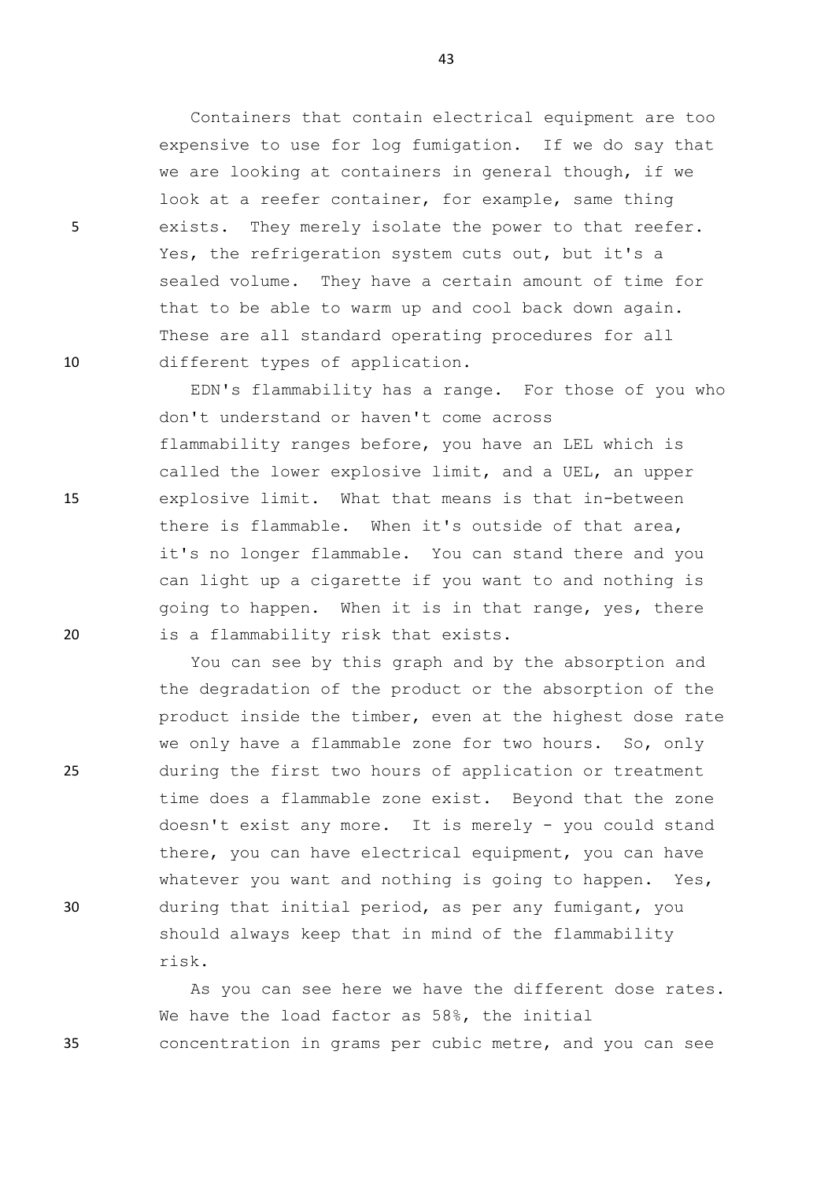Containers that contain electrical equipment are too expensive to use for log fumigation. If we do say that we are looking at containers in general though, if we look at a reefer container, for example, same thing exists. They merely isolate the power to that reefer. Yes, the refrigeration system cuts out, but it's a sealed volume. They have a certain amount of time for that to be able to warm up and cool back down again. These are all standard operating procedures for all different types of application.

EDN's flammability has a range. For those of you who don't understand or haven't come across flammability ranges before, you have an LEL which is called the lower explosive limit, and a UEL, an upper explosive limit. What that means is that in-between there is flammable. When it's outside of that area, it's no longer flammable. You can stand there and you can light up a cigarette if you want to and nothing is going to happen. When it is in that range, yes, there is a flammability risk that exists.

You can see by this graph and by the absorption and the degradation of the product or the absorption of the product inside the timber, even at the highest dose rate we only have a flammable zone for two hours. So, only during the first two hours of application or treatment time does a flammable zone exist. Beyond that the zone doesn't exist any more. It is merely - you could stand there, you can have electrical equipment, you can have whatever you want and nothing is going to happen. Yes, during that initial period, as per any fumigant, you should always keep that in mind of the flammability risk.

As you can see here we have the different dose rates. We have the load factor as 58%, the initial concentration in grams per cubic metre, and you can see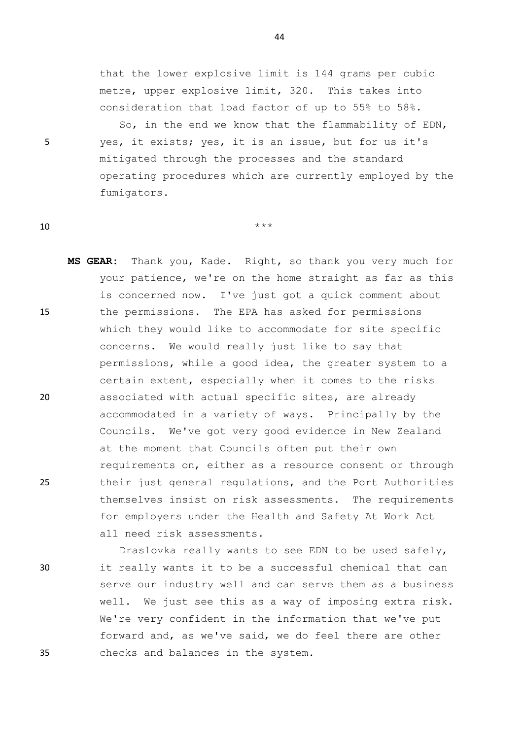that the lower explosive limit is 144 grams per cubic metre, upper explosive limit, 320. This takes into consideration that load factor of up to 55% to 58%.

So, in the end we know that the flammability of EDN, yes, it exists; yes, it is an issue, but for us it's mitigated through the processes and the standard operating procedures which are currently employed by the fumigators.

***

**MS GEAR:** Thank you, Kade. Right, so thank you very much for your patience, we're on the home straight as far as this is concerned now. I've just got a quick comment about the permissions. The EPA has asked for permissions which they would like to accommodate for site specific concerns. We would really just like to say that permissions, while a good idea, the greater system to a certain extent, especially when it comes to the risks associated with actual specific sites, are already accommodated in a variety of ways. Principally by the Councils. We've got very good evidence in New Zealand at the moment that Councils often put their own requirements on, either as a resource consent or through their just general regulations, and the Port Authorities themselves insist on risk assessments. The requirements for employers under the Health and Safety At Work Act all need risk assessments.

Draslovka really wants to see EDN to be used safely, it really wants it to be a successful chemical that can serve our industry well and can serve them as a business well. We just see this as a way of imposing extra risk. We're very confident in the information that we've put forward and, as we've said, we do feel there are other checks and balances in the system.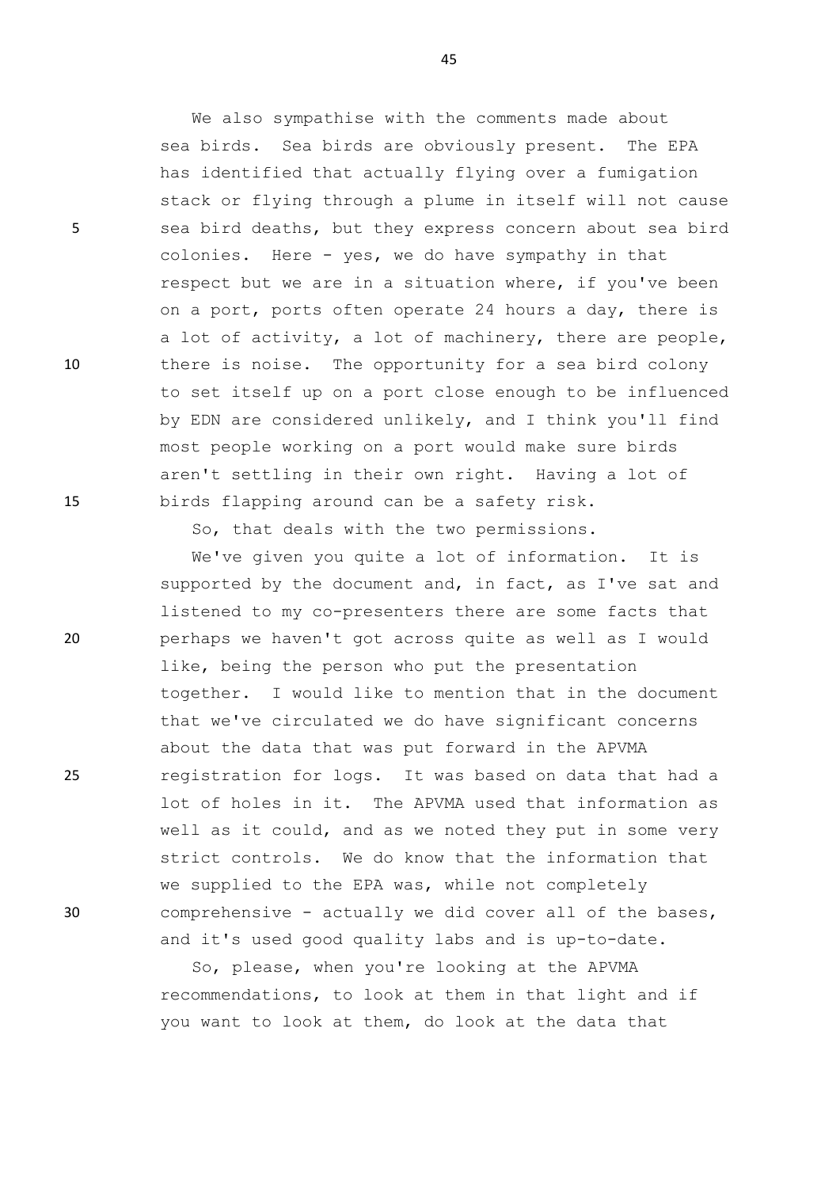We also sympathise with the comments made about sea birds. Sea birds are obviously present. The EPA has identified that actually flying over a fumigation stack or flying through a plume in itself will not cause sea bird deaths, but they express concern about sea bird colonies. Here - yes, we do have sympathy in that respect but we are in a situation where, if you've been on a port, ports often operate 24 hours a day, there is a lot of activity, a lot of machinery, there are people, there is noise. The opportunity for a sea bird colony to set itself up on a port close enough to be influenced by EDN are considered unlikely, and I think you'll find most people working on a port would make sure birds aren't settling in their own right. Having a lot of birds flapping around can be a safety risk.

So, that deals with the two permissions.

We've given you quite a lot of information. It is supported by the document and, in fact, as I've sat and listened to my co-presenters there are some facts that perhaps we haven't got across quite as well as I would like, being the person who put the presentation together. I would like to mention that in the document that we've circulated we do have significant concerns about the data that was put forward in the APVMA registration for logs. It was based on data that had a lot of holes in it. The APVMA used that information as well as it could, and as we noted they put in some very strict controls. We do know that the information that we supplied to the EPA was, while not completely comprehensive - actually we did cover all of the bases, and it's used good quality labs and is up-to-date.

So, please, when you're looking at the APVMA recommendations, to look at them in that light and if you want to look at them, do look at the data that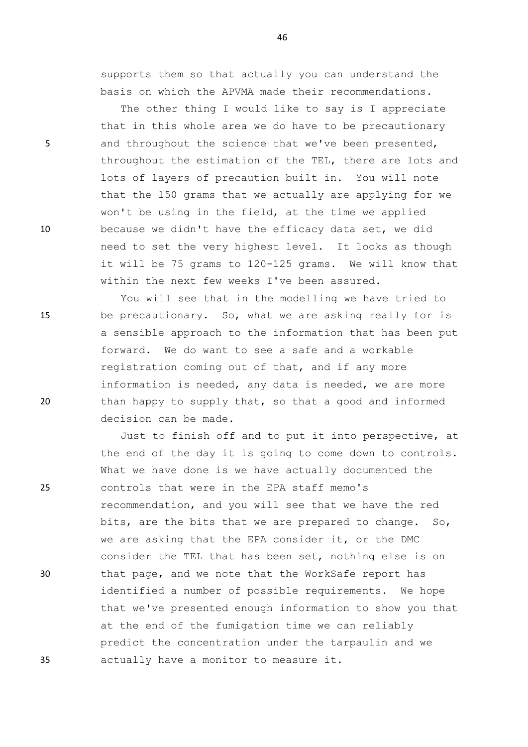supports them so that actually you can understand the basis on which the APVMA made their recommendations.

The other thing I would like to say is I appreciate that in this whole area we do have to be precautionary and throughout the science that we've been presented, throughout the estimation of the TEL, there are lots and lots of layers of precaution built in. You will note that the 150 grams that we actually are applying for we won't be using in the field, at the time we applied because we didn't have the efficacy data set, we did need to set the very highest level. It looks as though it will be 75 grams to 120-125 grams. We will know that within the next few weeks I've been assured.

You will see that in the modelling we have tried to be precautionary. So, what we are asking really for is a sensible approach to the information that has been put forward. We do want to see a safe and a workable registration coming out of that, and if any more information is needed, any data is needed, we are more than happy to supply that, so that a good and informed decision can be made.

Just to finish off and to put it into perspective, at the end of the day it is going to come down to controls. What we have done is we have actually documented the controls that were in the EPA staff memo's recommendation, and you will see that we have the red bits, are the bits that we are prepared to change. So, we are asking that the EPA consider it, or the DMC consider the TEL that has been set, nothing else is on that page, and we note that the WorkSafe report has identified a number of possible requirements. We hope that we've presented enough information to show you that at the end of the fumigation time we can reliably predict the concentration under the tarpaulin and we actually have a monitor to measure it.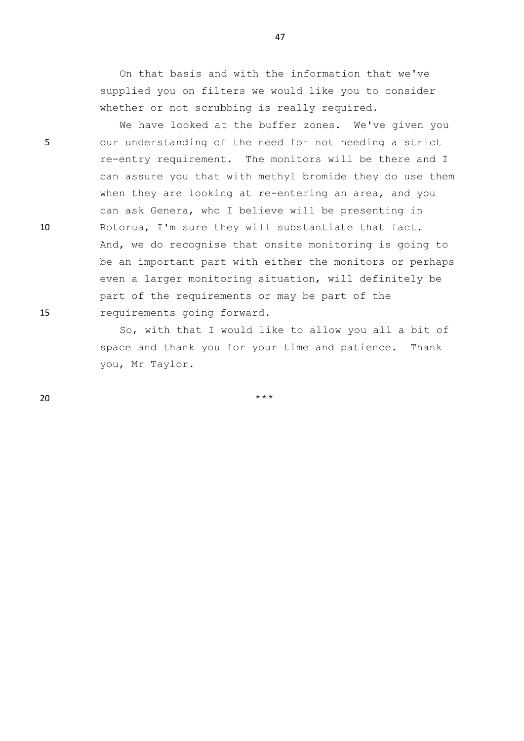On that basis and with the information that we've supplied you on filters we would like you to consider whether or not scrubbing is really required.

We have looked at the buffer zones. We've given you our understanding of the need for not needing a strict re-entry requirement. The monitors will be there and I can assure you that with methyl bromide they do use them when they are looking at re-entering an area, and you can ask Genera, who I believe will be presenting in Rotorua, I'm sure they will substantiate that fact. And, we do recognise that onsite monitoring is going to be an important part with either the monitors or perhaps even a larger monitoring situation, will definitely be part of the requirements or may be part of the requirements going forward.

So, with that I would like to allow you all a bit of space and thank you for your time and patience. Thank you, Mr Taylor.

***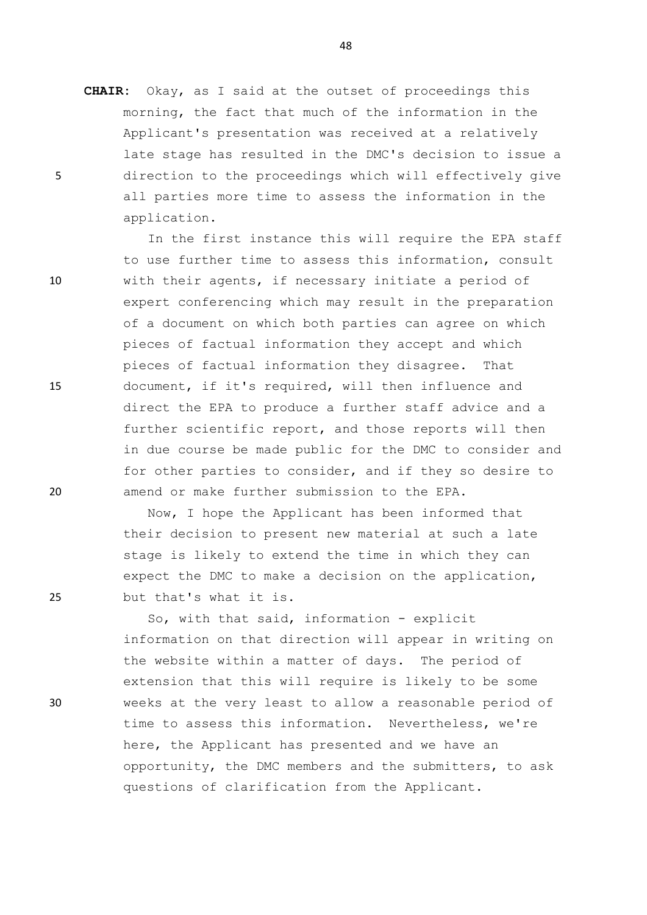**CHAIR:** Okay, as I said at the outset of proceedings this morning, the fact that much of the information in the Applicant's presentation was received at a relatively late stage has resulted in the DMC's decision to issue a direction to the proceedings which will effectively give all parties more time to assess the information in the application.

In the first instance this will require the EPA staff to use further time to assess this information, consult with their agents, if necessary initiate a period of expert conferencing which may result in the preparation of a document on which both parties can agree on which pieces of factual information they accept and which pieces of factual information they disagree. That document, if it's required, will then influence and direct the EPA to produce a further staff advice and a further scientific report, and those reports will then in due course be made public for the DMC to consider and for other parties to consider, and if they so desire to amend or make further submission to the EPA.

Now, I hope the Applicant has been informed that their decision to present new material at such a late stage is likely to extend the time in which they can expect the DMC to make a decision on the application, but that's what it is.

So, with that said, information - explicit information on that direction will appear in writing on the website within a matter of days. The period of extension that this will require is likely to be some weeks at the very least to allow a reasonable period of time to assess this information. Nevertheless, we're here, the Applicant has presented and we have an opportunity, the DMC members and the submitters, to ask questions of clarification from the Applicant.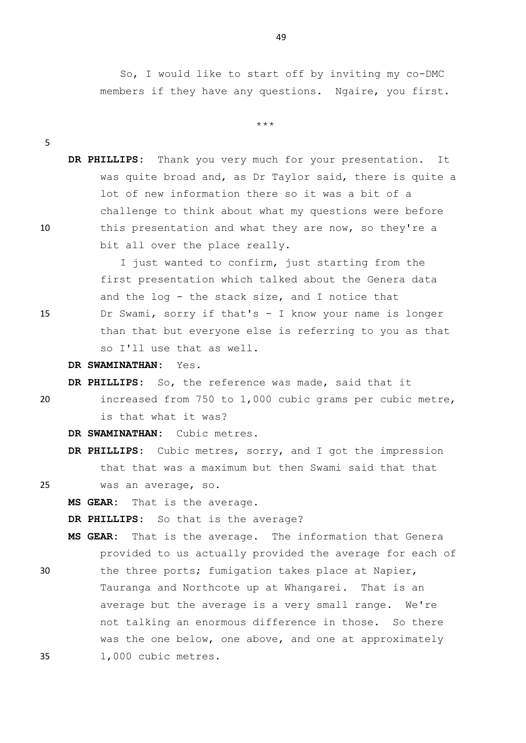So, I would like to start off by inviting my co-DMC members if they have any questions. Ngaire, you first.

\*\*\*

**DR PHILLIPS:** Thank you very much for your presentation. It was quite broad and, as Dr Taylor said, there is quite a lot of new information there so it was a bit of a challenge to think about what my questions were before this presentation and what they are now, so they're a bit all over the place really.

I just wanted to confirm, just starting from the first presentation which talked about the Genera data and the log - the stack size, and I notice that Dr Swami, sorry if that's - I know your name is longer than that but everyone else is referring to you as that so I'll use that as well.

**DR SWAMINATHAN:** Yes.

**DR PHILLIPS:** So, the reference was made, said that it increased from 750 to 1,000 cubic grams per cubic metre, is that what it was?

**DR SWAMINATHAN:** Cubic metres.

**DR PHILLIPS:** Cubic metres, sorry, and I got the impression that that was a maximum but then Swami said that that was an average, so.

**MS GEAR:** That is the average.

**DR PHILLIPS:** So that is the average?

**MS GEAR:** That is the average. The information that Genera provided to us actually provided the average for each of the three ports; fumigation takes place at Napier, Tauranga and Northcote up at Whangarei. That is an average but the average is a very small range. We're not talking an enormous difference in those. So there was the one below, one above, and one at approximately 1,000 cubic metres.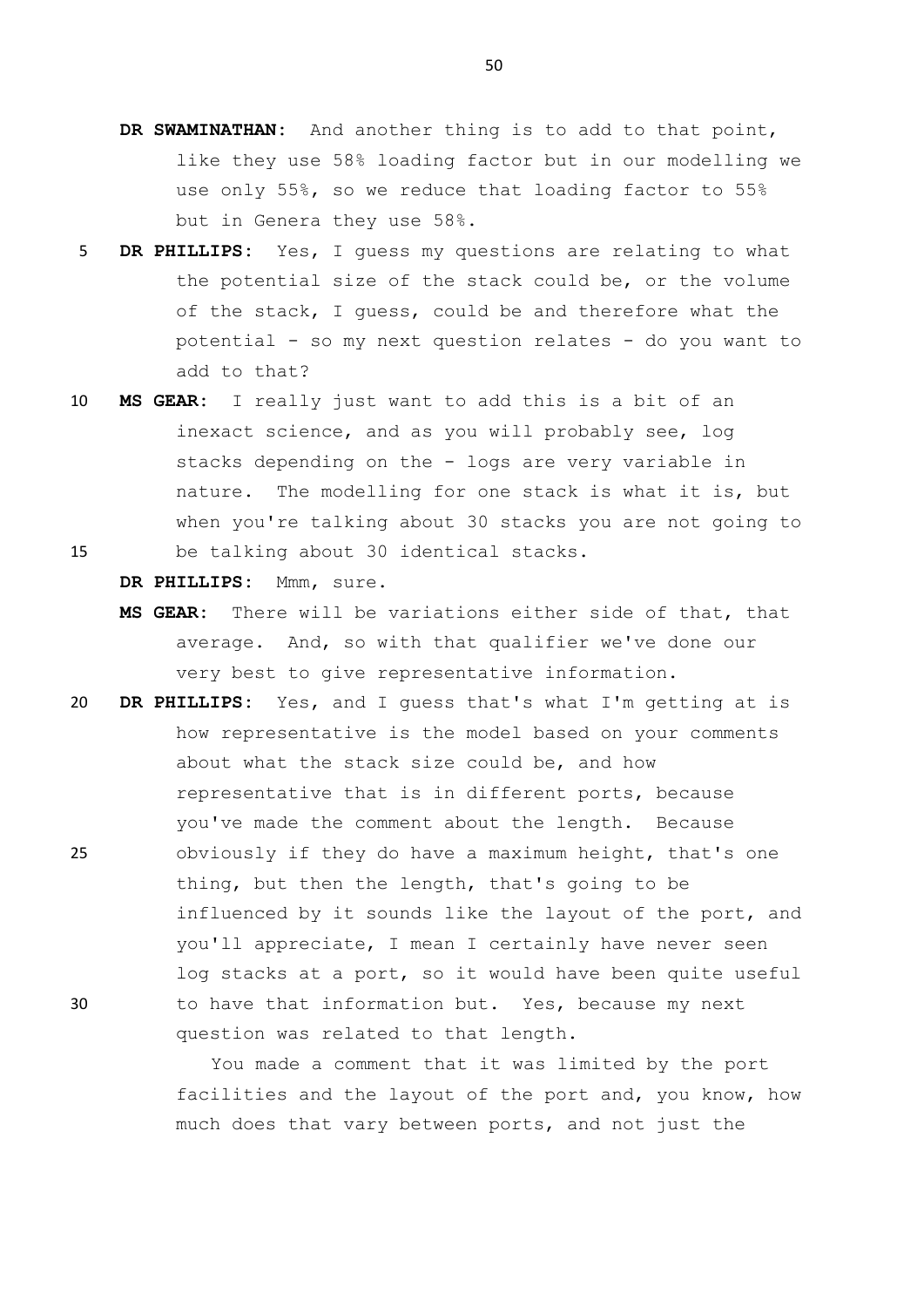**DR SWAMINATHAN:** And another thing is to add to that point, like they use 58% loading factor but in our modelling we use only 55%, so we reduce that loading factor to 55% but in Genera they use 58%.

**DR PHILLIPS:** Yes, I guess my questions are relating to what the potential size of the stack could be, or the volume of the stack, I guess, could be and therefore what the potential - so my next question relates - do you want to add to that?

**MS GEAR:** I really just want to add this is a bit of an inexact science, and as you will probably see, log stacks depending on the - logs are very variable in nature. The modelling for one stack is what it is, but when you're talking about 30 stacks you are not going to be talking about 30 identical stacks.

**DR PHILLIPS:** Mmm, sure.

**MS GEAR:** There will be variations either side of that, that average. And, so with that qualifier we've done our very best to give representative information.

**DR PHILLIPS:** Yes, and I guess that's what I'm getting at is how representative is the model based on your comments about what the stack size could be, and how representative that is in different ports, because you've made the comment about the length. Because obviously if they do have a maximum height, that's one thing, but then the length, that's going to be influenced by it sounds like the layout of the port, and you'll appreciate, I mean I certainly have never seen log stacks at a port, so it would have been quite useful to have that information but. Yes, because my next question was related to that length.

You made a comment that it was limited by the port facilities and the layout of the port and, you know, how much does that vary between ports, and not just the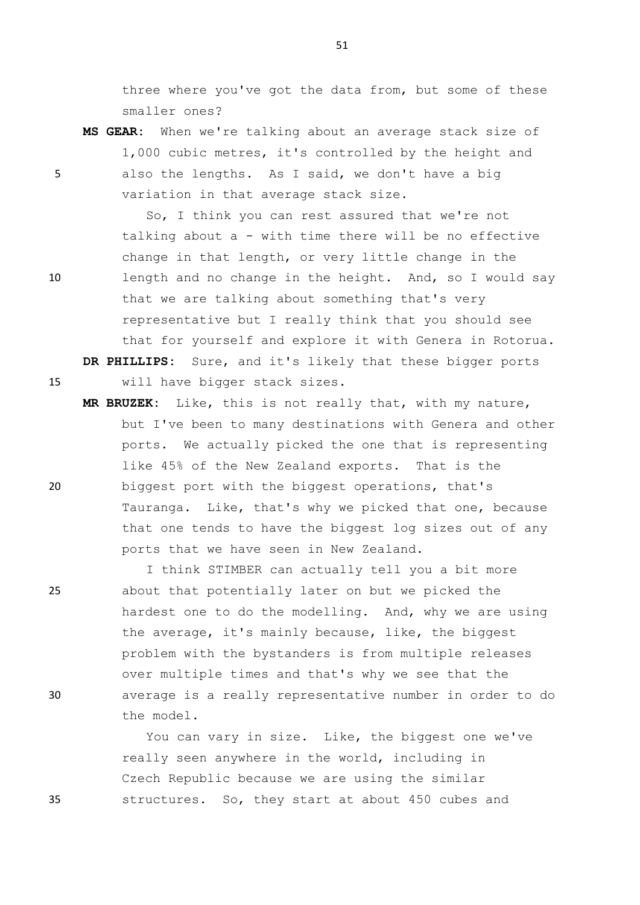three where you've got the data from, but some of these smaller ones?

**MS GEAR:** When we're talking about an average stack size of 1,000 cubic metres, it's controlled by the height and also the lengths. As I said, we don't have a big variation in that average stack size.

So, I think you can rest assured that we're not talking about a - with time there will be no effective change in that length, or very little change in the length and no change in the height. And, so I would say that we are talking about something that's very representative but I really think that you should see that for yourself and explore it with Genera in Rotorua.

**DR PHILLIPS:** Sure, and it's likely that these bigger ports will have bigger stack sizes.

**MR BRUZEK:** Like, this is not really that, with my nature, but I've been to many destinations with Genera and other ports. We actually picked the one that is representing like 45% of the New Zealand exports. That is the biggest port with the biggest operations, that's Tauranga. Like, that's why we picked that one, because that one tends to have the biggest log sizes out of any ports that we have seen in New Zealand.

I think STIMBER can actually tell you a bit more about that potentially later on but we picked the hardest one to do the modelling. And, why we are using the average, it's mainly because, like, the biggest problem with the bystanders is from multiple releases over multiple times and that's why we see that the average is a really representative number in order to do the model.

You can vary in size. Like, the biggest one we've really seen anywhere in the world, including in Czech Republic because we are using the similar structures. So, they start at about 450 cubes and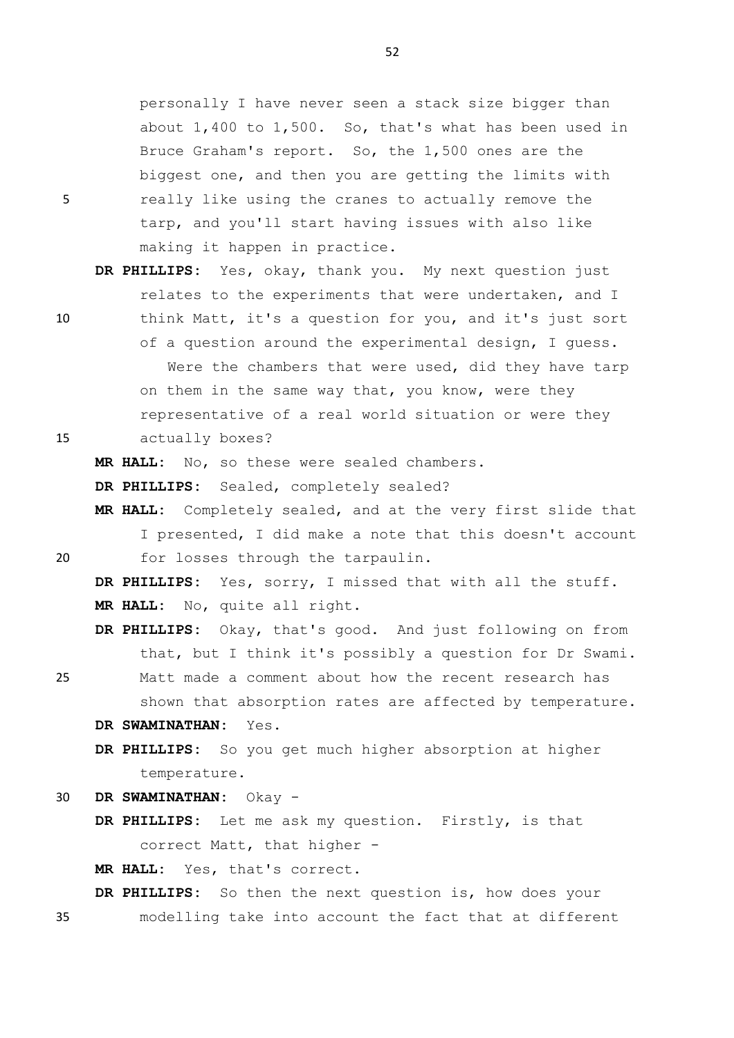personally I have never seen a stack size bigger than about 1,400 to 1,500. So, that's what has been used in Bruce Graham's report. So, the 1,500 ones are the biggest one, and then you are getting the limits with really like using the cranes to actually remove the tarp, and you'll start having issues with also like making it happen in practice.

**DR PHILLIPS:** Yes, okay, thank you. My next question just relates to the experiments that were undertaken, and I think Matt, it's a question for you, and it's just sort of a question around the experimental design, I guess. Were the chambers that were used, did they have tarp on them in the same way that, you know, were they representative of a real world situation or were they actually boxes?

**MR HALL:** No, so these were sealed chambers.

**DR PHILLIPS:** Sealed, completely sealed?

**MR HALL:** Completely sealed, and at the very first slide that I presented, I did make a note that this doesn't account for losses through the tarpaulin.

**DR PHILLIPS:** Yes, sorry, I missed that with all the stuff.

**MR HALL:** No, quite all right.

**DR PHILLIPS:** Okay, that's good. And just following on from that, but I think it's possibly a question for Dr Swami. Matt made a comment about how the recent research has shown that absorption rates are affected by temperature.

**DR SWAMINATHAN:** Yes.

**DR PHILLIPS:** So you get much higher absorption at higher temperature.

**DR SWAMINATHAN:** Okay -

**DR PHILLIPS:** Let me ask my question. Firstly, is that correct Matt, that higher -

**MR HALL:** Yes, that's correct.

**DR PHILLIPS:** So then the next question is, how does your modelling take into account the fact that at different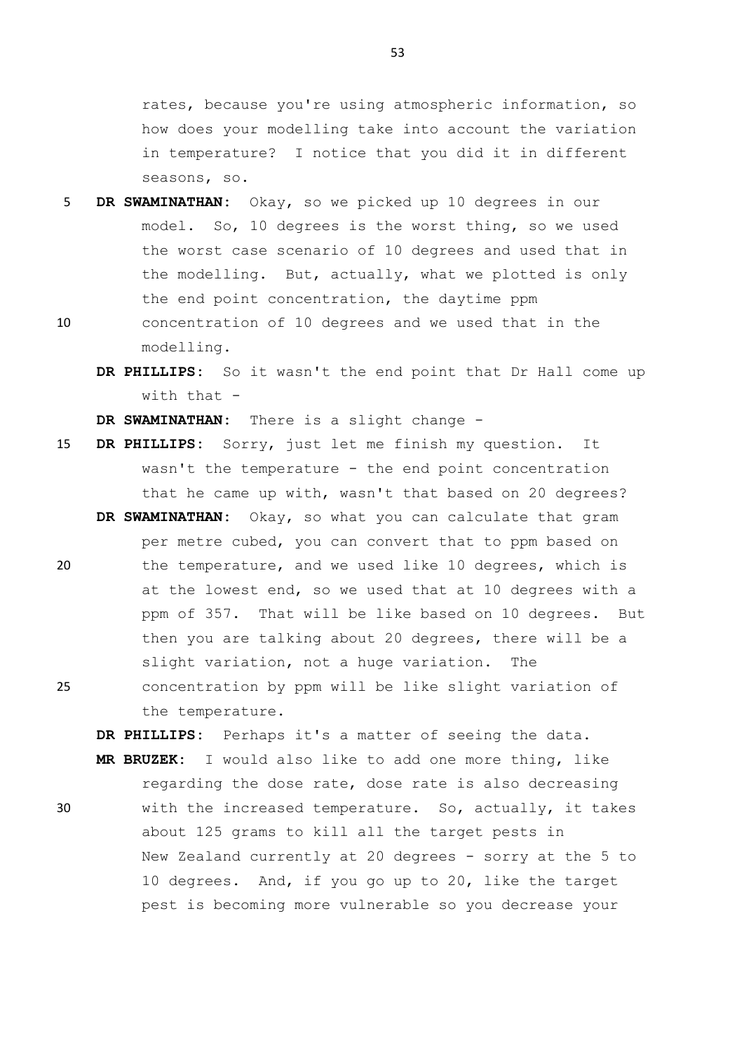rates, because you're using atmospheric information, so how does your modelling take into account the variation in temperature? I notice that you did it in different seasons, so.

**DR SWAMINATHAN:** Okay, so we picked up 10 degrees in our model. So, 10 degrees is the worst thing, so we used the worst case scenario of 10 degrees and used that in the modelling. But, actually, what we plotted is only the end point concentration, the daytime ppm concentration of 10 degrees and we used that in the modelling.

**DR PHILLIPS:** So it wasn't the end point that Dr Hall come up with that -

**DR SWAMINATHAN:** There is a slight change -

**DR PHILLIPS:** Sorry, just let me finish my question. It wasn't the temperature - the end point concentration that he came up with, wasn't that based on 20 degrees?

**DR SWAMINATHAN:** Okay, so what you can calculate that gram per metre cubed, you can convert that to ppm based on the temperature, and we used like 10 degrees, which is at the lowest end, so we used that at 10 degrees with a ppm of 357. That will be like based on 10 degrees. But then you are talking about 20 degrees, there will be a slight variation, not a huge variation. The concentration by ppm will be like slight variation of the temperature.

**DR PHILLIPS:** Perhaps it's a matter of seeing the data.

**MR BRUZEK:** I would also like to add one more thing, like regarding the dose rate, dose rate is also decreasing with the increased temperature. So, actually, it takes about 125 grams to kill all the target pests in New Zealand currently at 20 degrees - sorry at the 5 to 10 degrees. And, if you go up to 20, like the target pest is becoming more vulnerable so you decrease your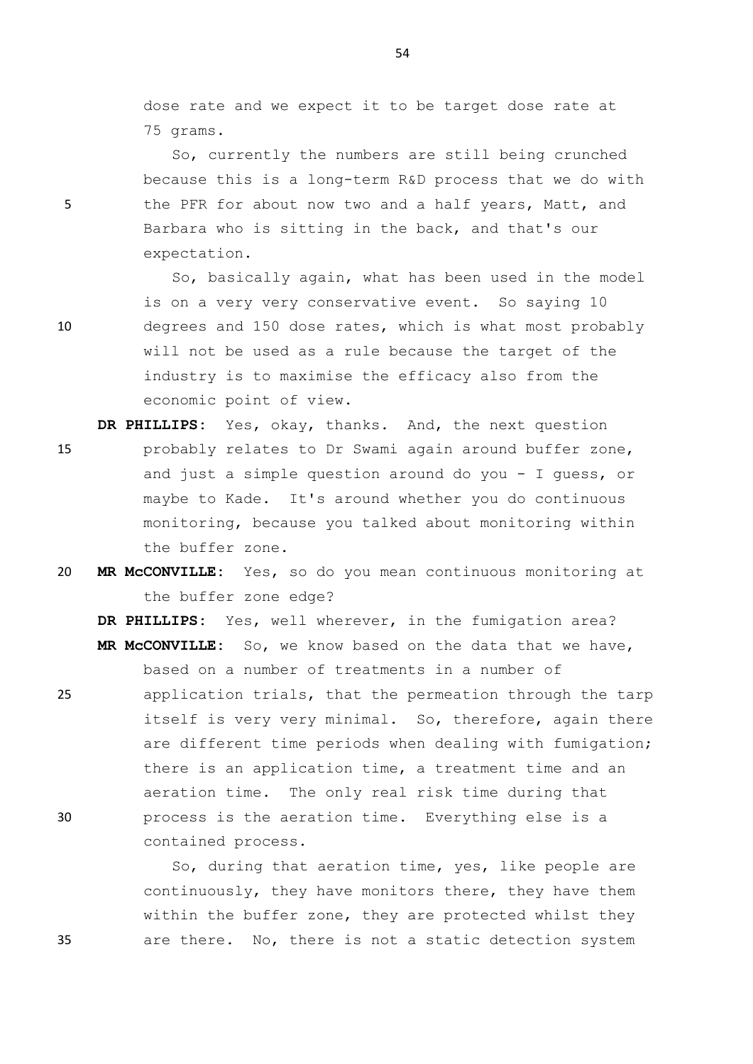dose rate and we expect it to be target dose rate at 75 grams.

So, currently the numbers are still being crunched because this is a long-term R&D process that we do with the PFR for about now two and a half years, Matt, and Barbara who is sitting in the back, and that's our expectation.

So, basically again, what has been used in the model is on a very very conservative event. So saying 10 degrees and 150 dose rates, which is what most probably will not be used as a rule because the target of the industry is to maximise the efficacy also from the economic point of view.

**DR PHILLIPS:** Yes, okay, thanks. And, the next question probably relates to Dr Swami again around buffer zone, and just a simple question around do you - I guess, or maybe to Kade. It's around whether you do continuous monitoring, because you talked about monitoring within the buffer zone.

**MR McCONVILLE:** Yes, so do you mean continuous monitoring at the buffer zone edge?

**DR PHILLIPS:** Yes, well wherever, in the fumigation area?

**MR McCONVILLE:** So, we know based on the data that we have, based on a number of treatments in a number of application trials, that the permeation through the tarp itself is very very minimal. So, therefore, again there are different time periods when dealing with fumigation; there is an application time, a treatment time and an aeration time. The only real risk time during that process is the aeration time. Everything else is a contained process.

So, during that aeration time, yes, like people are continuously, they have monitors there, they have them within the buffer zone, they are protected whilst they are there. No, there is not a static detection system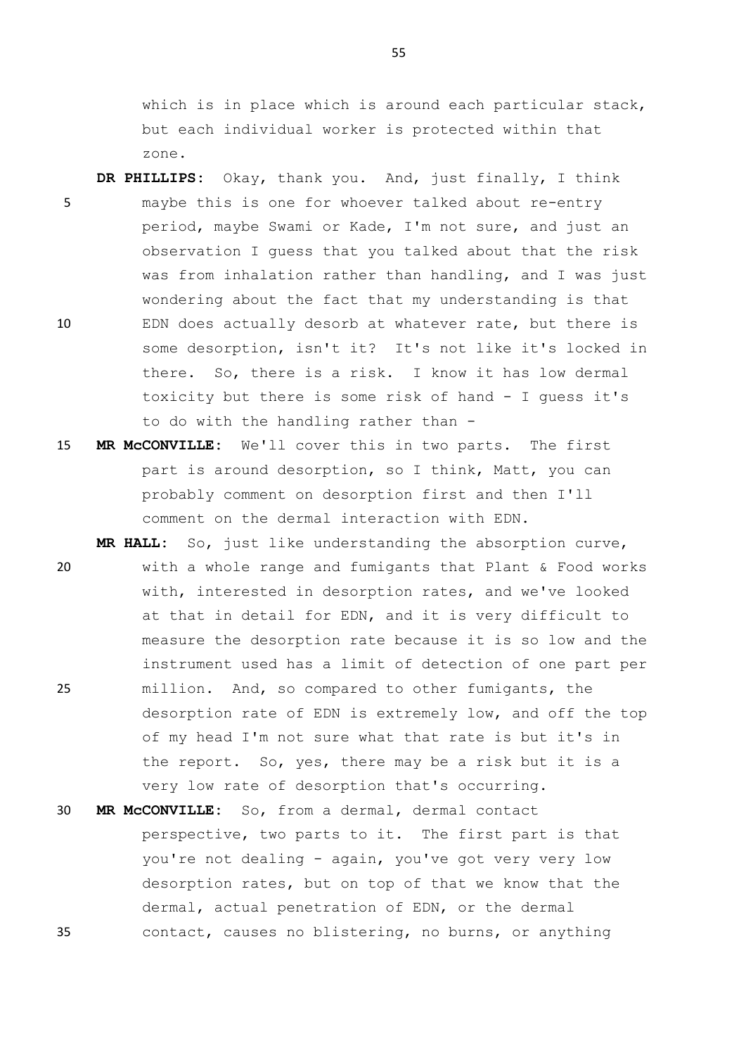which is in place which is around each particular stack, but each individual worker is protected within that zone.

**DR PHILLIPS:** Okay, thank you. And, just finally, I think maybe this is one for whoever talked about re-entry period, maybe Swami or Kade, I'm not sure, and just an observation I guess that you talked about that the risk was from inhalation rather than handling, and I was just wondering about the fact that my understanding is that EDN does actually desorb at whatever rate, but there is some desorption, isn't it? It's not like it's locked in there. So, there is a risk. I know it has low dermal toxicity but there is some risk of hand - I guess it's to do with the handling rather than -

**MR McCONVILLE:** We'll cover this in two parts. The first part is around desorption, so I think, Matt, you can probably comment on desorption first and then I'll comment on the dermal interaction with EDN.

**MR HALL:** So, just like understanding the absorption curve, with a whole range and fumigants that Plant & Food works with, interested in desorption rates, and we've looked at that in detail for EDN, and it is very difficult to measure the desorption rate because it is so low and the instrument used has a limit of detection of one part per million. And, so compared to other fumigants, the desorption rate of EDN is extremely low, and off the top of my head I'm not sure what that rate is but it's in the report. So, yes, there may be a risk but it is a very low rate of desorption that's occurring.

**MR McCONVILLE:** So, from a dermal, dermal contact perspective, two parts to it. The first part is that you're not dealing - again, you've got very very low desorption rates, but on top of that we know that the dermal, actual penetration of EDN, or the dermal contact, causes no blistering, no burns, or anything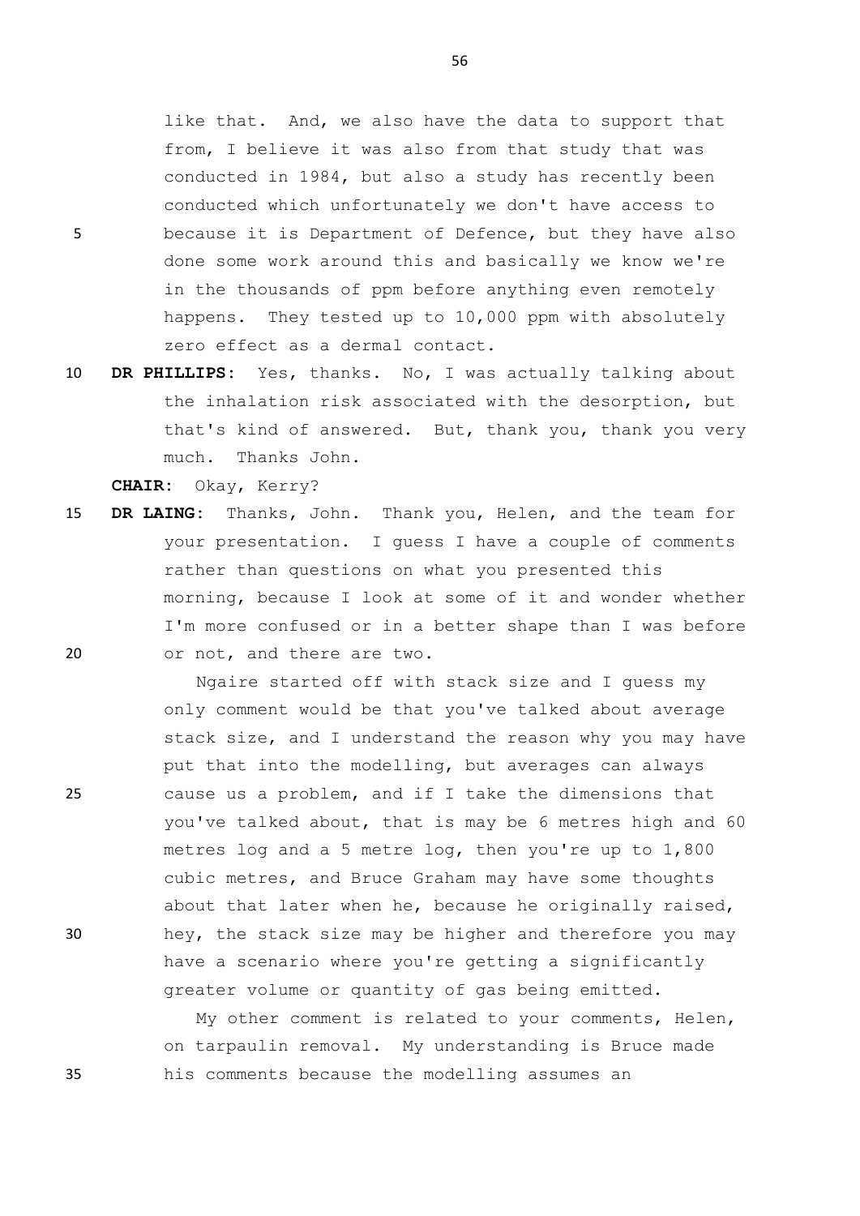like that. And, we also have the data to support that from, I believe it was also from that study that was conducted in 1984, but also a study has recently been conducted which unfortunately we don't have access to because it is Department of Defence, but they have also done some work around this and basically we know we're in the thousands of ppm before anything even remotely happens. They tested up to 10,000 ppm with absolutely zero effect as a dermal contact.

**DR PHILLIPS:** Yes, thanks. No, I was actually talking about the inhalation risk associated with the desorption, but that's kind of answered. But, thank you, thank you very much. Thanks John.

**CHAIR:** Okay, Kerry?

**DR LAING:** Thanks, John. Thank you, Helen, and the team for your presentation. I guess I have a couple of comments rather than questions on what you presented this morning, because I look at some of it and wonder whether I'm more confused or in a better shape than I was before or not, and there are two.

Ngaire started off with stack size and I guess my only comment would be that you've talked about average stack size, and I understand the reason why you may have put that into the modelling, but averages can always cause us a problem, and if I take the dimensions that you've talked about, that is may be 6 metres high and 60 metres log and a 5 metre log, then you're up to 1,800 cubic metres, and Bruce Graham may have some thoughts about that later when he, because he originally raised, hey, the stack size may be higher and therefore you may have a scenario where you're getting a significantly greater volume or quantity of gas being emitted.

My other comment is related to your comments, Helen, on tarpaulin removal. My understanding is Bruce made his comments because the modelling assumes an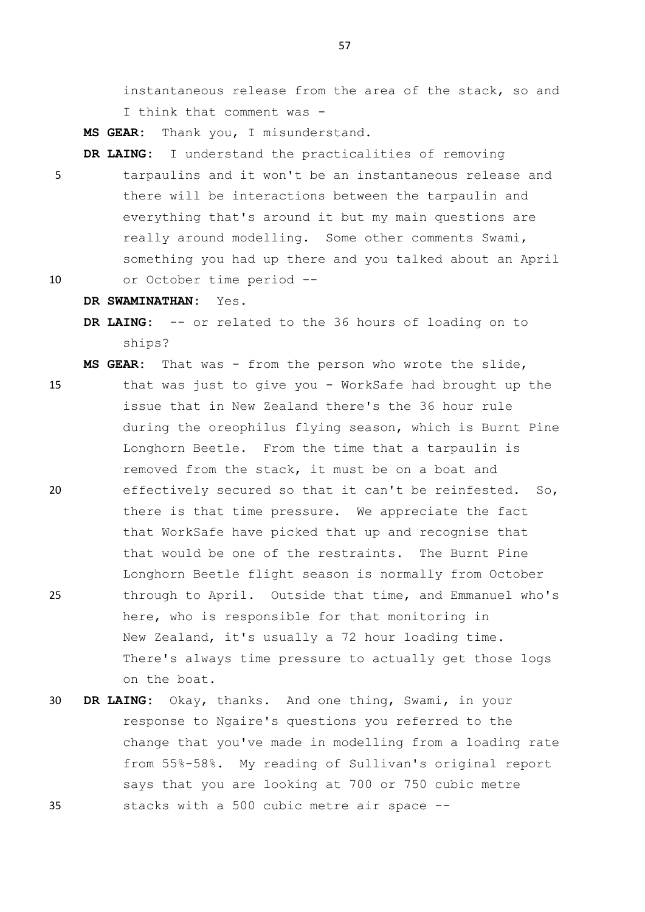instantaneous release from the area of the stack, so and I think that comment was -

**MS GEAR:** Thank you, I misunderstand.

**DR LAING:** I understand the practicalities of removing tarpaulins and it won't be an instantaneous release and there will be interactions between the tarpaulin and everything that's around it but my main questions are really around modelling. Some other comments Swami, something you had up there and you talked about an April or October time period --

**DR SWAMINATHAN:** Yes.

**DR LAING:** -- or related to the 36 hours of loading on to ships?

**MS GEAR:** That was - from the person who wrote the slide, that was just to give you - WorkSafe had brought up the issue that in New Zealand there's the 36 hour rule during the oreophilus flying season, which is Burnt Pine Longhorn Beetle. From the time that a tarpaulin is removed from the stack, it must be on a boat and effectively secured so that it can't be reinfested. So, there is that time pressure. We appreciate the fact that WorkSafe have picked that up and recognise that that would be one of the restraints. The Burnt Pine Longhorn Beetle flight season is normally from October through to April. Outside that time, and Emmanuel who's here, who is responsible for that monitoring in New Zealand, it's usually a 72 hour loading time. There's always time pressure to actually get those logs on the boat.

**DR LAING:** Okay, thanks. And one thing, Swami, in your response to Ngaire's questions you referred to the change that you've made in modelling from a loading rate from 55%-58%. My reading of Sullivan's original report says that you are looking at 700 or 750 cubic metre stacks with a 500 cubic metre air space --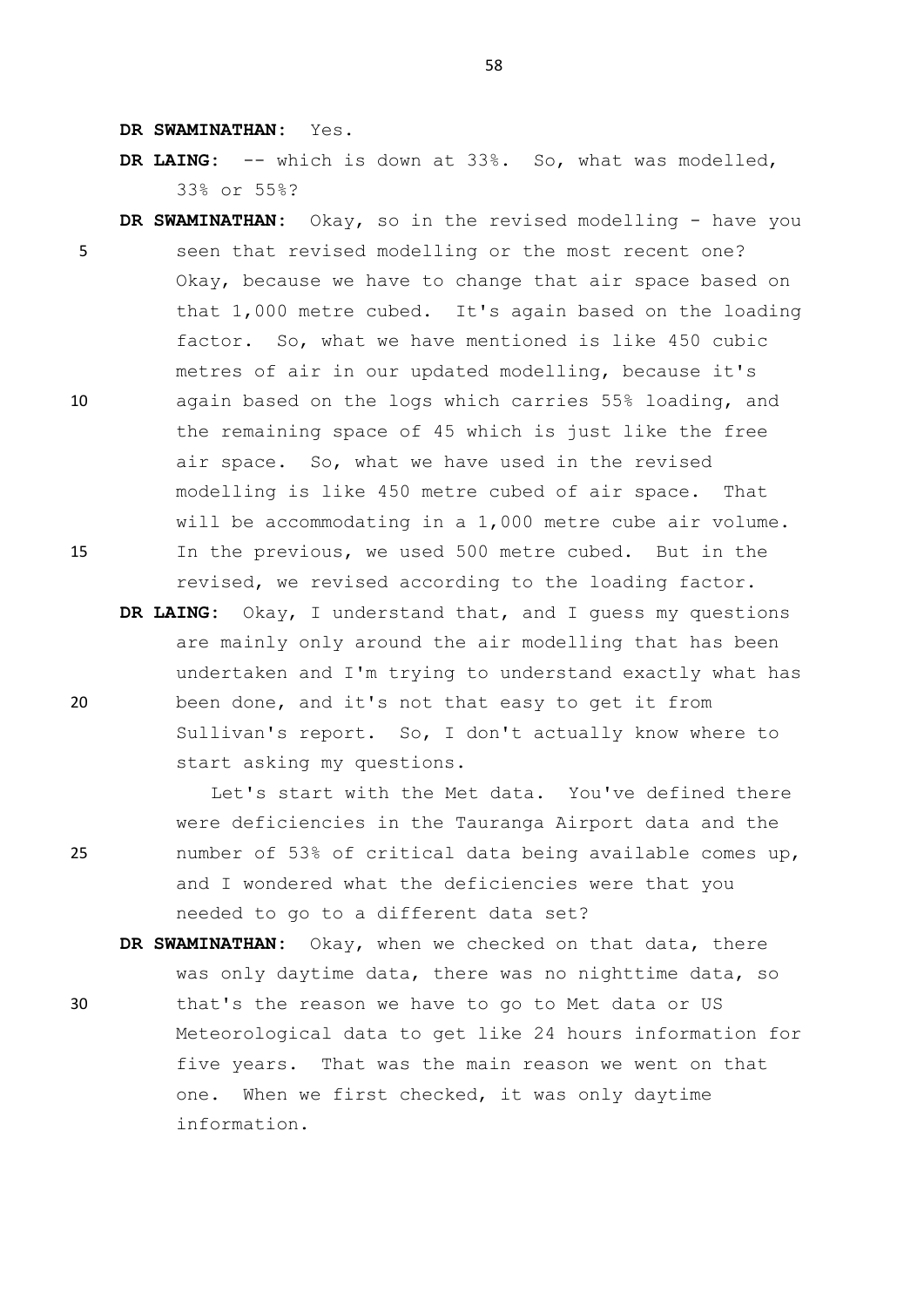**DR SWAMINATHAN:** Yes.

**DR LAING:** -- which is down at 33%. So, what was modelled, 33% or 55%?

**DR SWAMINATHAN:** Okay, so in the revised modelling - have you seen that revised modelling or the most recent one? Okay, because we have to change that air space based on that 1,000 metre cubed. It's again based on the loading factor. So, what we have mentioned is like 450 cubic metres of air in our updated modelling, because it's again based on the logs which carries 55% loading, and the remaining space of 45 which is just like the free air space. So, what we have used in the revised modelling is like 450 metre cubed of air space. That will be accommodating in a 1,000 metre cube air volume. In the previous, we used 500 metre cubed. But in the revised, we revised according to the loading factor.

**DR LAING:** Okay, I understand that, and I guess my questions are mainly only around the air modelling that has been undertaken and I'm trying to understand exactly what has been done, and it's not that easy to get it from Sullivan's report. So, I don't actually know where to start asking my questions.

Let's start with the Met data. You've defined there were deficiencies in the Tauranga Airport data and the number of 53% of critical data being available comes up, and I wondered what the deficiencies were that you needed to go to a different data set?

**DR SWAMINATHAN:** Okay, when we checked on that data, there was only daytime data, there was no nighttime data, so that's the reason we have to go to Met data or US Meteorological data to get like 24 hours information for five years. That was the main reason we went on that one. When we first checked, it was only daytime information.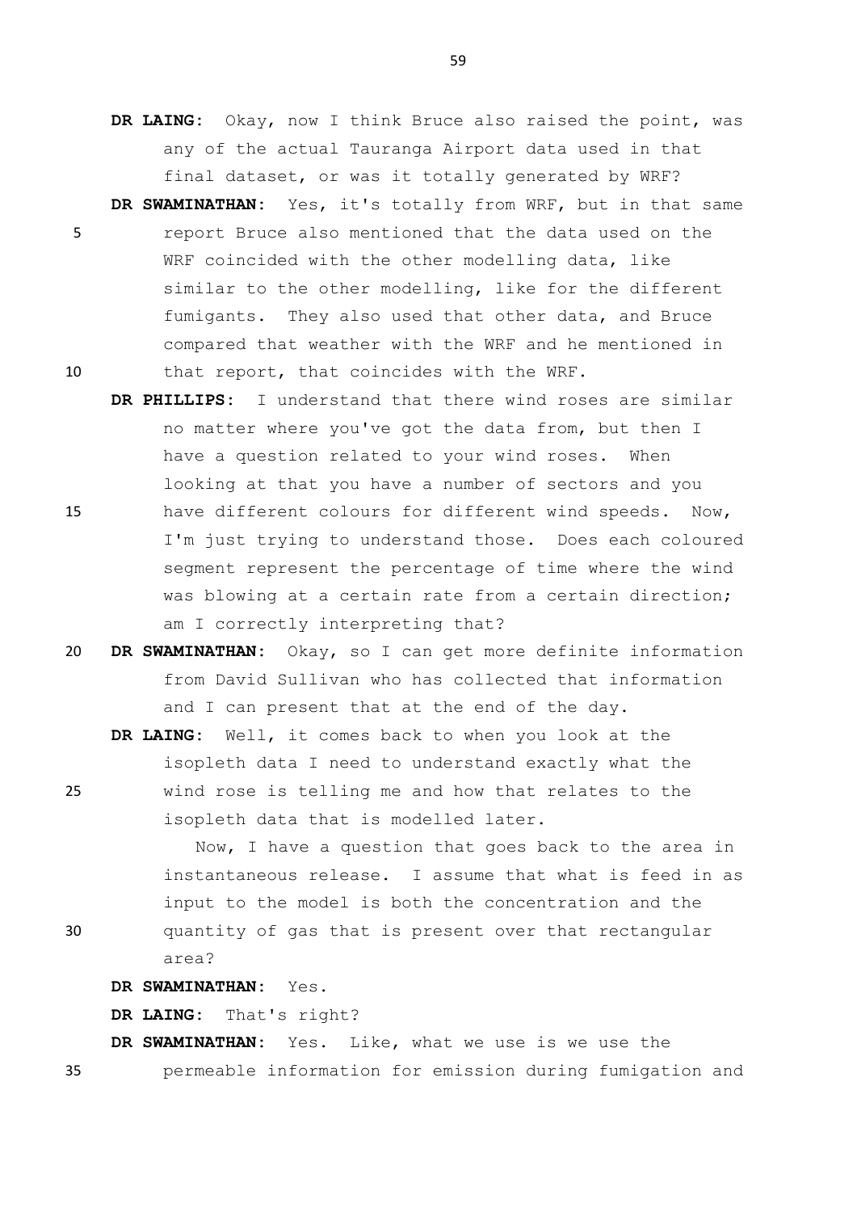**DR LAING:** Okay, now I think Bruce also raised the point, was any of the actual Tauranga Airport data used in that final dataset, or was it totally generated by WRF?

**DR SWAMINATHAN:** Yes, it's totally from WRF, but in that same report Bruce also mentioned that the data used on the WRF coincided with the other modelling data, like similar to the other modelling, like for the different fumigants. They also used that other data, and Bruce compared that weather with the WRF and he mentioned in that report, that coincides with the WRF.

**DR PHILLIPS:** I understand that there wind roses are similar no matter where you've got the data from, but then I have a question related to your wind roses. When looking at that you have a number of sectors and you have different colours for different wind speeds. Now, I'm just trying to understand those. Does each coloured segment represent the percentage of time where the wind was blowing at a certain rate from a certain direction; am I correctly interpreting that?

**DR SWAMINATHAN:** Okay, so I can get more definite information from David Sullivan who has collected that information and I can present that at the end of the day.

**DR LAING:** Well, it comes back to when you look at the isopleth data I need to understand exactly what the wind rose is telling me and how that relates to the isopleth data that is modelled later.

Now, I have a question that goes back to the area in instantaneous release. I assume that what is feed in as input to the model is both the concentration and the quantity of gas that is present over that rectangular area?

**DR SWAMINATHAN:** Yes.

**DR LAING:** That's right?

**DR SWAMINATHAN:** Yes. Like, what we use is we use the permeable information for emission during fumigation and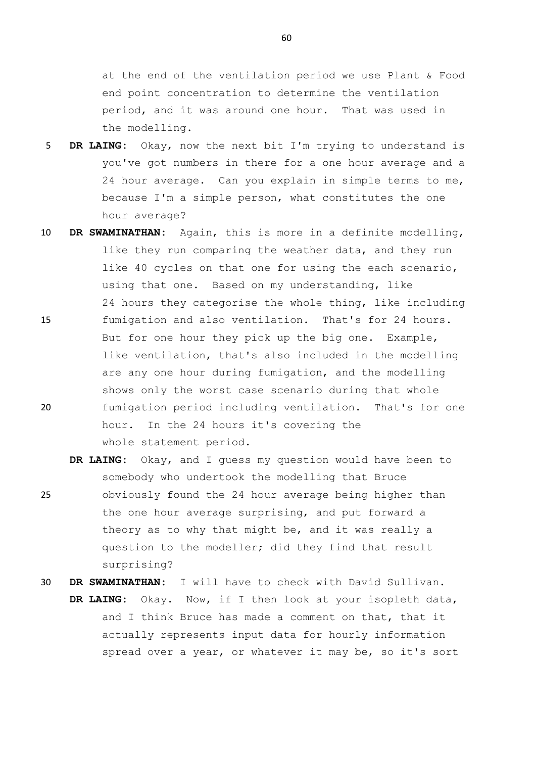at the end of the ventilation period we use Plant & Food end point concentration to determine the ventilation period, and it was around one hour. That was used in the modelling.

**DR LAING:** Okay, now the next bit I'm trying to understand is you've got numbers in there for a one hour average and a 24 hour average. Can you explain in simple terms to me, because I'm a simple person, what constitutes the one hour average?

**DR SWAMINATHAN:** Again, this is more in a definite modelling, like they run comparing the weather data, and they run like 40 cycles on that one for using the each scenario, using that one. Based on my understanding, like 24 hours they categorise the whole thing, like including fumigation and also ventilation. That's for 24 hours. But for one hour they pick up the big one. Example, like ventilation, that's also included in the modelling are any one hour during fumigation, and the modelling shows only the worst case scenario during that whole fumigation period including ventilation. That's for one hour. In the 24 hours it's covering the whole statement period.

**DR LAING:** Okay, and I guess my question would have been to somebody who undertook the modelling that Bruce obviously found the 24 hour average being higher than the one hour average surprising, and put forward a theory as to why that might be, and it was really a question to the modeller; did they find that result surprising?

**DR SWAMINATHAN:** I will have to check with David Sullivan.

**DR LAING:** Okay. Now, if I then look at your isopleth data, and I think Bruce has made a comment on that, that it actually represents input data for hourly information spread over a year, or whatever it may be, so it's sort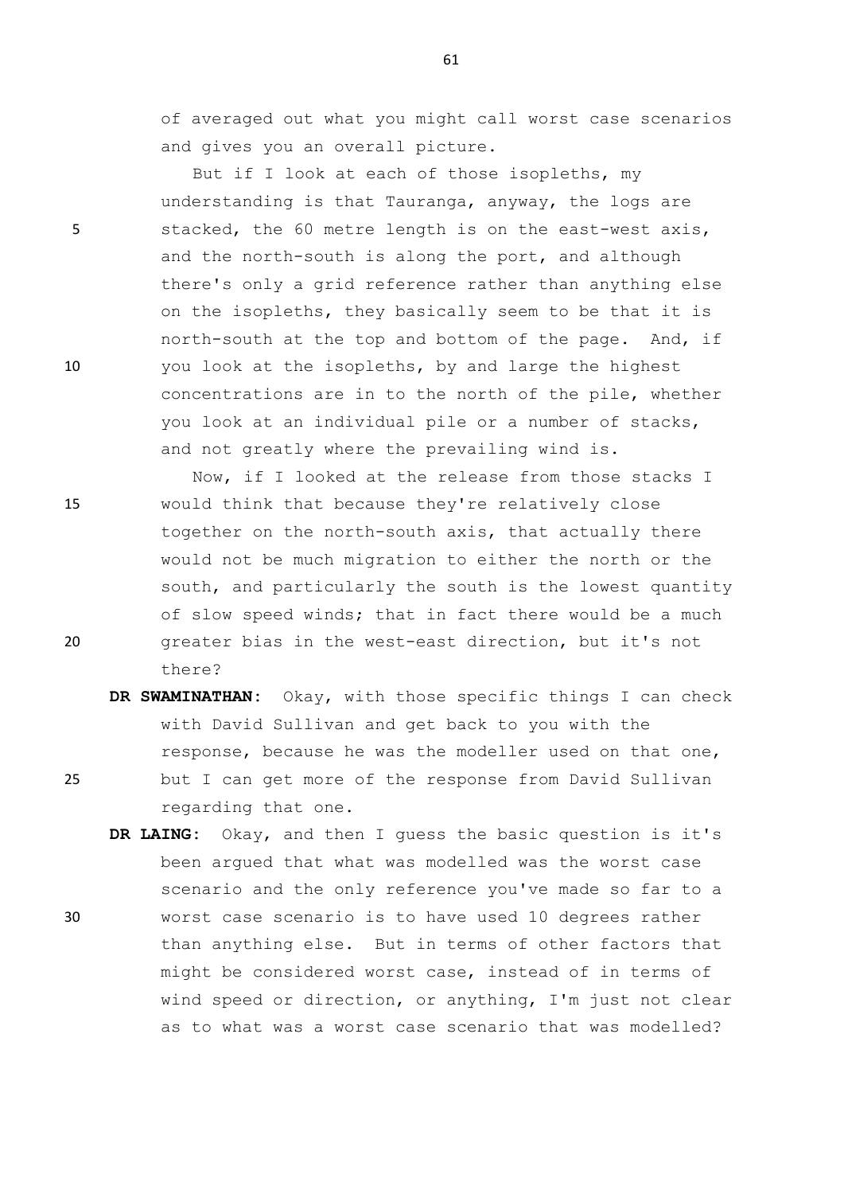of averaged out what you might call worst case scenarios and gives you an overall picture.

But if I look at each of those isopleths, my understanding is that Tauranga, anyway, the logs are stacked, the 60 metre length is on the east-west axis, and the north-south is along the port, and although there's only a grid reference rather than anything else on the isopleths, they basically seem to be that it is north-south at the top and bottom of the page. And, if you look at the isopleths, by and large the highest concentrations are in to the north of the pile, whether you look at an individual pile or a number of stacks, and not greatly where the prevailing wind is.

Now, if I looked at the release from those stacks I would think that because they're relatively close together on the north-south axis, that actually there would not be much migration to either the north or the south, and particularly the south is the lowest quantity of slow speed winds; that in fact there would be a much greater bias in the west-east direction, but it's not there?

**DR SWAMINATHAN:** Okay, with those specific things I can check with David Sullivan and get back to you with the response, because he was the modeller used on that one, but I can get more of the response from David Sullivan regarding that one.

**DR LAING:** Okay, and then I guess the basic question is it's been argued that what was modelled was the worst case scenario and the only reference you've made so far to a worst case scenario is to have used 10 degrees rather than anything else. But in terms of other factors that might be considered worst case, instead of in terms of wind speed or direction, or anything, I'm just not clear as to what was a worst case scenario that was modelled?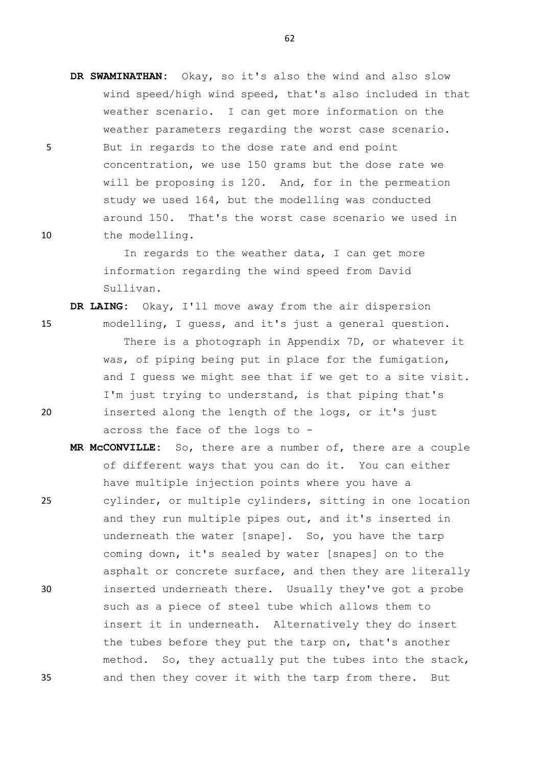**DR SWAMINATHAN:** Okay, so it's also the wind and also slow wind speed/high wind speed, that's also included in that weather scenario. I can get more information on the weather parameters regarding the worst case scenario. But in regards to the dose rate and end point concentration, we use 150 grams but the dose rate we will be proposing is 120. And, for in the permeation study we used 164, but the modelling was conducted around 150. That's the worst case scenario we used in the modelling.

In regards to the weather data, I can get more information regarding the wind speed from David Sullivan.

**DR LAING:** Okay, I'll move away from the air dispersion modelling, I guess, and it's just a general question.

There is a photograph in Appendix 7D, or whatever it was, of piping being put in place for the fumigation, and I guess we might see that if we get to a site visit. I'm just trying to understand, is that piping that's inserted along the length of the logs, or it's just across the face of the logs to -

**MR McCONVILLE:** So, there are a number of, there are a couple of different ways that you can do it. You can either have multiple injection points where you have a cylinder, or multiple cylinders, sitting in one location and they run multiple pipes out, and it's inserted in underneath the water [snape]. So, you have the tarp coming down, it's sealed by water [snapes] on to the asphalt or concrete surface, and then they are literally inserted underneath there. Usually they've got a probe such as a piece of steel tube which allows them to insert it in underneath. Alternatively they do insert the tubes before they put the tarp on, that's another method. So, they actually put the tubes into the stack, and then they cover it with the tarp from there. But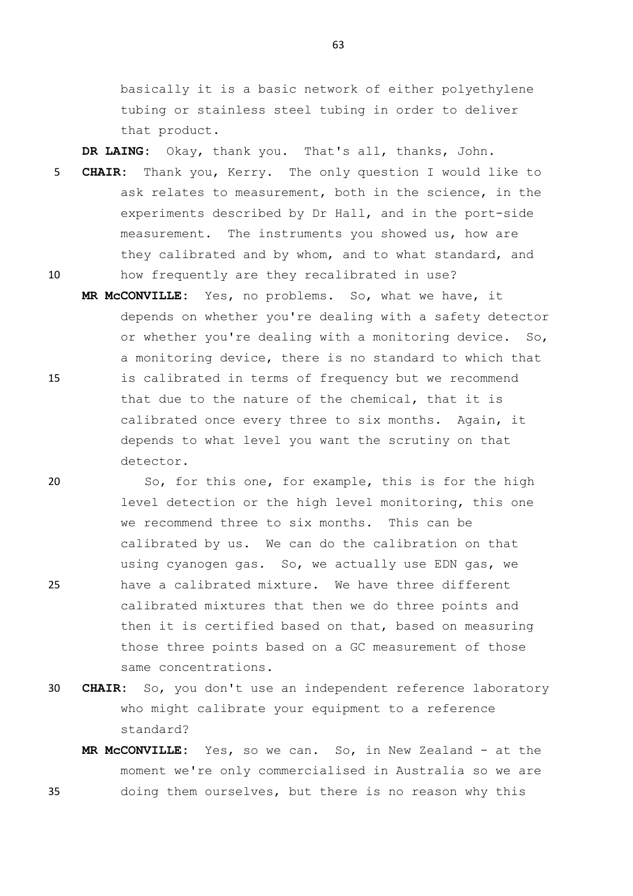basically it is a basic network of either polyethylene tubing or stainless steel tubing in order to deliver that product.

**DR LAING:** Okay, thank you. That's all, thanks, John.

**CHAIR:** Thank you, Kerry. The only question I would like to ask relates to measurement, both in the science, in the experiments described by Dr Hall, and in the port-side measurement. The instruments you showed us, how are they calibrated and by whom, and to what standard, and how frequently are they recalibrated in use?

**MR McCONVILLE:** Yes, no problems. So, what we have, it depends on whether you're dealing with a safety detector or whether you're dealing with a monitoring device. So, a monitoring device, there is no standard to which that is calibrated in terms of frequency but we recommend that due to the nature of the chemical, that it is calibrated once every three to six months. Again, it depends to what level you want the scrutiny on that detector.

So, for this one, for example, this is for the high level detection or the high level monitoring, this one we recommend three to six months. This can be calibrated by us. We can do the calibration on that using cyanogen gas. So, we actually use EDN gas, we have a calibrated mixture. We have three different calibrated mixtures that then we do three points and then it is certified based on that, based on measuring those three points based on a GC measurement of those same concentrations.

**CHAIR:** So, you don't use an independent reference laboratory who might calibrate your equipment to a reference standard?

**MR McCONVILLE:** Yes, so we can. So, in New Zealand - at the moment we're only commercialised in Australia so we are doing them ourselves, but there is no reason why this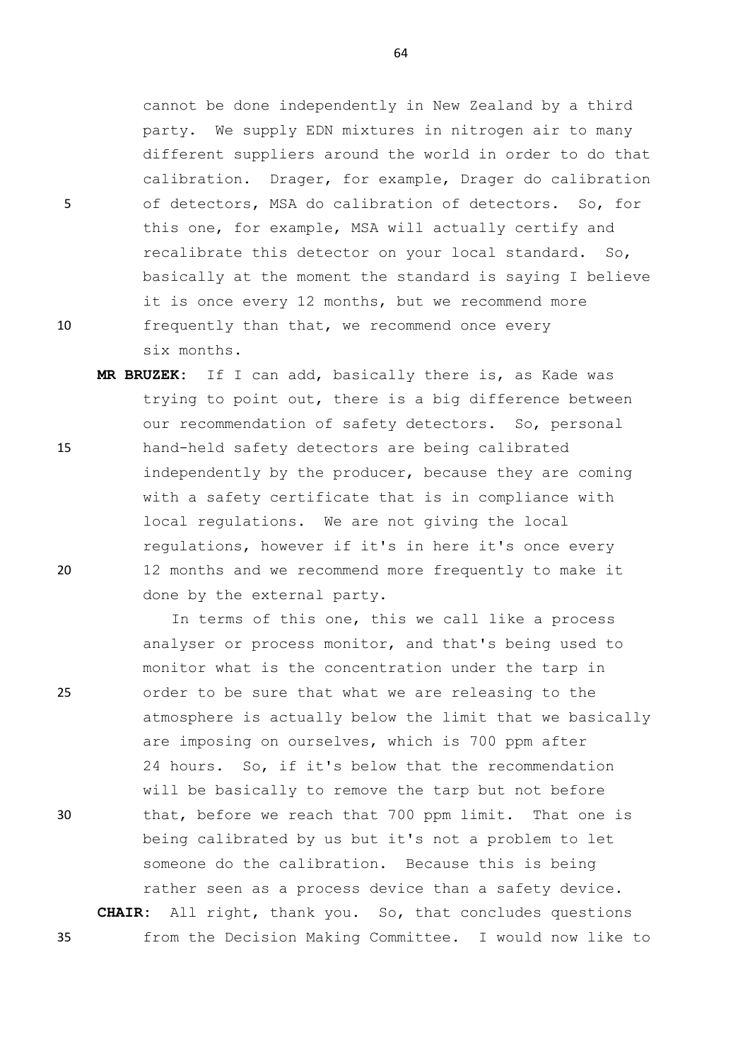cannot be done independently in New Zealand by a third party. We supply EDN mixtures in nitrogen air to many different suppliers around the world in order to do that calibration. Drager, for example, Drager do calibration of detectors, MSA do calibration of detectors. So, for this one, for example, MSA will actually certify and recalibrate this detector on your local standard. So, basically at the moment the standard is saying I believe it is once every 12 months, but we recommend more frequently than that, we recommend once every six months.

**MR BRUZEK:** If I can add, basically there is, as Kade was trying to point out, there is a big difference between our recommendation of safety detectors. So, personal hand-held safety detectors are being calibrated independently by the producer, because they are coming with a safety certificate that is in compliance with local regulations. We are not giving the local regulations, however if it's in here it's once every 12 months and we recommend more frequently to make it done by the external party.

In terms of this one, this we call like a process analyser or process monitor, and that's being used to monitor what is the concentration under the tarp in order to be sure that what we are releasing to the atmosphere is actually below the limit that we basically are imposing on ourselves, which is 700 ppm after 24 hours. So, if it's below that the recommendation will be basically to remove the tarp but not before that, before we reach that 700 ppm limit. That one is being calibrated by us but it's not a problem to let someone do the calibration. Because this is being rather seen as a process device than a safety device.

**CHAIR:** All right, thank you. So, that concludes questions from the Decision Making Committee. I would now like to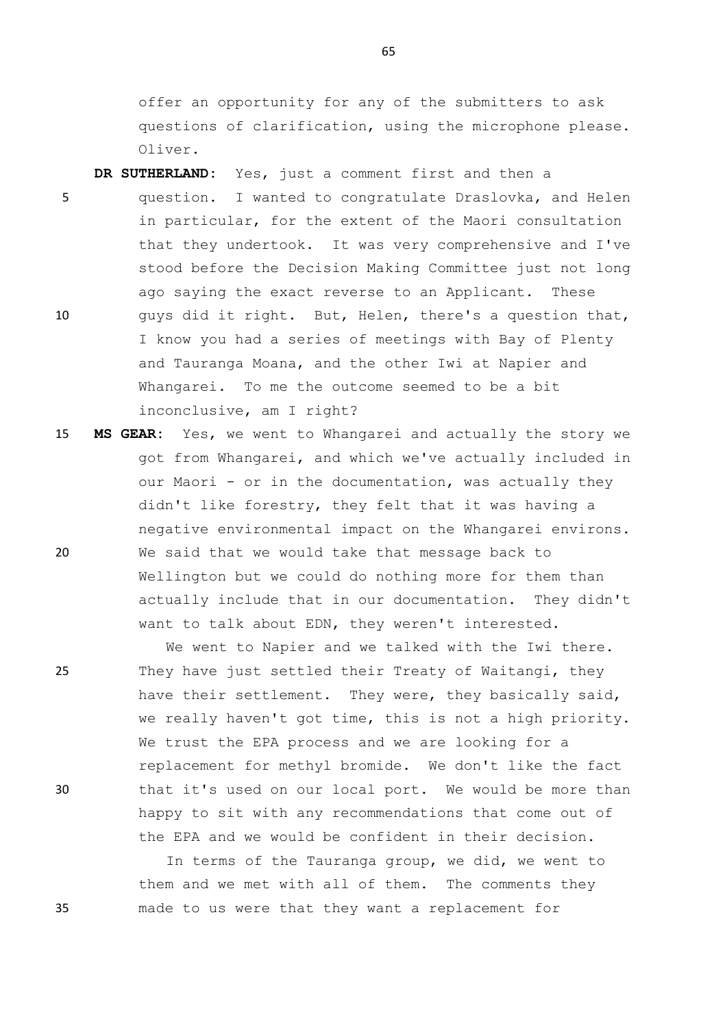offer an opportunity for any of the submitters to ask questions of clarification, using the microphone please. Oliver.

**DR SUTHERLAND:** Yes, just a comment first and then a question. I wanted to congratulate Draslovka, and Helen in particular, for the extent of the Maori consultation that they undertook. It was very comprehensive and I've stood before the Decision Making Committee just not long ago saying the exact reverse to an Applicant. These guys did it right. But, Helen, there's a question that, I know you had a series of meetings with Bay of Plenty and Tauranga Moana, and the other Iwi at Napier and Whangarei. To me the outcome seemed to be a bit inconclusive, am I right?

**MS GEAR:** Yes, we went to Whangarei and actually the story we got from Whangarei, and which we've actually included in our Maori - or in the documentation, was actually they didn't like forestry, they felt that it was having a negative environmental impact on the Whangarei environs. We said that we would take that message back to Wellington but we could do nothing more for them than actually include that in our documentation. They didn't want to talk about EDN, they weren't interested.

We went to Napier and we talked with the Iwi there. They have just settled their Treaty of Waitangi, they have their settlement. They were, they basically said, we really haven't got time, this is not a high priority. We trust the EPA process and we are looking for a replacement for methyl bromide. We don't like the fact that it's used on our local port. We would be more than happy to sit with any recommendations that come out of the EPA and we would be confident in their decision.

In terms of the Tauranga group, we did, we went to them and we met with all of them. The comments they made to us were that they want a replacement for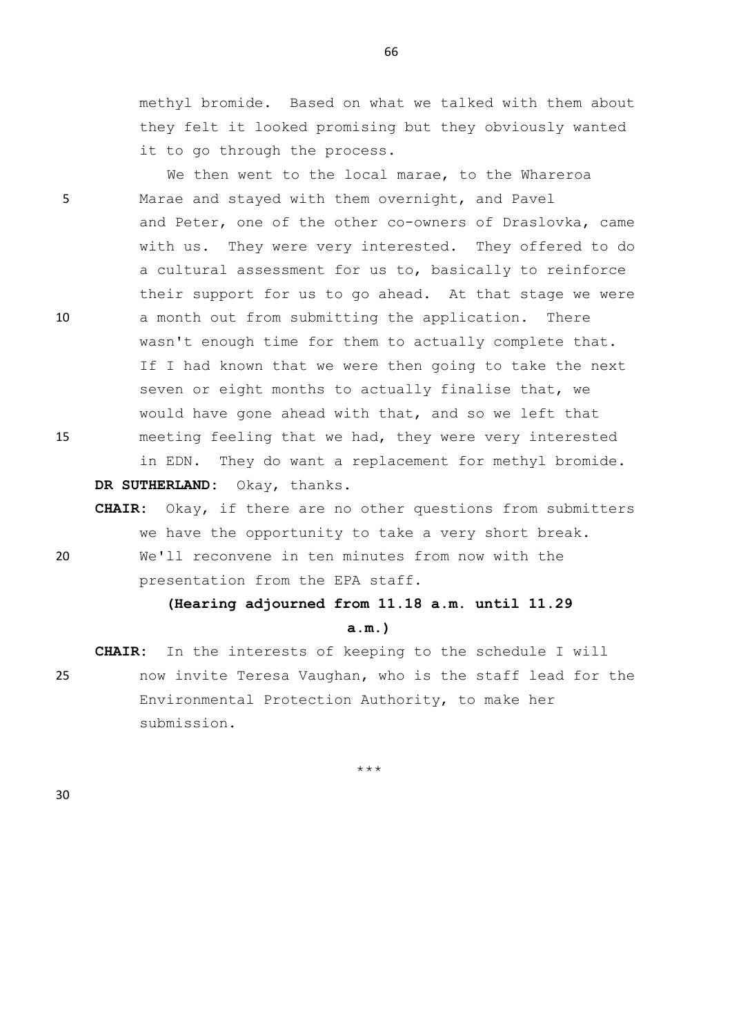methyl bromide. Based on what we talked with them about they felt it looked promising but they obviously wanted it to go through the process.

We then went to the local marae, to the Whareroa Marae and stayed with them overnight, and Pavel and Peter, one of the other co-owners of Draslovka, came with us. They were very interested. They offered to do a cultural assessment for us to, basically to reinforce their support for us to go ahead. At that stage we were a month out from submitting the application. There wasn't enough time for them to actually complete that. If I had known that we were then going to take the next seven or eight months to actually finalise that, we would have gone ahead with that, and so we left that meeting feeling that we had, they were very interested in EDN. They do want a replacement for methyl bromide.

**DR SUTHERLAND:** Okay, thanks.

**CHAIR:** Okay, if there are no other questions from submitters we have the opportunity to take a very short break. We'll reconvene in ten minutes from now with the presentation from the EPA staff.

**(Hearing adjourned from 11.18 a.m. until 11.29 a.m.)**

**CHAIR:** In the interests of keeping to the schedule I will now invite Teresa Vaughan, who is the staff lead for the Environmental Protection Authority, to make her submission.

***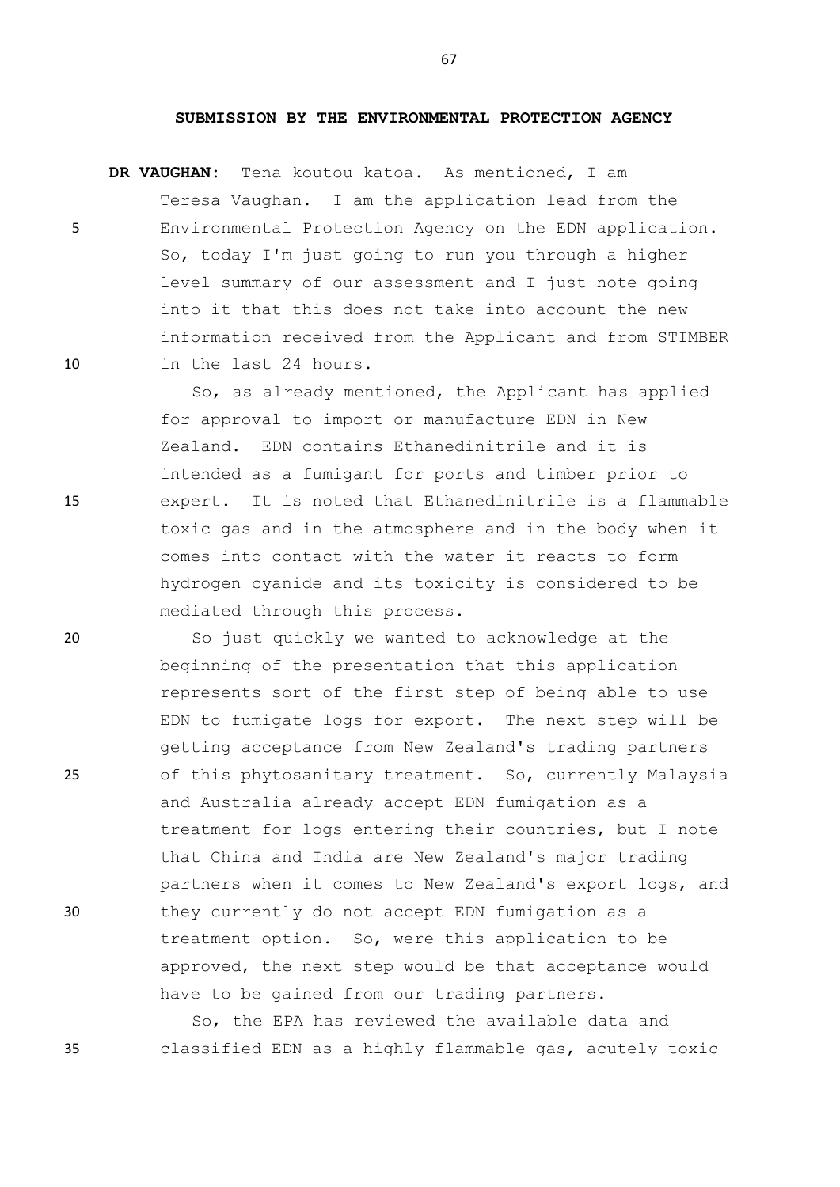**SUBMISSION BY THE ENVIRONMENTAL PROTECTION AGENCY**

**DR VAUGHAN:** Tena koutou katoa. As mentioned, I am Teresa Vaughan. I am the application lead from the Environmental Protection Agency on the EDN application. So, today I'm just going to run you through a higher level summary of our assessment and I just note going into it that this does not take into account the new information received from the Applicant and from STIMBER in the last 24 hours.

So, as already mentioned, the Applicant has applied for approval to import or manufacture EDN in New Zealand. EDN contains Ethanedinitrile and it is intended as a fumigant for ports and timber prior to expert. It is noted that Ethanedinitrile is a flammable toxic gas and in the atmosphere and in the body when it comes into contact with the water it reacts to form hydrogen cyanide and its toxicity is considered to be mediated through this process.

So just quickly we wanted to acknowledge at the beginning of the presentation that this application represents sort of the first step of being able to use EDN to fumigate logs for export. The next step will be getting acceptance from New Zealand's trading partners of this phytosanitary treatment. So, currently Malaysia and Australia already accept EDN fumigation as a treatment for logs entering their countries, but I note that China and India are New Zealand's major trading partners when it comes to New Zealand's export logs, and they currently do not accept EDN fumigation as a treatment option. So, were this application to be approved, the next step would be that acceptance would have to be gained from our trading partners.

So, the EPA has reviewed the available data and classified EDN as a highly flammable gas, acutely toxic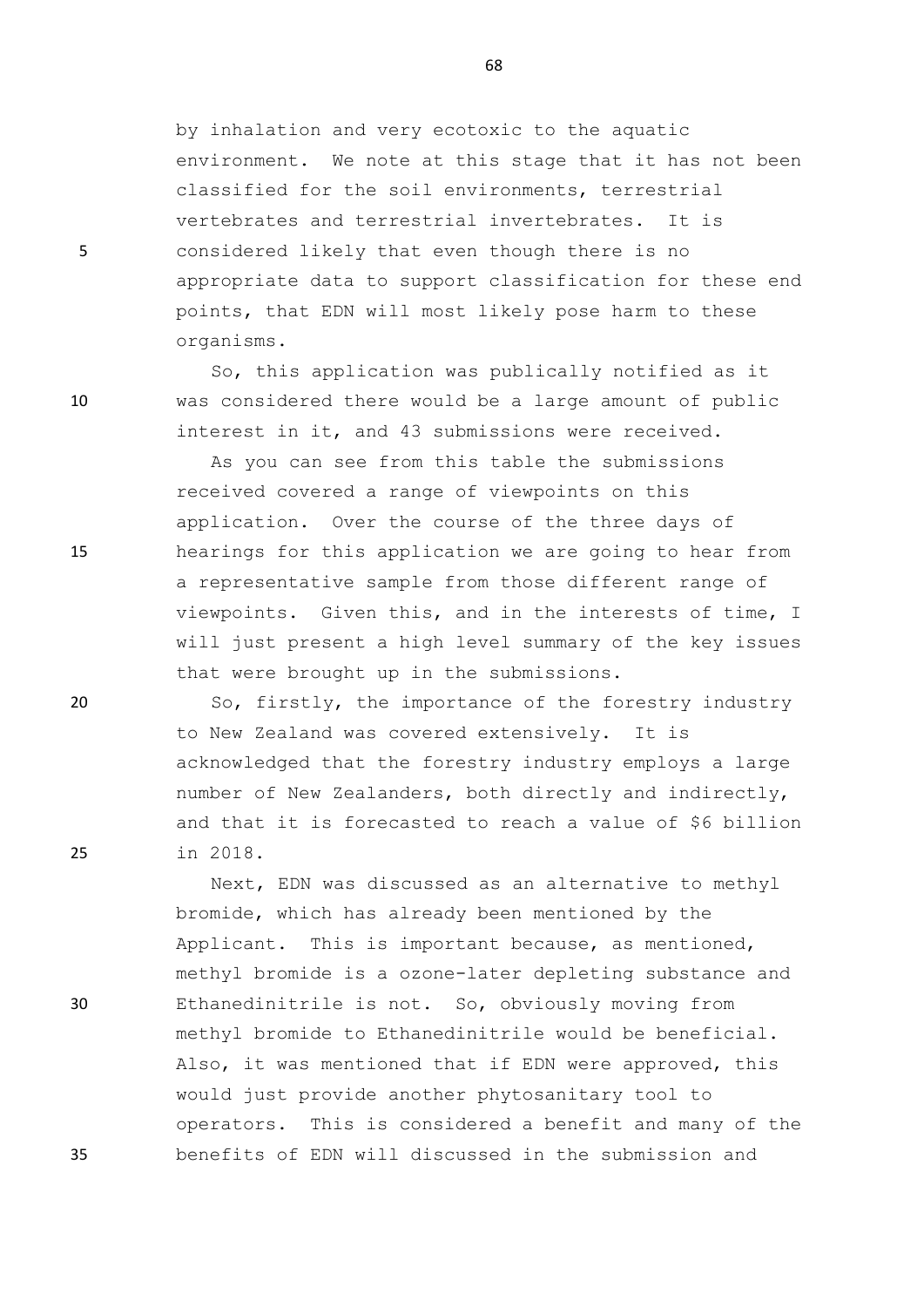by inhalation and very ecotoxic to the aquatic environment. We note at this stage that it has not been classified for the soil environments, terrestrial vertebrates and terrestrial invertebrates. It is considered likely that even though there is no appropriate data to support classification for these end points, that EDN will most likely pose harm to these organisms.

So, this application was publically notified as it was considered there would be a large amount of public interest in it, and 43 submissions were received.

As you can see from this table the submissions received covered a range of viewpoints on this application. Over the course of the three days of hearings for this application we are going to hear from a representative sample from those different range of viewpoints. Given this, and in the interests of time, I will just present a high level summary of the key issues that were brought up in the submissions.

So, firstly, the importance of the forestry industry to New Zealand was covered extensively. It is acknowledged that the forestry industry employs a large number of New Zealanders, both directly and indirectly, and that it is forecasted to reach a value of $6 billion in 2018.

Next, EDN was discussed as an alternative to methyl bromide, which has already been mentioned by the Applicant. This is important because, as mentioned, methyl bromide is a ozone-later depleting substance and Ethanedinitrile is not. So, obviously moving from methyl bromide to Ethanedinitrile would be beneficial. Also, it was mentioned that if EDN were approved, this would just provide another phytosanitary tool to operators. This is considered a benefit and many of the benefits of EDN will discussed in the submission and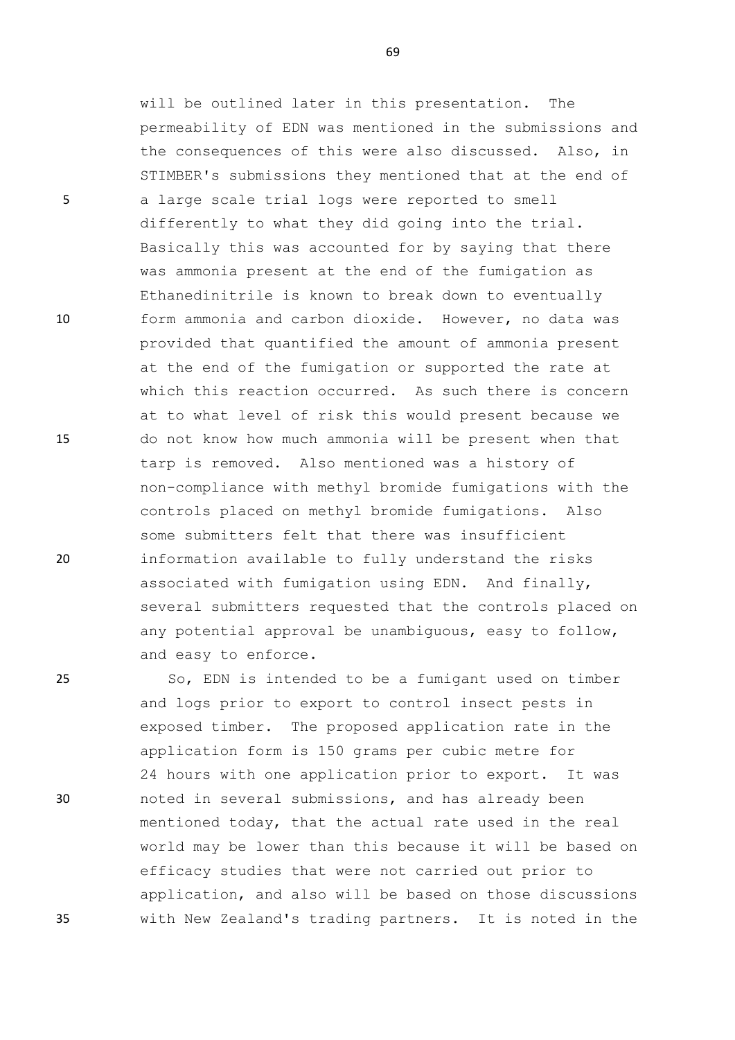will be outlined later in this presentation. The permeability of EDN was mentioned in the submissions and the consequences of this were also discussed. Also, in STIMBER's submissions they mentioned that at the end of a large scale trial logs were reported to smell differently to what they did going into the trial. Basically this was accounted for by saying that there was ammonia present at the end of the fumigation as Ethanedinitrile is known to break down to eventually form ammonia and carbon dioxide. However, no data was provided that quantified the amount of ammonia present at the end of the fumigation or supported the rate at which this reaction occurred. As such there is concern at to what level of risk this would present because we do not know how much ammonia will be present when that tarp is removed. Also mentioned was a history of non-compliance with methyl bromide fumigations with the controls placed on methyl bromide fumigations. Also some submitters felt that there was insufficient information available to fully understand the risks associated with fumigation using EDN. And finally, several submitters requested that the controls placed on any potential approval be unambiguous, easy to follow, and easy to enforce.

So, EDN is intended to be a fumigant used on timber and logs prior to export to control insect pests in exposed timber. The proposed application rate in the application form is 150 grams per cubic metre for 24 hours with one application prior to export. It was noted in several submissions, and has already been mentioned today, that the actual rate used in the real world may be lower than this because it will be based on efficacy studies that were not carried out prior to application, and also will be based on those discussions with New Zealand's trading partners. It is noted in the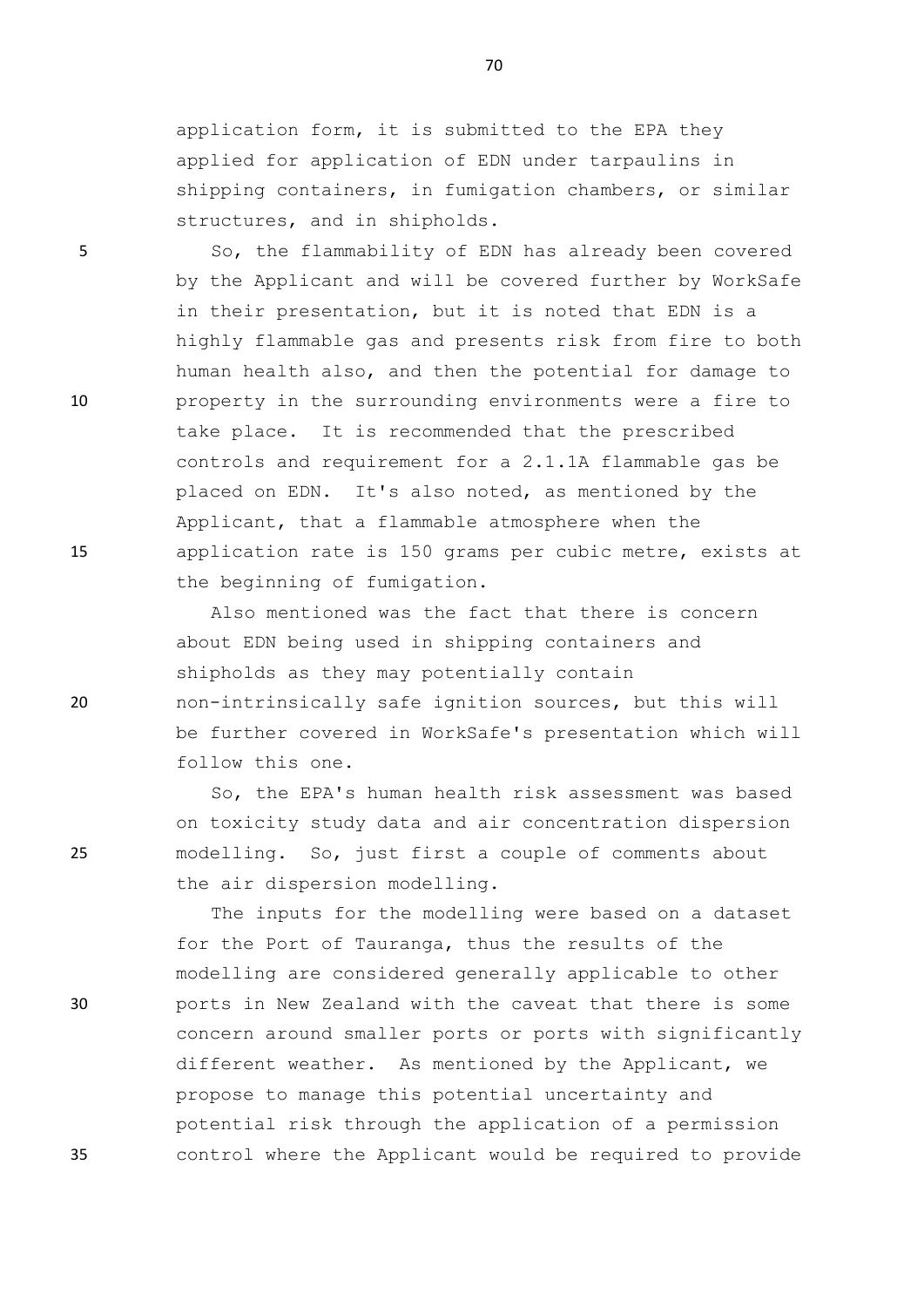application form, it is submitted to the EPA they applied for application of EDN under tarpaulins in shipping containers, in fumigation chambers, or similar structures, and in shipholds.

So, the flammability of EDN has already been covered by the Applicant and will be covered further by WorkSafe in their presentation, but it is noted that EDN is a highly flammable gas and presents risk from fire to both human health also, and then the potential for damage to property in the surrounding environments were a fire to take place. It is recommended that the prescribed controls and requirement for a 2.1.1A flammable gas be placed on EDN. It's also noted, as mentioned by the Applicant, that a flammable atmosphere when the application rate is 150 grams per cubic metre, exists at the beginning of fumigation.

Also mentioned was the fact that there is concern about EDN being used in shipping containers and shipholds as they may potentially contain non-intrinsically safe ignition sources, but this will be further covered in WorkSafe's presentation which will follow this one.

So, the EPA's human health risk assessment was based on toxicity study data and air concentration dispersion modelling. So, just first a couple of comments about the air dispersion modelling.

The inputs for the modelling were based on a dataset for the Port of Tauranga, thus the results of the modelling are considered generally applicable to other ports in New Zealand with the caveat that there is some concern around smaller ports or ports with significantly different weather. As mentioned by the Applicant, we propose to manage this potential uncertainty and potential risk through the application of a permission control where the Applicant would be required to provide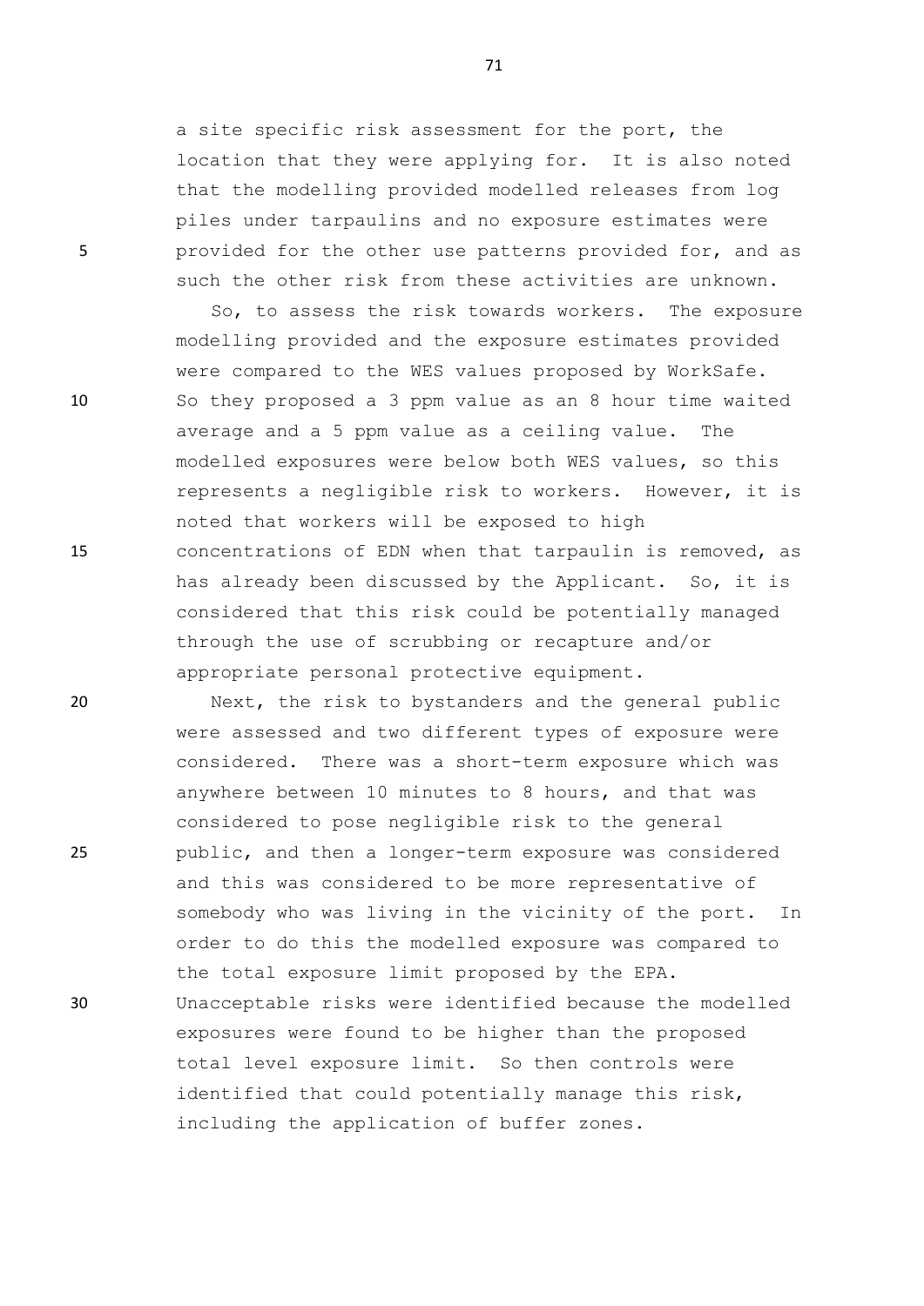a site specific risk assessment for the port, the location that they were applying for. It is also noted that the modelling provided modelled releases from log piles under tarpaulins and no exposure estimates were provided for the other use patterns provided for, and as such the other risk from these activities are unknown.

So, to assess the risk towards workers. The exposure modelling provided and the exposure estimates provided were compared to the WES values proposed by WorkSafe. So they proposed a 3 ppm value as an 8 hour time waited average and a 5 ppm value as a ceiling value. The modelled exposures were below both WES values, so this represents a negligible risk to workers. However, it is noted that workers will be exposed to high concentrations of EDN when that tarpaulin is removed, as has already been discussed by the Applicant. So, it is considered that this risk could be potentially managed through the use of scrubbing or recapture and/or appropriate personal protective equipment.

Next, the risk to bystanders and the general public were assessed and two different types of exposure were considered. There was a short-term exposure which was anywhere between 10 minutes to 8 hours, and that was considered to pose negligible risk to the general public, and then a longer-term exposure was considered and this was considered to be more representative of somebody who was living in the vicinity of the port. In order to do this the modelled exposure was compared to the total exposure limit proposed by the EPA. Unacceptable risks were identified because the modelled exposures were found to be higher than the proposed total level exposure limit. So then controls were identified that could potentially manage this risk, including the application of buffer zones.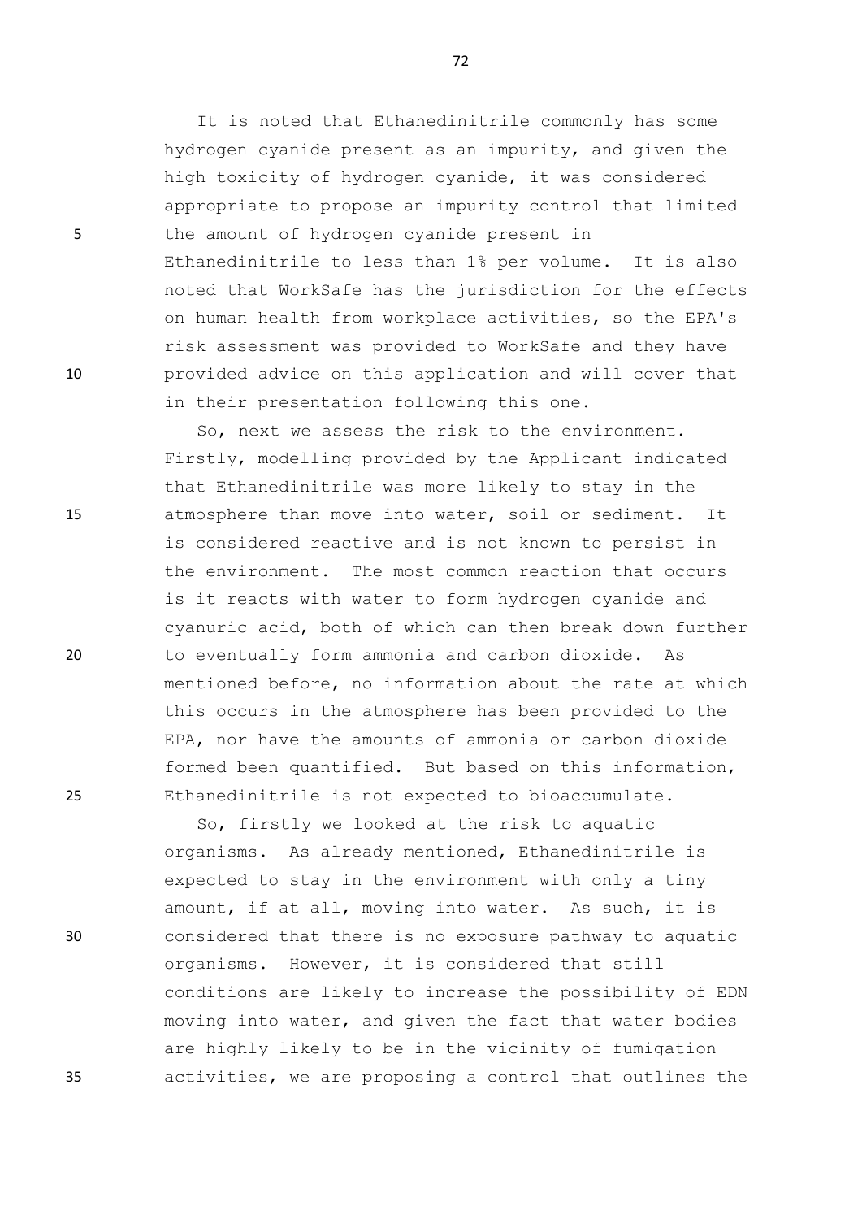It is noted that Ethanedinitrile commonly has some hydrogen cyanide present as an impurity, and given the high toxicity of hydrogen cyanide, it was considered appropriate to propose an impurity control that limited the amount of hydrogen cyanide present in Ethanedinitrile to less than 1% per volume. It is also noted that WorkSafe has the jurisdiction for the effects on human health from workplace activities, so the EPA's risk assessment was provided to WorkSafe and they have provided advice on this application and will cover that in their presentation following this one.

So, next we assess the risk to the environment. Firstly, modelling provided by the Applicant indicated that Ethanedinitrile was more likely to stay in the atmosphere than move into water, soil or sediment. It is considered reactive and is not known to persist in the environment. The most common reaction that occurs is it reacts with water to form hydrogen cyanide and cyanuric acid, both of which can then break down further to eventually form ammonia and carbon dioxide. As mentioned before, no information about the rate at which this occurs in the atmosphere has been provided to the EPA, nor have the amounts of ammonia or carbon dioxide formed been quantified. But based on this information, Ethanedinitrile is not expected to bioaccumulate.

So, firstly we looked at the risk to aquatic organisms. As already mentioned, Ethanedinitrile is expected to stay in the environment with only a tiny amount, if at all, moving into water. As such, it is considered that there is no exposure pathway to aquatic organisms. However, it is considered that still conditions are likely to increase the possibility of EDN moving into water, and given the fact that water bodies are highly likely to be in the vicinity of fumigation activities, we are proposing a control that outlines the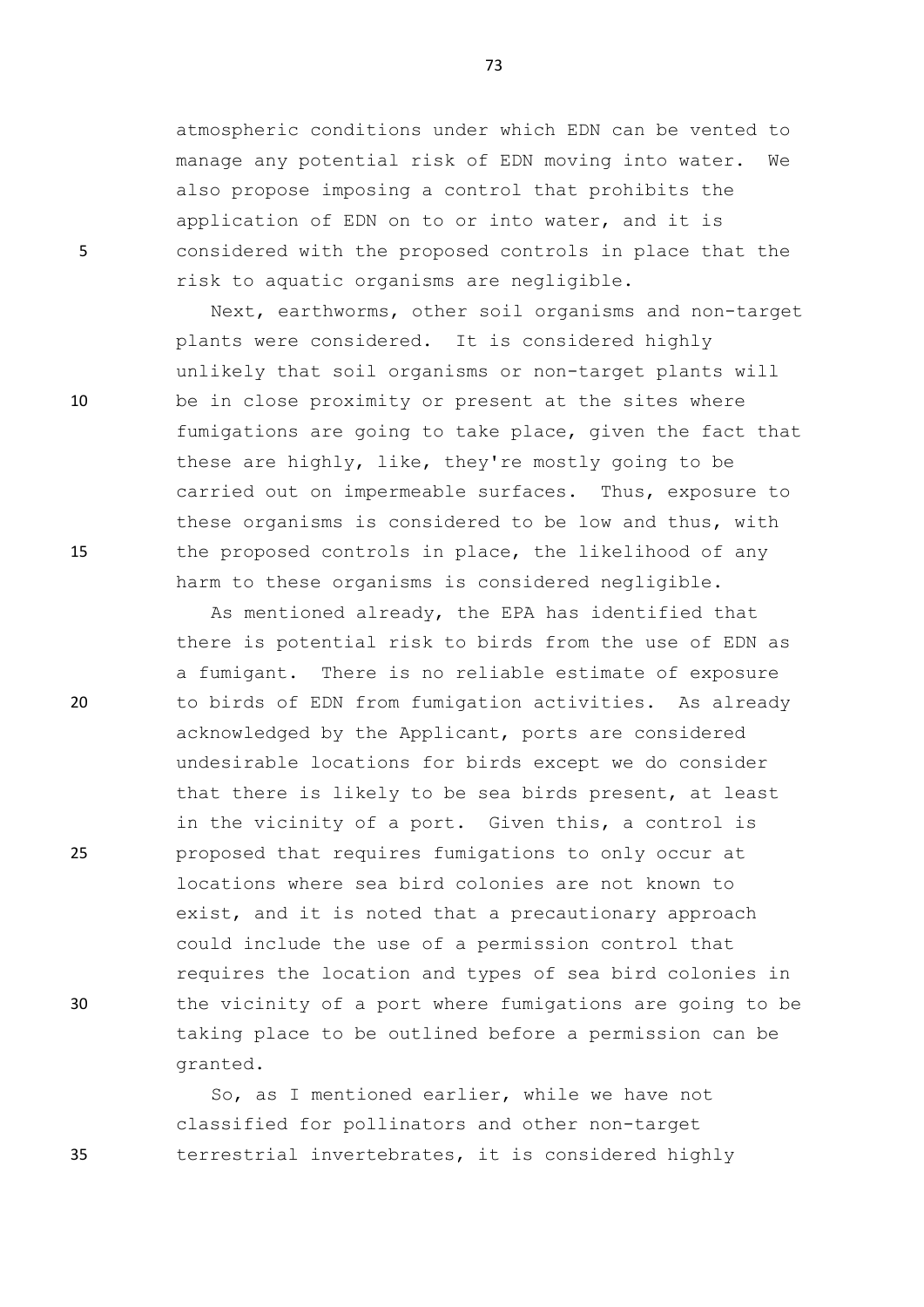atmospheric conditions under which EDN can be vented to manage any potential risk of EDN moving into water. We also propose imposing a control that prohibits the application of EDN on to or into water, and it is considered with the proposed controls in place that the risk to aquatic organisms are negligible.

Next, earthworms, other soil organisms and non-target plants were considered. It is considered highly unlikely that soil organisms or non-target plants will be in close proximity or present at the sites where fumigations are going to take place, given the fact that these are highly, like, they're mostly going to be carried out on impermeable surfaces. Thus, exposure to these organisms is considered to be low and thus, with the proposed controls in place, the likelihood of any harm to these organisms is considered negligible.

As mentioned already, the EPA has identified that there is potential risk to birds from the use of EDN as a fumigant. There is no reliable estimate of exposure to birds of EDN from fumigation activities. As already acknowledged by the Applicant, ports are considered undesirable locations for birds except we do consider that there is likely to be sea birds present, at least in the vicinity of a port. Given this, a control is proposed that requires fumigations to only occur at locations where sea bird colonies are not known to exist, and it is noted that a precautionary approach could include the use of a permission control that requires the location and types of sea bird colonies in the vicinity of a port where fumigations are going to be taking place to be outlined before a permission can be granted.

So, as I mentioned earlier, while we have not classified for pollinators and other non-target terrestrial invertebrates, it is considered highly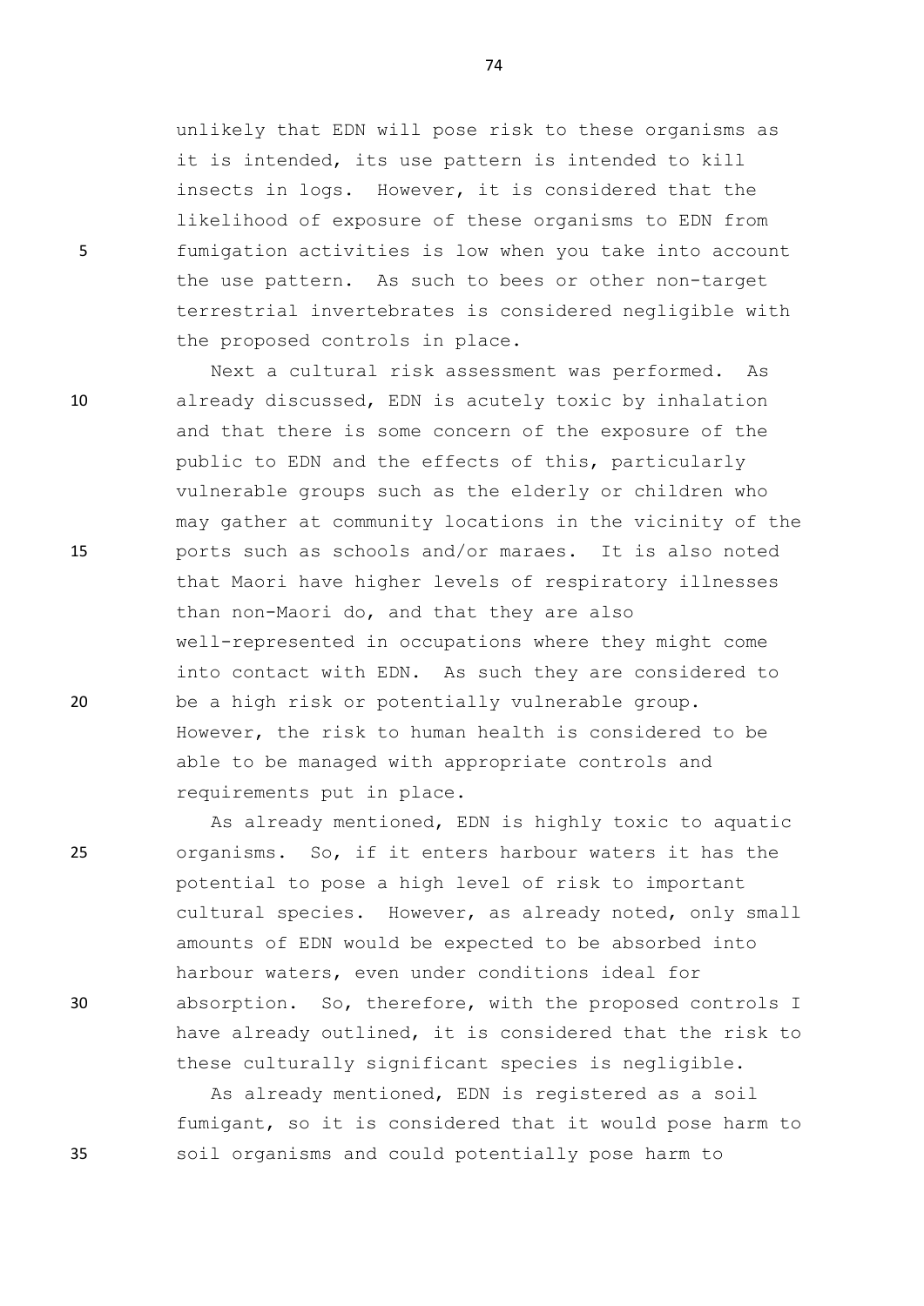unlikely that EDN will pose risk to these organisms as it is intended, its use pattern is intended to kill insects in logs. However, it is considered that the likelihood of exposure of these organisms to EDN from fumigation activities is low when you take into account the use pattern. As such to bees or other non-target terrestrial invertebrates is considered negligible with the proposed controls in place.

Next a cultural risk assessment was performed. As already discussed, EDN is acutely toxic by inhalation and that there is some concern of the exposure of the public to EDN and the effects of this, particularly vulnerable groups such as the elderly or children who may gather at community locations in the vicinity of the ports such as schools and/or maraes. It is also noted that Maori have higher levels of respiratory illnesses than non-Maori do, and that they are also well-represented in occupations where they might come into contact with EDN. As such they are considered to be a high risk or potentially vulnerable group. However, the risk to human health is considered to be able to be managed with appropriate controls and requirements put in place.

As already mentioned, EDN is highly toxic to aquatic organisms. So, if it enters harbour waters it has the potential to pose a high level of risk to important cultural species. However, as already noted, only small amounts of EDN would be expected to be absorbed into harbour waters, even under conditions ideal for absorption. So, therefore, with the proposed controls I have already outlined, it is considered that the risk to these culturally significant species is negligible.

As already mentioned, EDN is registered as a soil fumigant, so it is considered that it would pose harm to soil organisms and could potentially pose harm to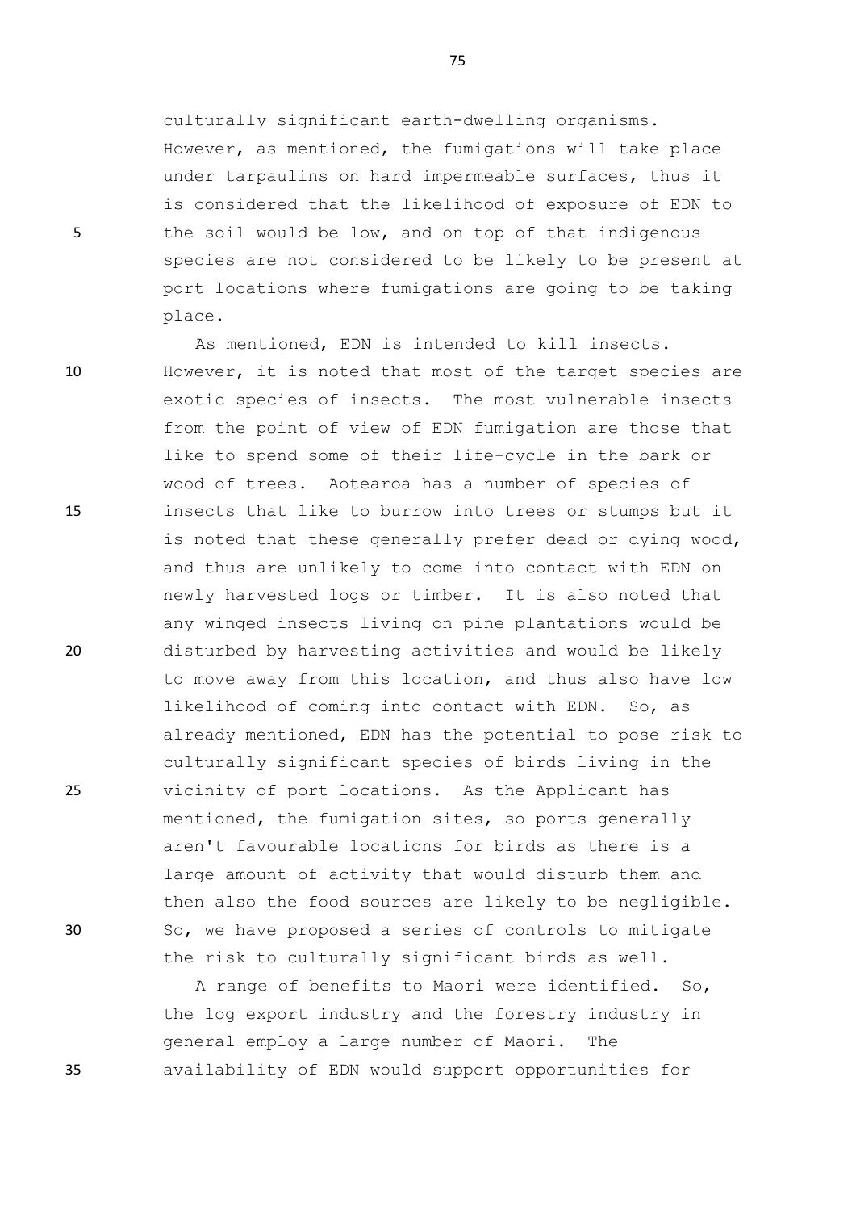culturally significant earth-dwelling organisms. However, as mentioned, the fumigations will take place under tarpaulins on hard impermeable surfaces, thus it is considered that the likelihood of exposure of EDN to the soil would be low, and on top of that indigenous species are not considered to be likely to be present at port locations where fumigations are going to be taking place.

As mentioned, EDN is intended to kill insects. However, it is noted that most of the target species are exotic species of insects. The most vulnerable insects from the point of view of EDN fumigation are those that like to spend some of their life-cycle in the bark or wood of trees. Aotearoa has a number of species of insects that like to burrow into trees or stumps but it is noted that these generally prefer dead or dying wood, and thus are unlikely to come into contact with EDN on newly harvested logs or timber. It is also noted that any winged insects living on pine plantations would be disturbed by harvesting activities and would be likely to move away from this location, and thus also have low likelihood of coming into contact with EDN. So, as already mentioned, EDN has the potential to pose risk to culturally significant species of birds living in the vicinity of port locations. As the Applicant has mentioned, the fumigation sites, so ports generally aren't favourable locations for birds as there is a large amount of activity that would disturb them and then also the food sources are likely to be negligible. So, we have proposed a series of controls to mitigate the risk to culturally significant birds as well.

A range of benefits to Maori were identified. So, the log export industry and the forestry industry in general employ a large number of Maori. The availability of EDN would support opportunities for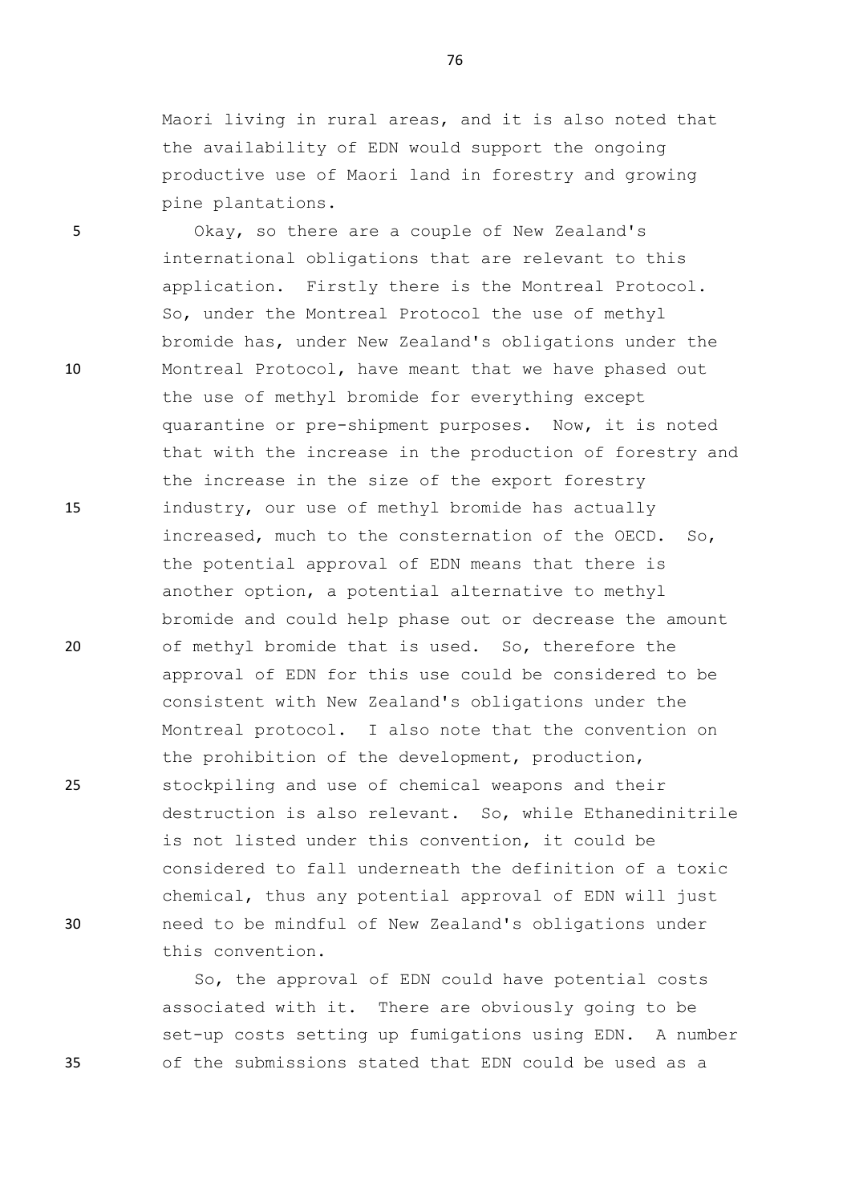Maori living in rural areas, and it is also noted that the availability of EDN would support the ongoing productive use of Maori land in forestry and growing pine plantations.

Okay, so there are a couple of New Zealand's international obligations that are relevant to this application. Firstly there is the Montreal Protocol. So, under the Montreal Protocol the use of methyl bromide has, under New Zealand's obligations under the Montreal Protocol, have meant that we have phased out the use of methyl bromide for everything except quarantine or pre-shipment purposes. Now, it is noted that with the increase in the production of forestry and the increase in the size of the export forestry industry, our use of methyl bromide has actually increased, much to the consternation of the OECD. So, the potential approval of EDN means that there is another option, a potential alternative to methyl bromide and could help phase out or decrease the amount of methyl bromide that is used. So, therefore the approval of EDN for this use could be considered to be consistent with New Zealand's obligations under the Montreal protocol. I also note that the convention on the prohibition of the development, production, stockpiling and use of chemical weapons and their destruction is also relevant. So, while Ethanedinitrile is not listed under this convention, it could be considered to fall underneath the definition of a toxic chemical, thus any potential approval of EDN will just need to be mindful of New Zealand's obligations under this convention.

So, the approval of EDN could have potential costs associated with it. There are obviously going to be set-up costs setting up fumigations using EDN. A number of the submissions stated that EDN could be used as a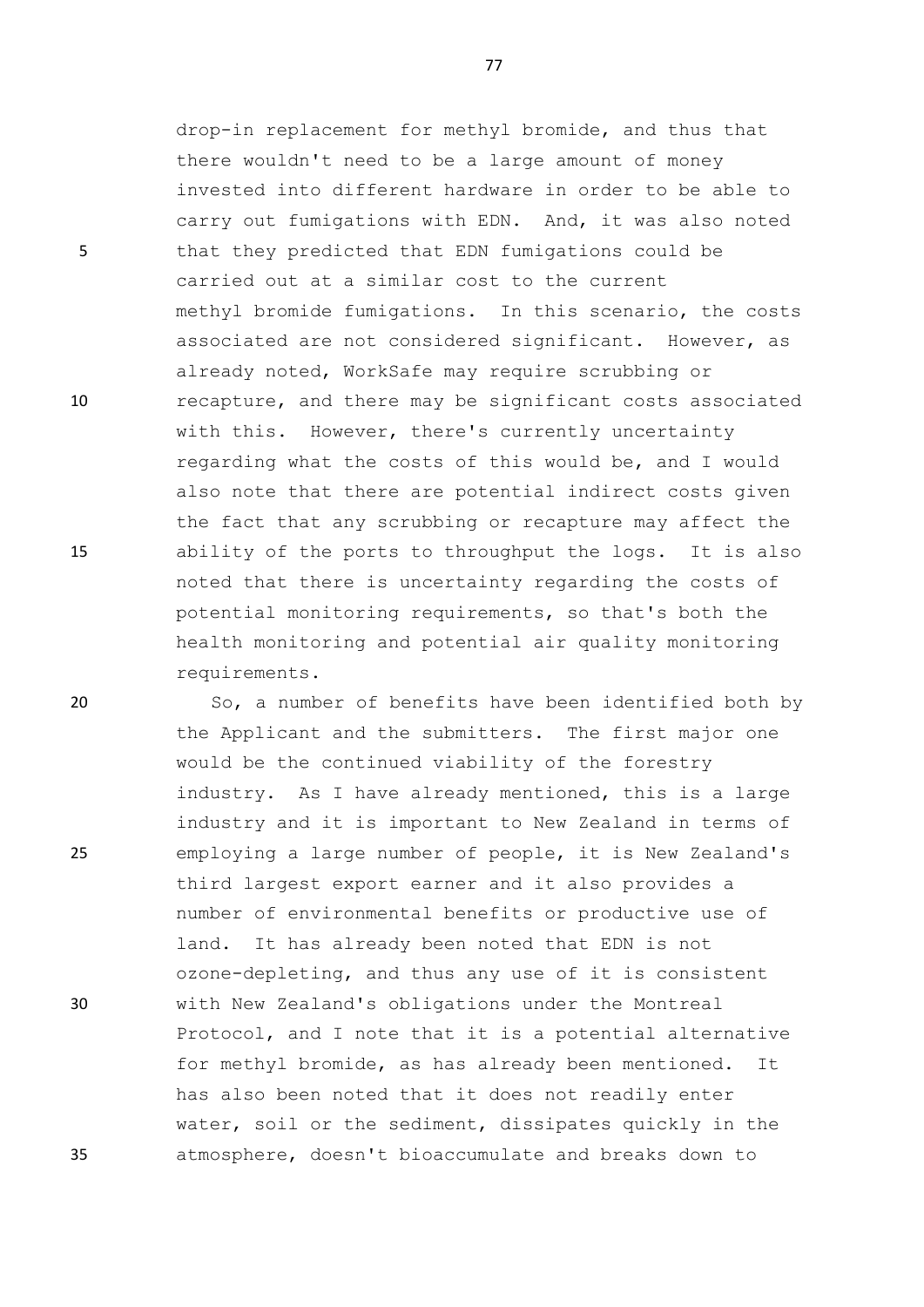drop-in replacement for methyl bromide, and thus that there wouldn't need to be a large amount of money invested into different hardware in order to be able to carry out fumigations with EDN. And, it was also noted that they predicted that EDN fumigations could be carried out at a similar cost to the current methyl bromide fumigations. In this scenario, the costs associated are not considered significant. However, as already noted, WorkSafe may require scrubbing or recapture, and there may be significant costs associated with this. However, there's currently uncertainty regarding what the costs of this would be, and I would also note that there are potential indirect costs given the fact that any scrubbing or recapture may affect the ability of the ports to throughput the logs. It is also noted that there is uncertainty regarding the costs of potential monitoring requirements, so that's both the health monitoring and potential air quality monitoring requirements.

So, a number of benefits have been identified both by the Applicant and the submitters. The first major one would be the continued viability of the forestry industry. As I have already mentioned, this is a large industry and it is important to New Zealand in terms of employing a large number of people, it is New Zealand's third largest export earner and it also provides a number of environmental benefits or productive use of land. It has already been noted that EDN is not ozone-depleting, and thus any use of it is consistent with New Zealand's obligations under the Montreal Protocol, and I note that it is a potential alternative for methyl bromide, as has already been mentioned. It has also been noted that it does not readily enter water, soil or the sediment, dissipates quickly in the atmosphere, doesn't bioaccumulate and breaks down to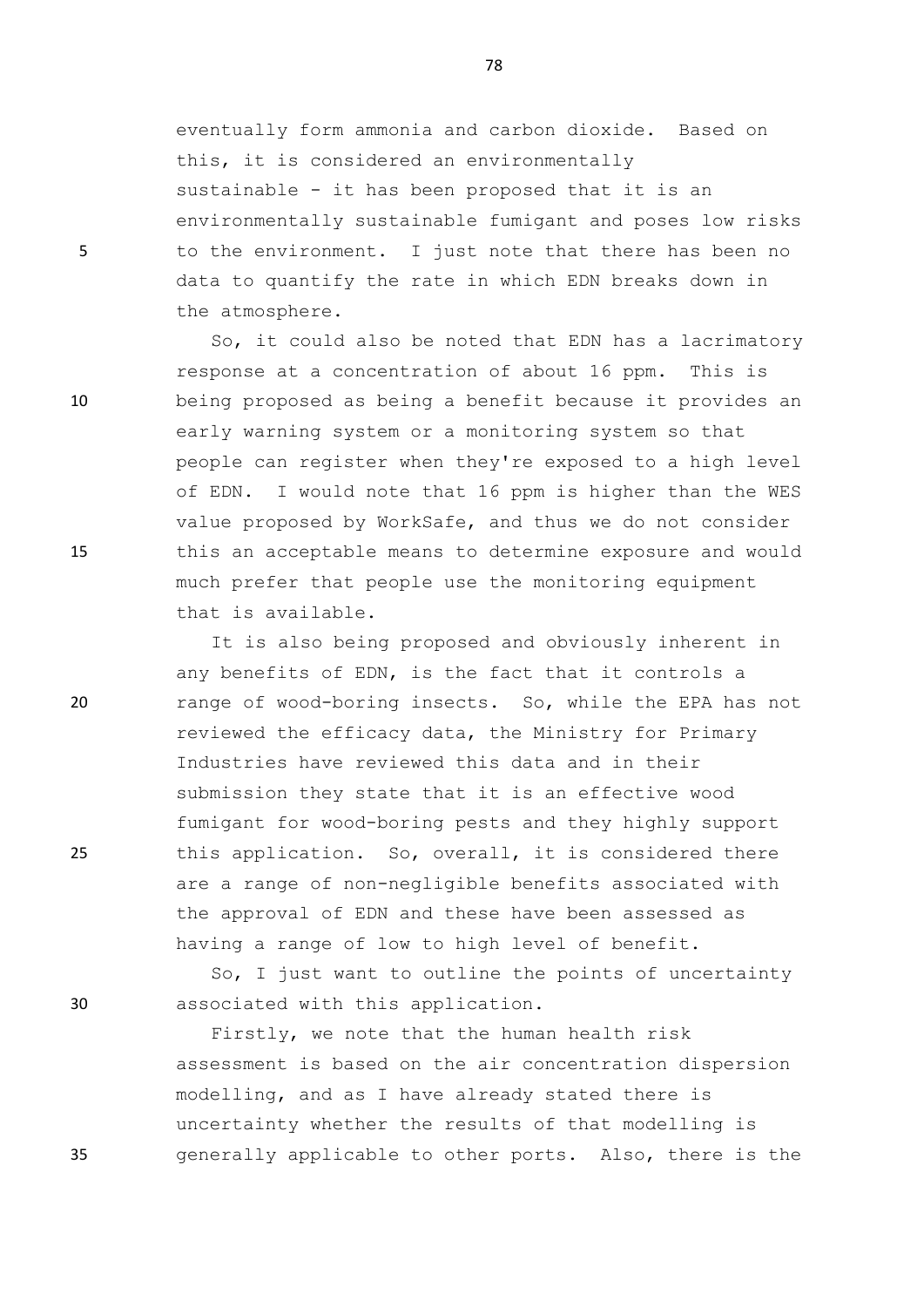eventually form ammonia and carbon dioxide. Based on this, it is considered an environmentally sustainable - it has been proposed that it is an environmentally sustainable fumigant and poses low risks to the environment. I just note that there has been no data to quantify the rate in which EDN breaks down in the atmosphere.

So, it could also be noted that EDN has a lacrimatory response at a concentration of about 16 ppm. This is being proposed as being a benefit because it provides an early warning system or a monitoring system so that people can register when they're exposed to a high level of EDN. I would note that 16 ppm is higher than the WES value proposed by WorkSafe, and thus we do not consider this an acceptable means to determine exposure and would much prefer that people use the monitoring equipment that is available.

It is also being proposed and obviously inherent in any benefits of EDN, is the fact that it controls a range of wood-boring insects. So, while the EPA has not reviewed the efficacy data, the Ministry for Primary Industries have reviewed this data and in their submission they state that it is an effective wood fumigant for wood-boring pests and they highly support this application. So, overall, it is considered there are a range of non-negligible benefits associated with the approval of EDN and these have been assessed as having a range of low to high level of benefit.

So, I just want to outline the points of uncertainty associated with this application.

Firstly, we note that the human health risk assessment is based on the air concentration dispersion modelling, and as I have already stated there is uncertainty whether the results of that modelling is generally applicable to other ports. Also, there is the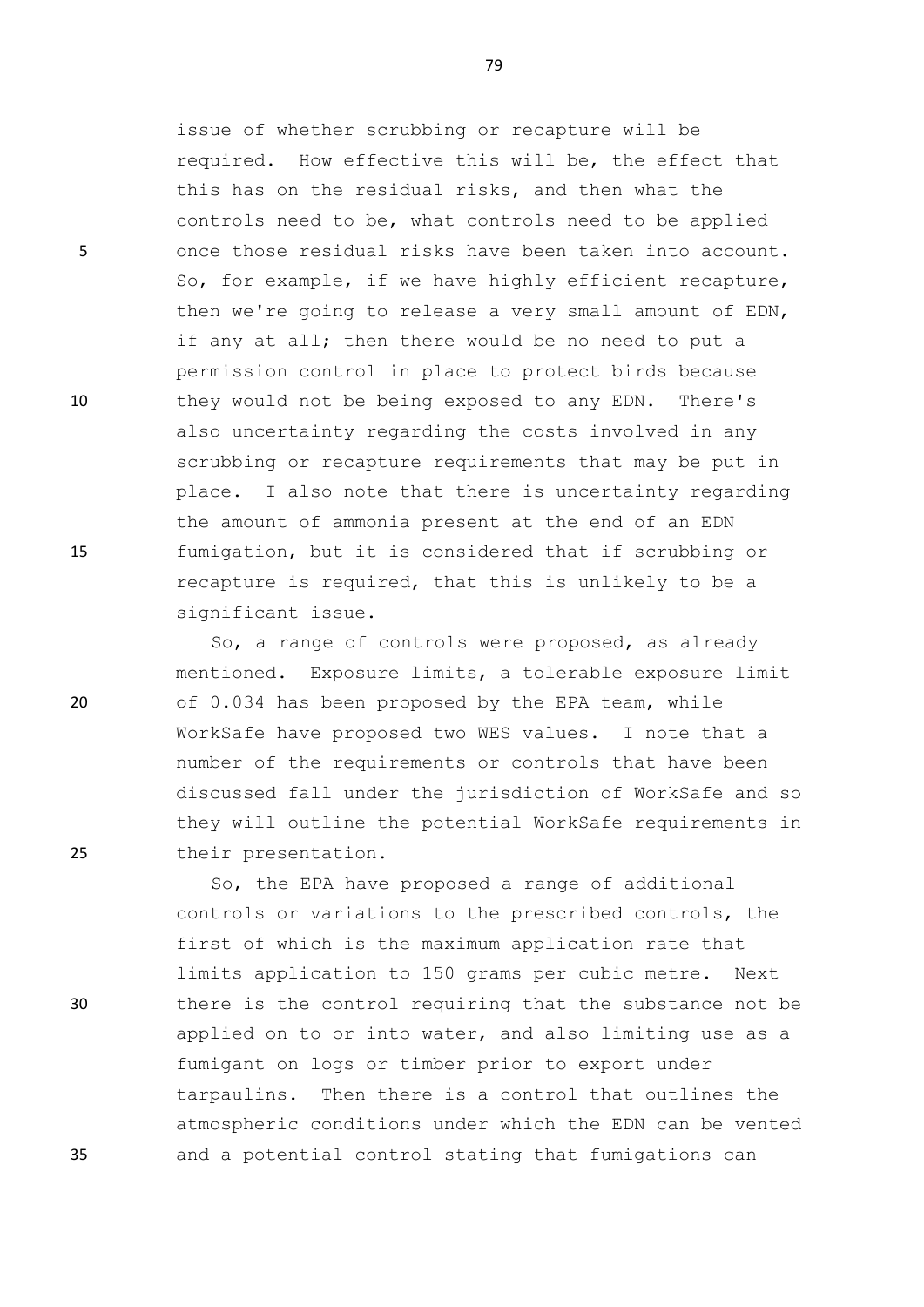issue of whether scrubbing or recapture will be required. How effective this will be, the effect that this has on the residual risks, and then what the controls need to be, what controls need to be applied once those residual risks have been taken into account. So, for example, if we have highly efficient recapture, then we're going to release a very small amount of EDN, if any at all; then there would be no need to put a permission control in place to protect birds because they would not be being exposed to any EDN. There's also uncertainty regarding the costs involved in any scrubbing or recapture requirements that may be put in place. I also note that there is uncertainty regarding the amount of ammonia present at the end of an EDN fumigation, but it is considered that if scrubbing or recapture is required, that this is unlikely to be a significant issue.

So, a range of controls were proposed, as already mentioned. Exposure limits, a tolerable exposure limit of 0.034 has been proposed by the EPA team, while WorkSafe have proposed two WES values. I note that a number of the requirements or controls that have been discussed fall under the jurisdiction of WorkSafe and so they will outline the potential WorkSafe requirements in their presentation.

So, the EPA have proposed a range of additional controls or variations to the prescribed controls, the first of which is the maximum application rate that limits application to 150 grams per cubic metre. Next there is the control requiring that the substance not be applied on to or into water, and also limiting use as a fumigant on logs or timber prior to export under tarpaulins. Then there is a control that outlines the atmospheric conditions under which the EDN can be vented and a potential control stating that fumigations can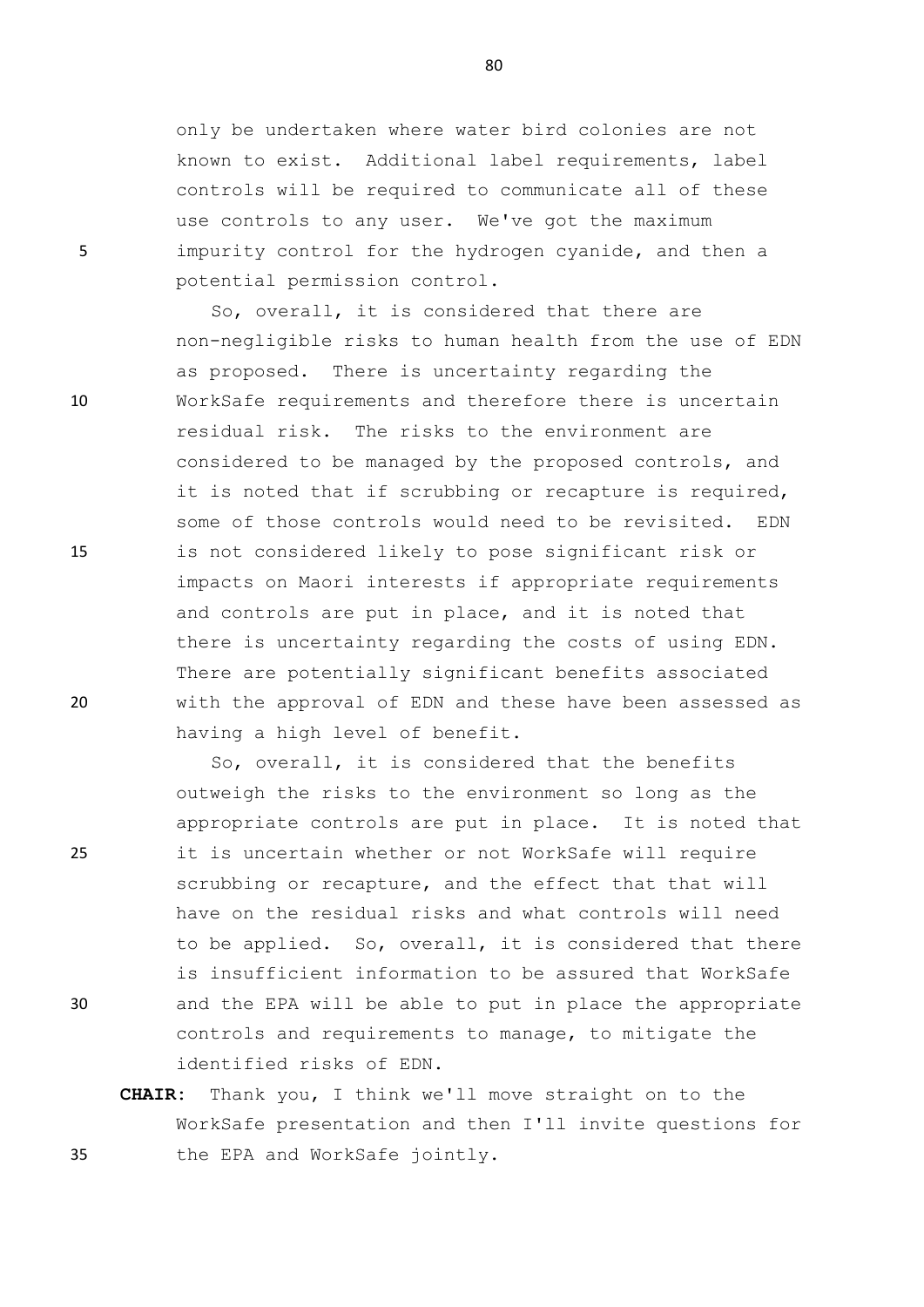only be undertaken where water bird colonies are not known to exist. Additional label requirements, label controls will be required to communicate all of these use controls to any user. We've got the maximum impurity control for the hydrogen cyanide, and then a potential permission control.

So, overall, it is considered that there are non-negligible risks to human health from the use of EDN as proposed. There is uncertainty regarding the WorkSafe requirements and therefore there is uncertain residual risk. The risks to the environment are considered to be managed by the proposed controls, and it is noted that if scrubbing or recapture is required, some of those controls would need to be revisited. EDN is not considered likely to pose significant risk or impacts on Maori interests if appropriate requirements and controls are put in place, and it is noted that there is uncertainty regarding the costs of using EDN. There are potentially significant benefits associated with the approval of EDN and these have been assessed as having a high level of benefit.

So, overall, it is considered that the benefits outweigh the risks to the environment so long as the appropriate controls are put in place. It is noted that it is uncertain whether or not WorkSafe will require scrubbing or recapture, and the effect that that will have on the residual risks and what controls will need to be applied. So, overall, it is considered that there is insufficient information to be assured that WorkSafe and the EPA will be able to put in place the appropriate controls and requirements to manage, to mitigate the identified risks of EDN.

**CHAIR:** Thank you, I think we'll move straight on to the WorkSafe presentation and then I'll invite questions for the EPA and WorkSafe jointly.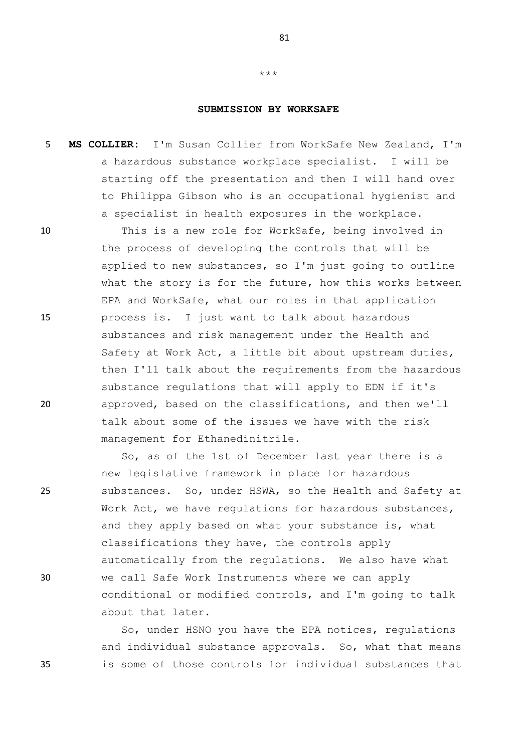\*\*\*

## SUBMISSION BY WORKSAFE

**MS COLLIER:** I'm Susan Collier from WorkSafe New Zealand, I'm a hazardous substance workplace specialist. I will be starting off the presentation and then I will hand over to Philippa Gibson who is an occupational hygienist and a specialist in health exposures in the workplace.

This is a new role for WorkSafe, being involved in the process of developing the controls that will be applied to new substances, so I'm just going to outline what the story is for the future, how this works between EPA and WorkSafe, what our roles in that application process is. I just want to talk about hazardous substances and risk management under the Health and Safety at Work Act, a little bit about upstream duties, then I'll talk about the requirements from the hazardous substance regulations that will apply to EDN if it's approved, based on the classifications, and then we'll talk about some of the issues we have with the risk management for Ethanedinitrile.

So, as of the 1st of December last year there is a new legislative framework in place for hazardous substances. So, under HSWA, so the Health and Safety at Work Act, we have regulations for hazardous substances, and they apply based on what your substance is, what classifications they have, the controls apply automatically from the regulations. We also have what we call Safe Work Instruments where we can apply conditional or modified controls, and I'm going to talk about that later.

So, under HSNO you have the EPA notices, regulations and individual substance approvals. So, what that means is some of those controls for individual substances that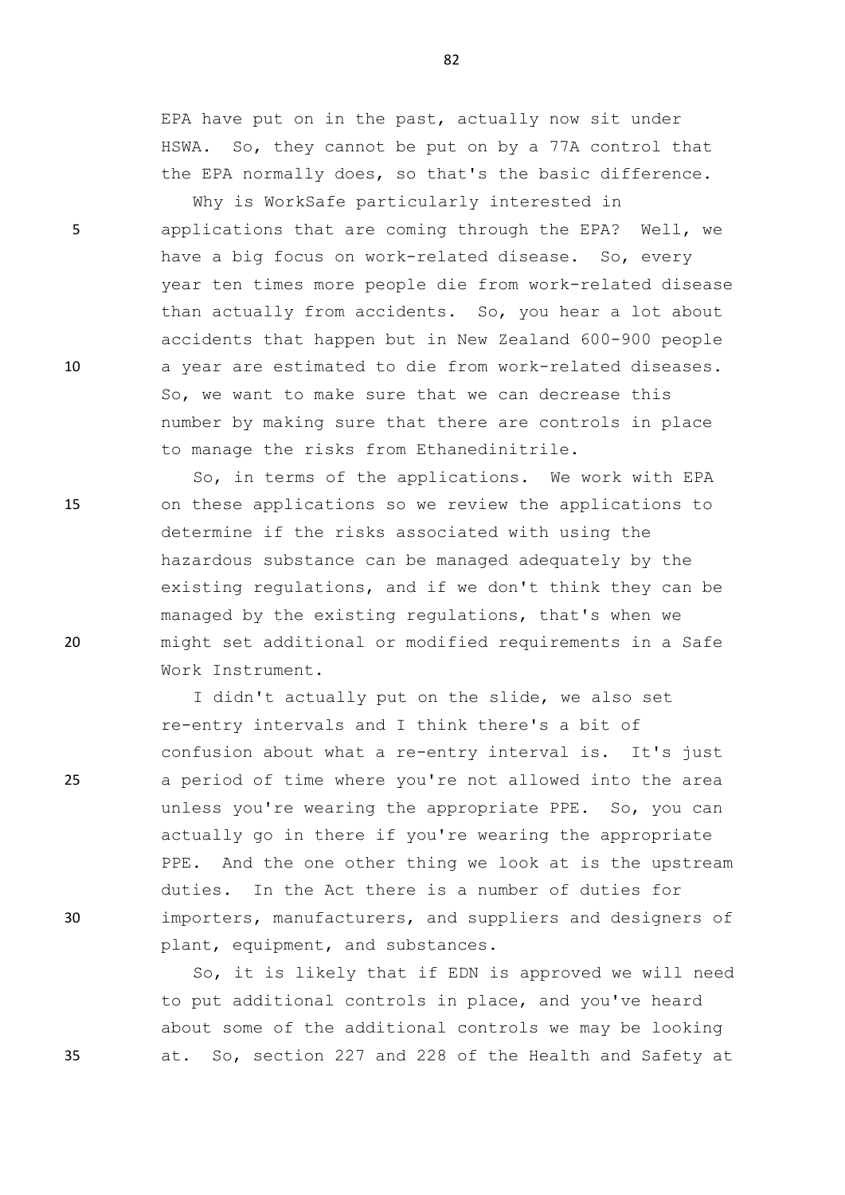EPA have put on in the past, actually now sit under HSWA. So, they cannot be put on by a 77A control that the EPA normally does, so that's the basic difference.

Why is WorkSafe particularly interested in applications that are coming through the EPA? Well, we have a big focus on work-related disease. So, every year ten times more people die from work-related disease than actually from accidents. So, you hear a lot about accidents that happen but in New Zealand 600-900 people a year are estimated to die from work-related diseases. So, we want to make sure that we can decrease this number by making sure that there are controls in place to manage the risks from Ethanedinitrile.

So, in terms of the applications. We work with EPA on these applications so we review the applications to determine if the risks associated with using the hazardous substance can be managed adequately by the existing regulations, and if we don't think they can be managed by the existing regulations, that's when we might set additional or modified requirements in a Safe Work Instrument.

I didn't actually put on the slide, we also set re-entry intervals and I think there's a bit of confusion about what a re-entry interval is. It's just a period of time where you're not allowed into the area unless you're wearing the appropriate PPE. So, you can actually go in there if you're wearing the appropriate PPE. And the one other thing we look at is the upstream duties. In the Act there is a number of duties for importers, manufacturers, and suppliers and designers of plant, equipment, and substances.

So, it is likely that if EDN is approved we will need to put additional controls in place, and you've heard about some of the additional controls we may be looking at. So, section 227 and 228 of the Health and Safety at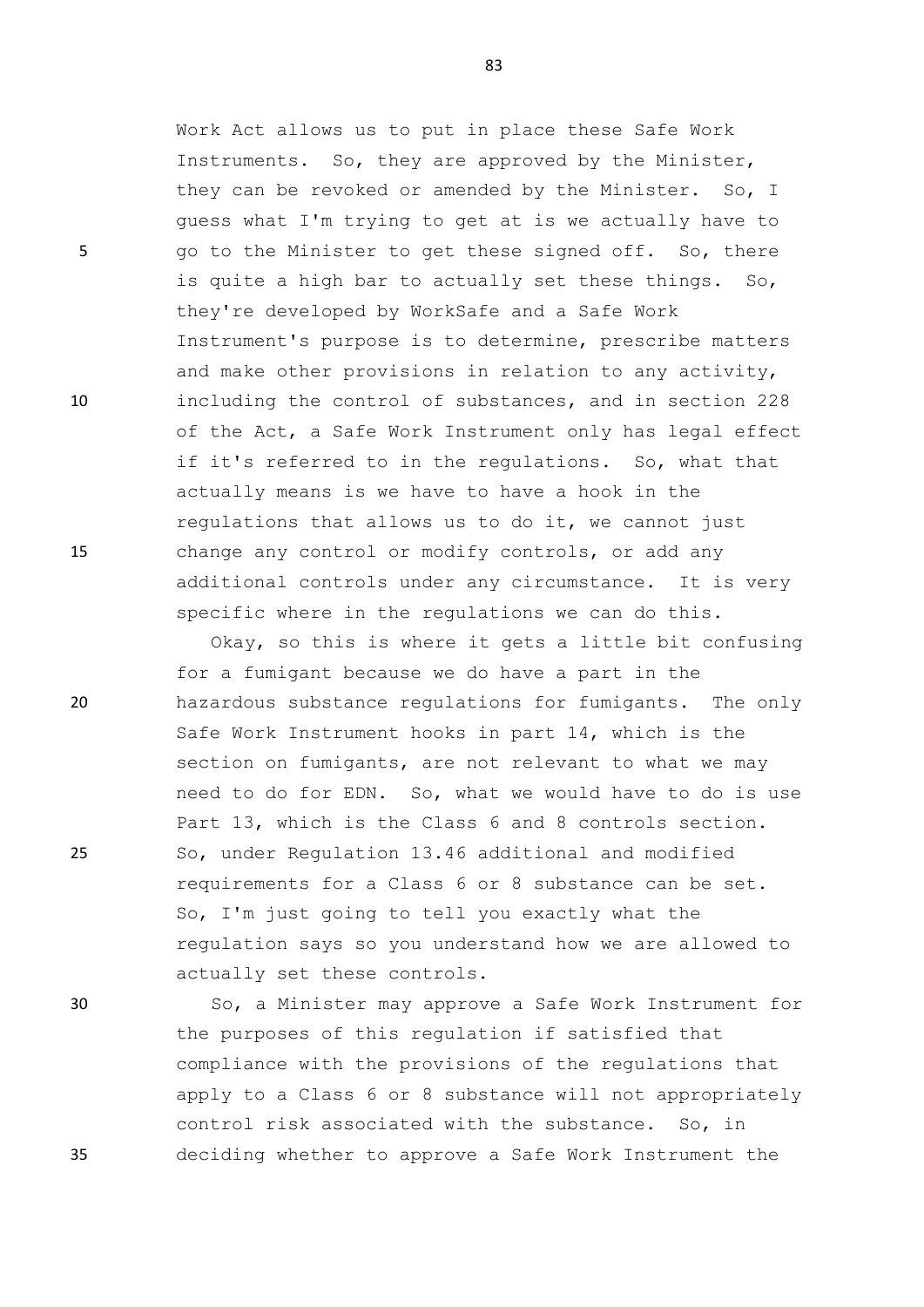Work Act allows us to put in place these Safe Work Instruments. So, they are approved by the Minister, they can be revoked or amended by the Minister. So, I guess what I'm trying to get at is we actually have to go to the Minister to get these signed off. So, there is quite a high bar to actually set these things. So, they're developed by WorkSafe and a Safe Work Instrument's purpose is to determine, prescribe matters and make other provisions in relation to any activity, including the control of substances, and in section 228 of the Act, a Safe Work Instrument only has legal effect if it's referred to in the regulations. So, what that actually means is we have to have a hook in the regulations that allows us to do it, we cannot just change any control or modify controls, or add any additional controls under any circumstance. It is very specific where in the regulations we can do this.

Okay, so this is where it gets a little bit confusing for a fumigant because we do have a part in the hazardous substance regulations for fumigants. The only Safe Work Instrument hooks in part 14, which is the section on fumigants, are not relevant to what we may need to do for EDN. So, what we would have to do is use Part 13, which is the Class 6 and 8 controls section. So, under Regulation 13.46 additional and modified requirements for a Class 6 or 8 substance can be set. So, I'm just going to tell you exactly what the regulation says so you understand how we are allowed to actually set these controls.

So, a Minister may approve a Safe Work Instrument for the purposes of this regulation if satisfied that compliance with the provisions of the regulations that apply to a Class 6 or 8 substance will not appropriately control risk associated with the substance. So, in deciding whether to approve a Safe Work Instrument the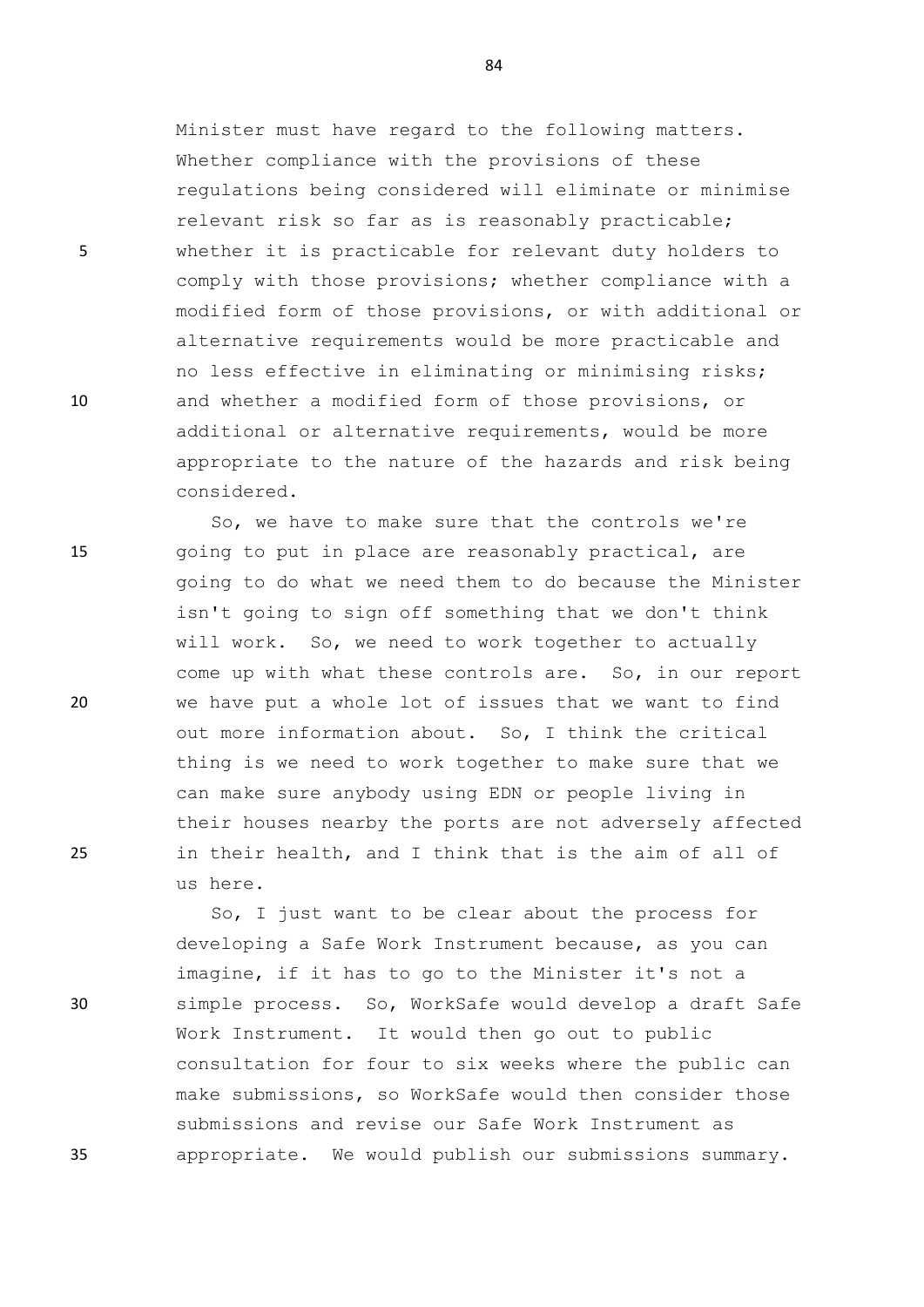Minister must have regard to the following matters. Whether compliance with the provisions of these regulations being considered will eliminate or minimise relevant risk so far as is reasonably practicable; whether it is practicable for relevant duty holders to comply with those provisions; whether compliance with a modified form of those provisions, or with additional or alternative requirements would be more practicable and no less effective in eliminating or minimising risks; and whether a modified form of those provisions, or additional or alternative requirements, would be more appropriate to the nature of the hazards and risk being considered.

So, we have to make sure that the controls we're going to put in place are reasonably practical, are going to do what we need them to do because the Minister isn't going to sign off something that we don't think will work. So, we need to work together to actually come up with what these controls are. So, in our report we have put a whole lot of issues that we want to find out more information about. So, I think the critical thing is we need to work together to make sure that we can make sure anybody using EDN or people living in their houses nearby the ports are not adversely affected in their health, and I think that is the aim of all of us here.

So, I just want to be clear about the process for developing a Safe Work Instrument because, as you can imagine, if it has to go to the Minister it's not a simple process. So, WorkSafe would develop a draft Safe Work Instrument. It would then go out to public consultation for four to six weeks where the public can make submissions, so WorkSafe would then consider those submissions and revise our Safe Work Instrument as appropriate. We would publish our submissions summary.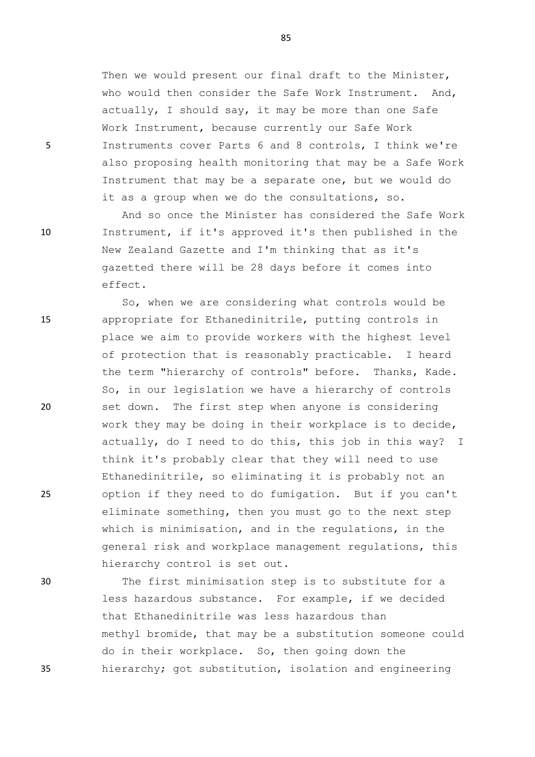Then we would present our final draft to the Minister, who would then consider the Safe Work Instrument. And, actually, I should say, it may be more than one Safe Work Instrument, because currently our Safe Work Instruments cover Parts 6 and 8 controls, I think we're also proposing health monitoring that may be a Safe Work Instrument that may be a separate one, but we would do it as a group when we do the consultations, so.

And so once the Minister has considered the Safe Work Instrument, if it's approved it's then published in the New Zealand Gazette and I'm thinking that as it's gazetted there will be 28 days before it comes into effect.

So, when we are considering what controls would be appropriate for Ethanedinitrile, putting controls in place we aim to provide workers with the highest level of protection that is reasonably practicable. I heard the term "hierarchy of controls" before. Thanks, Kade. So, in our legislation we have a hierarchy of controls set down. The first step when anyone is considering work they may be doing in their workplace is to decide, actually, do I need to do this, this job in this way? I think it's probably clear that they will need to use Ethanedinitrile, so eliminating it is probably not an option if they need to do fumigation. But if you can't eliminate something, then you must go to the next step which is minimisation, and in the regulations, in the general risk and workplace management regulations, this hierarchy control is set out.

The first minimisation step is to substitute for a less hazardous substance. For example, if we decided that Ethanedinitrile was less hazardous than methyl bromide, that may be a substitution someone could do in their workplace. So, then going down the hierarchy; got substitution, isolation and engineering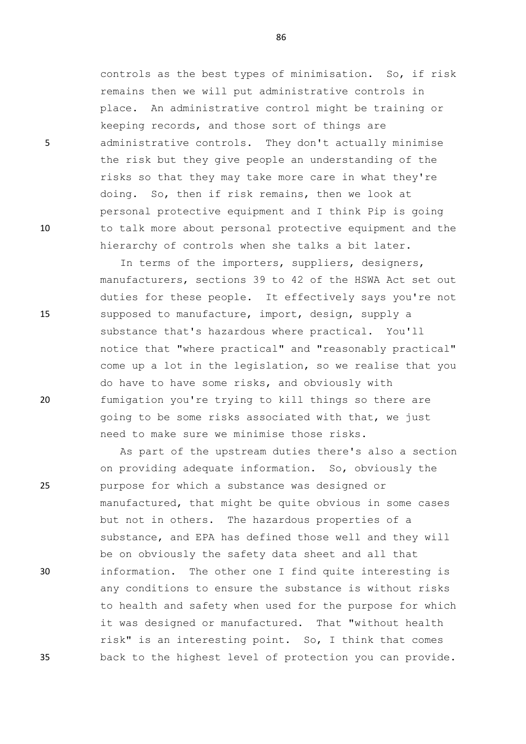controls as the best types of minimisation. So, if risk remains then we will put administrative controls in place. An administrative control might be training or keeping records, and those sort of things are administrative controls. They don't actually minimise the risk but they give people an understanding of the risks so that they may take more care in what they're doing. So, then if risk remains, then we look at personal protective equipment and I think Pip is going to talk more about personal protective equipment and the hierarchy of controls when she talks a bit later.

In terms of the importers, suppliers, designers, manufacturers, sections 39 to 42 of the HSWA Act set out duties for these people. It effectively says you're not supposed to manufacture, import, design, supply a substance that's hazardous where practical. You'll notice that "where practical" and "reasonably practical" come up a lot in the legislation, so we realise that you do have to have some risks, and obviously with fumigation you're trying to kill things so there are going to be some risks associated with that, we just need to make sure we minimise those risks.

As part of the upstream duties there's also a section on providing adequate information. So, obviously the purpose for which a substance was designed or manufactured, that might be quite obvious in some cases but not in others. The hazardous properties of a substance, and EPA has defined those well and they will be on obviously the safety data sheet and all that information. The other one I find quite interesting is any conditions to ensure the substance is without risks to health and safety when used for the purpose for which it was designed or manufactured. That "without health risk" is an interesting point. So, I think that comes back to the highest level of protection you can provide.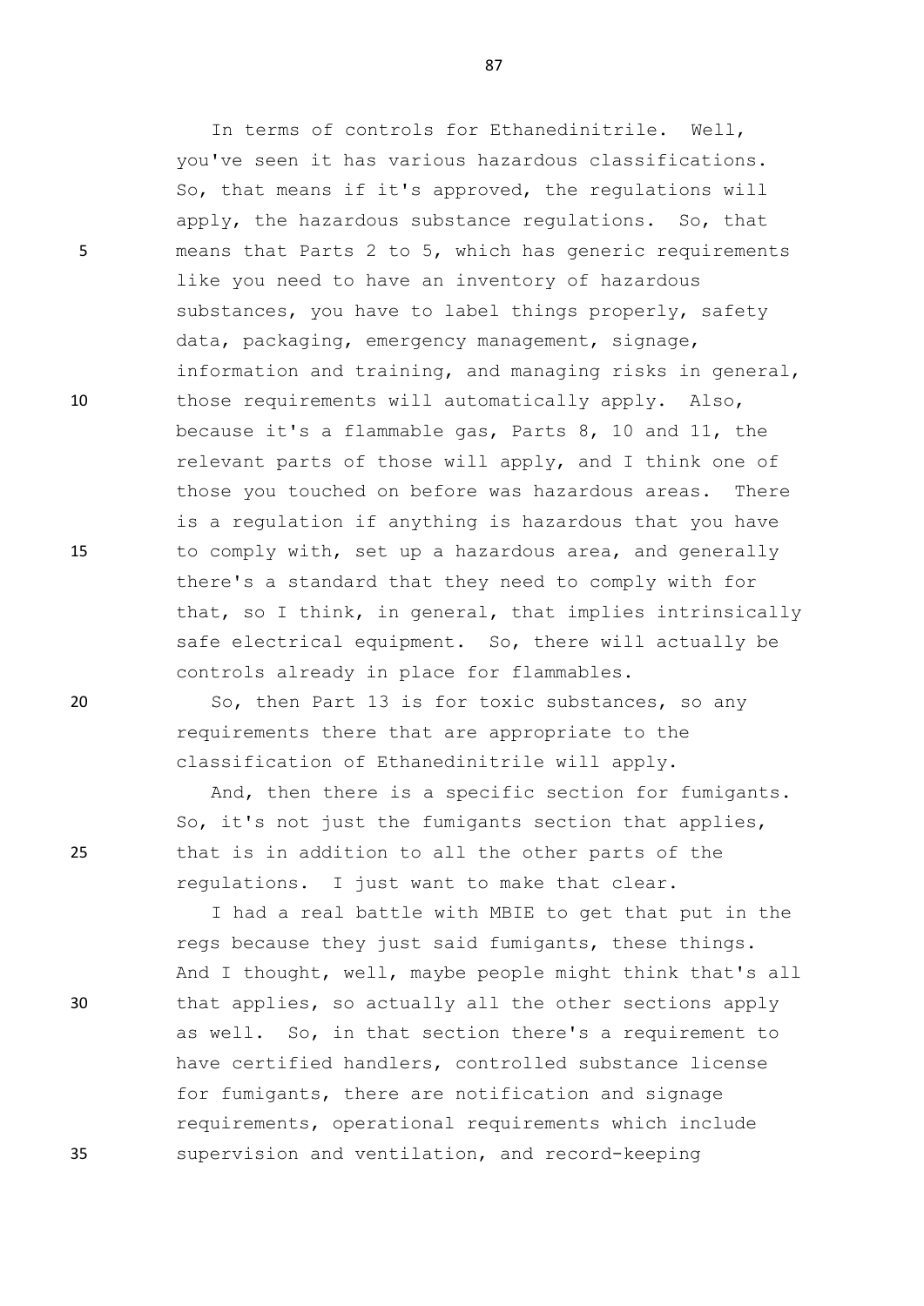In terms of controls for Ethanedinitrile. Well, you've seen it has various hazardous classifications. So, that means if it's approved, the regulations will apply, the hazardous substance regulations. So, that means that Parts 2 to 5, which has generic requirements like you need to have an inventory of hazardous substances, you have to label things properly, safety data, packaging, emergency management, signage, information and training, and managing risks in general, those requirements will automatically apply. Also, because it's a flammable gas, Parts 8, 10 and 11, the relevant parts of those will apply, and I think one of those you touched on before was hazardous areas. There is a regulation if anything is hazardous that you have to comply with, set up a hazardous area, and generally there's a standard that they need to comply with for that, so I think, in general, that implies intrinsically safe electrical equipment. So, there will actually be controls already in place for flammables.

So, then Part 13 is for toxic substances, so any requirements there that are appropriate to the classification of Ethanedinitrile will apply.

And, then there is a specific section for fumigants. So, it's not just the fumigants section that applies, that is in addition to all the other parts of the regulations. I just want to make that clear.

I had a real battle with MBIE to get that put in the regs because they just said fumigants, these things. And I thought, well, maybe people might think that's all that applies, so actually all the other sections apply as well. So, in that section there's a requirement to have certified handlers, controlled substance license for fumigants, there are notification and signage requirements, operational requirements which include supervision and ventilation, and record-keeping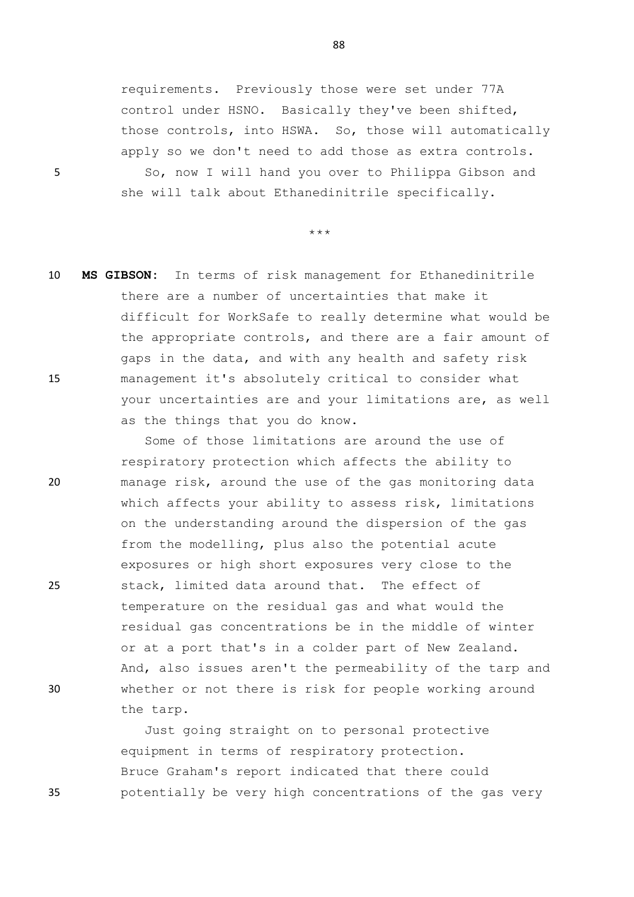requirements. Previously those were set under 77A control under HSNO. Basically they've been shifted, those controls, into HSWA. So, those will automatically apply so we don't need to add those as extra controls.

So, now I will hand you over to Philippa Gibson and she will talk about Ethanedinitrile specifically.

\*\*\*

**MS GIBSON:** In terms of risk management for Ethanedinitrile there are a number of uncertainties that make it difficult for WorkSafe to really determine what would be the appropriate controls, and there are a fair amount of gaps in the data, and with any health and safety risk management it's absolutely critical to consider what your uncertainties are and your limitations are, as well as the things that you do know.

Some of those limitations are around the use of respiratory protection which affects the ability to manage risk, around the use of the gas monitoring data which affects your ability to assess risk, limitations on the understanding around the dispersion of the gas from the modelling, plus also the potential acute exposures or high short exposures very close to the stack, limited data around that. The effect of temperature on the residual gas and what would the residual gas concentrations be in the middle of winter or at a port that's in a colder part of New Zealand. And, also issues aren't the permeability of the tarp and whether or not there is risk for people working around the tarp.

Just going straight on to personal protective equipment in terms of respiratory protection. Bruce Graham's report indicated that there could potentially be very high concentrations of the gas very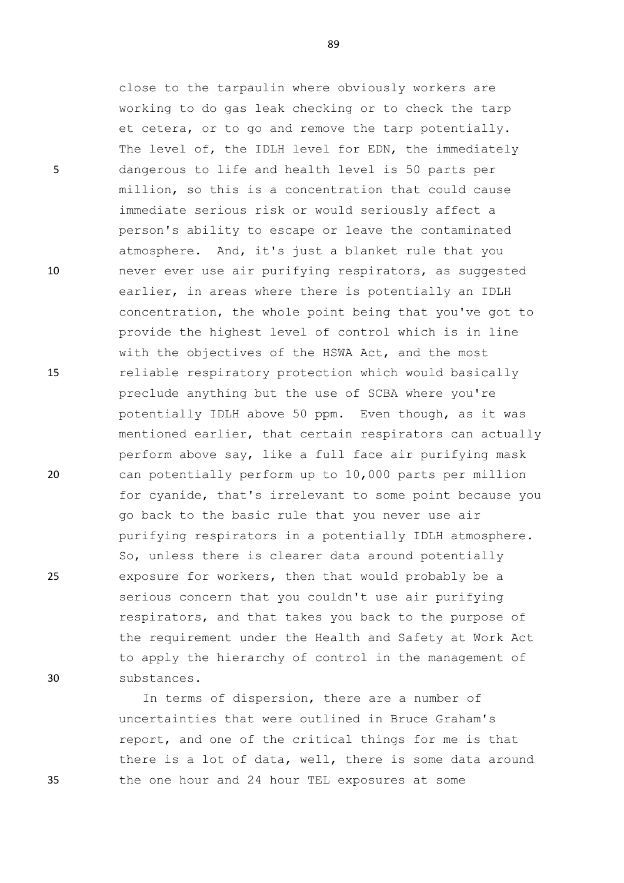close to the tarpaulin where obviously workers are working to do gas leak checking or to check the tarp et cetera, or to go and remove the tarp potentially. The level of, the IDLH level for EDN, the immediately dangerous to life and health level is 50 parts per million, so this is a concentration that could cause immediate serious risk or would seriously affect a person's ability to escape or leave the contaminated atmosphere. And, it's just a blanket rule that you never ever use air purifying respirators, as suggested earlier, in areas where there is potentially an IDLH concentration, the whole point being that you've got to provide the highest level of control which is in line with the objectives of the HSWA Act, and the most reliable respiratory protection which would basically preclude anything but the use of SCBA where you're potentially IDLH above 50 ppm. Even though, as it was mentioned earlier, that certain respirators can actually perform above say, like a full face air purifying mask can potentially perform up to 10,000 parts per million for cyanide, that's irrelevant to some point because you go back to the basic rule that you never use air purifying respirators in a potentially IDLH atmosphere. So, unless there is clearer data around potentially exposure for workers, then that would probably be a serious concern that you couldn't use air purifying respirators, and that takes you back to the purpose of the requirement under the Health and Safety at Work Act to apply the hierarchy of control in the management of substances.

In terms of dispersion, there are a number of uncertainties that were outlined in Bruce Graham's report, and one of the critical things for me is that there is a lot of data, well, there is some data around the one hour and 24 hour TEL exposures at some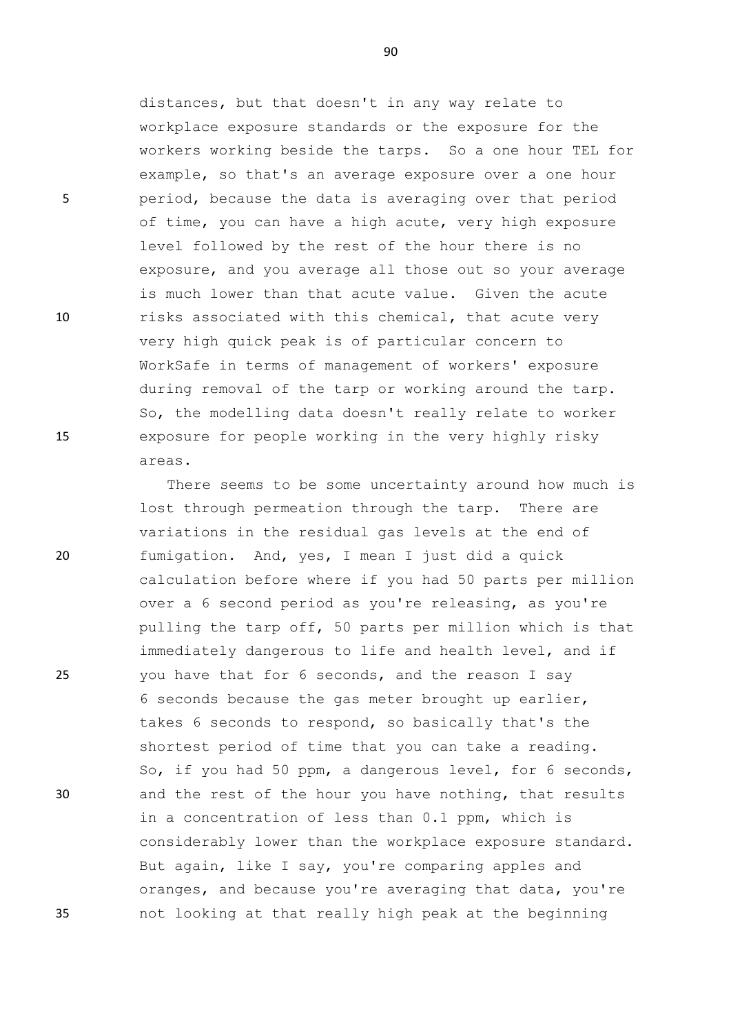distances, but that doesn't in any way relate to workplace exposure standards or the exposure for the workers working beside the tarps. So a one hour TEL for example, so that's an average exposure over a one hour period, because the data is averaging over that period of time, you can have a high acute, very high exposure level followed by the rest of the hour there is no exposure, and you average all those out so your average is much lower than that acute value. Given the acute risks associated with this chemical, that acute very very high quick peak is of particular concern to WorkSafe in terms of management of workers' exposure during removal of the tarp or working around the tarp. So, the modelling data doesn't really relate to worker exposure for people working in the very highly risky areas.

There seems to be some uncertainty around how much is lost through permeation through the tarp. There are variations in the residual gas levels at the end of fumigation. And, yes, I mean I just did a quick calculation before where if you had 50 parts per million over a 6 second period as you're releasing, as you're pulling the tarp off, 50 parts per million which is that immediately dangerous to life and health level, and if you have that for 6 seconds, and the reason I say 6 seconds because the gas meter brought up earlier, takes 6 seconds to respond, so basically that's the shortest period of time that you can take a reading. So, if you had 50 ppm, a dangerous level, for 6 seconds, and the rest of the hour you have nothing, that results in a concentration of less than 0.1 ppm, which is considerably lower than the workplace exposure standard. But again, like I say, you're comparing apples and oranges, and because you're averaging that data, you're not looking at that really high peak at the beginning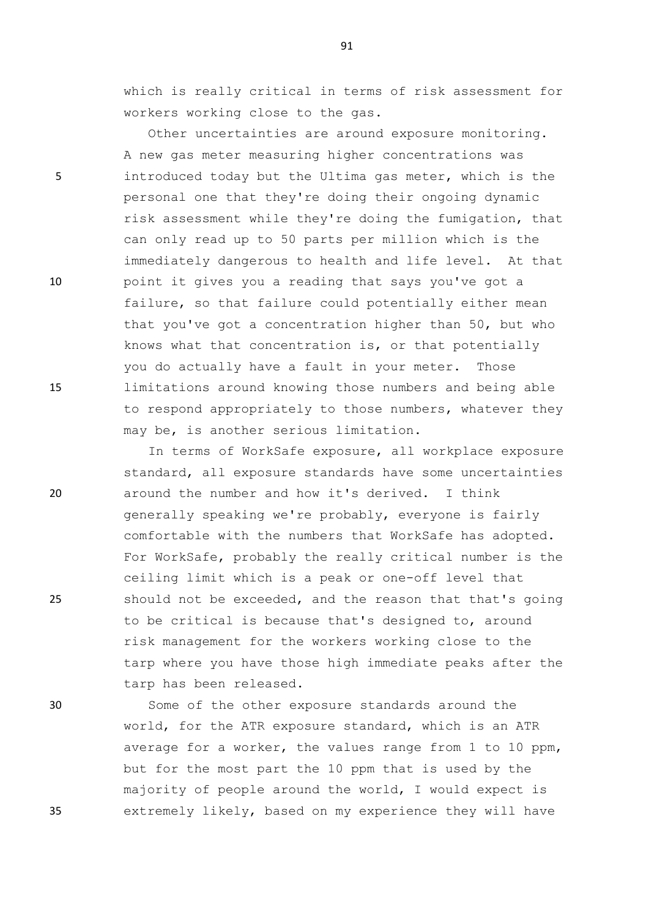which is really critical in terms of risk assessment for workers working close to the gas.

Other uncertainties are around exposure monitoring. A new gas meter measuring higher concentrations was introduced today but the Ultima gas meter, which is the personal one that they're doing their ongoing dynamic risk assessment while they're doing the fumigation, that can only read up to 50 parts per million which is the immediately dangerous to health and life level. At that point it gives you a reading that says you've got a failure, so that failure could potentially either mean that you've got a concentration higher than 50, but who knows what that concentration is, or that potentially you do actually have a fault in your meter. Those limitations around knowing those numbers and being able to respond appropriately to those numbers, whatever they may be, is another serious limitation.

In terms of WorkSafe exposure, all workplace exposure standard, all exposure standards have some uncertainties around the number and how it's derived. I think generally speaking we're probably, everyone is fairly comfortable with the numbers that WorkSafe has adopted. For WorkSafe, probably the really critical number is the ceiling limit which is a peak or one-off level that should not be exceeded, and the reason that that's going to be critical is because that's designed to, around risk management for the workers working close to the tarp where you have those high immediate peaks after the tarp has been released.

Some of the other exposure standards around the world, for the ATR exposure standard, which is an ATR average for a worker, the values range from 1 to 10 ppm, but for the most part the 10 ppm that is used by the majority of people around the world, I would expect is extremely likely, based on my experience they will have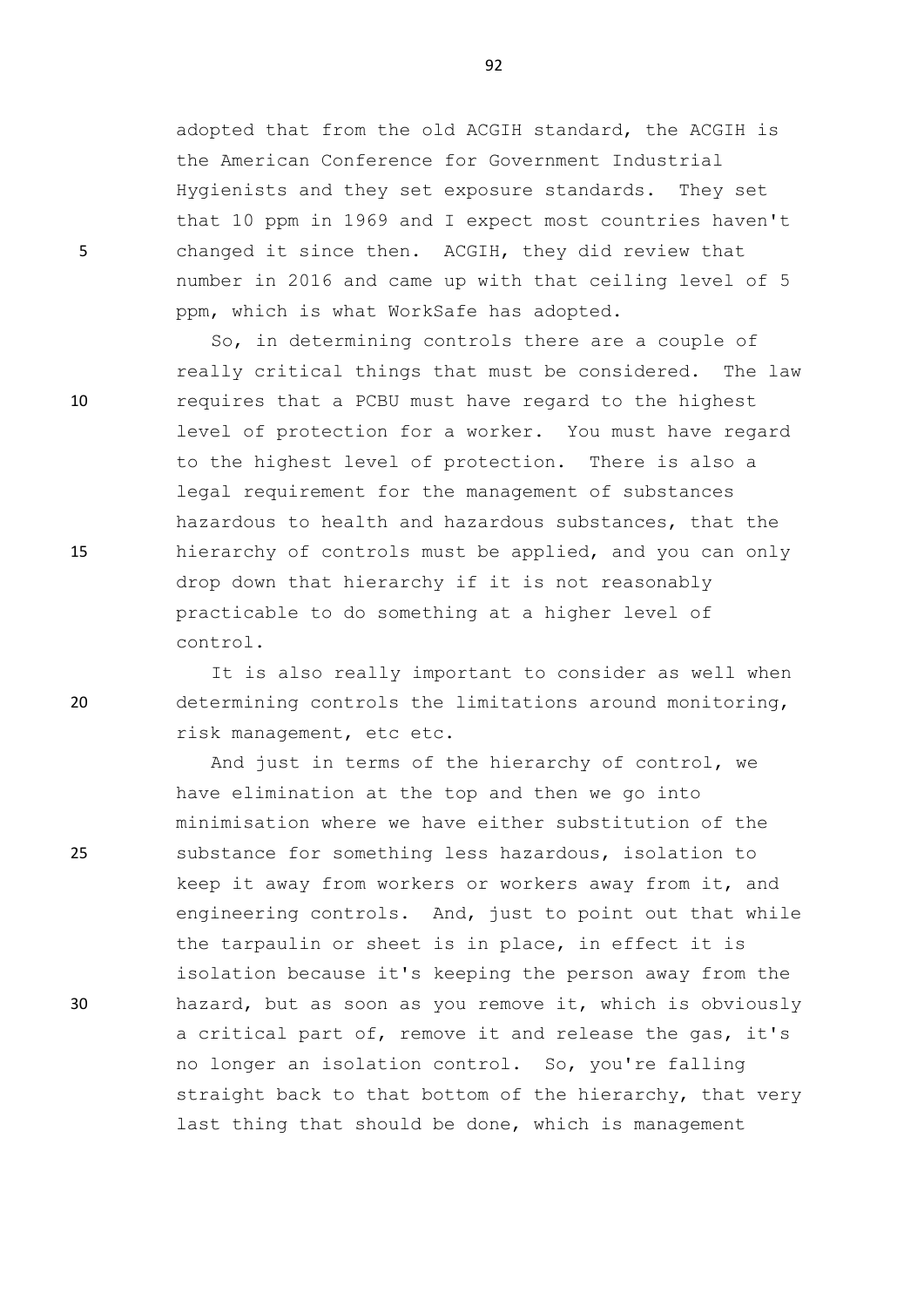adopted that from the old ACGIH standard, the ACGIH is the American Conference for Government Industrial Hygienists and they set exposure standards. They set that 10 ppm in 1969 and I expect most countries haven't changed it since then. ACGIH, they did review that number in 2016 and came up with that ceiling level of 5 ppm, which is what WorkSafe has adopted.

So, in determining controls there are a couple of really critical things that must be considered. The law requires that a PCBU must have regard to the highest level of protection for a worker. You must have regard to the highest level of protection. There is also a legal requirement for the management of substances hazardous to health and hazardous substances, that the hierarchy of controls must be applied, and you can only drop down that hierarchy if it is not reasonably practicable to do something at a higher level of control.

It is also really important to consider as well when determining controls the limitations around monitoring, risk management, etc etc.

And just in terms of the hierarchy of control, we have elimination at the top and then we go into minimisation where we have either substitution of the substance for something less hazardous, isolation to keep it away from workers or workers away from it, and engineering controls. And, just to point out that while the tarpaulin or sheet is in place, in effect it is isolation because it's keeping the person away from the hazard, but as soon as you remove it, which is obviously a critical part of, remove it and release the gas, it's no longer an isolation control. So, you're falling straight back to that bottom of the hierarchy, that very last thing that should be done, which is management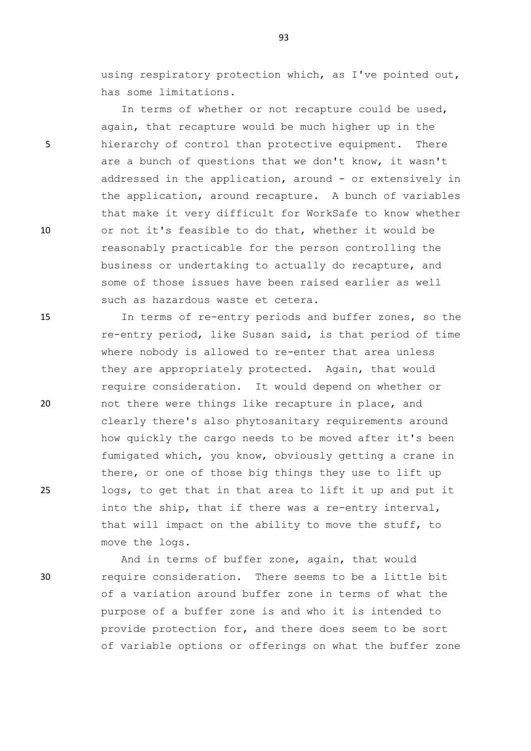using respiratory protection which, as I've pointed out, has some limitations.

In terms of whether or not recapture could be used, again, that recapture would be much higher up in the hierarchy of control than protective equipment. There are a bunch of questions that we don't know, it wasn't addressed in the application, around - or extensively in the application, around recapture. A bunch of variables that make it very difficult for WorkSafe to know whether or not it's feasible to do that, whether it would be reasonably practicable for the person controlling the business or undertaking to actually do recapture, and some of those issues have been raised earlier as well such as hazardous waste et cetera.

In terms of re-entry periods and buffer zones, so the re-entry period, like Susan said, is that period of time where nobody is allowed to re-enter that area unless they are appropriately protected. Again, that would require consideration. It would depend on whether or not there were things like recapture in place, and clearly there's also phytosanitary requirements around how quickly the cargo needs to be moved after it's been fumigated which, you know, obviously getting a crane in there, or one of those big things they use to lift up logs, to get that in that area to lift it up and put it into the ship, that if there was a re-entry interval, that will impact on the ability to move the stuff, to move the logs.

And in terms of buffer zone, again, that would require consideration. There seems to be a little bit of a variation around buffer zone in terms of what the purpose of a buffer zone is and who it is intended to provide protection for, and there does seem to be sort of variable options or offerings on what the buffer zone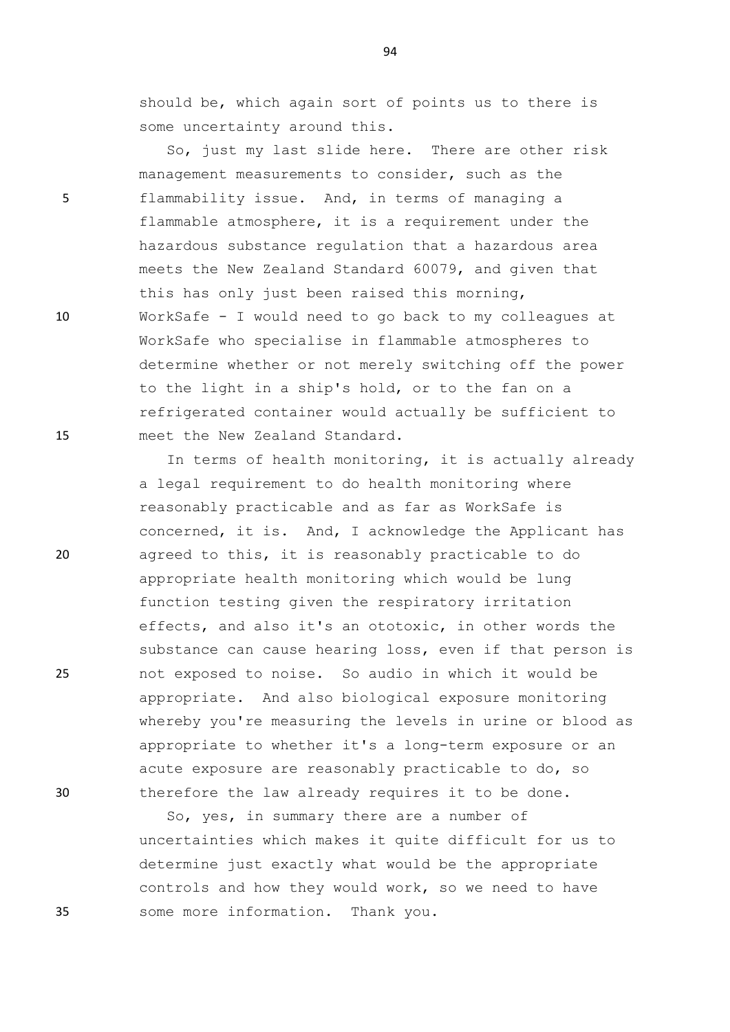should be, which again sort of points us to there is some uncertainty around this.

So, just my last slide here. There are other risk management measurements to consider, such as the flammability issue. And, in terms of managing a flammable atmosphere, it is a requirement under the hazardous substance regulation that a hazardous area meets the New Zealand Standard 60079, and given that this has only just been raised this morning, WorkSafe - I would need to go back to my colleagues at WorkSafe who specialise in flammable atmospheres to determine whether or not merely switching off the power to the light in a ship's hold, or to the fan on a refrigerated container would actually be sufficient to meet the New Zealand Standard.

In terms of health monitoring, it is actually already a legal requirement to do health monitoring where reasonably practicable and as far as WorkSafe is concerned, it is. And, I acknowledge the Applicant has agreed to this, it is reasonably practicable to do appropriate health monitoring which would be lung function testing given the respiratory irritation effects, and also it's an ototoxic, in other words the substance can cause hearing loss, even if that person is not exposed to noise. So audio in which it would be appropriate. And also biological exposure monitoring whereby you're measuring the levels in urine or blood as appropriate to whether it's a long-term exposure or an acute exposure are reasonably practicable to do, so therefore the law already requires it to be done.

So, yes, in summary there are a number of uncertainties which makes it quite difficult for us to determine just exactly what would be the appropriate controls and how they would work, so we need to have some more information. Thank you.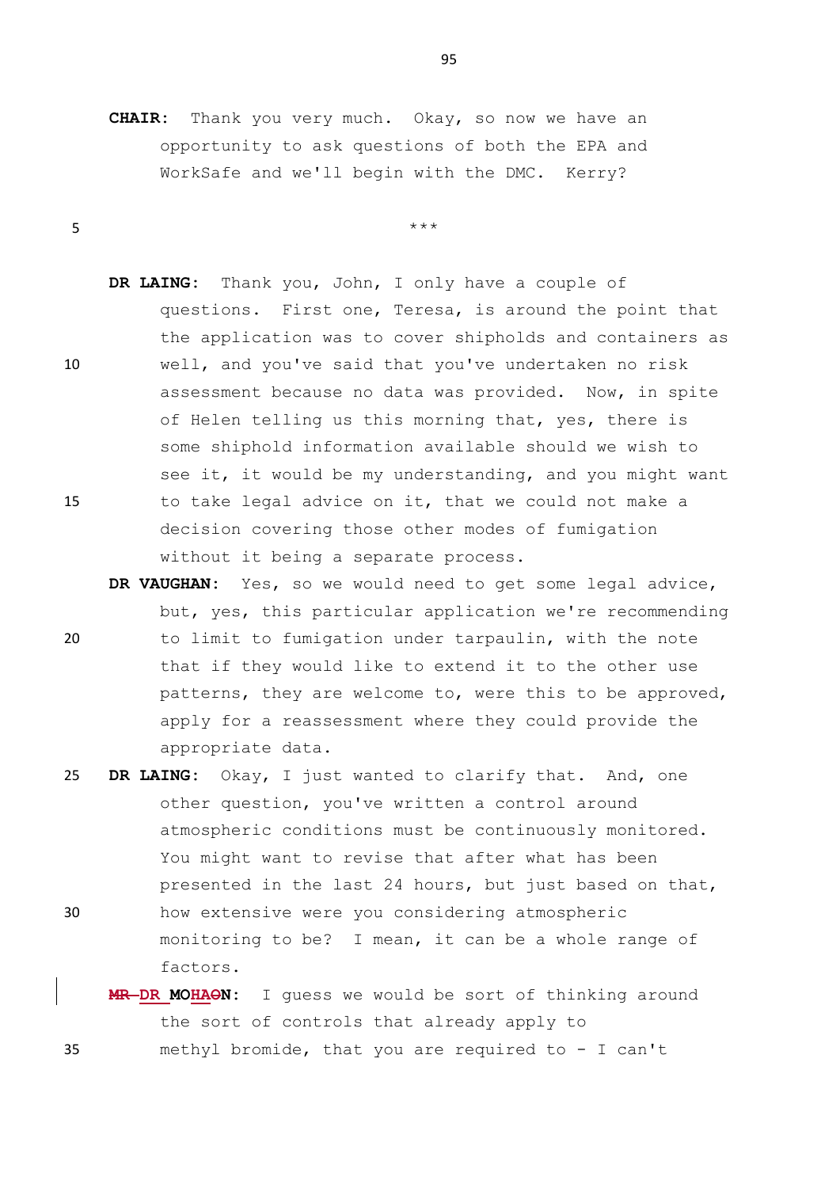**CHAIR:** Thank you very much. Okay, so now we have an opportunity to ask questions of both the EPA and WorkSafe and we'll begin with the DMC. Kerry?

\*\*\*

**DR LAING:** Thank you, John, I only have a couple of questions. First one, Teresa, is around the point that the application was to cover shipholds and containers as well, and you've said that you've undertaken no risk assessment because no data was provided. Now, in spite of Helen telling us this morning that, yes, there is some shiphold information available should we wish to see it, it would be my understanding, and you might want to take legal advice on it, that we could not make a decision covering those other modes of fumigation without it being a separate process.

**DR VAUGHAN:** Yes, so we would need to get some legal advice, but, yes, this particular application we're recommending to limit to fumigation under tarpaulin, with the note that if they would like to extend it to the other use patterns, they are welcome to, were this to be approved, apply for a reassessment where they could provide the appropriate data.

**DR LAING:** Okay, I just wanted to clarify that. And, one other question, you've written a control around atmospheric conditions must be continuously monitored. You might want to revise that after what has been presented in the last 24 hours, but just based on that, how extensive were you considering atmospheric monitoring to be? I mean, it can be a whole range of factors.

**~~MR~~ DR MOHA~~O~~N:** I guess we would be sort of thinking around the sort of controls that already apply to methyl bromide, that you are required to - I can't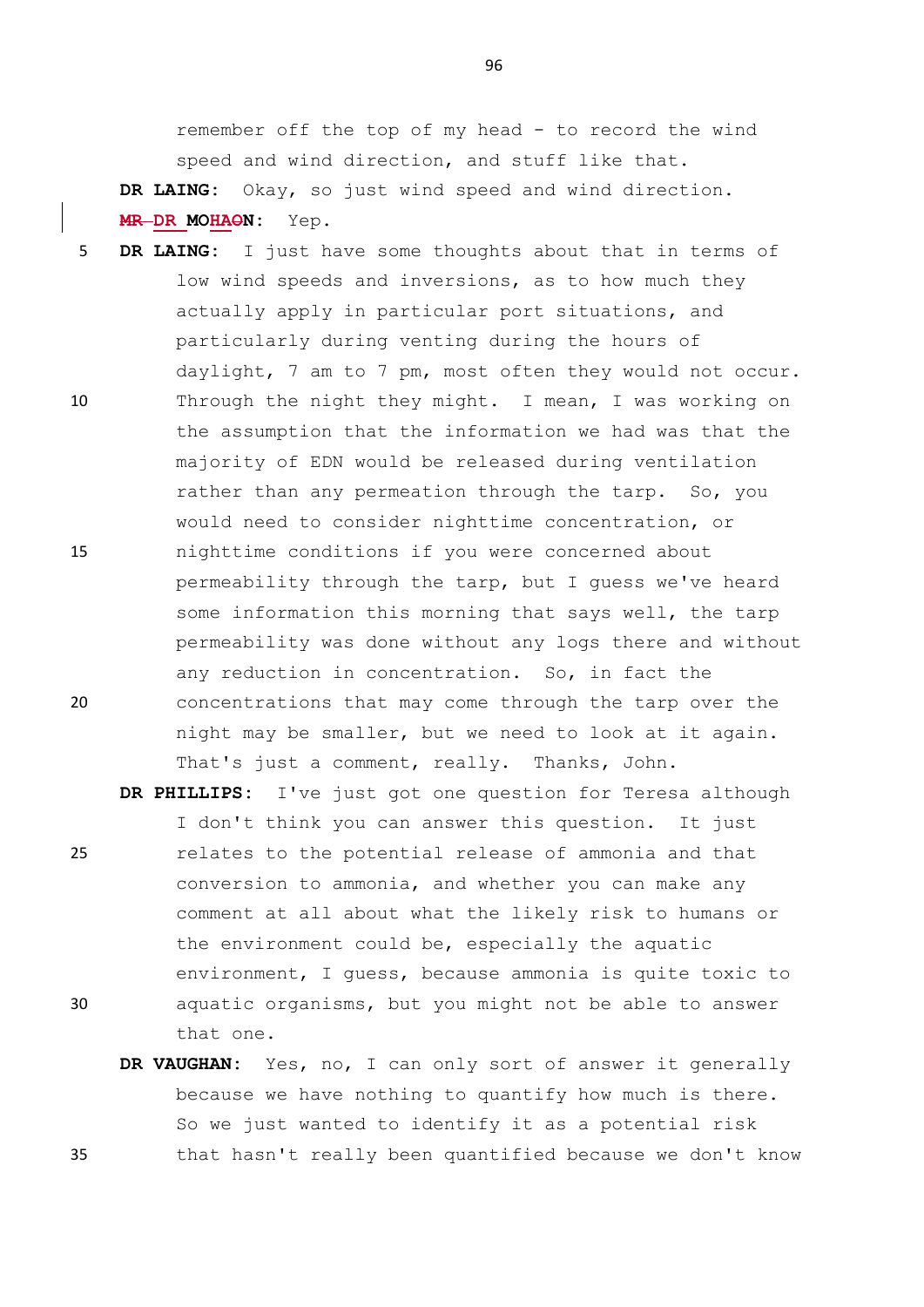remember off the top of my head - to record the wind speed and wind direction, and stuff like that.

**DR LAING:** Okay, so just wind speed and wind direction.

**DR MOHAN:** Yep.

**DR LAING:** I just have some thoughts about that in terms of low wind speeds and inversions, as to how much they actually apply in particular port situations, and particularly during venting during the hours of daylight, 7 am to 7 pm, most often they would not occur. Through the night they might. I mean, I was working on the assumption that the information we had was that the majority of EDN would be released during ventilation rather than any permeation through the tarp. So, you would need to consider nighttime concentration, or nighttime conditions if you were concerned about permeability through the tarp, but I guess we've heard some information this morning that says well, the tarp permeability was done without any logs there and without any reduction in concentration. So, in fact the concentrations that may come through the tarp over the night may be smaller, but we need to look at it again. That's just a comment, really. Thanks, John.

**DR PHILLIPS:** I've just got one question for Teresa although I don't think you can answer this question. It just relates to the potential release of ammonia and that conversion to ammonia, and whether you can make any comment at all about what the likely risk to humans or the environment could be, especially the aquatic environment, I guess, because ammonia is quite toxic to aquatic organisms, but you might not be able to answer that one.

**DR VAUGHAN:** Yes, no, I can only sort of answer it generally because we have nothing to quantify how much is there. So we just wanted to identify it as a potential risk that hasn't really been quantified because we don't know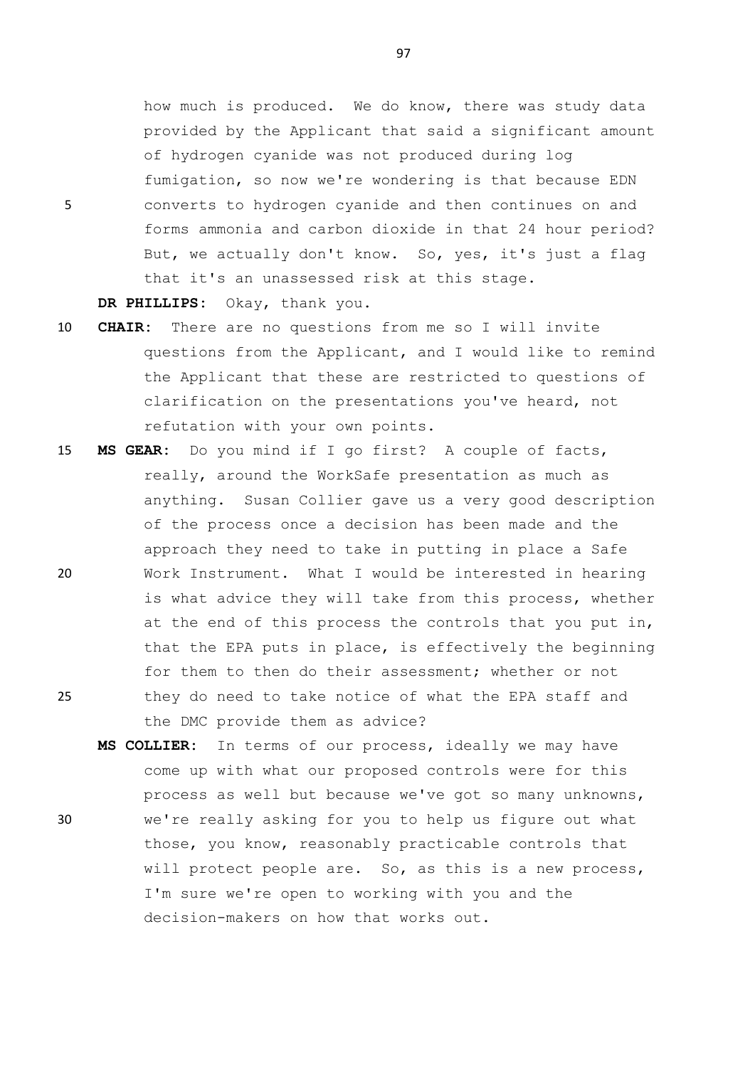how much is produced. We do know, there was study data provided by the Applicant that said a significant amount of hydrogen cyanide was not produced during log fumigation, so now we're wondering is that because EDN converts to hydrogen cyanide and then continues on and forms ammonia and carbon dioxide in that 24 hour period? But, we actually don't know. So, yes, it's just a flag that it's an unassessed risk at this stage.

**DR PHILLIPS:** Okay, thank you.

**CHAIR:** There are no questions from me so I will invite questions from the Applicant, and I would like to remind the Applicant that these are restricted to questions of clarification on the presentations you've heard, not refutation with your own points.

**MS GEAR:** Do you mind if I go first? A couple of facts, really, around the WorkSafe presentation as much as anything. Susan Collier gave us a very good description of the process once a decision has been made and the approach they need to take in putting in place a Safe Work Instrument. What I would be interested in hearing is what advice they will take from this process, whether at the end of this process the controls that you put in, that the EPA puts in place, is effectively the beginning for them to then do their assessment; whether or not they do need to take notice of what the EPA staff and the DMC provide them as advice?

**MS COLLIER:** In terms of our process, ideally we may have come up with what our proposed controls were for this process as well but because we've got so many unknowns, we're really asking for you to help us figure out what those, you know, reasonably practicable controls that will protect people are. So, as this is a new process, I'm sure we're open to working with you and the decision-makers on how that works out.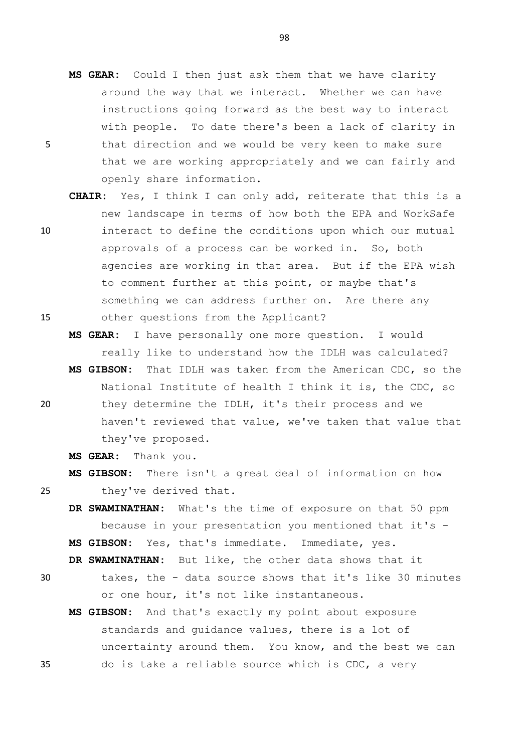**MS GEAR:** Could I then just ask them that we have clarity around the way that we interact. Whether we can have instructions going forward as the best way to interact with people. To date there's been a lack of clarity in that direction and we would be very keen to make sure that we are working appropriately and we can fairly and openly share information.

**CHAIR:** Yes, I think I can only add, reiterate that this is a new landscape in terms of how both the EPA and WorkSafe interact to define the conditions upon which our mutual approvals of a process can be worked in. So, both agencies are working in that area. But if the EPA wish to comment further at this point, or maybe that's something we can address further on. Are there any other questions from the Applicant?

**MS GEAR:** I have personally one more question. I would really like to understand how the IDLH was calculated?

**MS GIBSON:** That IDLH was taken from the American CDC, so the National Institute of health I think it is, the CDC, so they determine the IDLH, it's their process and we haven't reviewed that value, we've taken that value that they've proposed.

**MS GEAR:** Thank you.

**MS GIBSON:** There isn't a great deal of information on how they've derived that.

**DR SWAMINATHAN:** What's the time of exposure on that 50 ppm because in your presentation you mentioned that it's -

**MS GIBSON:** Yes, that's immediate. Immediate, yes.

**DR SWAMINATHAN:** But like, the other data shows that it takes, the - data source shows that it's like 30 minutes or one hour, it's not like instantaneous.

**MS GIBSON:** And that's exactly my point about exposure standards and guidance values, there is a lot of uncertainty around them. You know, and the best we can do is take a reliable source which is CDC, a very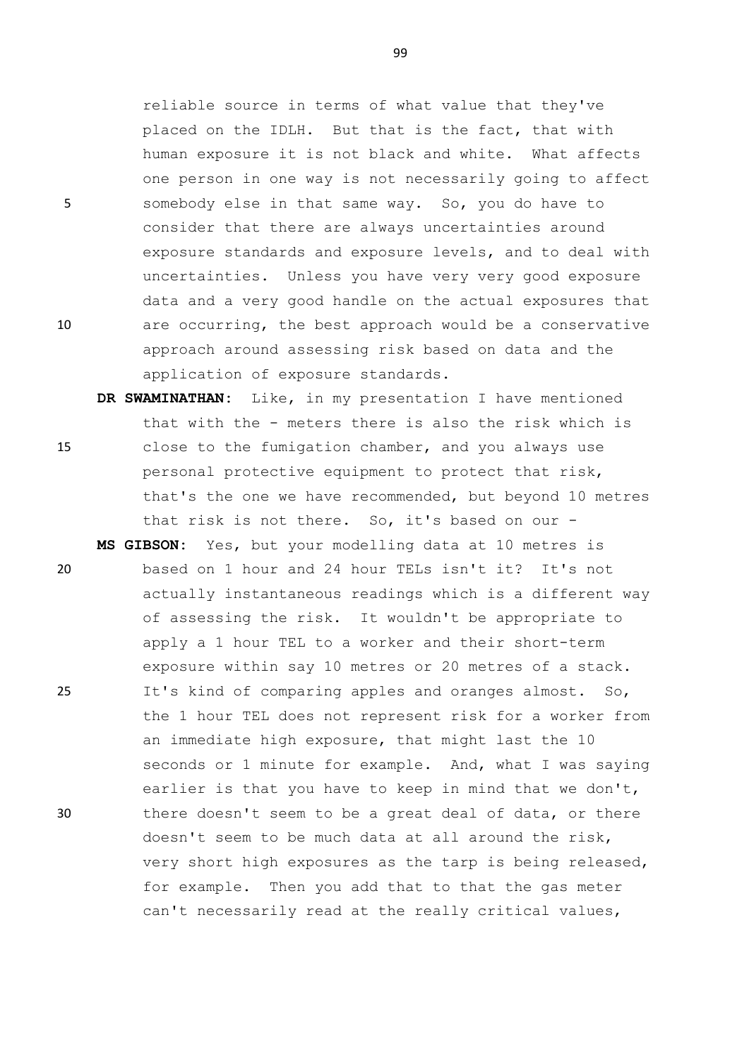reliable source in terms of what value that they've placed on the IDLH. But that is the fact, that with human exposure it is not black and white. What affects one person in one way is not necessarily going to affect somebody else in that same way. So, you do have to consider that there are always uncertainties around exposure standards and exposure levels, and to deal with uncertainties. Unless you have very very good exposure data and a very good handle on the actual exposures that are occurring, the best approach would be a conservative approach around assessing risk based on data and the application of exposure standards.

**DR SWAMINATHAN:** Like, in my presentation I have mentioned that with the - meters there is also the risk which is close to the fumigation chamber, and you always use personal protective equipment to protect that risk, that's the one we have recommended, but beyond 10 metres that risk is not there. So, it's based on our -

**MS GIBSON:** Yes, but your modelling data at 10 metres is based on 1 hour and 24 hour TELs isn't it? It's not actually instantaneous readings which is a different way of assessing the risk. It wouldn't be appropriate to apply a 1 hour TEL to a worker and their short-term exposure within say 10 metres or 20 metres of a stack. It's kind of comparing apples and oranges almost. So, the 1 hour TEL does not represent risk for a worker from an immediate high exposure, that might last the 10 seconds or 1 minute for example. And, what I was saying earlier is that you have to keep in mind that we don't, there doesn't seem to be a great deal of data, or there doesn't seem to be much data at all around the risk, very short high exposures as the tarp is being released, for example. Then you add that to that the gas meter can't necessarily read at the really critical values,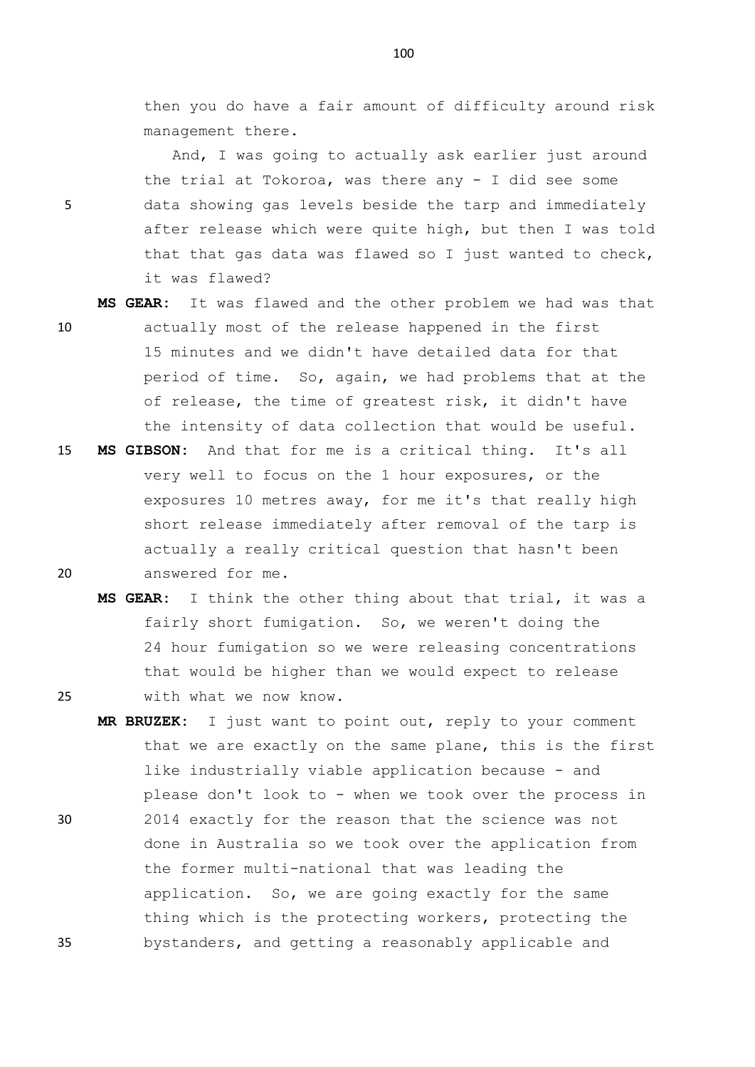then you do have a fair amount of difficulty around risk management there.

And, I was going to actually ask earlier just around the trial at Tokoroa, was there any - I did see some data showing gas levels beside the tarp and immediately after release which were quite high, but then I was told that that gas data was flawed so I just wanted to check, it was flawed?

**MS GEAR:** It was flawed and the other problem we had was that actually most of the release happened in the first 15 minutes and we didn't have detailed data for that period of time. So, again, we had problems that at the of release, the time of greatest risk, it didn't have the intensity of data collection that would be useful.

**MS GIBSON:** And that for me is a critical thing. It's all very well to focus on the 1 hour exposures, or the exposures 10 metres away, for me it's that really high short release immediately after removal of the tarp is actually a really critical question that hasn't been answered for me.

**MS GEAR:** I think the other thing about that trial, it was a fairly short fumigation. So, we weren't doing the 24 hour fumigation so we were releasing concentrations that would be higher than we would expect to release with what we now know.

**MR BRUZEK:** I just want to point out, reply to your comment that we are exactly on the same plane, this is the first like industrially viable application because - and please don't look to - when we took over the process in 2014 exactly for the reason that the science was not done in Australia so we took over the application from the former multi-national that was leading the application. So, we are going exactly for the same thing which is the protecting workers, protecting the bystanders, and getting a reasonably applicable and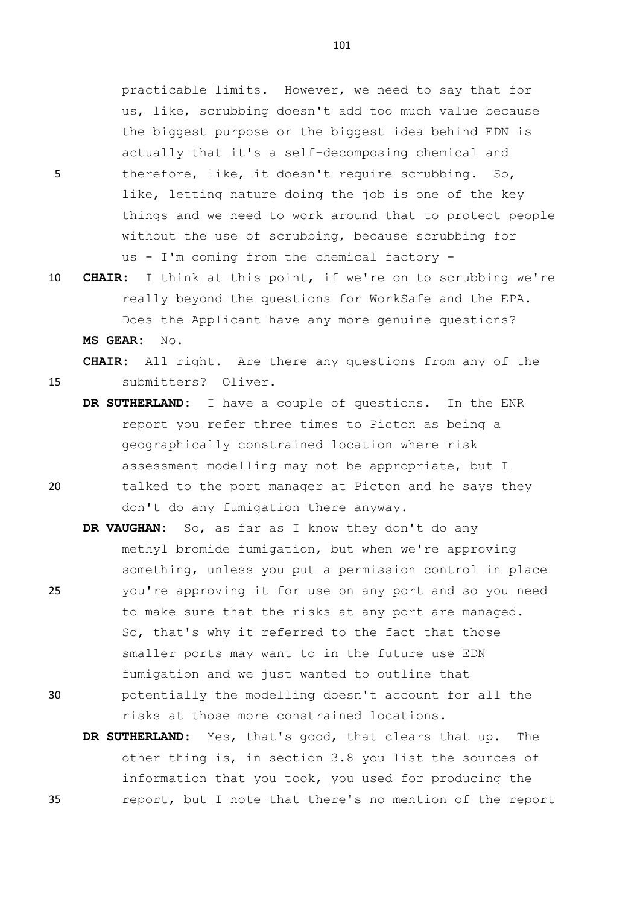practicable limits. However, we need to say that for us, like, scrubbing doesn't add too much value because the biggest purpose or the biggest idea behind EDN is actually that it's a self-decomposing chemical and therefore, like, it doesn't require scrubbing. So, like, letting nature doing the job is one of the key things and we need to work around that to protect people without the use of scrubbing, because scrubbing for us - I'm coming from the chemical factory -

**CHAIR:** I think at this point, if we're on to scrubbing we're really beyond the questions for WorkSafe and the EPA. Does the Applicant have any more genuine questions?

**MS GEAR:** No.

**CHAIR:** All right. Are there any questions from any of the submitters? Oliver.

**DR SUTHERLAND:** I have a couple of questions. In the ENR report you refer three times to Picton as being a geographically constrained location where risk assessment modelling may not be appropriate, but I talked to the port manager at Picton and he says they don't do any fumigation there anyway.

**DR VAUGHAN:** So, as far as I know they don't do any methyl bromide fumigation, but when we're approving something, unless you put a permission control in place you're approving it for use on any port and so you need to make sure that the risks at any port are managed. So, that's why it referred to the fact that those smaller ports may want to in the future use EDN fumigation and we just wanted to outline that potentially the modelling doesn't account for all the risks at those more constrained locations.

**DR SUTHERLAND:** Yes, that's good, that clears that up. The other thing is, in section 3.8 you list the sources of information that you took, you used for producing the report, but I note that there's no mention of the report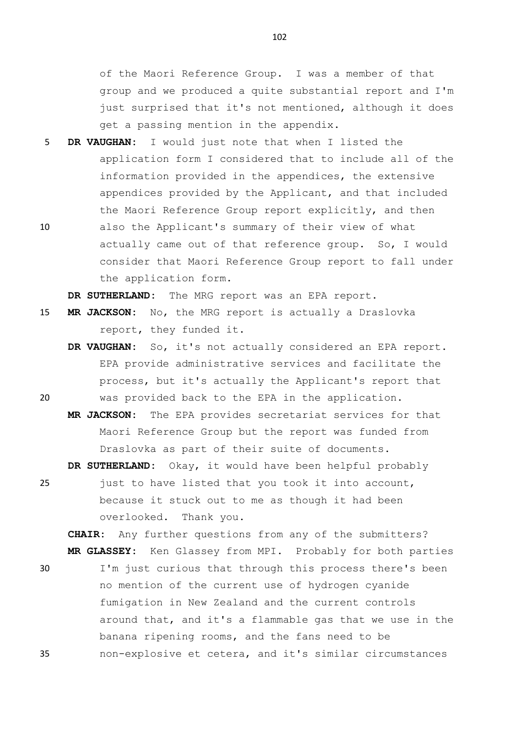of the Maori Reference Group. I was a member of that group and we produced a quite substantial report and I'm just surprised that it's not mentioned, although it does get a passing mention in the appendix.

**DR VAUGHAN:** I would just note that when I listed the application form I considered that to include all of the information provided in the appendices, the extensive appendices provided by the Applicant, and that included the Maori Reference Group report explicitly, and then also the Applicant's summary of their view of what actually came out of that reference group. So, I would consider that Maori Reference Group report to fall under the application form.

**DR SUTHERLAND:** The MRG report was an EPA report.

**MR JACKSON:** No, the MRG report is actually a Draslovka report, they funded it.

**DR VAUGHAN:** So, it's not actually considered an EPA report. EPA provide administrative services and facilitate the process, but it's actually the Applicant's report that was provided back to the EPA in the application.

**MR JACKSON:** The EPA provides secretariat services for that Maori Reference Group but the report was funded from Draslovka as part of their suite of documents.

**DR SUTHERLAND:** Okay, it would have been helpful probably just to have listed that you took it into account, because it stuck out to me as though it had been overlooked. Thank you.

**CHAIR:** Any further questions from any of the submitters?

**MR GLASSEY:** Ken Glassey from MPI. Probably for both parties I'm just curious that through this process there's been no mention of the current use of hydrogen cyanide fumigation in New Zealand and the current controls around that, and it's a flammable gas that we use in the banana ripening rooms, and the fans need to be non-explosive et cetera, and it's similar circumstances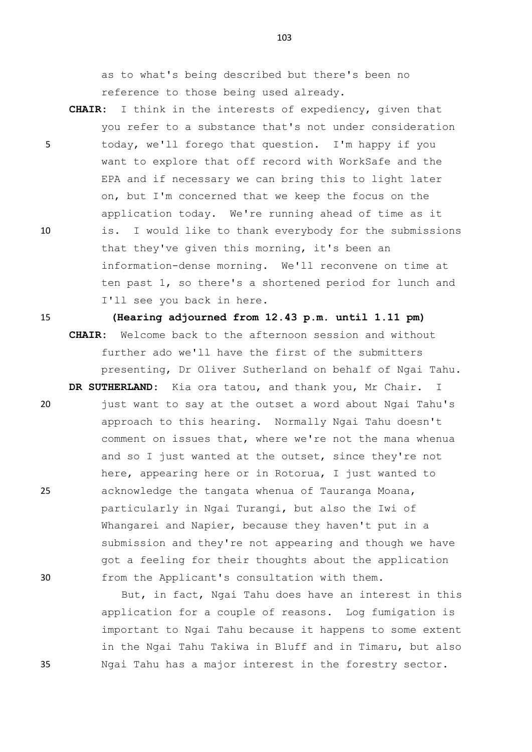as to what's being described but there's been no reference to those being used already.

**CHAIR:** I think in the interests of expediency, given that you refer to a substance that's not under consideration today, we'll forego that question. I'm happy if you want to explore that off record with WorkSafe and the EPA and if necessary we can bring this to light later on, but I'm concerned that we keep the focus on the application today. We're running ahead of time as it is. I would like to thank everybody for the submissions that they've given this morning, it's been an information-dense morning. We'll reconvene on time at ten past 1, so there's a shortened period for lunch and I'll see you back in here.

**(Hearing adjourned from 12.43 p.m. until 1.11 pm)**

**CHAIR:** Welcome back to the afternoon session and without further ado we'll have the first of the submitters presenting, Dr Oliver Sutherland on behalf of Ngai Tahu.

**DR SUTHERLAND:** Kia ora tatou, and thank you, Mr Chair. I just want to say at the outset a word about Ngai Tahu's approach to this hearing. Normally Ngai Tahu doesn't comment on issues that, where we're not the mana whenua and so I just wanted at the outset, since they're not here, appearing here or in Rotorua, I just wanted to acknowledge the tangata whenua of Tauranga Moana, particularly in Ngai Turangi, but also the Iwi of Whangarei and Napier, because they haven't put in a submission and they're not appearing and though we have got a feeling for their thoughts about the application from the Applicant's consultation with them.

But, in fact, Ngai Tahu does have an interest in this application for a couple of reasons. Log fumigation is important to Ngai Tahu because it happens to some extent in the Ngai Tahu Takiwa in Bluff and in Timaru, but also Ngai Tahu has a major interest in the forestry sector.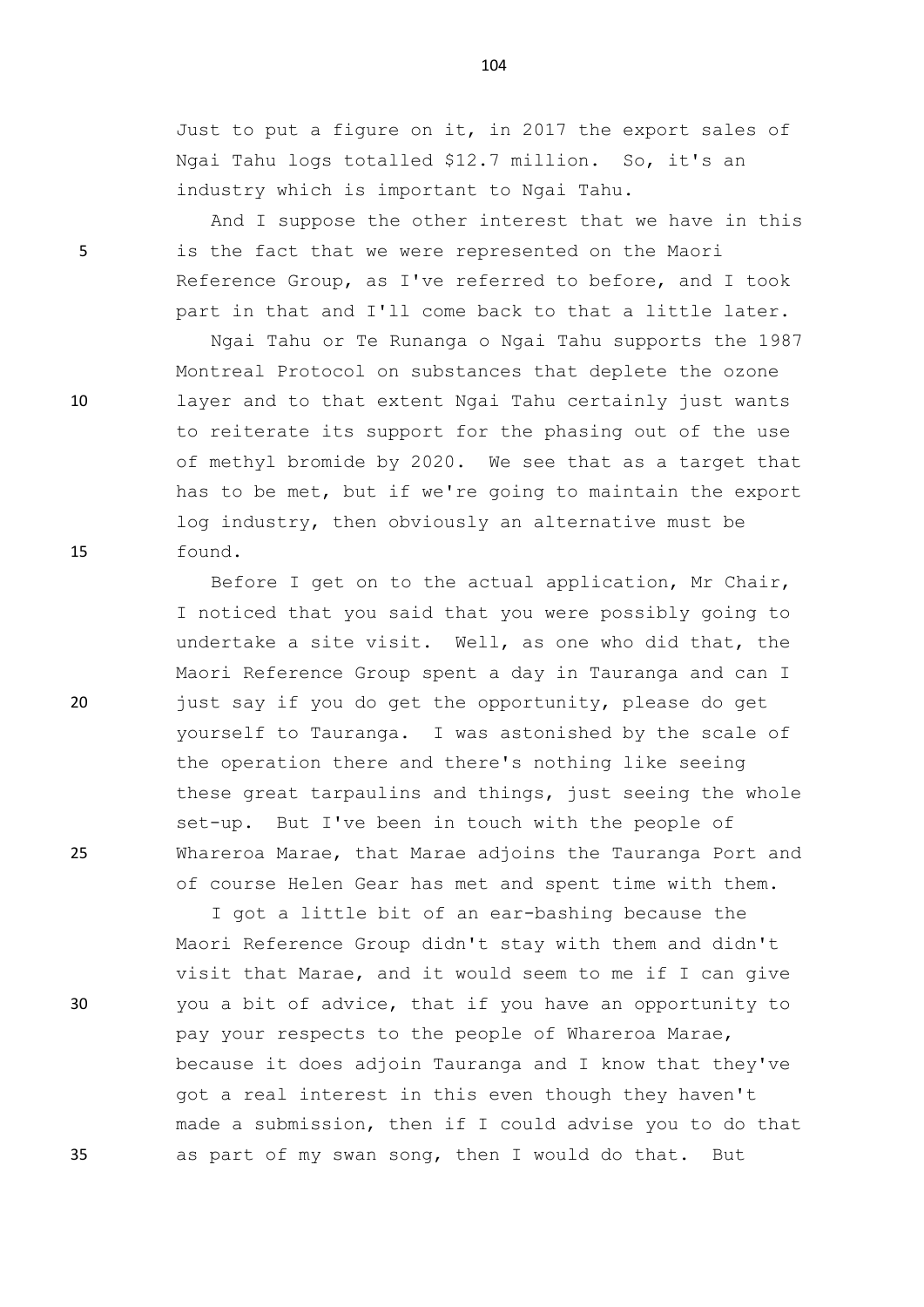Just to put a figure on it, in 2017 the export sales of Ngai Tahu logs totalled $12.7 million. So, it's an industry which is important to Ngai Tahu.

And I suppose the other interest that we have in this is the fact that we were represented on the Maori Reference Group, as I've referred to before, and I took part in that and I'll come back to that a little later.

Ngai Tahu or Te Runanga o Ngai Tahu supports the 1987 Montreal Protocol on substances that deplete the ozone layer and to that extent Ngai Tahu certainly just wants to reiterate its support for the phasing out of the use of methyl bromide by 2020. We see that as a target that has to be met, but if we're going to maintain the export log industry, then obviously an alternative must be found.

Before I get on to the actual application, Mr Chair, I noticed that you said that you were possibly going to undertake a site visit. Well, as one who did that, the Maori Reference Group spent a day in Tauranga and can I just say if you do get the opportunity, please do get yourself to Tauranga. I was astonished by the scale of the operation there and there's nothing like seeing these great tarpaulins and things, just seeing the whole set-up. But I've been in touch with the people of Whareroa Marae, that Marae adjoins the Tauranga Port and of course Helen Gear has met and spent time with them.

I got a little bit of an ear-bashing because the Maori Reference Group didn't stay with them and didn't visit that Marae, and it would seem to me if I can give you a bit of advice, that if you have an opportunity to pay your respects to the people of Whareroa Marae, because it does adjoin Tauranga and I know that they've got a real interest in this even though they haven't made a submission, then if I could advise you to do that as part of my swan song, then I would do that. But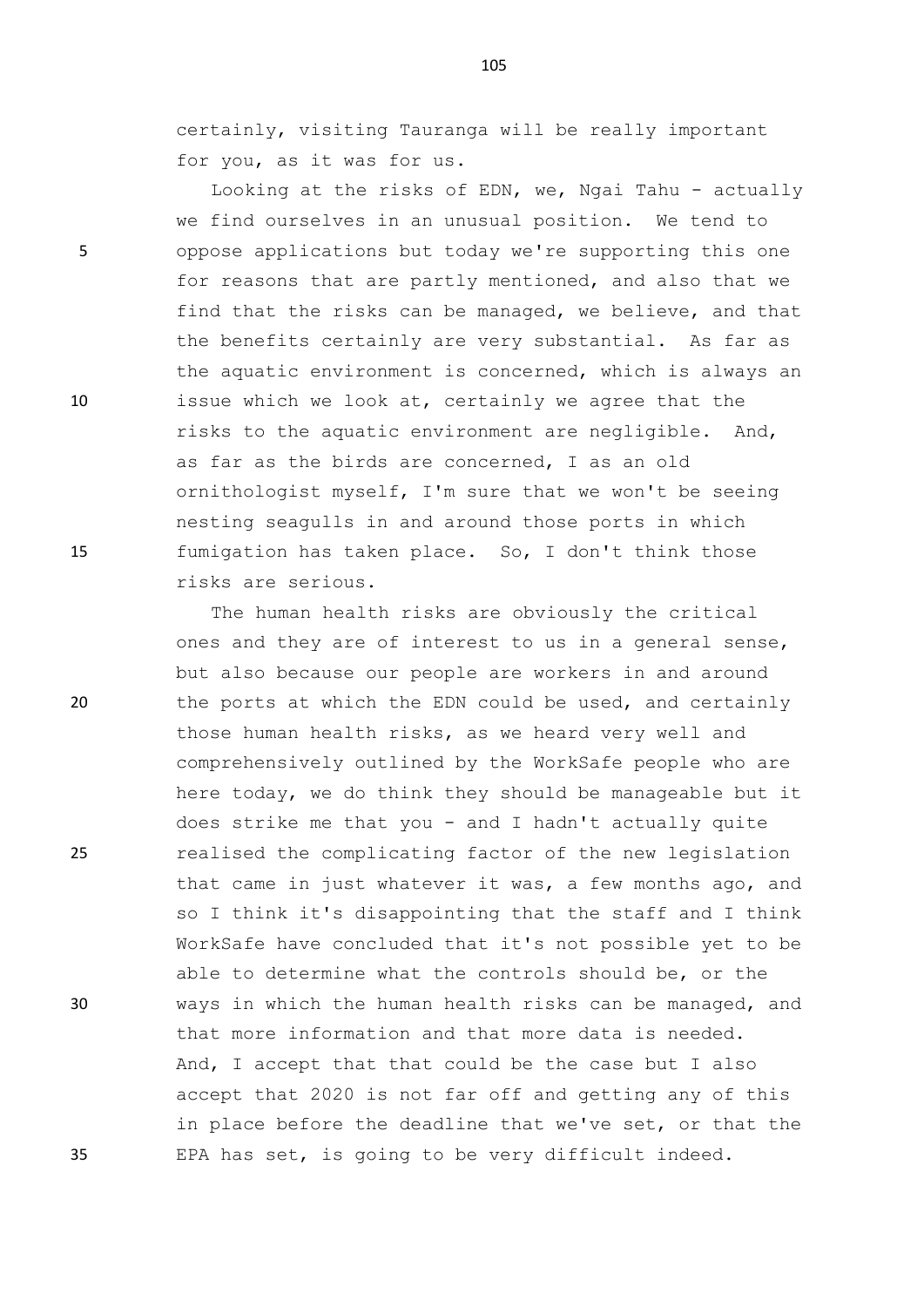certainly, visiting Tauranga will be really important for you, as it was for us.

Looking at the risks of EDN, we, Ngai Tahu - actually we find ourselves in an unusual position. We tend to oppose applications but today we're supporting this one for reasons that are partly mentioned, and also that we find that the risks can be managed, we believe, and that the benefits certainly are very substantial. As far as the aquatic environment is concerned, which is always an issue which we look at, certainly we agree that the risks to the aquatic environment are negligible. And, as far as the birds are concerned, I as an old ornithologist myself, I'm sure that we won't be seeing nesting seagulls in and around those ports in which fumigation has taken place. So, I don't think those risks are serious.

The human health risks are obviously the critical ones and they are of interest to us in a general sense, but also because our people are workers in and around the ports at which the EDN could be used, and certainly those human health risks, as we heard very well and comprehensively outlined by the WorkSafe people who are here today, we do think they should be manageable but it does strike me that you - and I hadn't actually quite realised the complicating factor of the new legislation that came in just whatever it was, a few months ago, and so I think it's disappointing that the staff and I think WorkSafe have concluded that it's not possible yet to be able to determine what the controls should be, or the ways in which the human health risks can be managed, and that more information and that more data is needed. And, I accept that that could be the case but I also accept that 2020 is not far off and getting any of this in place before the deadline that we've set, or that the EPA has set, is going to be very difficult indeed.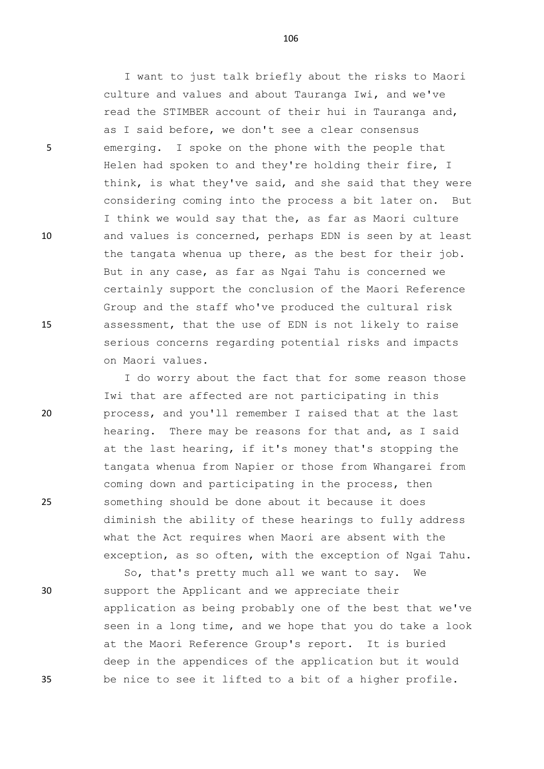I want to just talk briefly about the risks to Maori culture and values and about Tauranga Iwi, and we've read the STIMBER account of their hui in Tauranga and, as I said before, we don't see a clear consensus emerging. I spoke on the phone with the people that Helen had spoken to and they're holding their fire, I think, is what they've said, and she said that they were considering coming into the process a bit later on. But I think we would say that the, as far as Maori culture and values is concerned, perhaps EDN is seen by at least the tangata whenua up there, as the best for their job. But in any case, as far as Ngai Tahu is concerned we certainly support the conclusion of the Maori Reference Group and the staff who've produced the cultural risk assessment, that the use of EDN is not likely to raise serious concerns regarding potential risks and impacts on Maori values.

I do worry about the fact that for some reason those Iwi that are affected are not participating in this process, and you'll remember I raised that at the last hearing. There may be reasons for that and, as I said at the last hearing, if it's money that's stopping the tangata whenua from Napier or those from Whangarei from coming down and participating in the process, then something should be done about it because it does diminish the ability of these hearings to fully address what the Act requires when Maori are absent with the exception, as so often, with the exception of Ngai Tahu.

So, that's pretty much all we want to say. We support the Applicant and we appreciate their application as being probably one of the best that we've seen in a long time, and we hope that you do take a look at the Maori Reference Group's report. It is buried deep in the appendices of the application but it would be nice to see it lifted to a bit of a higher profile.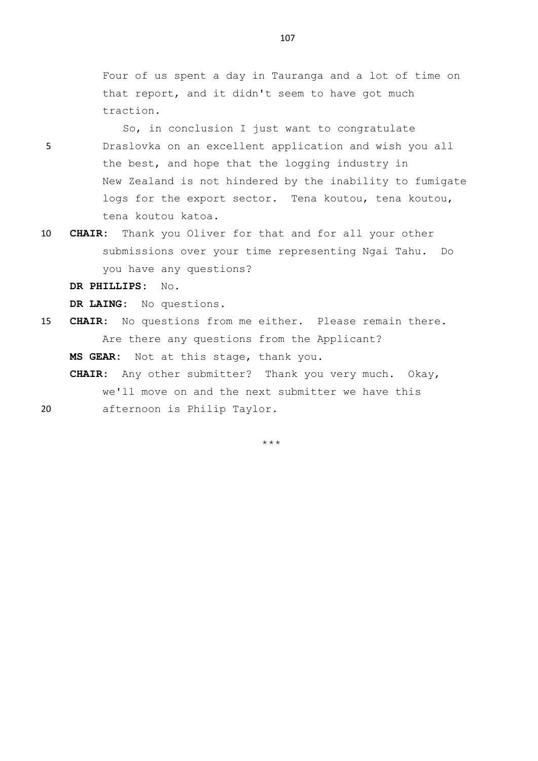Four of us spent a day in Tauranga and a lot of time on that report, and it didn't seem to have got much traction.

So, in conclusion I just want to congratulate Draslovka on an excellent application and wish you all the best, and hope that the logging industry in New Zealand is not hindered by the inability to fumigate logs for the export sector. Tena koutou, tena koutou, tena koutou katoa.

**CHAIR:** Thank you Oliver for that and for all your other submissions over your time representing Ngai Tahu. Do you have any questions?

**DR PHILLIPS:** No.

**DR LAING:** No questions.

**CHAIR:** No questions from me either. Please remain there. Are there any questions from the Applicant?

**MS GEAR:** Not at this stage, thank you.

**CHAIR:** Any other submitter? Thank you very much. Okay, we'll move on and the next submitter we have this afternoon is Philip Taylor.

\*\*\*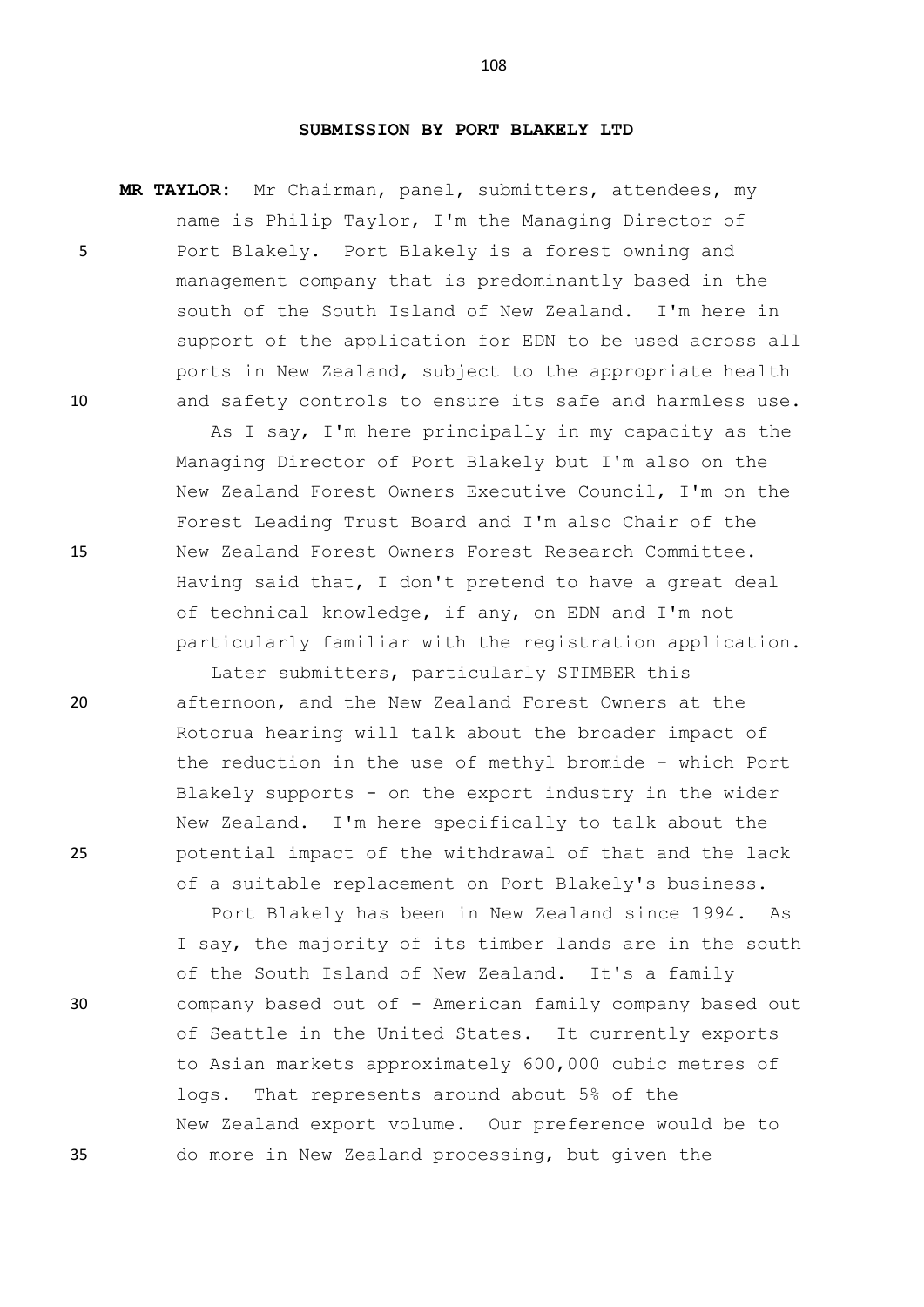**SUBMISSION BY PORT BLAKELY LTD**

**MR TAYLOR:** Mr Chairman, panel, submitters, attendees, my name is Philip Taylor, I'm the Managing Director of Port Blakely. Port Blakely is a forest owning and management company that is predominantly based in the south of the South Island of New Zealand. I'm here in support of the application for EDN to be used across all ports in New Zealand, subject to the appropriate health and safety controls to ensure its safe and harmless use.

As I say, I'm here principally in my capacity as the Managing Director of Port Blakely but I'm also on the New Zealand Forest Owners Executive Council, I'm on the Forest Leading Trust Board and I'm also Chair of the New Zealand Forest Owners Forest Research Committee. Having said that, I don't pretend to have a great deal of technical knowledge, if any, on EDN and I'm not particularly familiar with the registration application.

Later submitters, particularly STIMBER this afternoon, and the New Zealand Forest Owners at the Rotorua hearing will talk about the broader impact of the reduction in the use of methyl bromide - which Port Blakely supports - on the export industry in the wider New Zealand. I'm here specifically to talk about the potential impact of the withdrawal of that and the lack of a suitable replacement on Port Blakely's business.

Port Blakely has been in New Zealand since 1994. As I say, the majority of its timber lands are in the south of the South Island of New Zealand. It's a family company based out of - American family company based out of Seattle in the United States. It currently exports to Asian markets approximately 600,000 cubic metres of logs. That represents around about 5% of the New Zealand export volume. Our preference would be to do more in New Zealand processing, but given the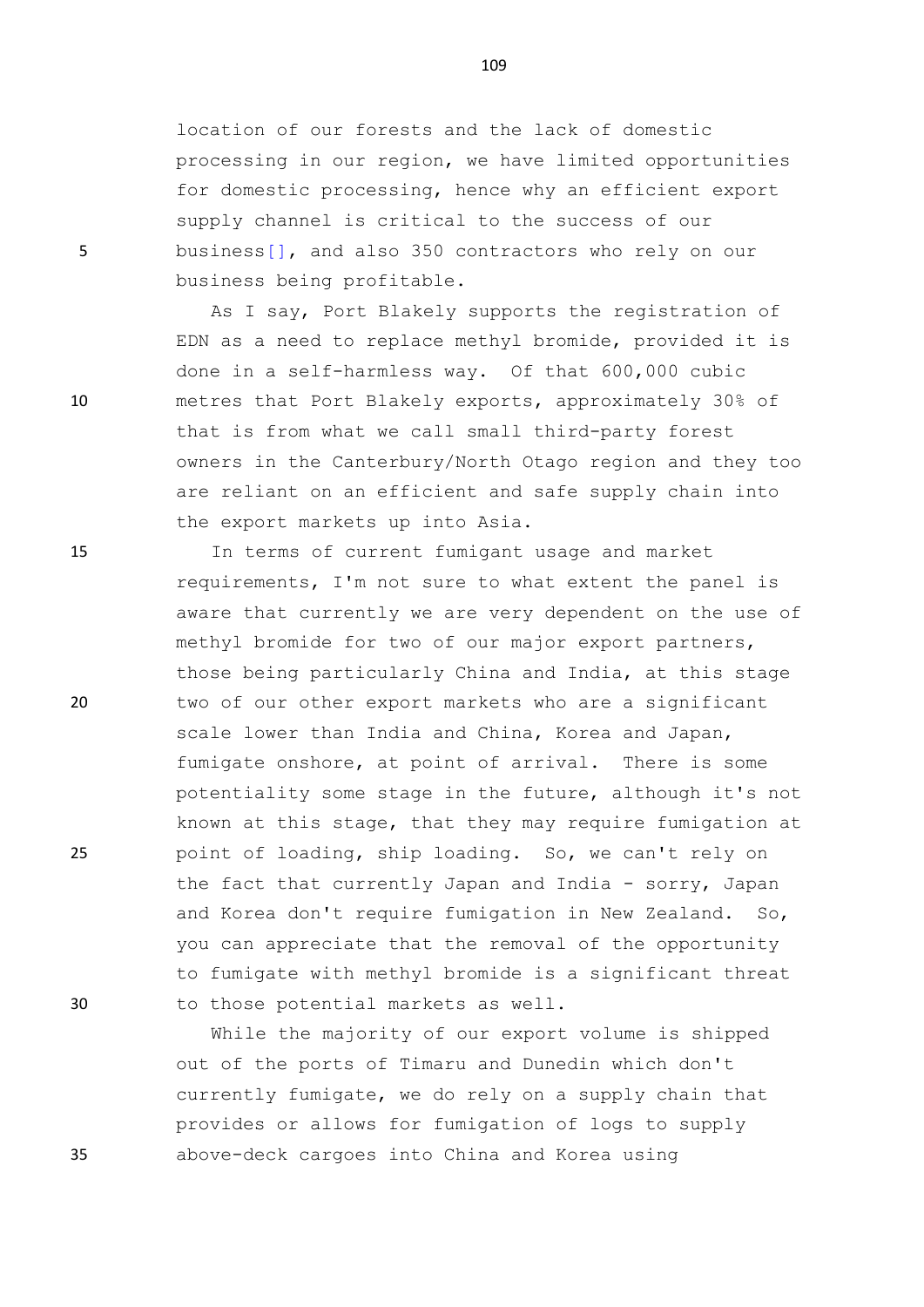location of our forests and the lack of domestic processing in our region, we have limited opportunities for domestic processing, hence why an efficient export supply channel is critical to the success of our business[], and also 350 contractors who rely on our business being profitable.

As I say, Port Blakely supports the registration of EDN as a need to replace methyl bromide, provided it is done in a self-harmless way. Of that 600,000 cubic metres that Port Blakely exports, approximately 30% of that is from what we call small third-party forest owners in the Canterbury/North Otago region and they too are reliant on an efficient and safe supply chain into the export markets up into Asia.

In terms of current fumigant usage and market requirements, I'm not sure to what extent the panel is aware that currently we are very dependent on the use of methyl bromide for two of our major export partners, those being particularly China and India, at this stage two of our other export markets who are a significant scale lower than India and China, Korea and Japan, fumigate onshore, at point of arrival. There is some potentiality some stage in the future, although it's not known at this stage, that they may require fumigation at point of loading, ship loading. So, we can't rely on the fact that currently Japan and India - sorry, Japan and Korea don't require fumigation in New Zealand. So, you can appreciate that the removal of the opportunity to fumigate with methyl bromide is a significant threat to those potential markets as well.

While the majority of our export volume is shipped out of the ports of Timaru and Dunedin which don't currently fumigate, we do rely on a supply chain that provides or allows for fumigation of logs to supply above-deck cargoes into China and Korea using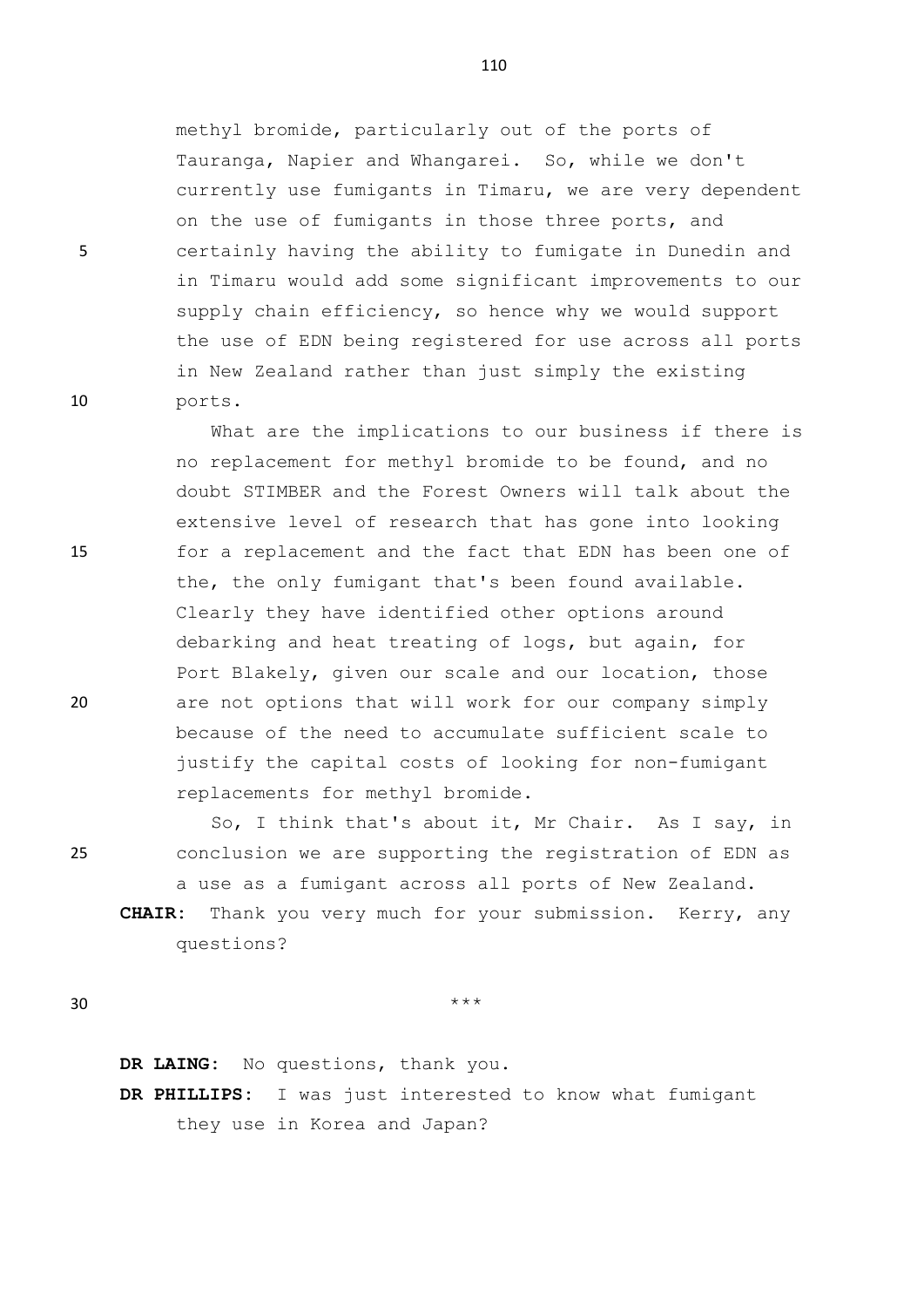methyl bromide, particularly out of the ports of Tauranga, Napier and Whangarei. So, while we don't currently use fumigants in Timaru, we are very dependent on the use of fumigants in those three ports, and certainly having the ability to fumigate in Dunedin and in Timaru would add some significant improvements to our supply chain efficiency, so hence why we would support the use of EDN being registered for use across all ports in New Zealand rather than just simply the existing ports.

What are the implications to our business if there is no replacement for methyl bromide to be found, and no doubt STIMBER and the Forest Owners will talk about the extensive level of research that has gone into looking for a replacement and the fact that EDN has been one of the, the only fumigant that's been found available. Clearly they have identified other options around debarking and heat treating of logs, but again, for Port Blakely, given our scale and our location, those are not options that will work for our company simply because of the need to accumulate sufficient scale to justify the capital costs of looking for non-fumigant replacements for methyl bromide.

So, I think that's about it, Mr Chair. As I say, in conclusion we are supporting the registration of EDN as a use as a fumigant across all ports of New Zealand.

**CHAIR:** Thank you very much for your submission. Kerry, any questions?

\*\*\*

**DR LAING:** No questions, thank you.

**DR PHILLIPS:** I was just interested to know what fumigant they use in Korea and Japan?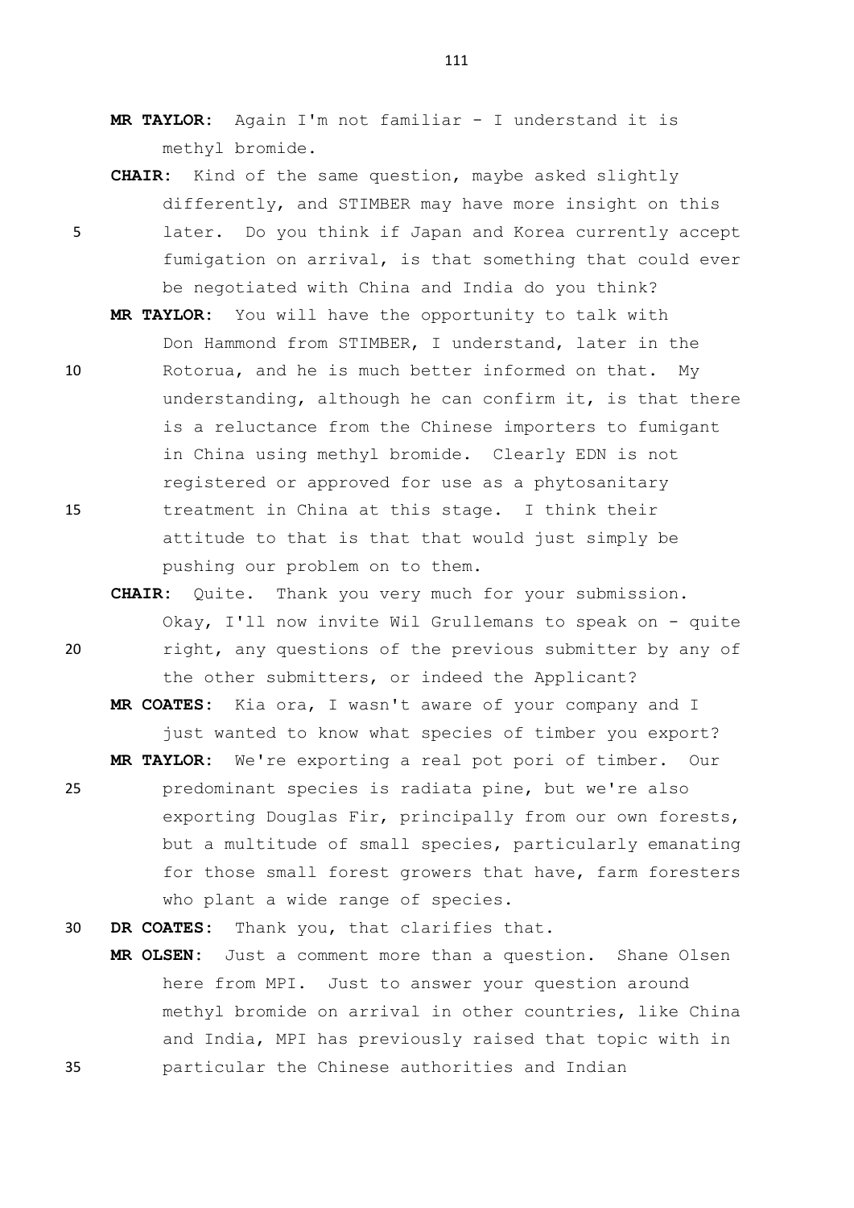**MR TAYLOR:** Again I'm not familiar - I understand it is methyl bromide.

**CHAIR:** Kind of the same question, maybe asked slightly differently, and STIMBER may have more insight on this later. Do you think if Japan and Korea currently accept fumigation on arrival, is that something that could ever be negotiated with China and India do you think?

**MR TAYLOR:** You will have the opportunity to talk with Don Hammond from STIMBER, I understand, later in the Rotorua, and he is much better informed on that. My understanding, although he can confirm it, is that there is a reluctance from the Chinese importers to fumigant in China using methyl bromide. Clearly EDN is not registered or approved for use as a phytosanitary treatment in China at this stage. I think their attitude to that is that that would just simply be pushing our problem on to them.

**CHAIR:** Quite. Thank you very much for your submission. Okay, I'll now invite Wil Grullemans to speak on - quite right, any questions of the previous submitter by any of the other submitters, or indeed the Applicant?

**MR COATES:** Kia ora, I wasn't aware of your company and I just wanted to know what species of timber you export?

**MR TAYLOR:** We're exporting a real pot pori of timber. Our predominant species is radiata pine, but we're also exporting Douglas Fir, principally from our own forests, but a multitude of small species, particularly emanating for those small forest growers that have, farm foresters who plant a wide range of species.

**DR COATES:** Thank you, that clarifies that.

**MR OLSEN:** Just a comment more than a question. Shane Olsen here from MPI. Just to answer your question around methyl bromide on arrival in other countries, like China and India, MPI has previously raised that topic with in particular the Chinese authorities and Indian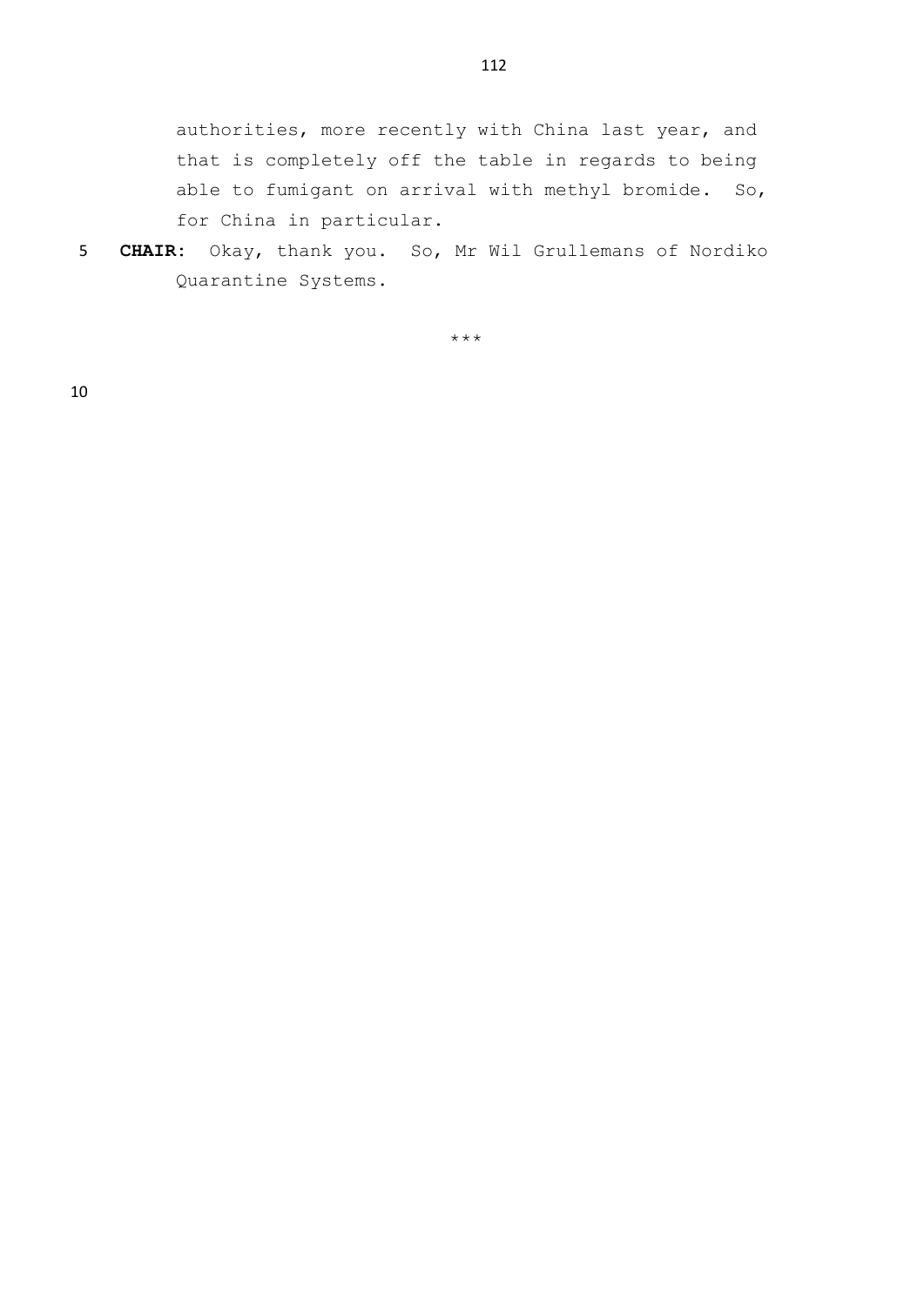authorities, more recently with China last year, and that is completely off the table in regards to being able to fumigant on arrival with methyl bromide. So, for China in particular.

**CHAIR:** Okay, thank you. So, Mr Wil Grullemans of Nordiko Quarantine Systems.

***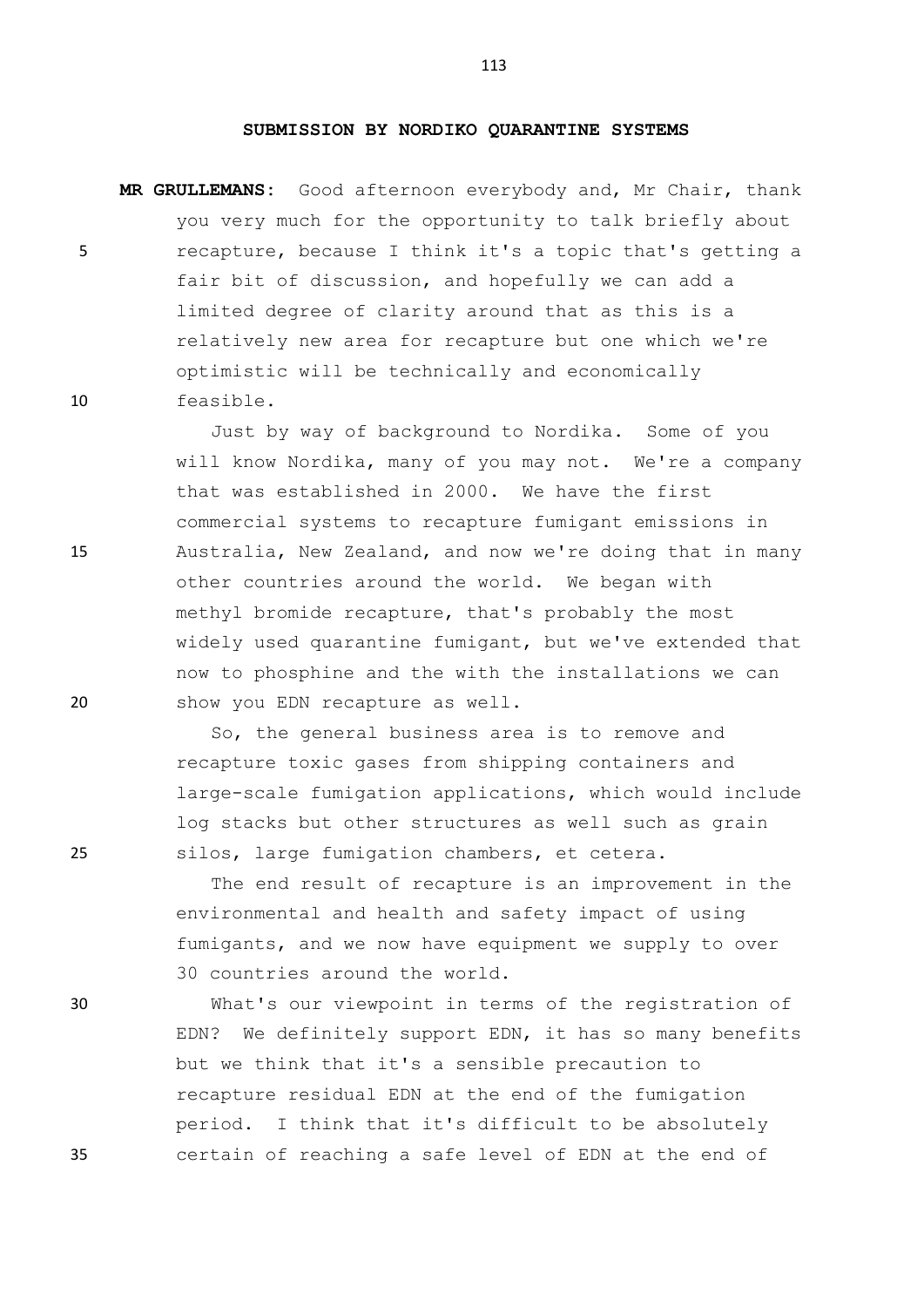## SUBMISSION BY NORDIKO QUARANTINE SYSTEMS

**MR GRULLEMANS:** Good afternoon everybody and, Mr Chair, thank you very much for the opportunity to talk briefly about recapture, because I think it's a topic that's getting a fair bit of discussion, and hopefully we can add a limited degree of clarity around that as this is a relatively new area for recapture but one which we're optimistic will be technically and economically feasible.

Just by way of background to Nordika. Some of you will know Nordika, many of you may not. We're a company that was established in 2000. We have the first commercial systems to recapture fumigant emissions in Australia, New Zealand, and now we're doing that in many other countries around the world. We began with methyl bromide recapture, that's probably the most widely used quarantine fumigant, but we've extended that now to phosphine and the with the installations we can show you EDN recapture as well.

So, the general business area is to remove and recapture toxic gases from shipping containers and large-scale fumigation applications, which would include log stacks but other structures as well such as grain silos, large fumigation chambers, et cetera.

The end result of recapture is an improvement in the environmental and health and safety impact of using fumigants, and we now have equipment we supply to over 30 countries around the world.

What's our viewpoint in terms of the registration of EDN? We definitely support EDN, it has so many benefits but we think that it's a sensible precaution to recapture residual EDN at the end of the fumigation period. I think that it's difficult to be absolutely certain of reaching a safe level of EDN at the end of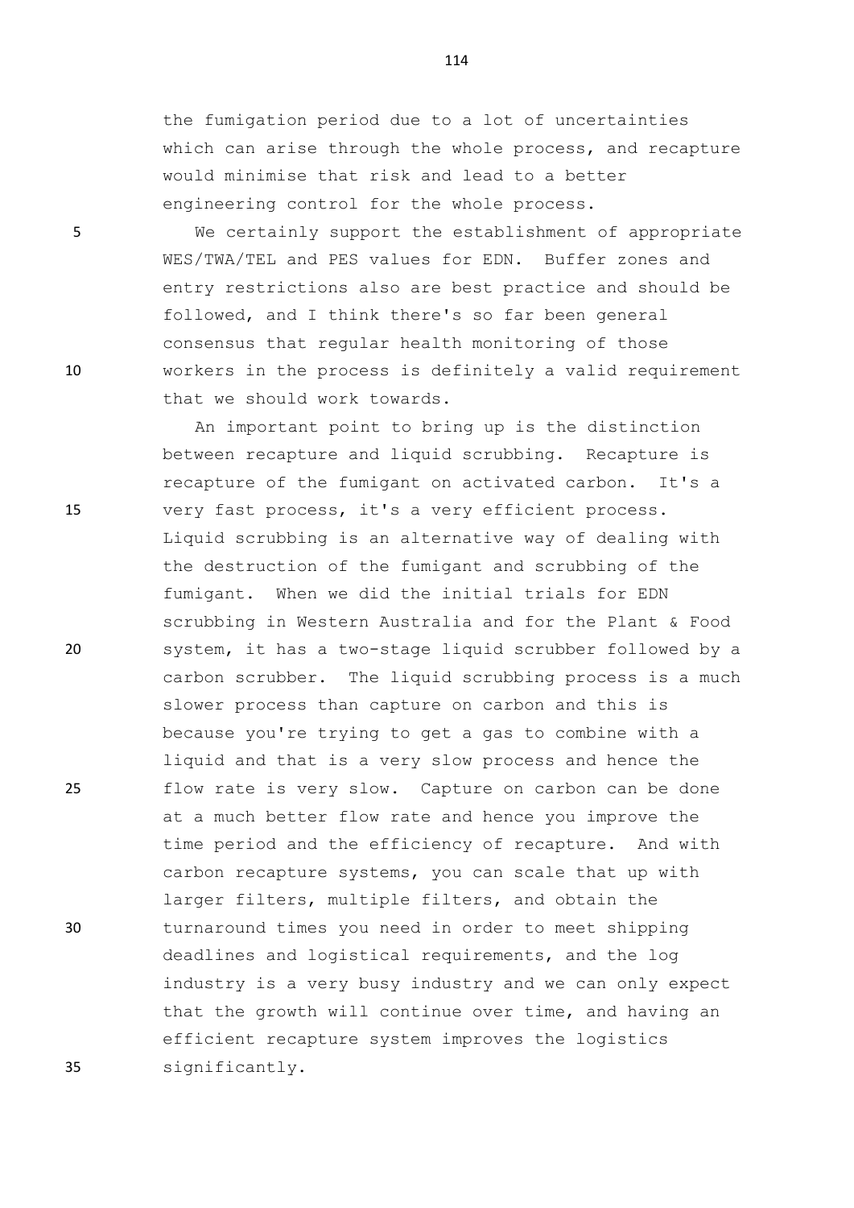the fumigation period due to a lot of uncertainties which can arise through the whole process, and recapture would minimise that risk and lead to a better engineering control for the whole process.

We certainly support the establishment of appropriate WES/TWA/TEL and PES values for EDN. Buffer zones and entry restrictions also are best practice and should be followed, and I think there's so far been general consensus that regular health monitoring of those workers in the process is definitely a valid requirement that we should work towards.

An important point to bring up is the distinction between recapture and liquid scrubbing. Recapture is recapture of the fumigant on activated carbon. It's a very fast process, it's a very efficient process. Liquid scrubbing is an alternative way of dealing with the destruction of the fumigant and scrubbing of the fumigant. When we did the initial trials for EDN scrubbing in Western Australia and for the Plant & Food system, it has a two-stage liquid scrubber followed by a carbon scrubber. The liquid scrubbing process is a much slower process than capture on carbon and this is because you're trying to get a gas to combine with a liquid and that is a very slow process and hence the flow rate is very slow. Capture on carbon can be done at a much better flow rate and hence you improve the time period and the efficiency of recapture. And with carbon recapture systems, you can scale that up with larger filters, multiple filters, and obtain the turnaround times you need in order to meet shipping deadlines and logistical requirements, and the log industry is a very busy industry and we can only expect that the growth will continue over time, and having an efficient recapture system improves the logistics significantly.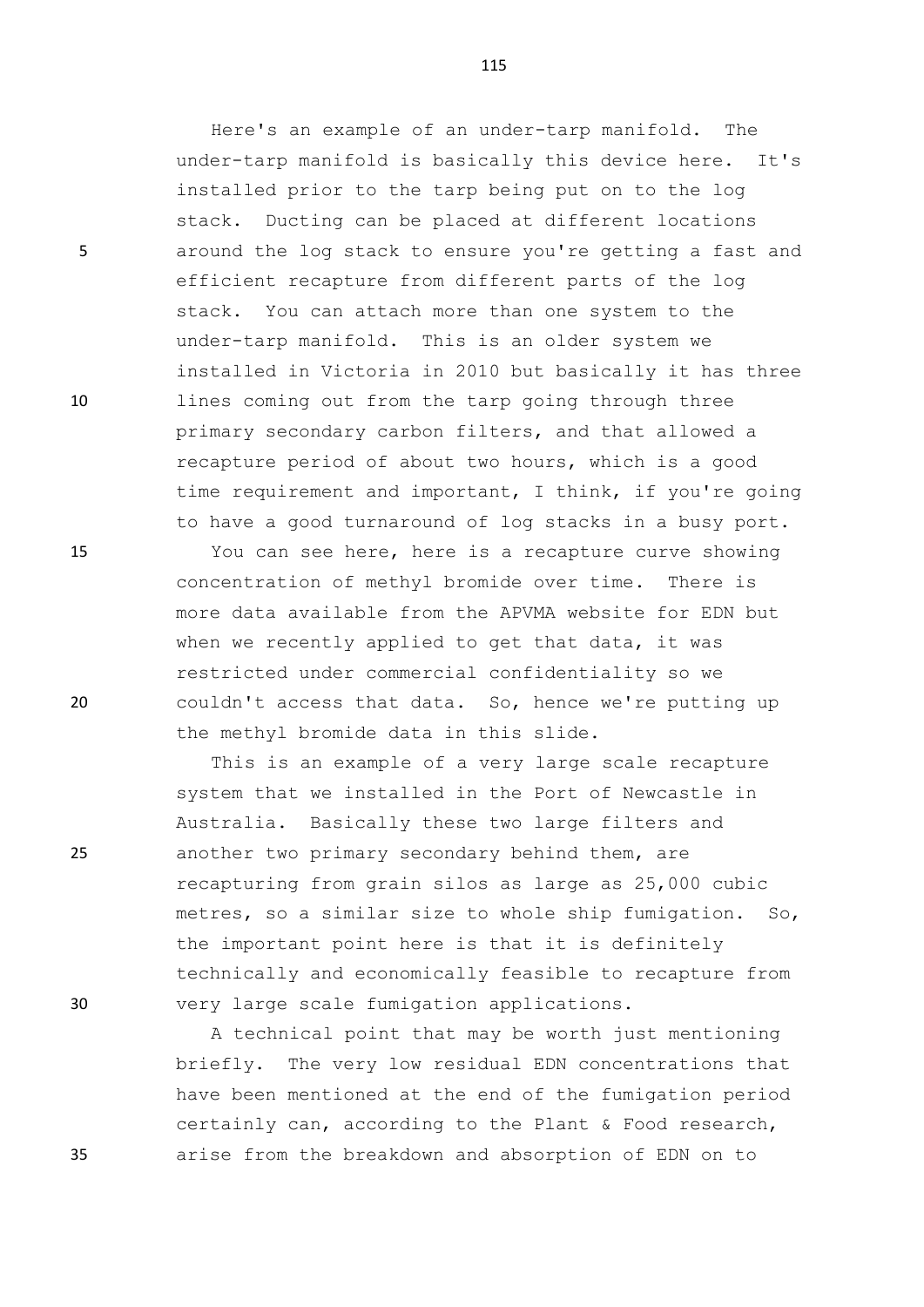Here's an example of an under-tarp manifold. The under-tarp manifold is basically this device here. It's installed prior to the tarp being put on to the log stack. Ducting can be placed at different locations around the log stack to ensure you're getting a fast and efficient recapture from different parts of the log stack. You can attach more than one system to the under-tarp manifold. This is an older system we installed in Victoria in 2010 but basically it has three lines coming out from the tarp going through three primary secondary carbon filters, and that allowed a recapture period of about two hours, which is a good time requirement and important, I think, if you're going to have a good turnaround of log stacks in a busy port.

You can see here, here is a recapture curve showing concentration of methyl bromide over time. There is more data available from the APVMA website for EDN but when we recently applied to get that data, it was restricted under commercial confidentiality so we couldn't access that data. So, hence we're putting up the methyl bromide data in this slide.

This is an example of a very large scale recapture system that we installed in the Port of Newcastle in Australia. Basically these two large filters and another two primary secondary behind them, are recapturing from grain silos as large as 25,000 cubic metres, so a similar size to whole ship fumigation. So, the important point here is that it is definitely technically and economically feasible to recapture from very large scale fumigation applications.

A technical point that may be worth just mentioning briefly. The very low residual EDN concentrations that have been mentioned at the end of the fumigation period certainly can, according to the Plant & Food research, arise from the breakdown and absorption of EDN on to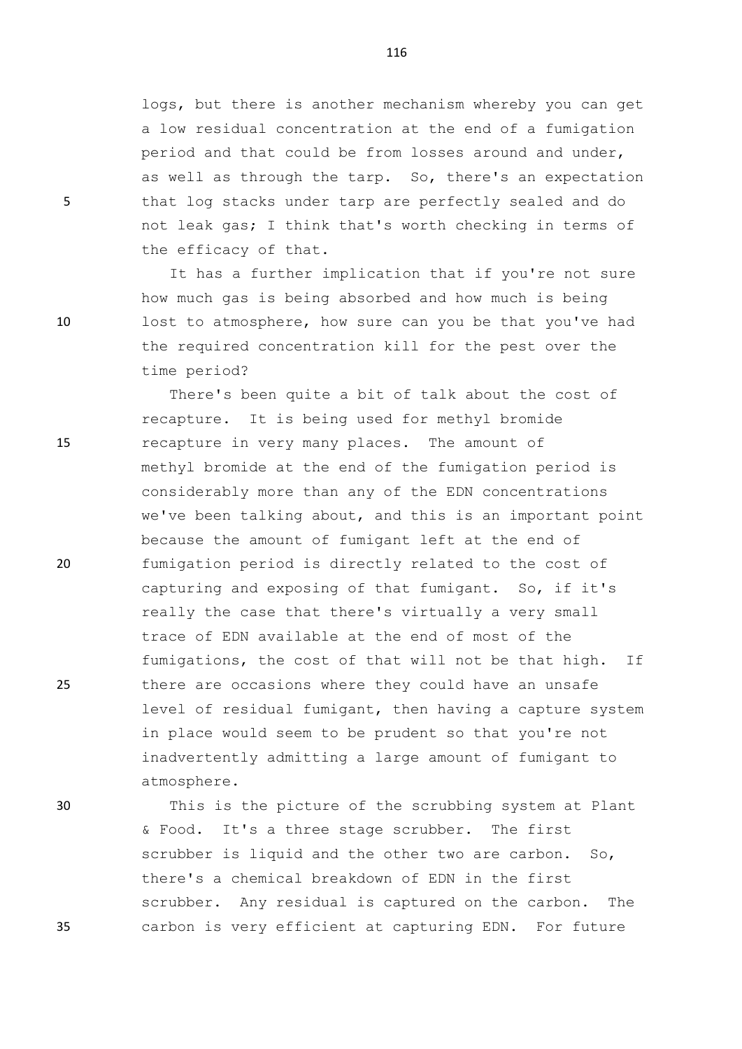logs, but there is another mechanism whereby you can get a low residual concentration at the end of a fumigation period and that could be from losses around and under, as well as through the tarp. So, there's an expectation that log stacks under tarp are perfectly sealed and do not leak gas; I think that's worth checking in terms of the efficacy of that.

It has a further implication that if you're not sure how much gas is being absorbed and how much is being lost to atmosphere, how sure can you be that you've had the required concentration kill for the pest over the time period?

There's been quite a bit of talk about the cost of recapture. It is being used for methyl bromide recapture in very many places. The amount of methyl bromide at the end of the fumigation period is considerably more than any of the EDN concentrations we've been talking about, and this is an important point because the amount of fumigant left at the end of fumigation period is directly related to the cost of capturing and exposing of that fumigant. So, if it's really the case that there's virtually a very small trace of EDN available at the end of most of the fumigations, the cost of that will not be that high. If there are occasions where they could have an unsafe level of residual fumigant, then having a capture system in place would seem to be prudent so that you're not inadvertently admitting a large amount of fumigant to atmosphere.

This is the picture of the scrubbing system at Plant & Food. It's a three stage scrubber. The first scrubber is liquid and the other two are carbon. So, there's a chemical breakdown of EDN in the first scrubber. Any residual is captured on the carbon. The carbon is very efficient at capturing EDN. For future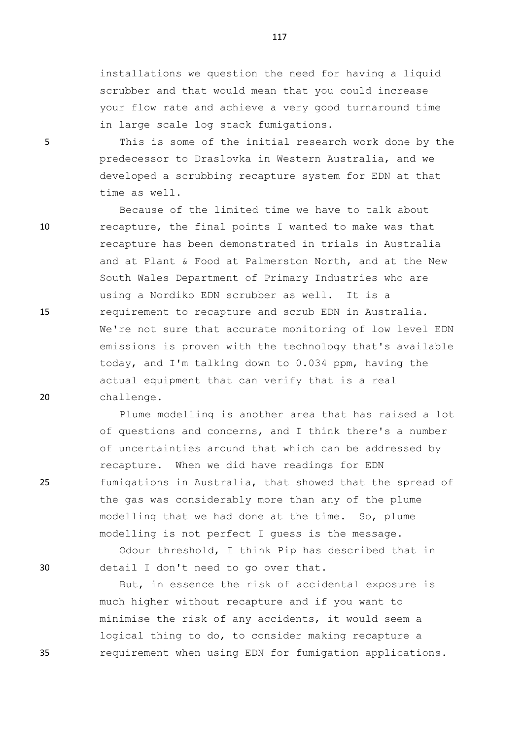installations we question the need for having a liquid scrubber and that would mean that you could increase your flow rate and achieve a very good turnaround time in large scale log stack fumigations.

This is some of the initial research work done by the predecessor to Draslovka in Western Australia, and we developed a scrubbing recapture system for EDN at that time as well.

Because of the limited time we have to talk about recapture, the final points I wanted to make was that recapture has been demonstrated in trials in Australia and at Plant & Food at Palmerston North, and at the New South Wales Department of Primary Industries who are using a Nordiko EDN scrubber as well. It is a requirement to recapture and scrub EDN in Australia. We're not sure that accurate monitoring of low level EDN emissions is proven with the technology that's available today, and I'm talking down to 0.034 ppm, having the actual equipment that can verify that is a real challenge.

Plume modelling is another area that has raised a lot of questions and concerns, and I think there's a number of uncertainties around that which can be addressed by recapture. When we did have readings for EDN fumigations in Australia, that showed that the spread of the gas was considerably more than any of the plume modelling that we had done at the time. So, plume modelling is not perfect I guess is the message.

Odour threshold, I think Pip has described that in detail I don't need to go over that.

But, in essence the risk of accidental exposure is much higher without recapture and if you want to minimise the risk of any accidents, it would seem a logical thing to do, to consider making recapture a requirement when using EDN for fumigation applications.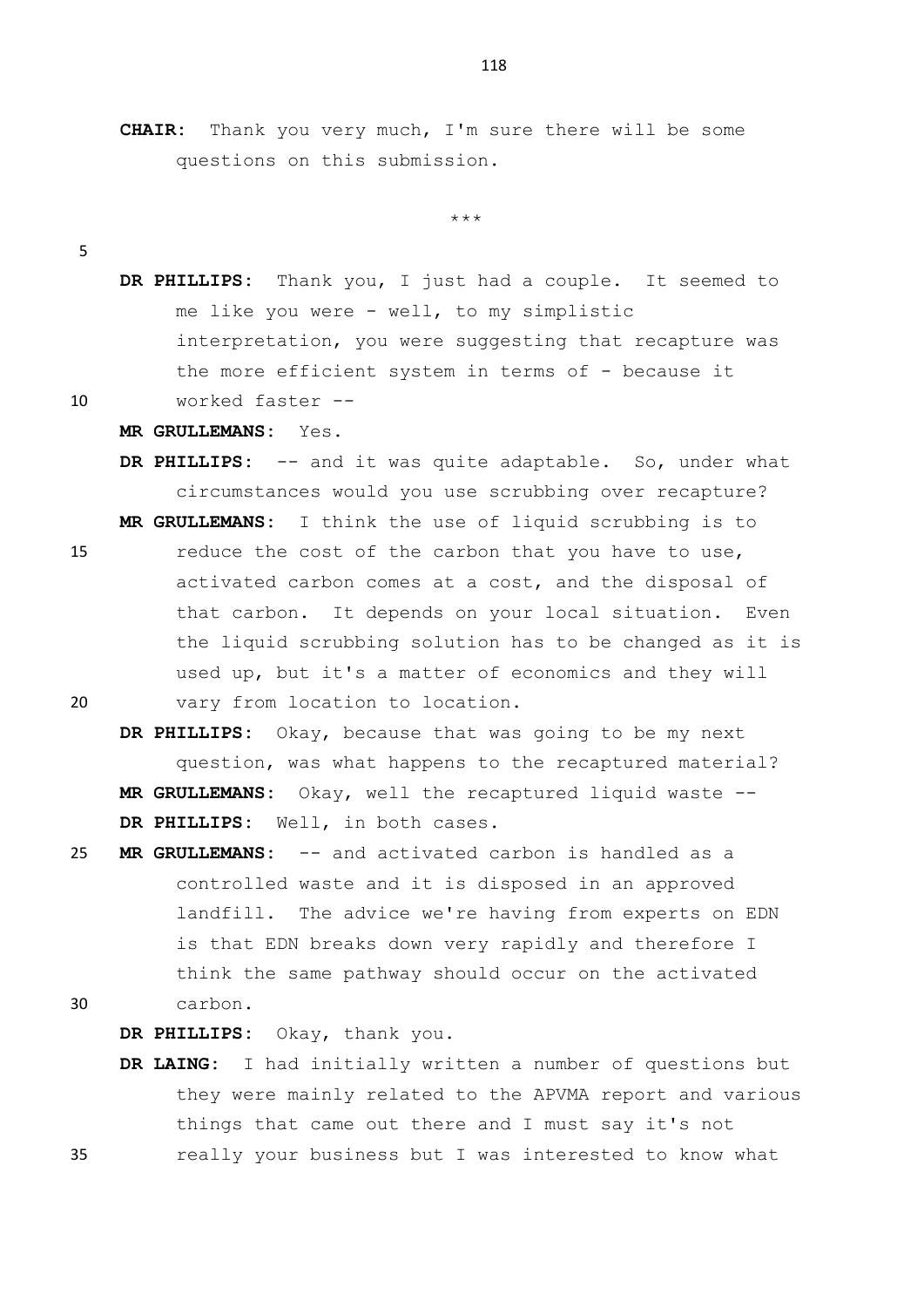**CHAIR:** Thank you very much, I'm sure there will be some questions on this submission.

***

**DR PHILLIPS:** Thank you, I just had a couple. It seemed to me like you were - well, to my simplistic interpretation, you were suggesting that recapture was the more efficient system in terms of - because it worked faster --

**MR GRULLEMANS:** Yes.

**DR PHILLIPS:** -- and it was quite adaptable. So, under what circumstances would you use scrubbing over recapture?

**MR GRULLEMANS:** I think the use of liquid scrubbing is to reduce the cost of the carbon that you have to use, activated carbon comes at a cost, and the disposal of that carbon. It depends on your local situation. Even the liquid scrubbing solution has to be changed as it is used up, but it's a matter of economics and they will vary from location to location.

**DR PHILLIPS:** Okay, because that was going to be my next question, was what happens to the recaptured material?

**MR GRULLEMANS:** Okay, well the recaptured liquid waste --

**DR PHILLIPS:** Well, in both cases.

**MR GRULLEMANS:** -- and activated carbon is handled as a controlled waste and it is disposed in an approved landfill. The advice we're having from experts on EDN is that EDN breaks down very rapidly and therefore I think the same pathway should occur on the activated carbon.

**DR PHILLIPS:** Okay, thank you.

**DR LAING:** I had initially written a number of questions but they were mainly related to the APVMA report and various things that came out there and I must say it's not really your business but I was interested to know what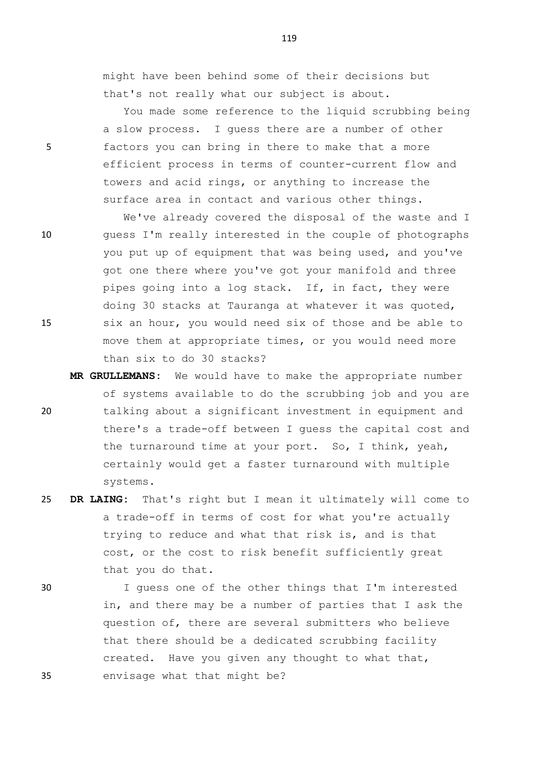might have been behind some of their decisions but that's not really what our subject is about.

You made some reference to the liquid scrubbing being a slow process. I guess there are a number of other factors you can bring in there to make that a more efficient process in terms of counter-current flow and towers and acid rings, or anything to increase the surface area in contact and various other things.

We've already covered the disposal of the waste and I guess I'm really interested in the couple of photographs you put up of equipment that was being used, and you've got one there where you've got your manifold and three pipes going into a log stack. If, in fact, they were doing 30 stacks at Tauranga at whatever it was quoted, six an hour, you would need six of those and be able to move them at appropriate times, or you would need more than six to do 30 stacks?

**MR GRULLEMANS:** We would have to make the appropriate number of systems available to do the scrubbing job and you are talking about a significant investment in equipment and there's a trade-off between I guess the capital cost and the turnaround time at your port. So, I think, yeah, certainly would get a faster turnaround with multiple systems.

**DR LAING:** That's right but I mean it ultimately will come to a trade-off in terms of cost for what you're actually trying to reduce and what that risk is, and is that cost, or the cost to risk benefit sufficiently great that you do that.

I guess one of the other things that I'm interested in, and there may be a number of parties that I ask the question of, there are several submitters who believe that there should be a dedicated scrubbing facility created. Have you given any thought to what that, envisage what that might be?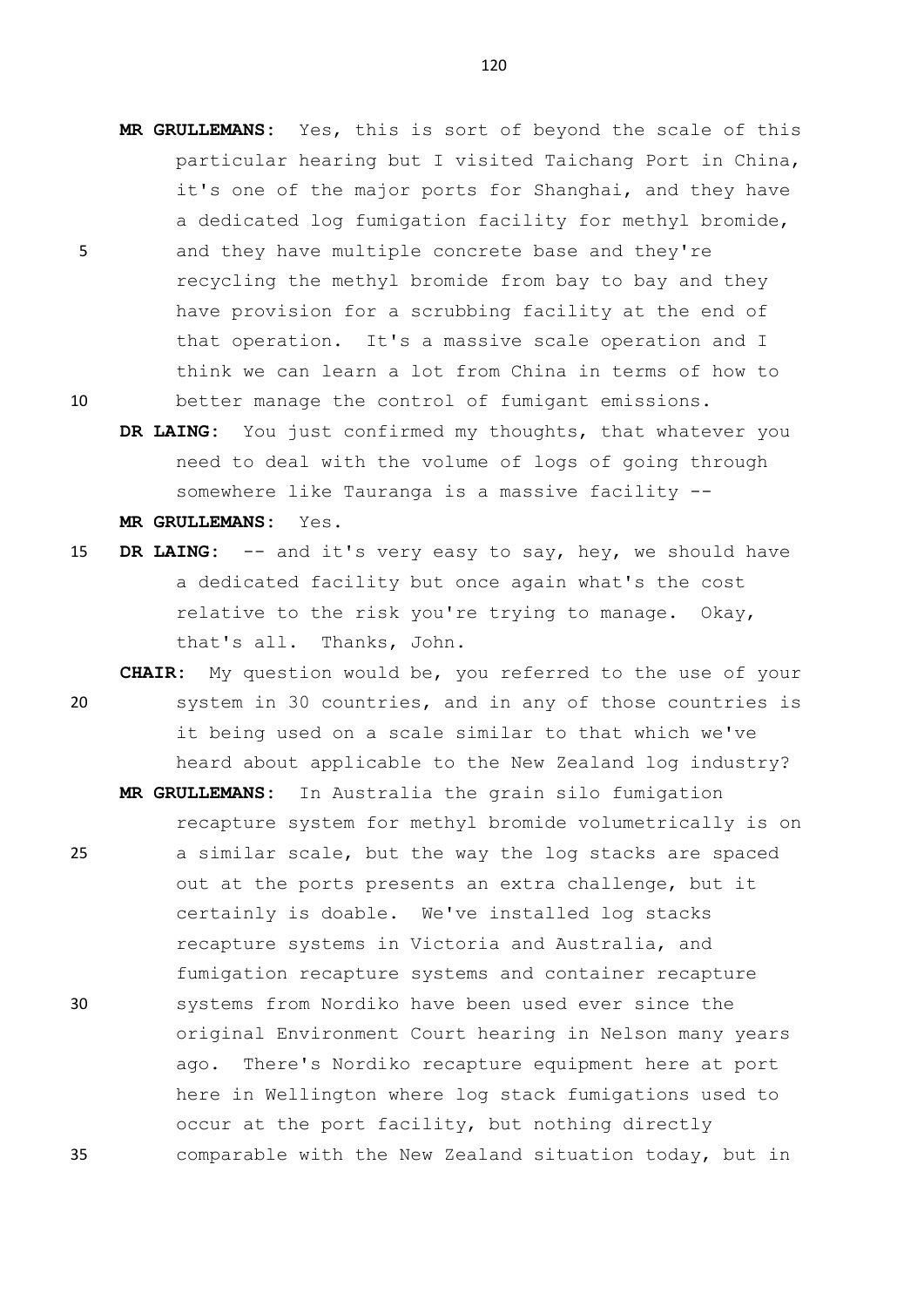**MR GRULLEMANS:** Yes, this is sort of beyond the scale of this particular hearing but I visited Taichang Port in China, it's one of the major ports for Shanghai, and they have a dedicated log fumigation facility for methyl bromide, and they have multiple concrete base and they're recycling the methyl bromide from bay to bay and they have provision for a scrubbing facility at the end of that operation. It's a massive scale operation and I think we can learn a lot from China in terms of how to better manage the control of fumigant emissions.

**DR LAING:** You just confirmed my thoughts, that whatever you need to deal with the volume of logs of going through somewhere like Tauranga is a massive facility --

**MR GRULLEMANS:** Yes.

**DR LAING:** -- and it's very easy to say, hey, we should have a dedicated facility but once again what's the cost relative to the risk you're trying to manage. Okay, that's all. Thanks, John.

**CHAIR:** My question would be, you referred to the use of your system in 30 countries, and in any of those countries is it being used on a scale similar to that which we've heard about applicable to the New Zealand log industry?

**MR GRULLEMANS:** In Australia the grain silo fumigation recapture system for methyl bromide volumetrically is on a similar scale, but the way the log stacks are spaced out at the ports presents an extra challenge, but it certainly is doable. We've installed log stacks recapture systems in Victoria and Australia, and fumigation recapture systems and container recapture systems from Nordiko have been used ever since the original Environment Court hearing in Nelson many years ago. There's Nordiko recapture equipment here at port here in Wellington where log stack fumigations used to occur at the port facility, but nothing directly comparable with the New Zealand situation today, but in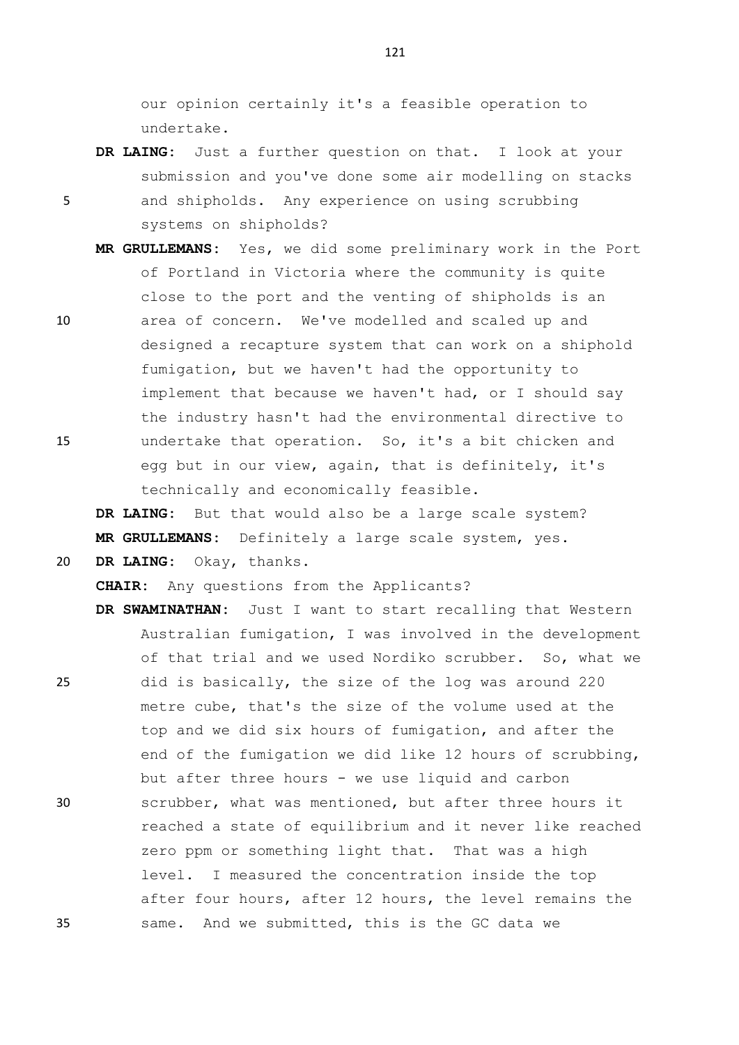our opinion certainly it's a feasible operation to undertake.

**DR LAING:** Just a further question on that. I look at your submission and you've done some air modelling on stacks and shipholds. Any experience on using scrubbing systems on shipholds?

**MR GRULLEMANS:** Yes, we did some preliminary work in the Port of Portland in Victoria where the community is quite close to the port and the venting of shipholds is an area of concern. We've modelled and scaled up and designed a recapture system that can work on a shiphold fumigation, but we haven't had the opportunity to implement that because we haven't had, or I should say the industry hasn't had the environmental directive to undertake that operation. So, it's a bit chicken and egg but in our view, again, that is definitely, it's technically and economically feasible.

**DR LAING:** But that would also be a large scale system?

**MR GRULLEMANS:** Definitely a large scale system, yes.

**DR LAING:** Okay, thanks.

**CHAIR:** Any questions from the Applicants?

**DR SWAMINATHAN:** Just I want to start recalling that Western Australian fumigation, I was involved in the development of that trial and we used Nordiko scrubber. So, what we did is basically, the size of the log was around 220 metre cube, that's the size of the volume used at the top and we did six hours of fumigation, and after the end of the fumigation we did like 12 hours of scrubbing, but after three hours - we use liquid and carbon scrubber, what was mentioned, but after three hours it reached a state of equilibrium and it never like reached zero ppm or something light that. That was a high level. I measured the concentration inside the top after four hours, after 12 hours, the level remains the same. And we submitted, this is the GC data we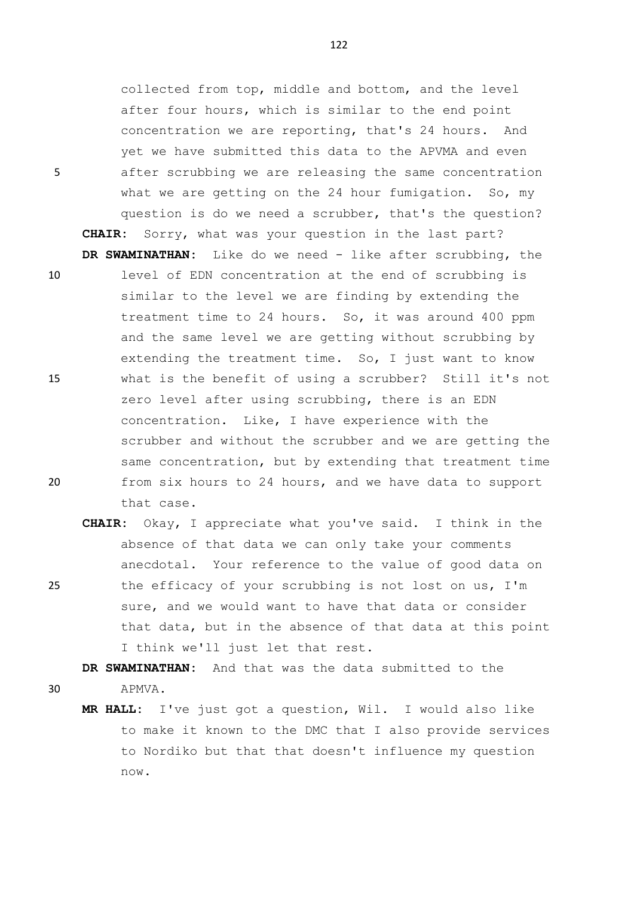collected from top, middle and bottom, and the level after four hours, which is similar to the end point concentration we are reporting, that's 24 hours. And yet we have submitted this data to the APVMA and even after scrubbing we are releasing the same concentration what we are getting on the 24 hour fumigation. So, my question is do we need a scrubber, that's the question?

**CHAIR:** Sorry, what was your question in the last part?

**DR SWAMINATHAN:** Like do we need - like after scrubbing, the level of EDN concentration at the end of scrubbing is similar to the level we are finding by extending the treatment time to 24 hours. So, it was around 400 ppm and the same level we are getting without scrubbing by extending the treatment time. So, I just want to know what is the benefit of using a scrubber? Still it's not zero level after using scrubbing, there is an EDN concentration. Like, I have experience with the scrubber and without the scrubber and we are getting the same concentration, but by extending that treatment time from six hours to 24 hours, and we have data to support that case.

**CHAIR:** Okay, I appreciate what you've said. I think in the absence of that data we can only take your comments anecdotal. Your reference to the value of good data on the efficacy of your scrubbing is not lost on us, I'm sure, and we would want to have that data or consider that data, but in the absence of that data at this point I think we'll just let that rest.

**DR SWAMINATHAN:** And that was the data submitted to the APMVA.

**MR HALL:** I've just got a question, Wil. I would also like to make it known to the DMC that I also provide services to Nordiko but that that doesn't influence my question now.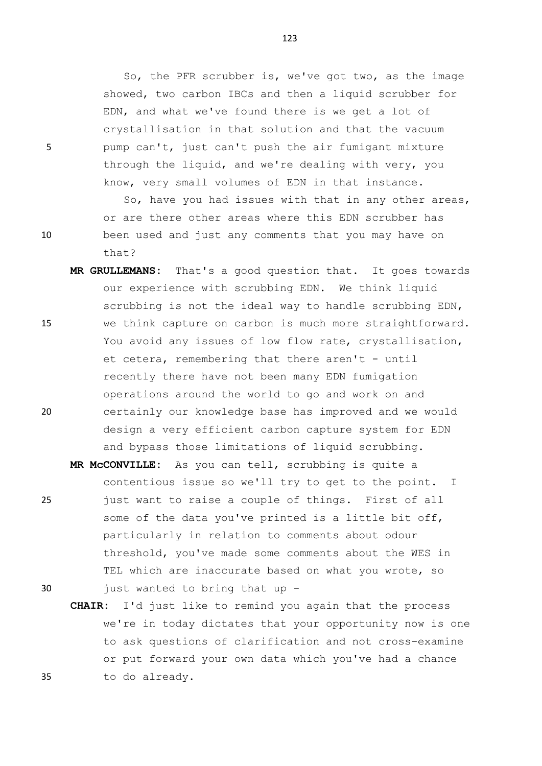So, the PFR scrubber is, we've got two, as the image showed, two carbon IBCs and then a liquid scrubber for EDN, and what we've found there is we get a lot of crystallisation in that solution and that the vacuum pump can't, just can't push the air fumigant mixture through the liquid, and we're dealing with very, you know, very small volumes of EDN in that instance.

So, have you had issues with that in any other areas, or are there other areas where this EDN scrubber has been used and just any comments that you may have on that?

**MR GRULLEMANS:** That's a good question that. It goes towards our experience with scrubbing EDN. We think liquid scrubbing is not the ideal way to handle scrubbing EDN, we think capture on carbon is much more straightforward. You avoid any issues of low flow rate, crystallisation, et cetera, remembering that there aren't - until recently there have not been many EDN fumigation operations around the world to go and work on and certainly our knowledge base has improved and we would design a very efficient carbon capture system for EDN and bypass those limitations of liquid scrubbing.

**MR McCONVILLE:** As you can tell, scrubbing is quite a contentious issue so we'll try to get to the point. I just want to raise a couple of things. First of all some of the data you've printed is a little bit off, particularly in relation to comments about odour threshold, you've made some comments about the WES in TEL which are inaccurate based on what you wrote, so just wanted to bring that up -

**CHAIR:** I'd just like to remind you again that the process we're in today dictates that your opportunity now is one to ask questions of clarification and not cross-examine or put forward your own data which you've had a chance to do already.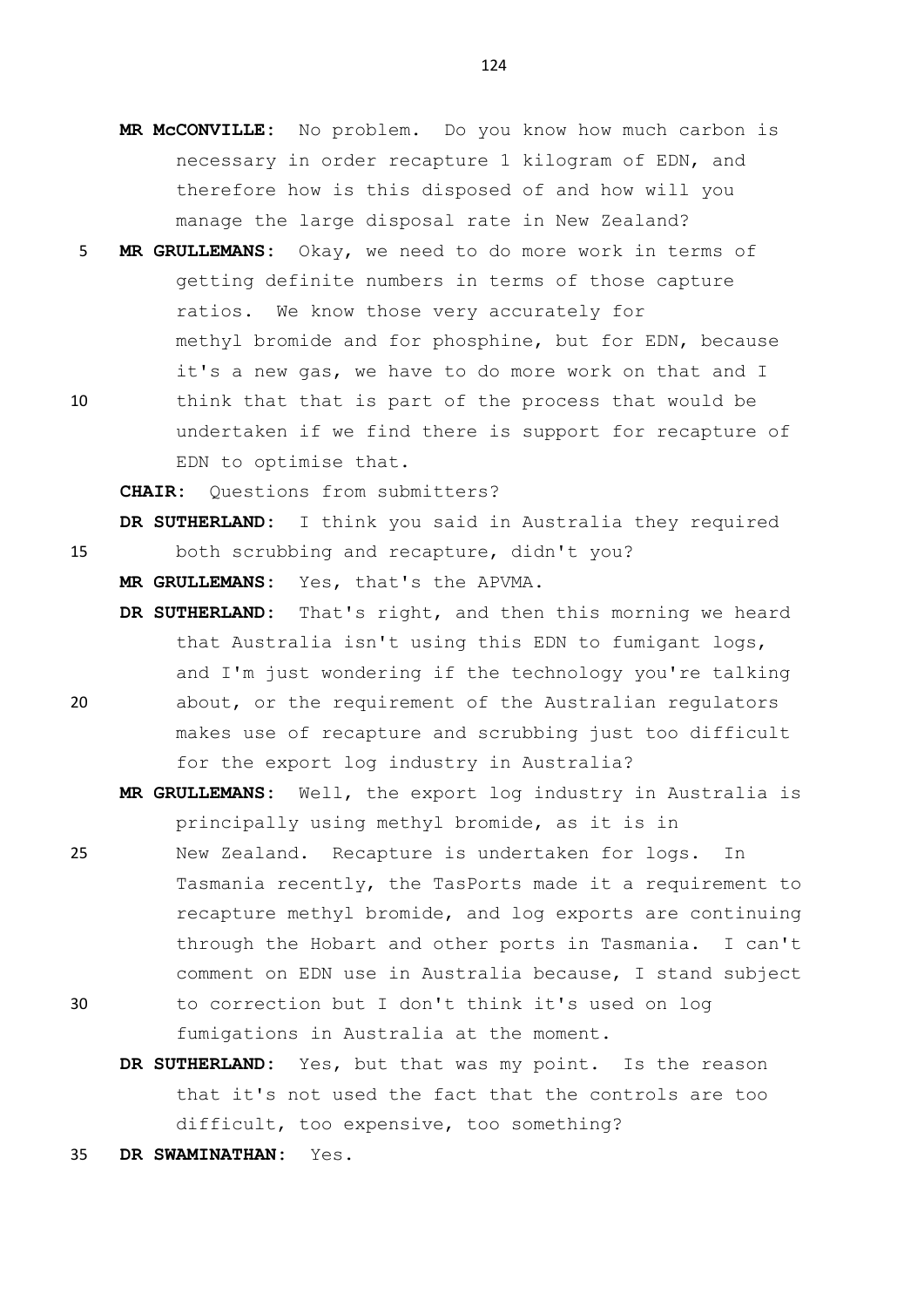**MR McCONVILLE:** No problem. Do you know how much carbon is necessary in order recapture 1 kilogram of EDN, and therefore how is this disposed of and how will you manage the large disposal rate in New Zealand?

**MR GRULLEMANS:** Okay, we need to do more work in terms of getting definite numbers in terms of those capture ratios. We know those very accurately for methyl bromide and for phosphine, but for EDN, because it's a new gas, we have to do more work on that and I think that that is part of the process that would be undertaken if we find there is support for recapture of EDN to optimise that.

**CHAIR:** Questions from submitters?

**DR SUTHERLAND:** I think you said in Australia they required both scrubbing and recapture, didn't you?

**MR GRULLEMANS:** Yes, that's the APVMA.

**DR SUTHERLAND:** That's right, and then this morning we heard that Australia isn't using this EDN to fumigant logs, and I'm just wondering if the technology you're talking about, or the requirement of the Australian regulators makes use of recapture and scrubbing just too difficult for the export log industry in Australia?

**MR GRULLEMANS:** Well, the export log industry in Australia is principally using methyl bromide, as it is in New Zealand. Recapture is undertaken for logs. In Tasmania recently, the TasPorts made it a requirement to recapture methyl bromide, and log exports are continuing through the Hobart and other ports in Tasmania. I can't comment on EDN use in Australia because, I stand subject to correction but I don't think it's used on log fumigations in Australia at the moment.

**DR SUTHERLAND:** Yes, but that was my point. Is the reason that it's not used the fact that the controls are too difficult, too expensive, too something?

**DR SWAMINATHAN:** Yes.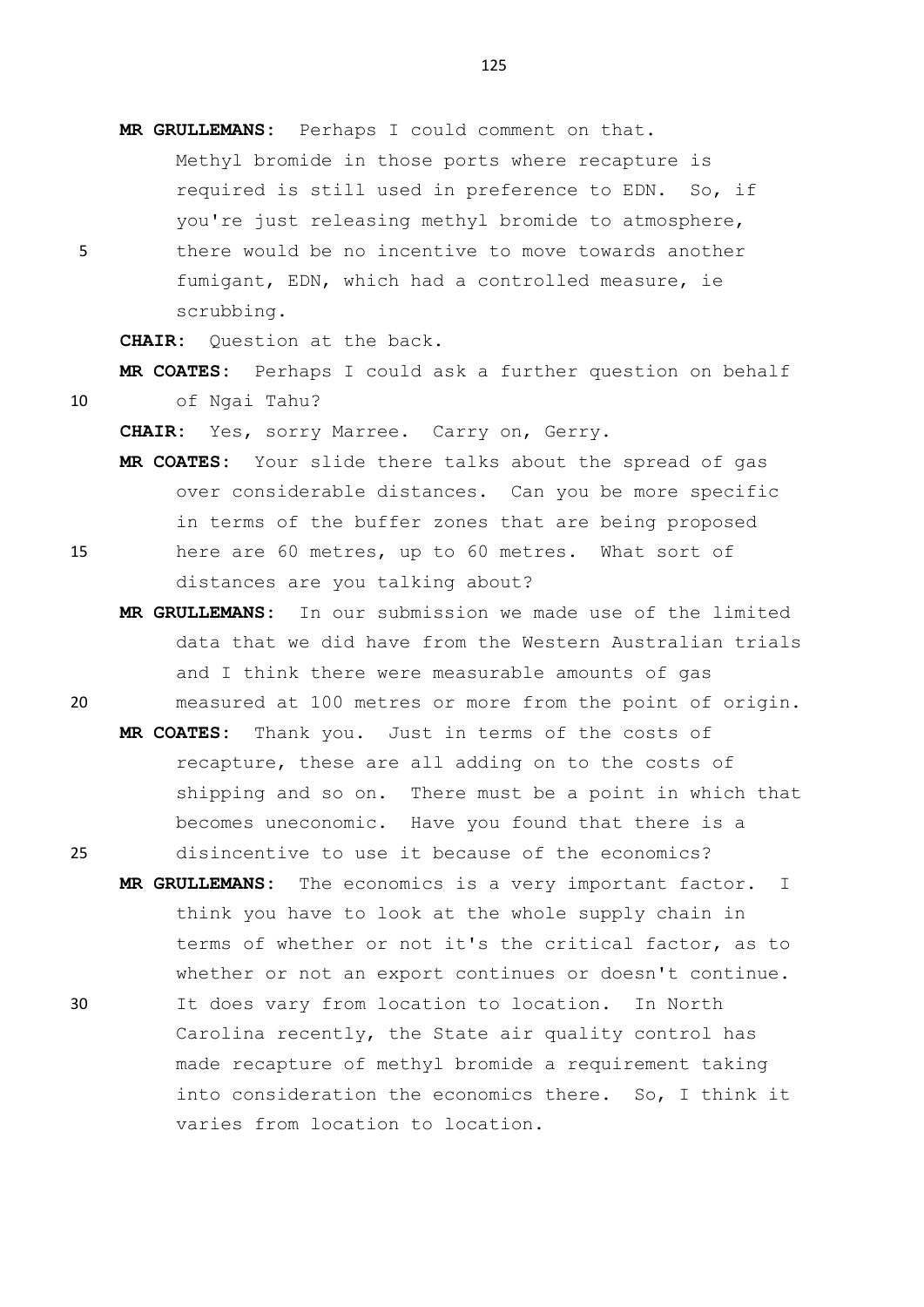**MR GRULLEMANS:** Perhaps I could comment on that. Methyl bromide in those ports where recapture is required is still used in preference to EDN. So, if you're just releasing methyl bromide to atmosphere, there would be no incentive to move towards another fumigant, EDN, which had a controlled measure, ie scrubbing.

**CHAIR:** Question at the back.

**MR COATES:** Perhaps I could ask a further question on behalf of Ngai Tahu?

**CHAIR:** Yes, sorry Marree. Carry on, Gerry.

**MR COATES:** Your slide there talks about the spread of gas over considerable distances. Can you be more specific in terms of the buffer zones that are being proposed here are 60 metres, up to 60 metres. What sort of distances are you talking about?

**MR GRULLEMANS:** In our submission we made use of the limited data that we did have from the Western Australian trials and I think there were measurable amounts of gas measured at 100 metres or more from the point of origin.

**MR COATES:** Thank you. Just in terms of the costs of recapture, these are all adding on to the costs of shipping and so on. There must be a point in which that becomes uneconomic. Have you found that there is a disincentive to use it because of the economics?

**MR GRULLEMANS:** The economics is a very important factor. I think you have to look at the whole supply chain in terms of whether or not it's the critical factor, as to whether or not an export continues or doesn't continue. It does vary from location to location. In North Carolina recently, the State air quality control has made recapture of methyl bromide a requirement taking into consideration the economics there. So, I think it varies from location to location.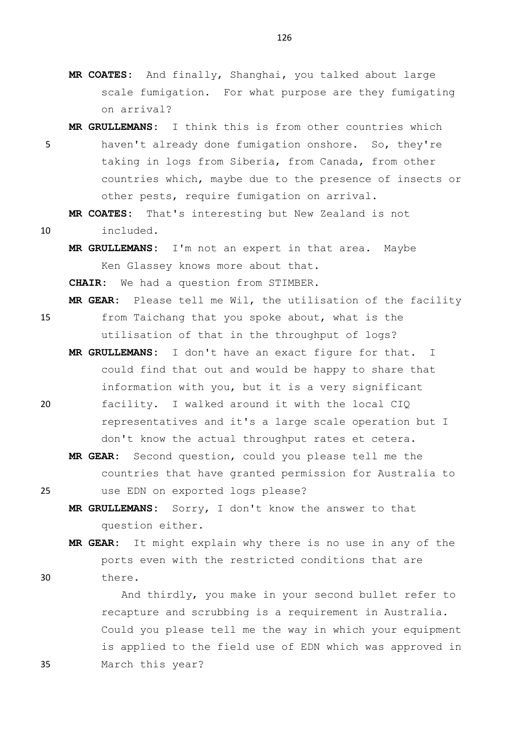**MR COATES:** And finally, Shanghai, you talked about large scale fumigation. For what purpose are they fumigating on arrival?

**MR GRULLEMANS:** I think this is from other countries which haven't already done fumigation onshore. So, they're taking in logs from Siberia, from Canada, from other countries which, maybe due to the presence of insects or other pests, require fumigation on arrival.

**MR COATES:** That's interesting but New Zealand is not included.

**MR GRULLEMANS:** I'm not an expert in that area. Maybe Ken Glassey knows more about that.

**CHAIR:** We had a question from STIMBER.

**MR GEAR:** Please tell me Wil, the utilisation of the facility from Taichang that you spoke about, what is the utilisation of that in the throughput of logs?

**MR GRULLEMANS:** I don't have an exact figure for that. I could find that out and would be happy to share that information with you, but it is a very significant facility. I walked around it with the local CIQ representatives and it's a large scale operation but I don't know the actual throughput rates et cetera.

**MR GEAR:** Second question, could you please tell me the countries that have granted permission for Australia to use EDN on exported logs please?

**MR GRULLEMANS:** Sorry, I don't know the answer to that question either.

**MR GEAR:** It might explain why there is no use in any of the ports even with the restricted conditions that are there.

And thirdly, you make in your second bullet refer to recapture and scrubbing is a requirement in Australia. Could you please tell me the way in which your equipment is applied to the field use of EDN which was approved in March this year?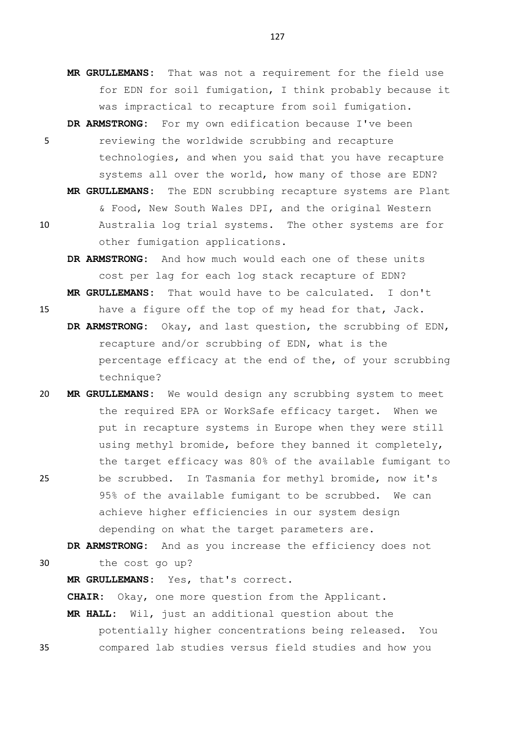**MR GRULLEMANS:** That was not a requirement for the field use for EDN for soil fumigation, I think probably because it was impractical to recapture from soil fumigation.

**DR ARMSTRONG:** For my own edification because I've been reviewing the worldwide scrubbing and recapture technologies, and when you said that you have recapture systems all over the world, how many of those are EDN?

**MR GRULLEMANS:** The EDN scrubbing recapture systems are Plant & Food, New South Wales DPI, and the original Western Australia log trial systems. The other systems are for other fumigation applications.

**DR ARMSTRONG:** And how much would each one of these units cost per lag for each log stack recapture of EDN?

**MR GRULLEMANS:** That would have to be calculated. I don't have a figure off the top of my head for that, Jack.

**DR ARMSTRONG:** Okay, and last question, the scrubbing of EDN, recapture and/or scrubbing of EDN, what is the percentage efficacy at the end of the, of your scrubbing technique?

**MR GRULLEMANS:** We would design any scrubbing system to meet the required EPA or WorkSafe efficacy target. When we put in recapture systems in Europe when they were still using methyl bromide, before they banned it completely, the target efficacy was 80% of the available fumigant to be scrubbed. In Tasmania for methyl bromide, now it's 95% of the available fumigant to be scrubbed. We can achieve higher efficiencies in our system design depending on what the target parameters are.

**DR ARMSTRONG:** And as you increase the efficiency does not the cost go up?

**MR GRULLEMANS:** Yes, that's correct.

**CHAIR:** Okay, one more question from the Applicant.

**MR HALL:** Wil, just an additional question about the potentially higher concentrations being released. You compared lab studies versus field studies and how you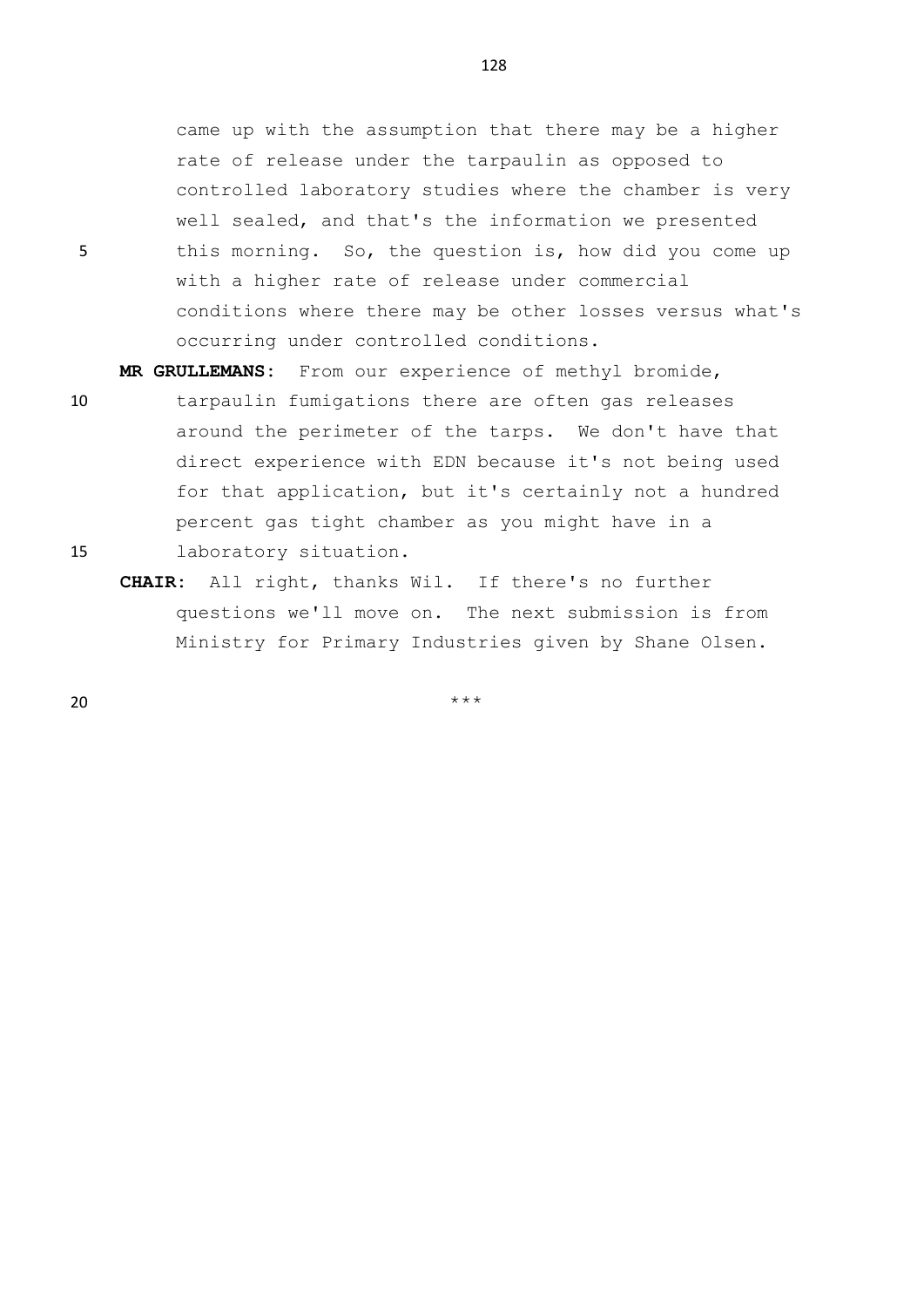came up with the assumption that there may be a higher rate of release under the tarpaulin as opposed to controlled laboratory studies where the chamber is very well sealed, and that's the information we presented this morning. So, the question is, how did you come up with a higher rate of release under commercial conditions where there may be other losses versus what's occurring under controlled conditions.

**MR GRULLEMANS:** From our experience of methyl bromide, tarpaulin fumigations there are often gas releases around the perimeter of the tarps. We don't have that direct experience with EDN because it's not being used for that application, but it's certainly not a hundred percent gas tight chamber as you might have in a laboratory situation.

**CHAIR:** All right, thanks Wil. If there's no further questions we'll move on. The next submission is from Ministry for Primary Industries given by Shane Olsen.

***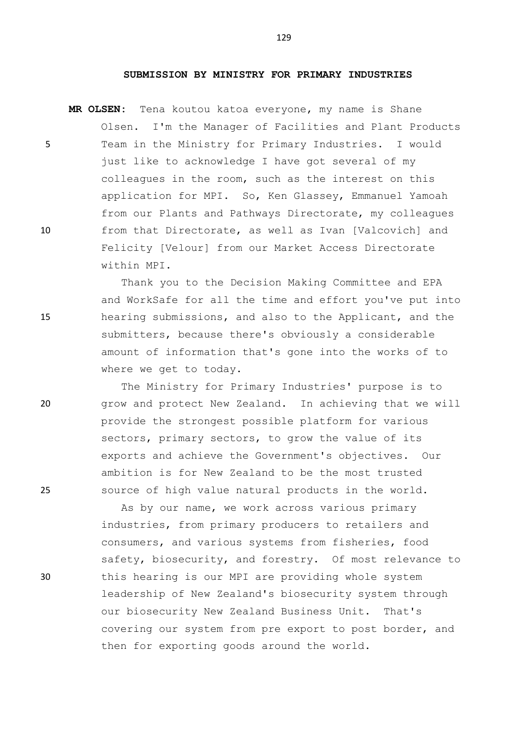## SUBMISSION BY MINISTRY FOR PRIMARY INDUSTRIES

**MR OLSEN:** Tena koutou katoa everyone, my name is Shane Olsen. I'm the Manager of Facilities and Plant Products Team in the Ministry for Primary Industries. I would just like to acknowledge I have got several of my colleagues in the room, such as the interest on this application for MPI. So, Ken Glassey, Emmanuel Yamoah from our Plants and Pathways Directorate, my colleagues from that Directorate, as well as Ivan [Valcovich] and Felicity [Velour] from our Market Access Directorate within MPI.

Thank you to the Decision Making Committee and EPA and WorkSafe for all the time and effort you've put into hearing submissions, and also to the Applicant, and the submitters, because there's obviously a considerable amount of information that's gone into the works of to where we get to today.

The Ministry for Primary Industries' purpose is to grow and protect New Zealand. In achieving that we will provide the strongest possible platform for various sectors, primary sectors, to grow the value of its exports and achieve the Government's objectives. Our ambition is for New Zealand to be the most trusted source of high value natural products in the world.

As by our name, we work across various primary industries, from primary producers to retailers and consumers, and various systems from fisheries, food safety, biosecurity, and forestry. Of most relevance to this hearing is our MPI are providing whole system leadership of New Zealand's biosecurity system through our biosecurity New Zealand Business Unit. That's covering our system from pre export to post border, and then for exporting goods around the world.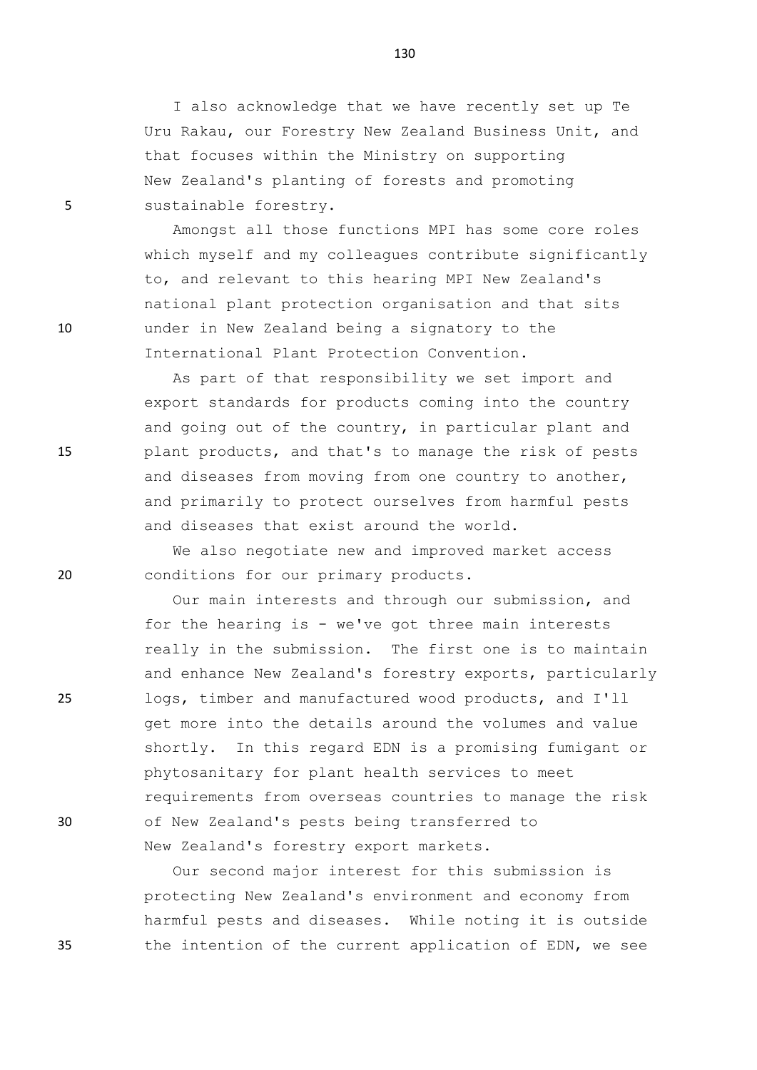I also acknowledge that we have recently set up Te Uru Rakau, our Forestry New Zealand Business Unit, and that focuses within the Ministry on supporting New Zealand's planting of forests and promoting sustainable forestry.

Amongst all those functions MPI has some core roles which myself and my colleagues contribute significantly to, and relevant to this hearing MPI New Zealand's national plant protection organisation and that sits under in New Zealand being a signatory to the International Plant Protection Convention.

As part of that responsibility we set import and export standards for products coming into the country and going out of the country, in particular plant and plant products, and that's to manage the risk of pests and diseases from moving from one country to another, and primarily to protect ourselves from harmful pests and diseases that exist around the world.

We also negotiate new and improved market access conditions for our primary products.

Our main interests and through our submission, and for the hearing is - we've got three main interests really in the submission. The first one is to maintain and enhance New Zealand's forestry exports, particularly logs, timber and manufactured wood products, and I'll get more into the details around the volumes and value shortly. In this regard EDN is a promising fumigant or phytosanitary for plant health services to meet requirements from overseas countries to manage the risk of New Zealand's pests being transferred to New Zealand's forestry export markets.

Our second major interest for this submission is protecting New Zealand's environment and economy from harmful pests and diseases. While noting it is outside the intention of the current application of EDN, we see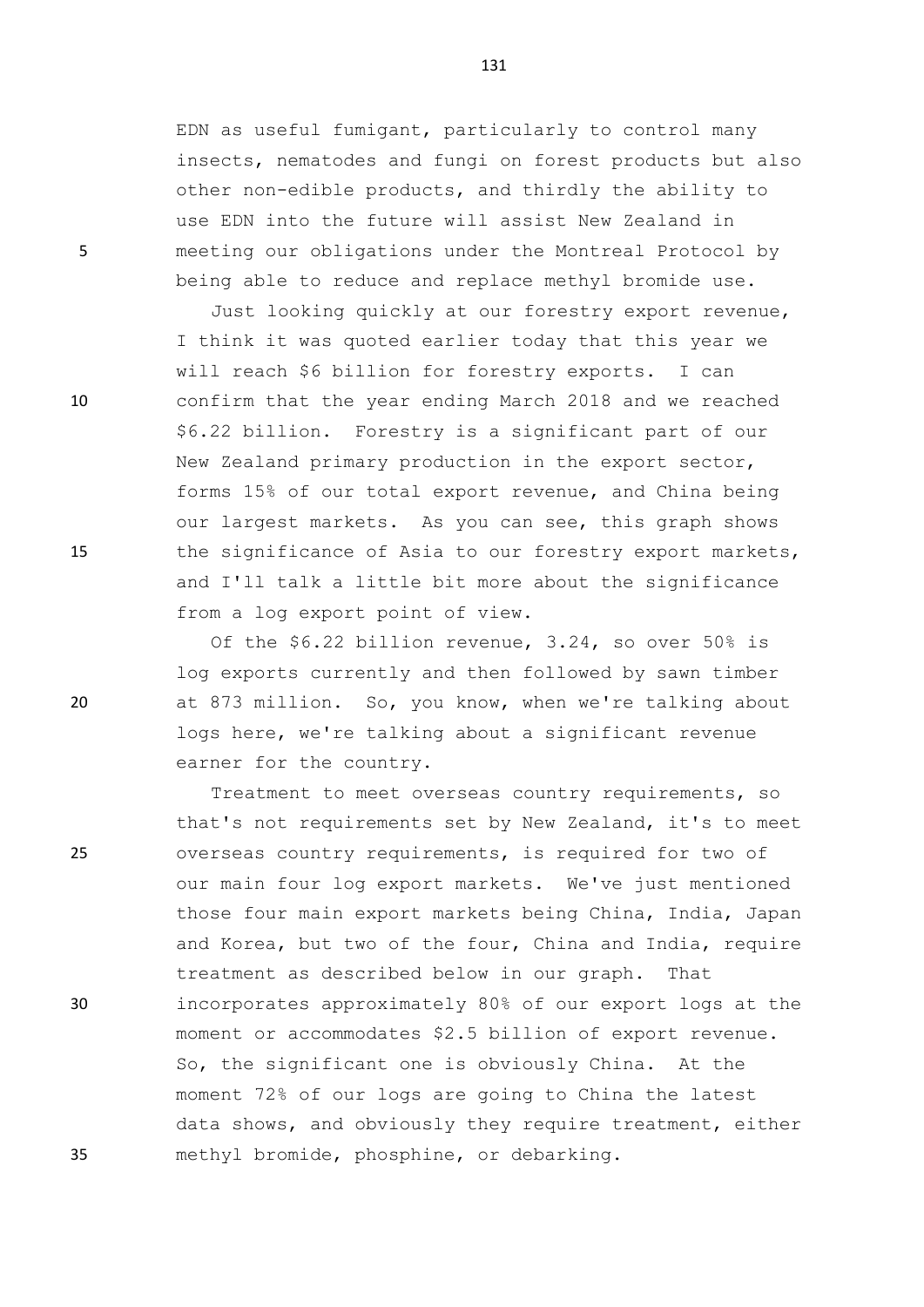EDN as useful fumigant, particularly to control many insects, nematodes and fungi on forest products but also other non-edible products, and thirdly the ability to use EDN into the future will assist New Zealand in meeting our obligations under the Montreal Protocol by being able to reduce and replace methyl bromide use.

Just looking quickly at our forestry export revenue, I think it was quoted earlier today that this year we will reach \$6 billion for forestry exports. I can confirm that the year ending March 2018 and we reached \$6.22 billion. Forestry is a significant part of our New Zealand primary production in the export sector, forms 15% of our total export revenue, and China being our largest markets. As you can see, this graph shows the significance of Asia to our forestry export markets, and I'll talk a little bit more about the significance from a log export point of view.

Of the \$6.22 billion revenue, 3.24, so over 50% is log exports currently and then followed by sawn timber at 873 million. So, you know, when we're talking about logs here, we're talking about a significant revenue earner for the country.

Treatment to meet overseas country requirements, so that's not requirements set by New Zealand, it's to meet overseas country requirements, is required for two of our main four log export markets. We've just mentioned those four main export markets being China, India, Japan and Korea, but two of the four, China and India, require treatment as described below in our graph. That incorporates approximately 80% of our export logs at the moment or accommodates \$2.5 billion of export revenue. So, the significant one is obviously China. At the moment 72% of our logs are going to China the latest data shows, and obviously they require treatment, either methyl bromide, phosphine, or debarking.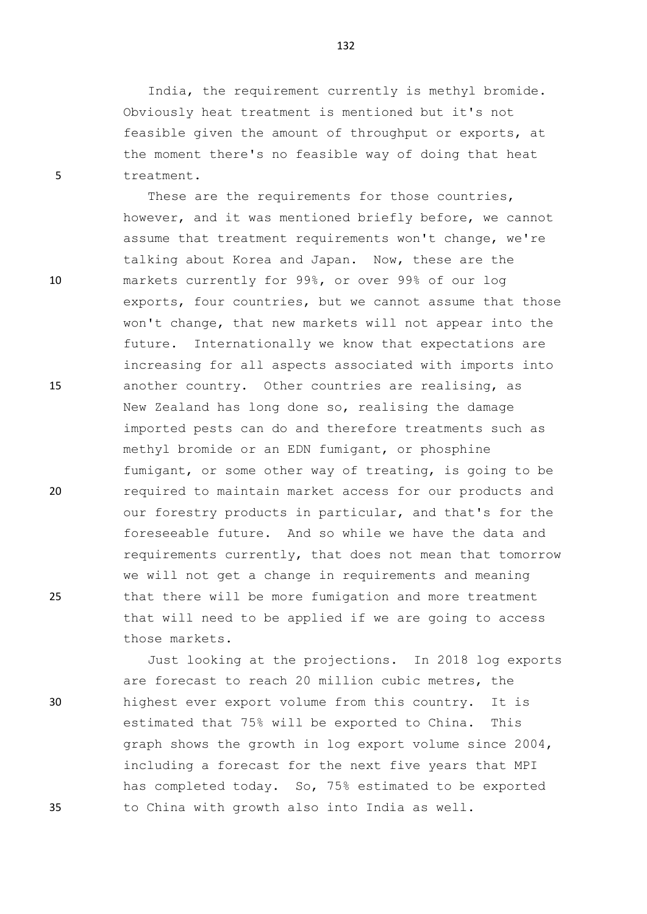India, the requirement currently is methyl bromide. Obviously heat treatment is mentioned but it's not feasible given the amount of throughput or exports, at the moment there's no feasible way of doing that heat treatment.

These are the requirements for those countries, however, and it was mentioned briefly before, we cannot assume that treatment requirements won't change, we're talking about Korea and Japan. Now, these are the markets currently for 99%, or over 99% of our log exports, four countries, but we cannot assume that those won't change, that new markets will not appear into the future. Internationally we know that expectations are increasing for all aspects associated with imports into another country. Other countries are realising, as New Zealand has long done so, realising the damage imported pests can do and therefore treatments such as methyl bromide or an EDN fumigant, or phosphine fumigant, or some other way of treating, is going to be required to maintain market access for our products and our forestry products in particular, and that's for the foreseeable future. And so while we have the data and requirements currently, that does not mean that tomorrow we will not get a change in requirements and meaning that there will be more fumigation and more treatment that will need to be applied if we are going to access those markets.

Just looking at the projections. In 2018 log exports are forecast to reach 20 million cubic metres, the highest ever export volume from this country. It is estimated that 75% will be exported to China. This graph shows the growth in log export volume since 2004, including a forecast for the next five years that MPI has completed today. So, 75% estimated to be exported to China with growth also into India as well.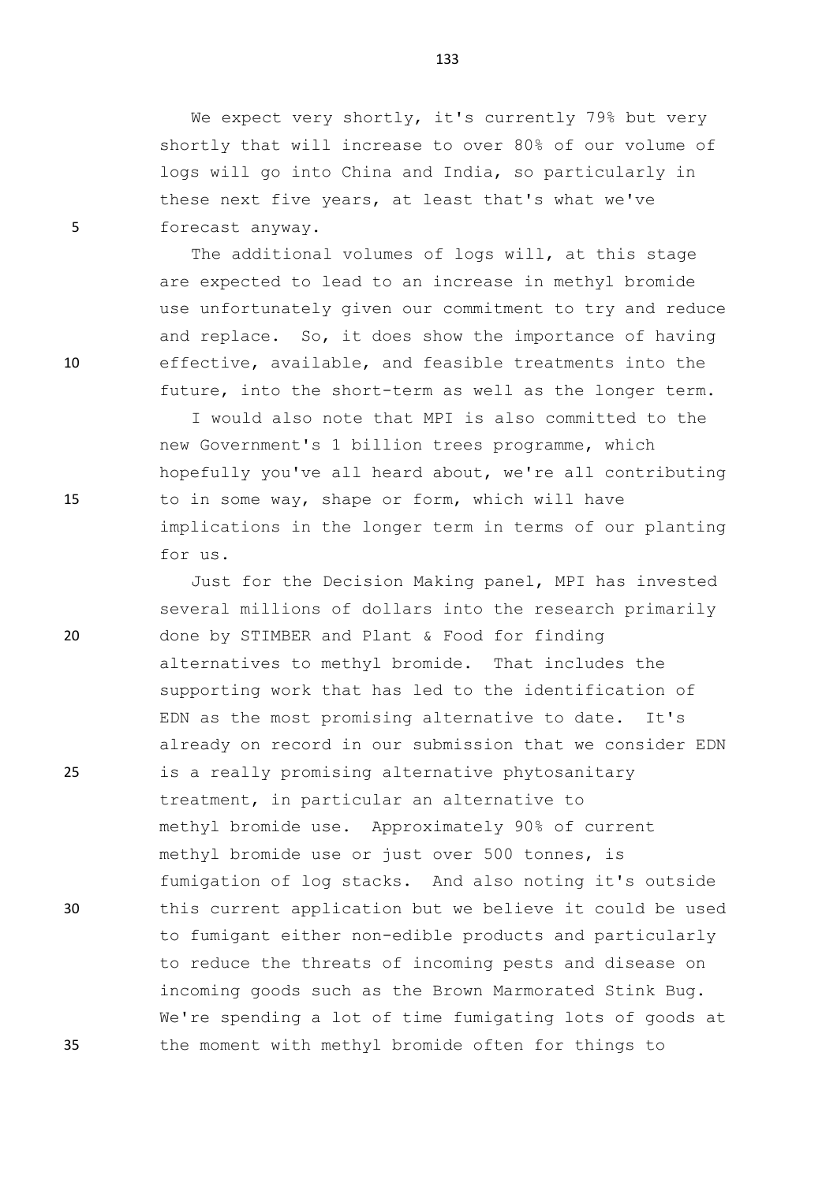We expect very shortly, it's currently 79% but very shortly that will increase to over 80% of our volume of logs will go into China and India, so particularly in these next five years, at least that's what we've forecast anyway.

The additional volumes of logs will, at this stage are expected to lead to an increase in methyl bromide use unfortunately given our commitment to try and reduce and replace. So, it does show the importance of having effective, available, and feasible treatments into the future, into the short-term as well as the longer term.

I would also note that MPI is also committed to the new Government's 1 billion trees programme, which hopefully you've all heard about, we're all contributing to in some way, shape or form, which will have implications in the longer term in terms of our planting for us.

Just for the Decision Making panel, MPI has invested several millions of dollars into the research primarily done by STIMBER and Plant & Food for finding alternatives to methyl bromide. That includes the supporting work that has led to the identification of EDN as the most promising alternative to date. It's already on record in our submission that we consider EDN is a really promising alternative phytosanitary treatment, in particular an alternative to methyl bromide use. Approximately 90% of current methyl bromide use or just over 500 tonnes, is fumigation of log stacks. And also noting it's outside this current application but we believe it could be used to fumigant either non-edible products and particularly to reduce the threats of incoming pests and disease on incoming goods such as the Brown Marmorated Stink Bug. We're spending a lot of time fumigating lots of goods at the moment with methyl bromide often for things to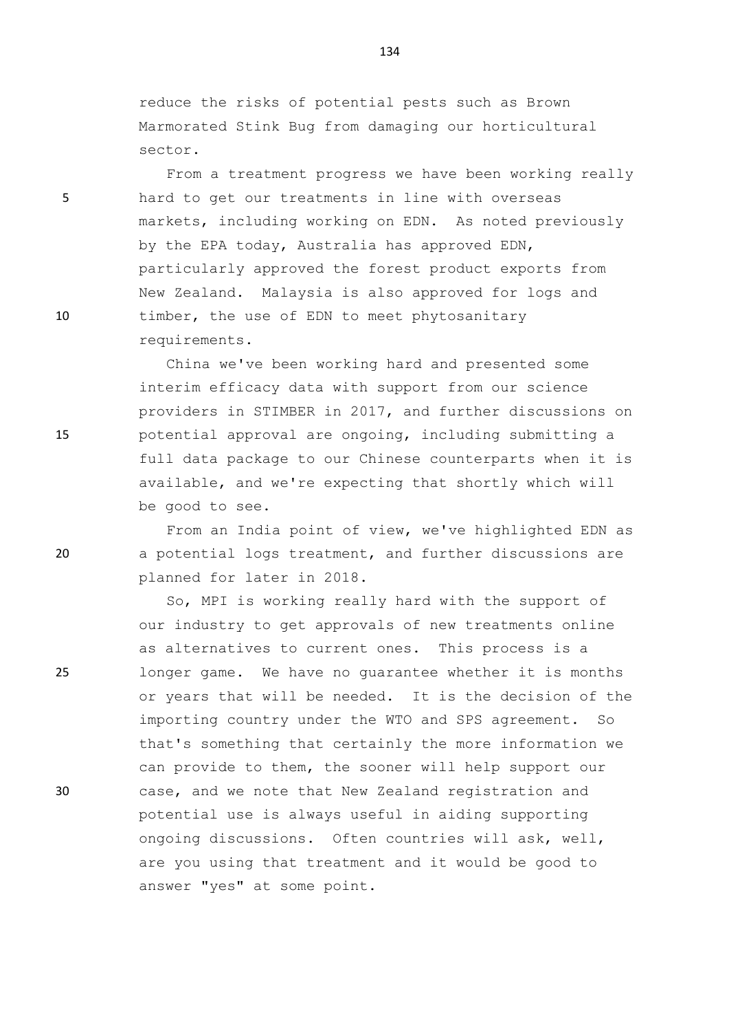reduce the risks of potential pests such as Brown Marmorated Stink Bug from damaging our horticultural sector.

From a treatment progress we have been working really hard to get our treatments in line with overseas markets, including working on EDN. As noted previously by the EPA today, Australia has approved EDN, particularly approved the forest product exports from New Zealand. Malaysia is also approved for logs and timber, the use of EDN to meet phytosanitary requirements.

China we've been working hard and presented some interim efficacy data with support from our science providers in STIMBER in 2017, and further discussions on potential approval are ongoing, including submitting a full data package to our Chinese counterparts when it is available, and we're expecting that shortly which will be good to see.

From an India point of view, we've highlighted EDN as a potential logs treatment, and further discussions are planned for later in 2018.

So, MPI is working really hard with the support of our industry to get approvals of new treatments online as alternatives to current ones. This process is a longer game. We have no guarantee whether it is months or years that will be needed. It is the decision of the importing country under the WTO and SPS agreement. So that's something that certainly the more information we can provide to them, the sooner will help support our case, and we note that New Zealand registration and potential use is always useful in aiding supporting ongoing discussions. Often countries will ask, well, are you using that treatment and it would be good to answer "yes" at some point.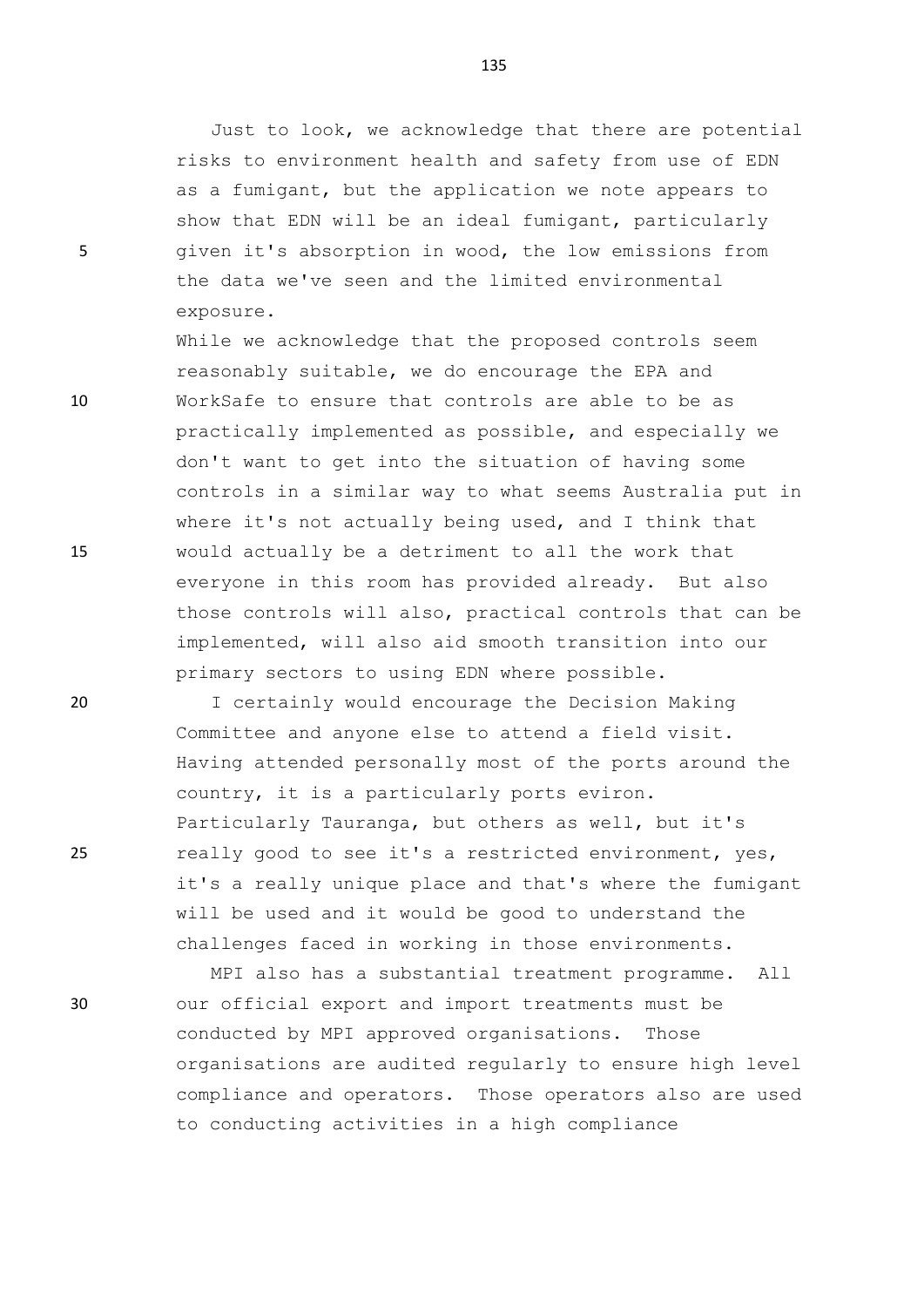Just to look, we acknowledge that there are potential risks to environment health and safety from use of EDN as a fumigant, but the application we note appears to show that EDN will be an ideal fumigant, particularly given it's absorption in wood, the low emissions from the data we've seen and the limited environmental exposure.

While we acknowledge that the proposed controls seem reasonably suitable, we do encourage the EPA and WorkSafe to ensure that controls are able to be as practically implemented as possible, and especially we don't want to get into the situation of having some controls in a similar way to what seems Australia put in where it's not actually being used, and I think that would actually be a detriment to all the work that everyone in this room has provided already. But also those controls will also, practical controls that can be implemented, will also aid smooth transition into our primary sectors to using EDN where possible.

I certainly would encourage the Decision Making Committee and anyone else to attend a field visit. Having attended personally most of the ports around the country, it is a particularly ports eviron. Particularly Tauranga, but others as well, but it's really good to see it's a restricted environment, yes, it's a really unique place and that's where the fumigant will be used and it would be good to understand the challenges faced in working in those environments.

MPI also has a substantial treatment programme. All our official export and import treatments must be conducted by MPI approved organisations. Those organisations are audited regularly to ensure high level compliance and operators. Those operators also are used to conducting activities in a high compliance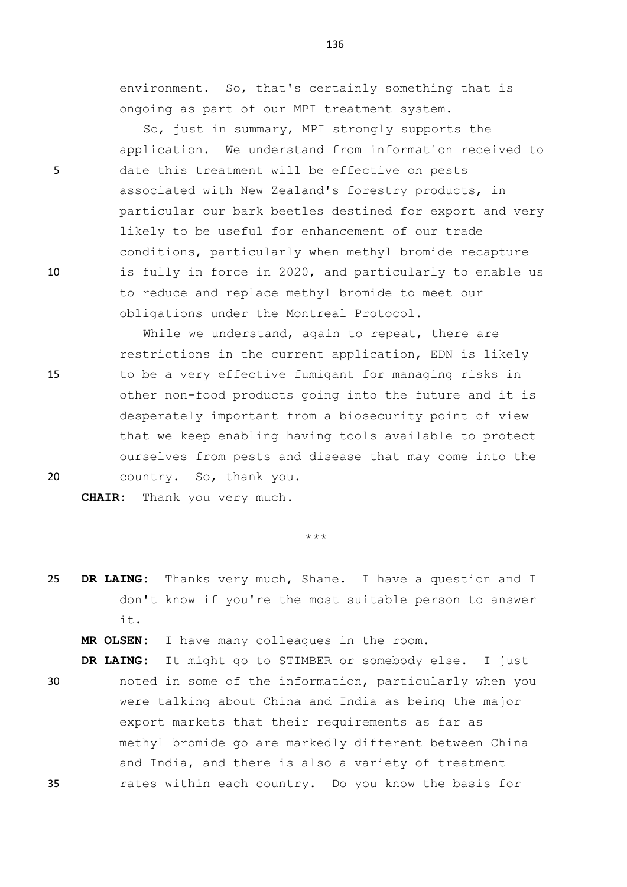environment. So, that's certainly something that is ongoing as part of our MPI treatment system.

So, just in summary, MPI strongly supports the application. We understand from information received to date this treatment will be effective on pests associated with New Zealand's forestry products, in particular our bark beetles destined for export and very likely to be useful for enhancement of our trade conditions, particularly when methyl bromide recapture is fully in force in 2020, and particularly to enable us to reduce and replace methyl bromide to meet our obligations under the Montreal Protocol.

While we understand, again to repeat, there are restrictions in the current application, EDN is likely to be a very effective fumigant for managing risks in other non-food products going into the future and it is desperately important from a biosecurity point of view that we keep enabling having tools available to protect ourselves from pests and disease that may come into the country. So, thank you.

**CHAIR:** Thank you very much.

\*\*\*

**DR LAING:** Thanks very much, Shane. I have a question and I don't know if you're the most suitable person to answer it.

**MR OLSEN:** I have many colleagues in the room.

**DR LAING:** It might go to STIMBER or somebody else. I just noted in some of the information, particularly when you were talking about China and India as being the major export markets that their requirements as far as methyl bromide go are markedly different between China and India, and there is also a variety of treatment rates within each country. Do you know the basis for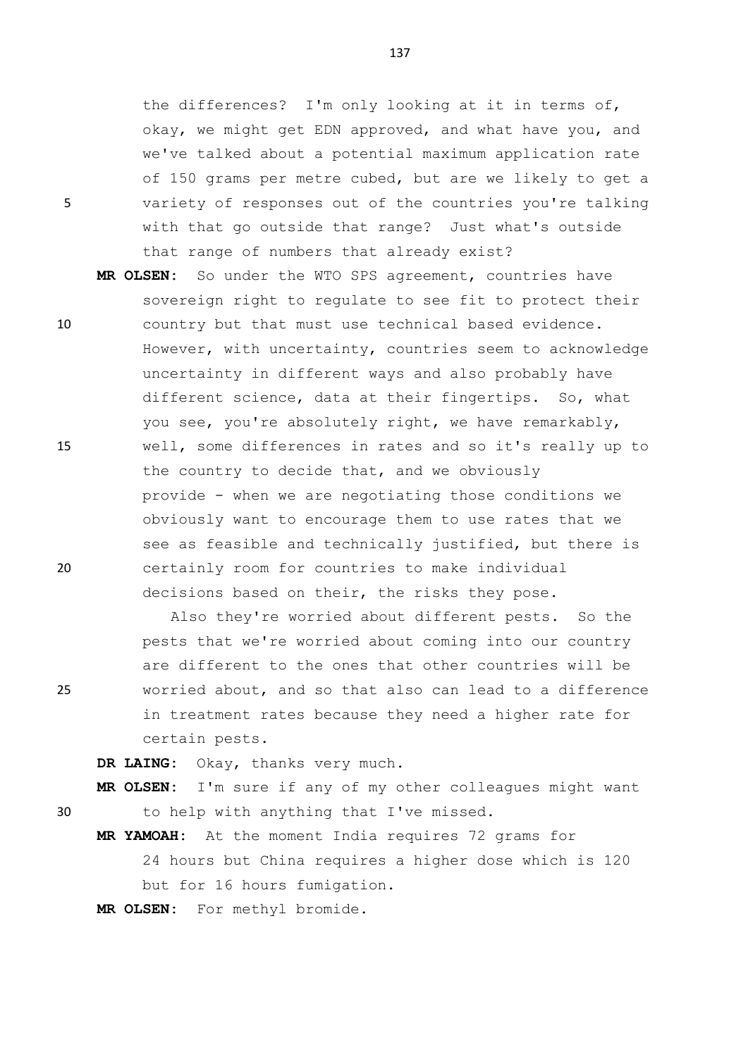the differences? I'm only looking at it in terms of, okay, we might get EDN approved, and what have you, and we've talked about a potential maximum application rate of 150 grams per metre cubed, but are we likely to get a variety of responses out of the countries you're talking with that go outside that range? Just what's outside that range of numbers that already exist?

**MR OLSEN:** So under the WTO SPS agreement, countries have sovereign right to regulate to see fit to protect their country but that must use technical based evidence. However, with uncertainty, countries seem to acknowledge uncertainty in different ways and also probably have different science, data at their fingertips. So, what you see, you're absolutely right, we have remarkably, well, some differences in rates and so it's really up to the country to decide that, and we obviously provide - when we are negotiating those conditions we obviously want to encourage them to use rates that we see as feasible and technically justified, but there is certainly room for countries to make individual decisions based on their, the risks they pose.

Also they're worried about different pests. So the pests that we're worried about coming into our country are different to the ones that other countries will be worried about, and so that also can lead to a difference in treatment rates because they need a higher rate for certain pests.

**DR LAING:** Okay, thanks very much.

**MR OLSEN:** I'm sure if any of my other colleagues might want to help with anything that I've missed.

**MR YAMOAH:** At the moment India requires 72 grams for 24 hours but China requires a higher dose which is 120 but for 16 hours fumigation.

**MR OLSEN:** For methyl bromide.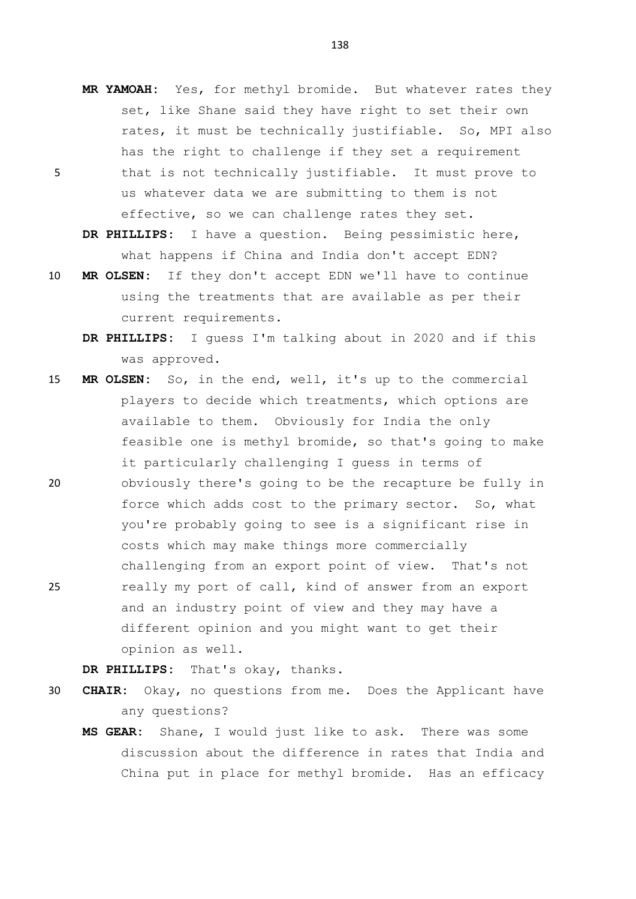**MR YAMOAH:** Yes, for methyl bromide. But whatever rates they set, like Shane said they have right to set their own rates, it must be technically justifiable. So, MPI also has the right to challenge if they set a requirement that is not technically justifiable. It must prove to us whatever data we are submitting to them is not effective, so we can challenge rates they set.

**DR PHILLIPS:** I have a question. Being pessimistic here, what happens if China and India don't accept EDN?

**MR OLSEN:** If they don't accept EDN we'll have to continue using the treatments that are available as per their current requirements.

**DR PHILLIPS:** I guess I'm talking about in 2020 and if this was approved.

**MR OLSEN:** So, in the end, well, it's up to the commercial players to decide which treatments, which options are available to them. Obviously for India the only feasible one is methyl bromide, so that's going to make it particularly challenging I guess in terms of obviously there's going to be the recapture be fully in force which adds cost to the primary sector. So, what you're probably going to see is a significant rise in costs which may make things more commercially challenging from an export point of view. That's not really my port of call, kind of answer from an export and an industry point of view and they may have a different opinion and you might want to get their opinion as well.

**DR PHILLIPS:** That's okay, thanks.

**CHAIR:** Okay, no questions from me. Does the Applicant have any questions?

**MS GEAR:** Shane, I would just like to ask. There was some discussion about the difference in rates that India and China put in place for methyl bromide. Has an efficacy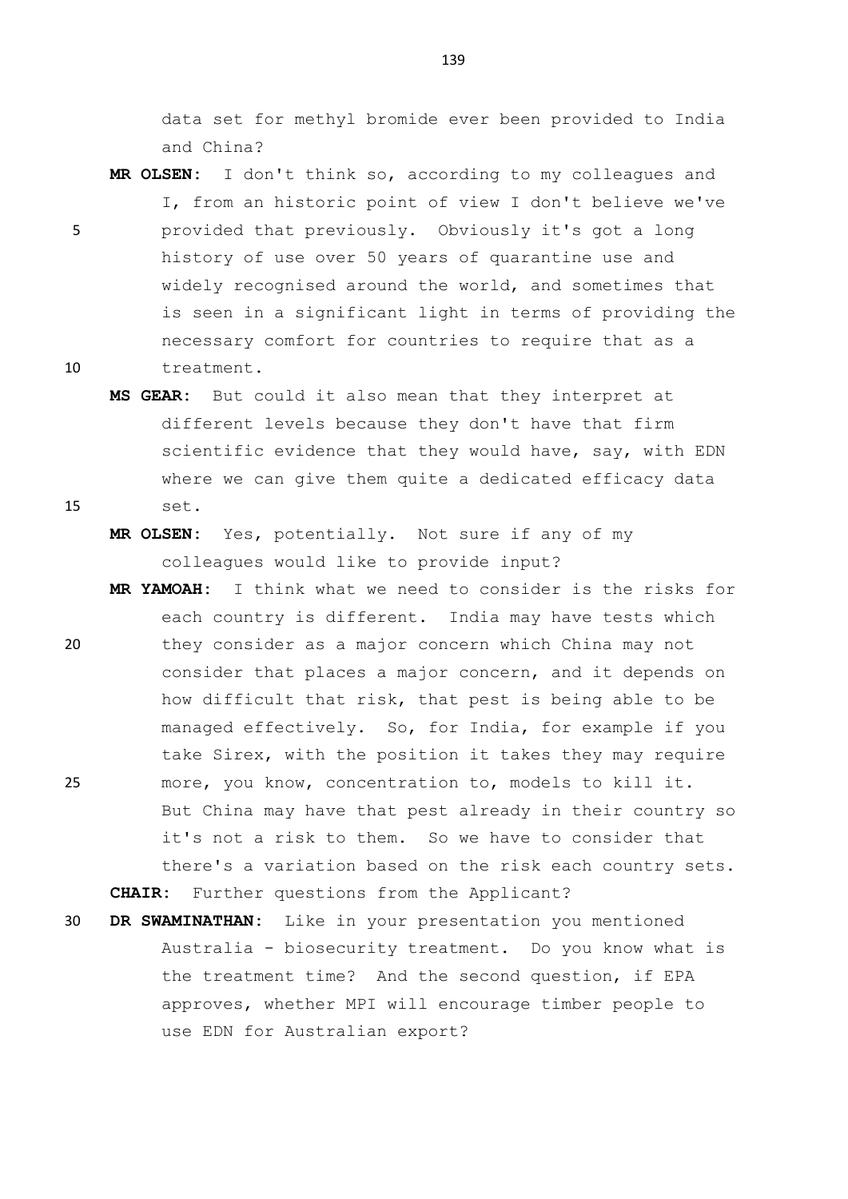data set for methyl bromide ever been provided to India and China?

**MR OLSEN:** I don't think so, according to my colleagues and I, from an historic point of view I don't believe we've provided that previously. Obviously it's got a long history of use over 50 years of quarantine use and widely recognised around the world, and sometimes that is seen in a significant light in terms of providing the necessary comfort for countries to require that as a treatment.

**MS GEAR:** But could it also mean that they interpret at different levels because they don't have that firm scientific evidence that they would have, say, with EDN where we can give them quite a dedicated efficacy data set.

**MR OLSEN:** Yes, potentially. Not sure if any of my colleagues would like to provide input?

**MR YAMOAH:** I think what we need to consider is the risks for each country is different. India may have tests which they consider as a major concern which China may not consider that places a major concern, and it depends on how difficult that risk, that pest is being able to be managed effectively. So, for India, for example if you take Sirex, with the position it takes they may require more, you know, concentration to, models to kill it. But China may have that pest already in their country so it's not a risk to them. So we have to consider that there's a variation based on the risk each country sets.

**CHAIR:** Further questions from the Applicant?

**DR SWAMINATHAN:** Like in your presentation you mentioned Australia - biosecurity treatment. Do you know what is the treatment time? And the second question, if EPA approves, whether MPI will encourage timber people to use EDN for Australian export?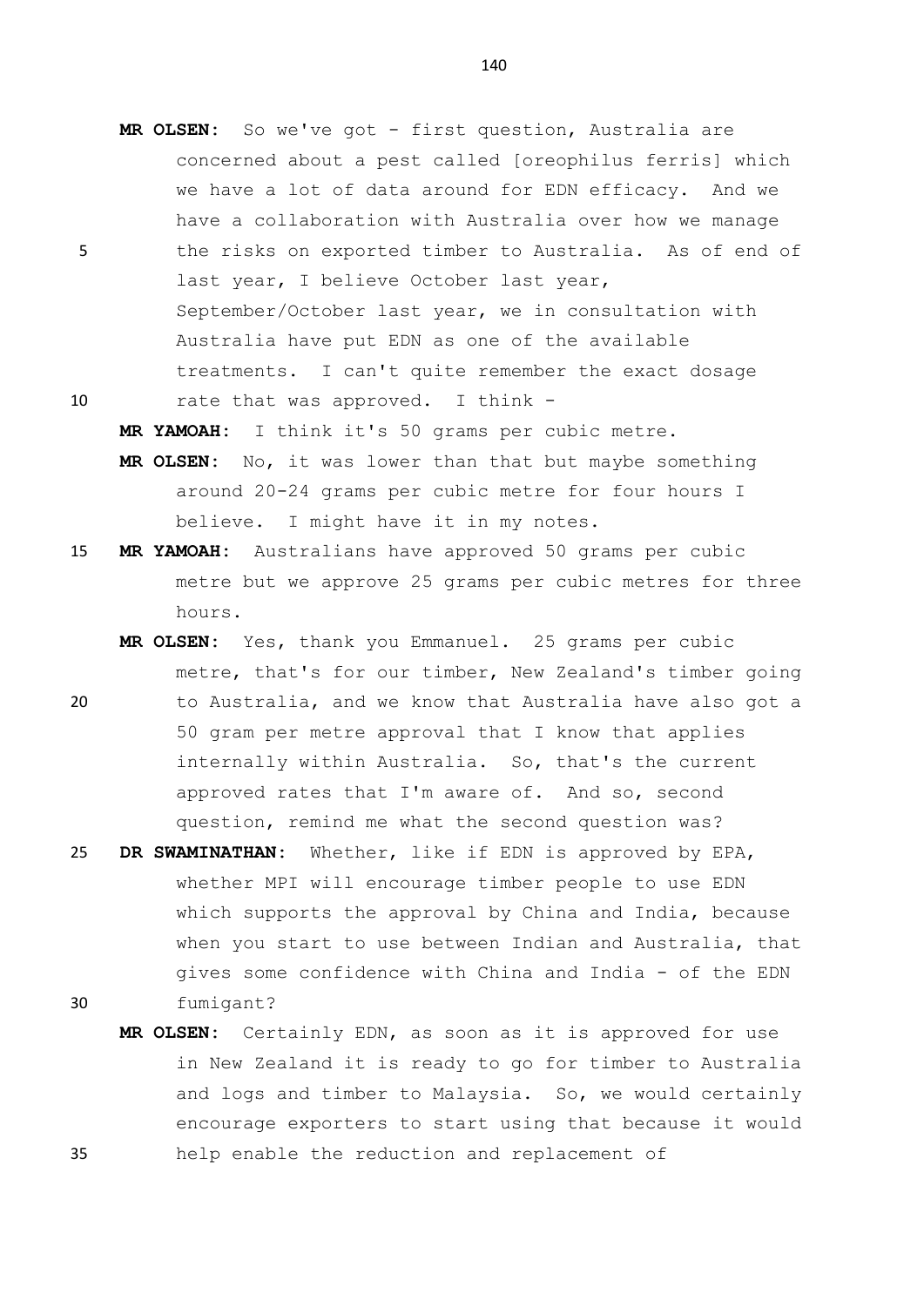**MR OLSEN:** So we've got - first question, Australia are concerned about a pest called [oreophilus ferris] which we have a lot of data around for EDN efficacy. And we have a collaboration with Australia over how we manage the risks on exported timber to Australia. As of end of last year, I believe October last year, September/October last year, we in consultation with Australia have put EDN as one of the available treatments. I can't quite remember the exact dosage rate that was approved. I think -

**MR YAMOAH:** I think it's 50 grams per cubic metre.

**MR OLSEN:** No, it was lower than that but maybe something around 20-24 grams per cubic metre for four hours I believe. I might have it in my notes.

**MR YAMOAH:** Australians have approved 50 grams per cubic metre but we approve 25 grams per cubic metres for three hours.

**MR OLSEN:** Yes, thank you Emmanuel. 25 grams per cubic metre, that's for our timber, New Zealand's timber going to Australia, and we know that Australia have also got a 50 gram per metre approval that I know that applies internally within Australia. So, that's the current approved rates that I'm aware of. And so, second question, remind me what the second question was?

**DR SWAMINATHAN:** Whether, like if EDN is approved by EPA, whether MPI will encourage timber people to use EDN which supports the approval by China and India, because when you start to use between Indian and Australia, that gives some confidence with China and India - of the EDN fumigant?

**MR OLSEN:** Certainly EDN, as soon as it is approved for use in New Zealand it is ready to go for timber to Australia and logs and timber to Malaysia. So, we would certainly encourage exporters to start using that because it would help enable the reduction and replacement of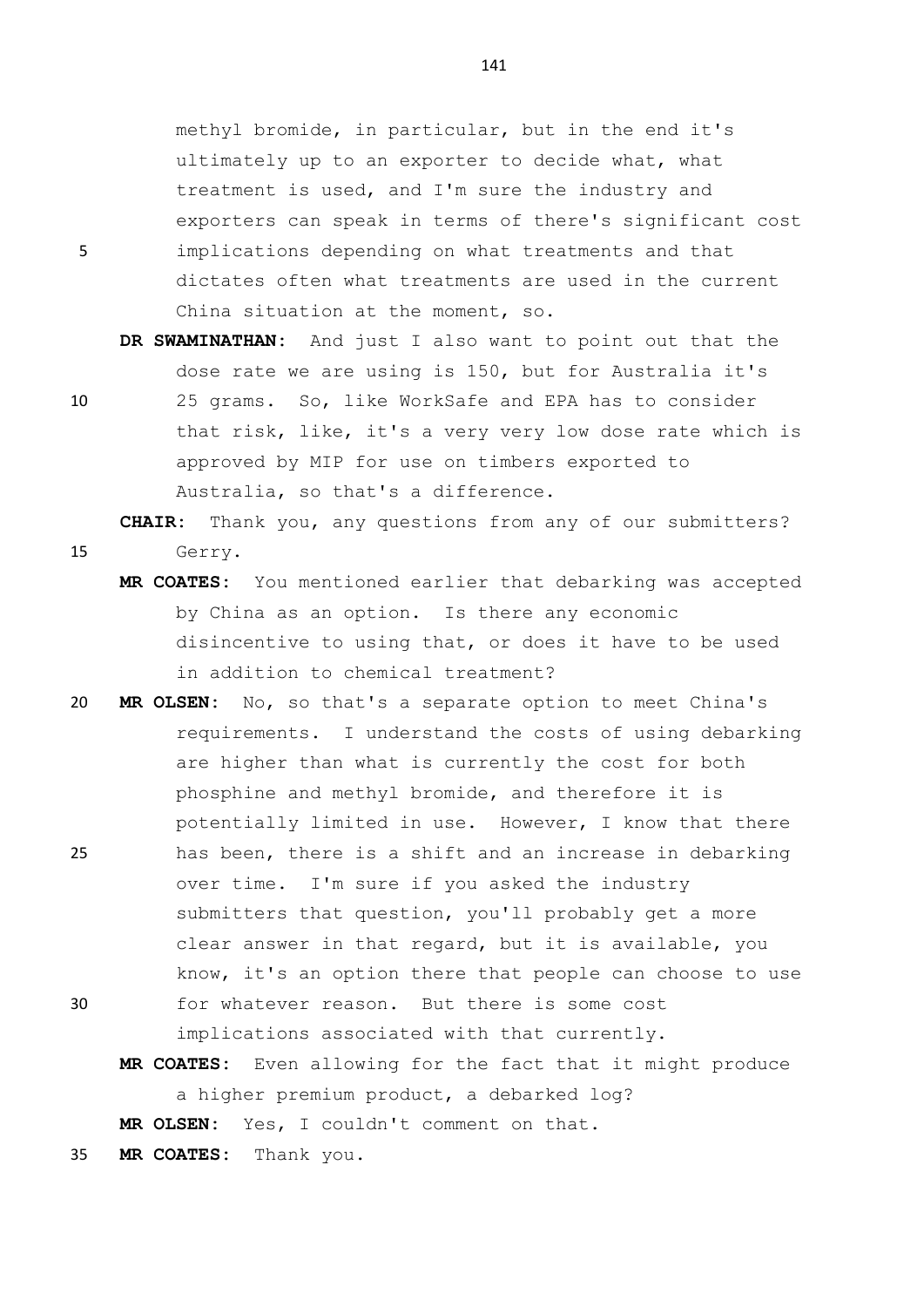methyl bromide, in particular, but in the end it's ultimately up to an exporter to decide what, what treatment is used, and I'm sure the industry and exporters can speak in terms of there's significant cost implications depending on what treatments and that dictates often what treatments are used in the current China situation at the moment, so.

**DR SWAMINATHAN:** And just I also want to point out that the dose rate we are using is 150, but for Australia it's 25 grams. So, like WorkSafe and EPA has to consider that risk, like, it's a very very low dose rate which is approved by MIP for use on timbers exported to Australia, so that's a difference.

**CHAIR:** Thank you, any questions from any of our submitters? Gerry.

**MR COATES:** You mentioned earlier that debarking was accepted by China as an option. Is there any economic disincentive to using that, or does it have to be used in addition to chemical treatment?

**MR OLSEN:** No, so that's a separate option to meet China's requirements. I understand the costs of using debarking are higher than what is currently the cost for both phosphine and methyl bromide, and therefore it is potentially limited in use. However, I know that there has been, there is a shift and an increase in debarking over time. I'm sure if you asked the industry submitters that question, you'll probably get a more clear answer in that regard, but it is available, you know, it's an option there that people can choose to use for whatever reason. But there is some cost implications associated with that currently.

**MR COATES:** Even allowing for the fact that it might produce a higher premium product, a debarked log?

**MR OLSEN:** Yes, I couldn't comment on that.

**MR COATES:** Thank you.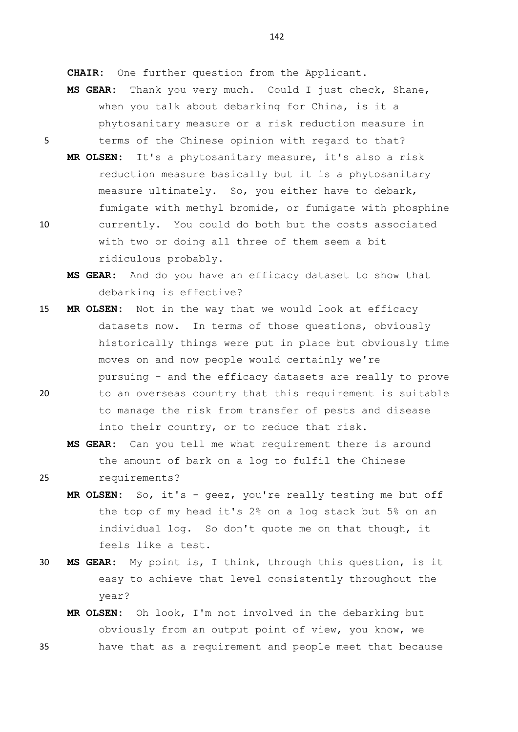**CHAIR:** One further question from the Applicant.

**MS GEAR:** Thank you very much. Could I just check, Shane, when you talk about debarking for China, is it a phytosanitary measure or a risk reduction measure in terms of the Chinese opinion with regard to that?

**MR OLSEN:** It's a phytosanitary measure, it's also a risk reduction measure basically but it is a phytosanitary measure ultimately. So, you either have to debark, fumigate with methyl bromide, or fumigate with phosphine currently. You could do both but the costs associated with two or doing all three of them seem a bit ridiculous probably.

**MS GEAR:** And do you have an efficacy dataset to show that debarking is effective?

**MR OLSEN:** Not in the way that we would look at efficacy datasets now. In terms of those questions, obviously historically things were put in place but obviously time moves on and now people would certainly we're pursuing - and the efficacy datasets are really to prove to an overseas country that this requirement is suitable to manage the risk from transfer of pests and disease into their country, or to reduce that risk.

**MS GEAR:** Can you tell me what requirement there is around the amount of bark on a log to fulfil the Chinese requirements?

**MR OLSEN:** So, it's - geez, you're really testing me but off the top of my head it's 2% on a log stack but 5% on an individual log. So don't quote me on that though, it feels like a test.

**MS GEAR:** My point is, I think, through this question, is it easy to achieve that level consistently throughout the year?

**MR OLSEN:** Oh look, I'm not involved in the debarking but obviously from an output point of view, you know, we have that as a requirement and people meet that because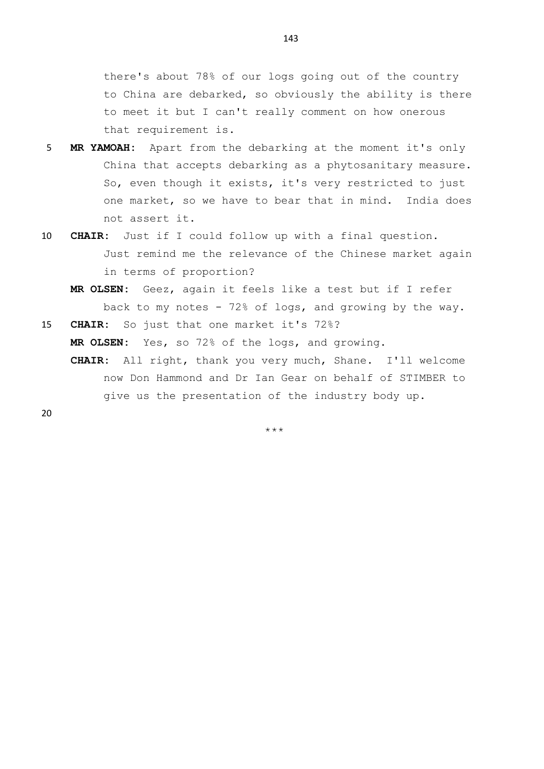there's about 78% of our logs going out of the country to China are debarked, so obviously the ability is there to meet it but I can't really comment on how onerous that requirement is.

**MR YAMOAH:** Apart from the debarking at the moment it's only China that accepts debarking as a phytosanitary measure. So, even though it exists, it's very restricted to just one market, so we have to bear that in mind. India does not assert it.

**CHAIR:** Just if I could follow up with a final question. Just remind me the relevance of the Chinese market again in terms of proportion?

**MR OLSEN:** Geez, again it feels like a test but if I refer back to my notes - 72% of logs, and growing by the way.

**CHAIR:** So just that one market it's 72%?

**MR OLSEN:** Yes, so 72% of the logs, and growing.

**CHAIR:** All right, thank you very much, Shane. I'll welcome now Don Hammond and Dr Ian Gear on behalf of STIMBER to give us the presentation of the industry body up.

***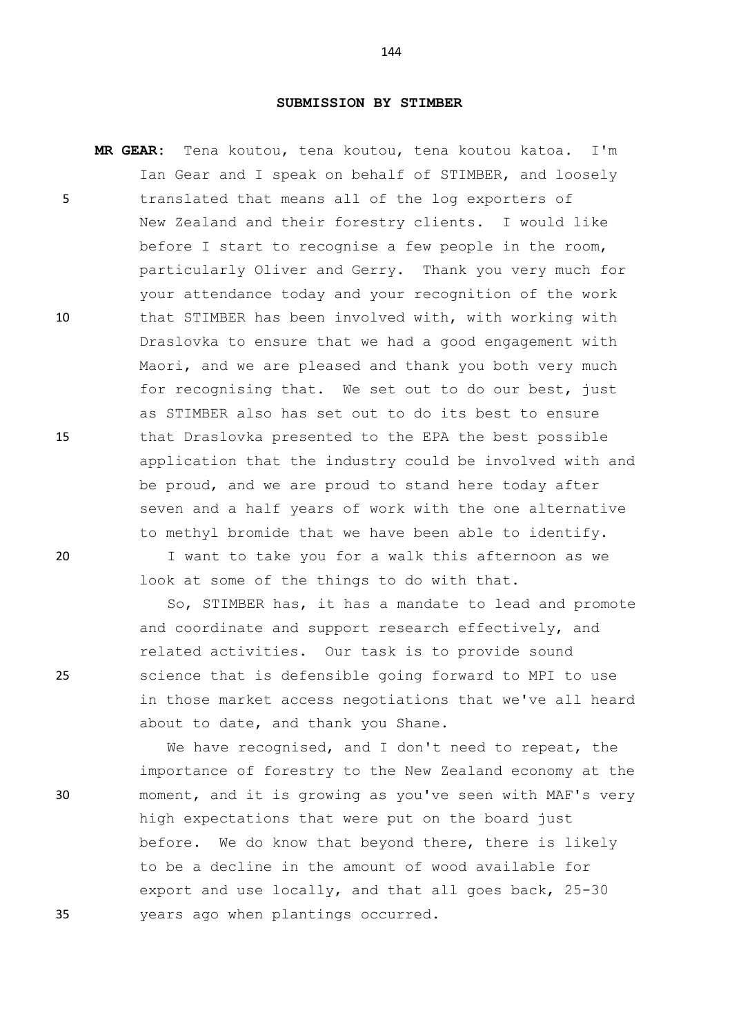## SUBMISSION BY STIMBER

**MR GEAR:** Tena koutou, tena koutou, tena koutou katoa. I'm Ian Gear and I speak on behalf of STIMBER, and loosely translated that means all of the log exporters of New Zealand and their forestry clients. I would like before I start to recognise a few people in the room, particularly Oliver and Gerry. Thank you very much for your attendance today and your recognition of the work that STIMBER has been involved with, with working with Draslovka to ensure that we had a good engagement with Maori, and we are pleased and thank you both very much for recognising that. We set out to do our best, just as STIMBER also has set out to do its best to ensure that Draslovka presented to the EPA the best possible application that the industry could be involved with and be proud, and we are proud to stand here today after seven and a half years of work with the one alternative to methyl bromide that we have been able to identify.

I want to take you for a walk this afternoon as we look at some of the things to do with that.

So, STIMBER has, it has a mandate to lead and promote and coordinate and support research effectively, and related activities. Our task is to provide sound science that is defensible going forward to MPI to use in those market access negotiations that we've all heard about to date, and thank you Shane.

We have recognised, and I don't need to repeat, the importance of forestry to the New Zealand economy at the moment, and it is growing as you've seen with MAF's very high expectations that were put on the board just before. We do know that beyond there, there is likely to be a decline in the amount of wood available for export and use locally, and that all goes back, 25-30 years ago when plantings occurred.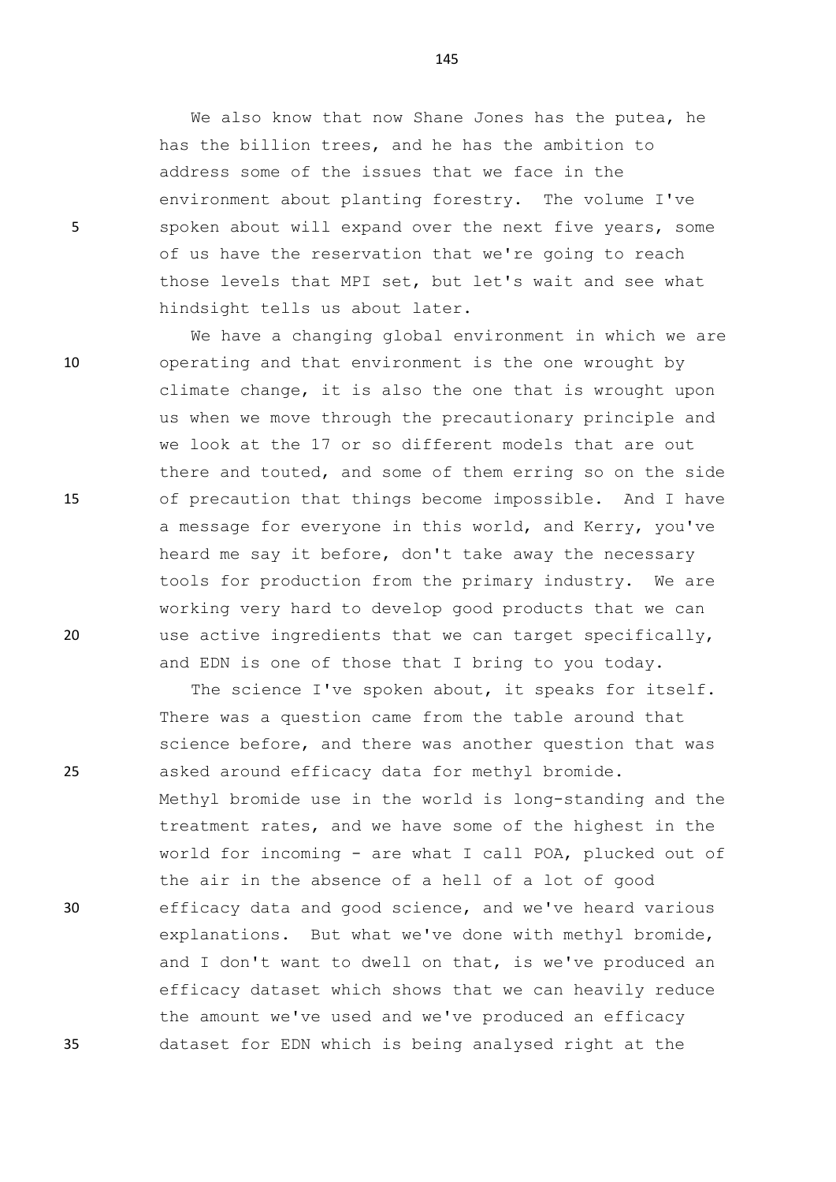We also know that now Shane Jones has the putea, he has the billion trees, and he has the ambition to address some of the issues that we face in the environment about planting forestry. The volume I've spoken about will expand over the next five years, some of us have the reservation that we're going to reach those levels that MPI set, but let's wait and see what hindsight tells us about later.

We have a changing global environment in which we are operating and that environment is the one wrought by climate change, it is also the one that is wrought upon us when we move through the precautionary principle and we look at the 17 or so different models that are out there and touted, and some of them erring so on the side of precaution that things become impossible. And I have a message for everyone in this world, and Kerry, you've heard me say it before, don't take away the necessary tools for production from the primary industry. We are working very hard to develop good products that we can use active ingredients that we can target specifically, and EDN is one of those that I bring to you today.

The science I've spoken about, it speaks for itself. There was a question came from the table around that science before, and there was another question that was asked around efficacy data for methyl bromide. Methyl bromide use in the world is long-standing and the treatment rates, and we have some of the highest in the world for incoming - are what I call POA, plucked out of the air in the absence of a hell of a lot of good efficacy data and good science, and we've heard various explanations. But what we've done with methyl bromide, and I don't want to dwell on that, is we've produced an efficacy dataset which shows that we can heavily reduce the amount we've used and we've produced an efficacy dataset for EDN which is being analysed right at the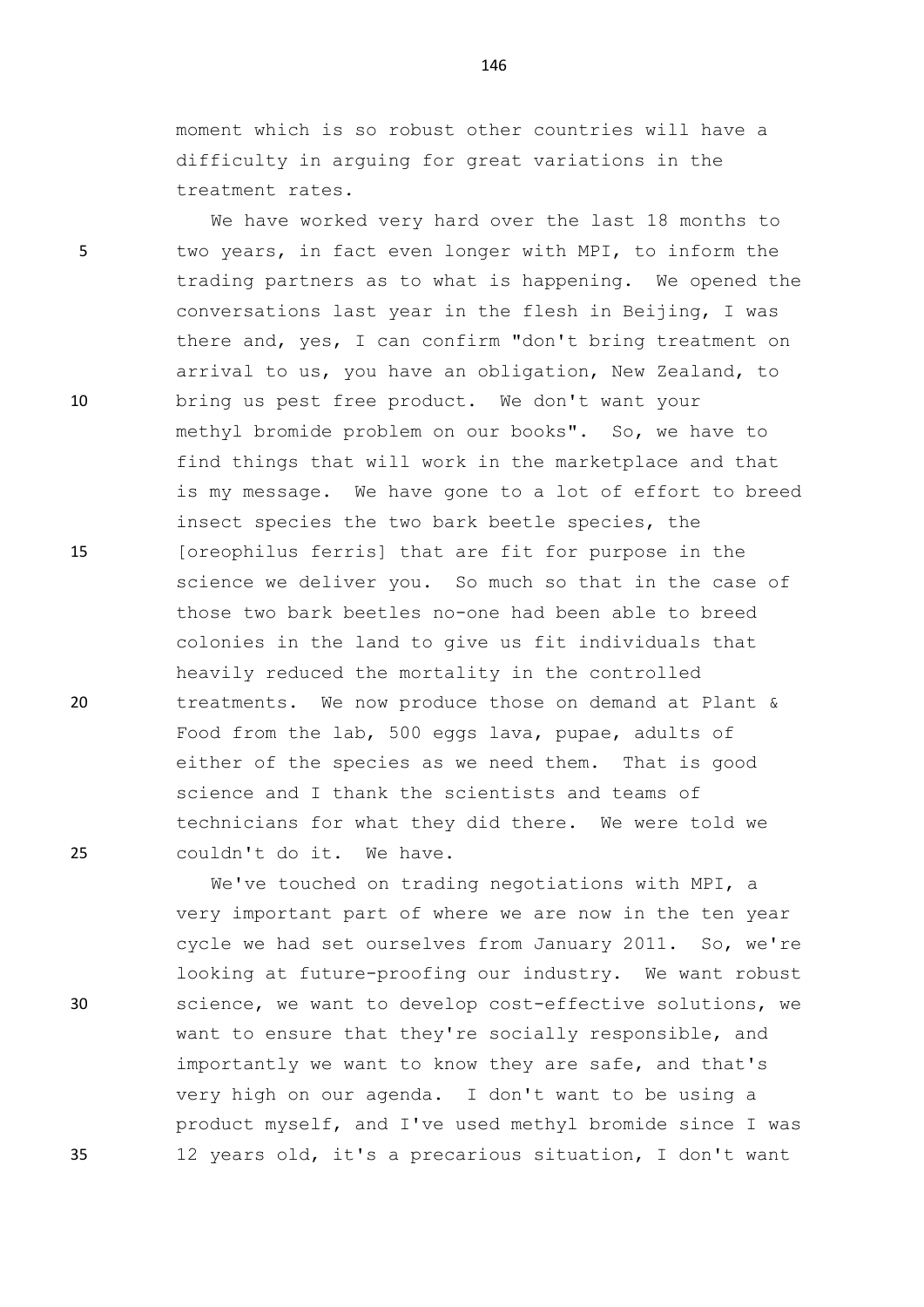moment which is so robust other countries will have a difficulty in arguing for great variations in the treatment rates.

We have worked very hard over the last 18 months to two years, in fact even longer with MPI, to inform the trading partners as to what is happening. We opened the conversations last year in the flesh in Beijing, I was there and, yes, I can confirm "don't bring treatment on arrival to us, you have an obligation, New Zealand, to bring us pest free product. We don't want your methyl bromide problem on our books". So, we have to find things that will work in the marketplace and that is my message. We have gone to a lot of effort to breed insect species the two bark beetle species, the [oreophilus ferris] that are fit for purpose in the science we deliver you. So much so that in the case of those two bark beetles no-one had been able to breed colonies in the land to give us fit individuals that heavily reduced the mortality in the controlled treatments. We now produce those on demand at Plant & Food from the lab, 500 eggs lava, pupae, adults of either of the species as we need them. That is good science and I thank the scientists and teams of technicians for what they did there. We were told we couldn't do it. We have.

We've touched on trading negotiations with MPI, a very important part of where we are now in the ten year cycle we had set ourselves from January 2011. So, we're looking at future-proofing our industry. We want robust science, we want to develop cost-effective solutions, we want to ensure that they're socially responsible, and importantly we want to know they are safe, and that's very high on our agenda. I don't want to be using a product myself, and I've used methyl bromide since I was 12 years old, it's a precarious situation, I don't want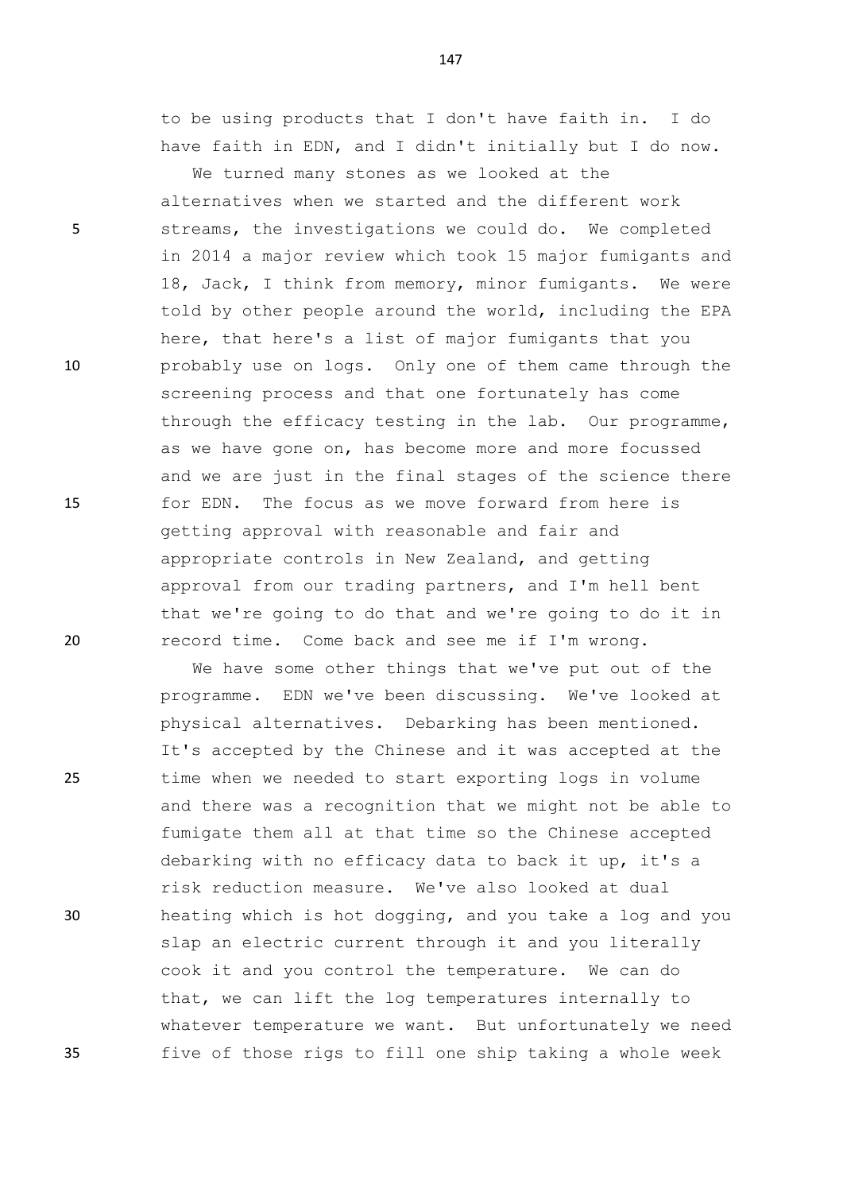to be using products that I don't have faith in. I do have faith in EDN, and I didn't initially but I do now.

We turned many stones as we looked at the alternatives when we started and the different work streams, the investigations we could do. We completed in 2014 a major review which took 15 major fumigants and 18, Jack, I think from memory, minor fumigants. We were told by other people around the world, including the EPA here, that here's a list of major fumigants that you probably use on logs. Only one of them came through the screening process and that one fortunately has come through the efficacy testing in the lab. Our programme, as we have gone on, has become more and more focussed and we are just in the final stages of the science there for EDN. The focus as we move forward from here is getting approval with reasonable and fair and appropriate controls in New Zealand, and getting approval from our trading partners, and I'm hell bent that we're going to do that and we're going to do it in record time. Come back and see me if I'm wrong.

We have some other things that we've put out of the programme. EDN we've been discussing. We've looked at physical alternatives. Debarking has been mentioned. It's accepted by the Chinese and it was accepted at the time when we needed to start exporting logs in volume and there was a recognition that we might not be able to fumigate them all at that time so the Chinese accepted debarking with no efficacy data to back it up, it's a risk reduction measure. We've also looked at dual heating which is hot dogging, and you take a log and you slap an electric current through it and you literally cook it and you control the temperature. We can do that, we can lift the log temperatures internally to whatever temperature we want. But unfortunately we need five of those rigs to fill one ship taking a whole week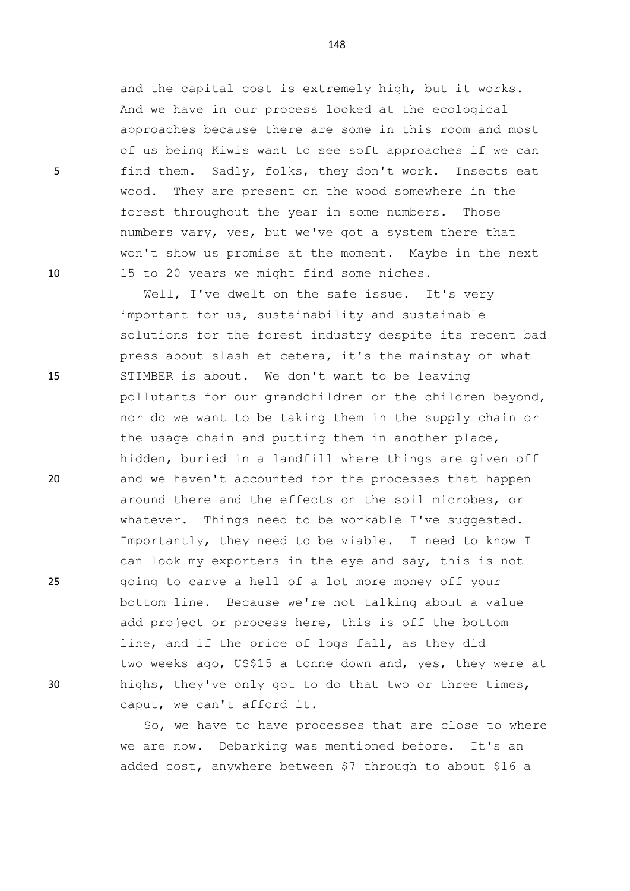and the capital cost is extremely high, but it works. And we have in our process looked at the ecological approaches because there are some in this room and most of us being Kiwis want to see soft approaches if we can find them. Sadly, folks, they don't work. Insects eat wood. They are present on the wood somewhere in the forest throughout the year in some numbers. Those numbers vary, yes, but we've got a system there that won't show us promise at the moment. Maybe in the next 15 to 20 years we might find some niches.

Well, I've dwelt on the safe issue. It's very important for us, sustainability and sustainable solutions for the forest industry despite its recent bad press about slash et cetera, it's the mainstay of what STIMBER is about. We don't want to be leaving pollutants for our grandchildren or the children beyond, nor do we want to be taking them in the supply chain or the usage chain and putting them in another place, hidden, buried in a landfill where things are given off and we haven't accounted for the processes that happen around there and the effects on the soil microbes, or whatever. Things need to be workable I've suggested. Importantly, they need to be viable. I need to know I can look my exporters in the eye and say, this is not going to carve a hell of a lot more money off your bottom line. Because we're not talking about a value add project or process here, this is off the bottom line, and if the price of logs fall, as they did two weeks ago, US$15 a tonne down and, yes, they were at highs, they've only got to do that two or three times, caput, we can't afford it.

So, we have to have processes that are close to where we are now. Debarking was mentioned before. It's an added cost, anywhere between $7 through to about $16 a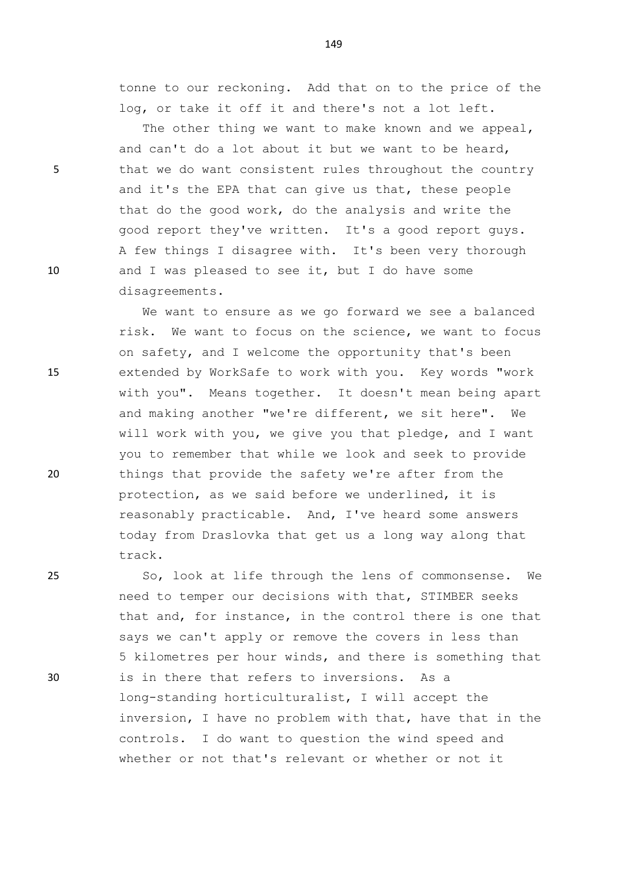tonne to our reckoning. Add that on to the price of the log, or take it off it and there's not a lot left.

The other thing we want to make known and we appeal, and can't do a lot about it but we want to be heard, that we do want consistent rules throughout the country and it's the EPA that can give us that, these people that do the good work, do the analysis and write the good report they've written. It's a good report guys. A few things I disagree with. It's been very thorough and I was pleased to see it, but I do have some disagreements.

We want to ensure as we go forward we see a balanced risk. We want to focus on the science, we want to focus on safety, and I welcome the opportunity that's been extended by WorkSafe to work with you. Key words "work with you". Means together. It doesn't mean being apart and making another "we're different, we sit here". We will work with you, we give you that pledge, and I want you to remember that while we look and seek to provide things that provide the safety we're after from the protection, as we said before we underlined, it is reasonably practicable. And, I've heard some answers today from Draslovka that get us a long way along that track.

So, look at life through the lens of commonsense. We need to temper our decisions with that, STIMBER seeks that and, for instance, in the control there is one that says we can't apply or remove the covers in less than 5 kilometres per hour winds, and there is something that is in there that refers to inversions. As a long-standing horticulturalist, I will accept the inversion, I have no problem with that, have that in the controls. I do want to question the wind speed and whether or not that's relevant or whether or not it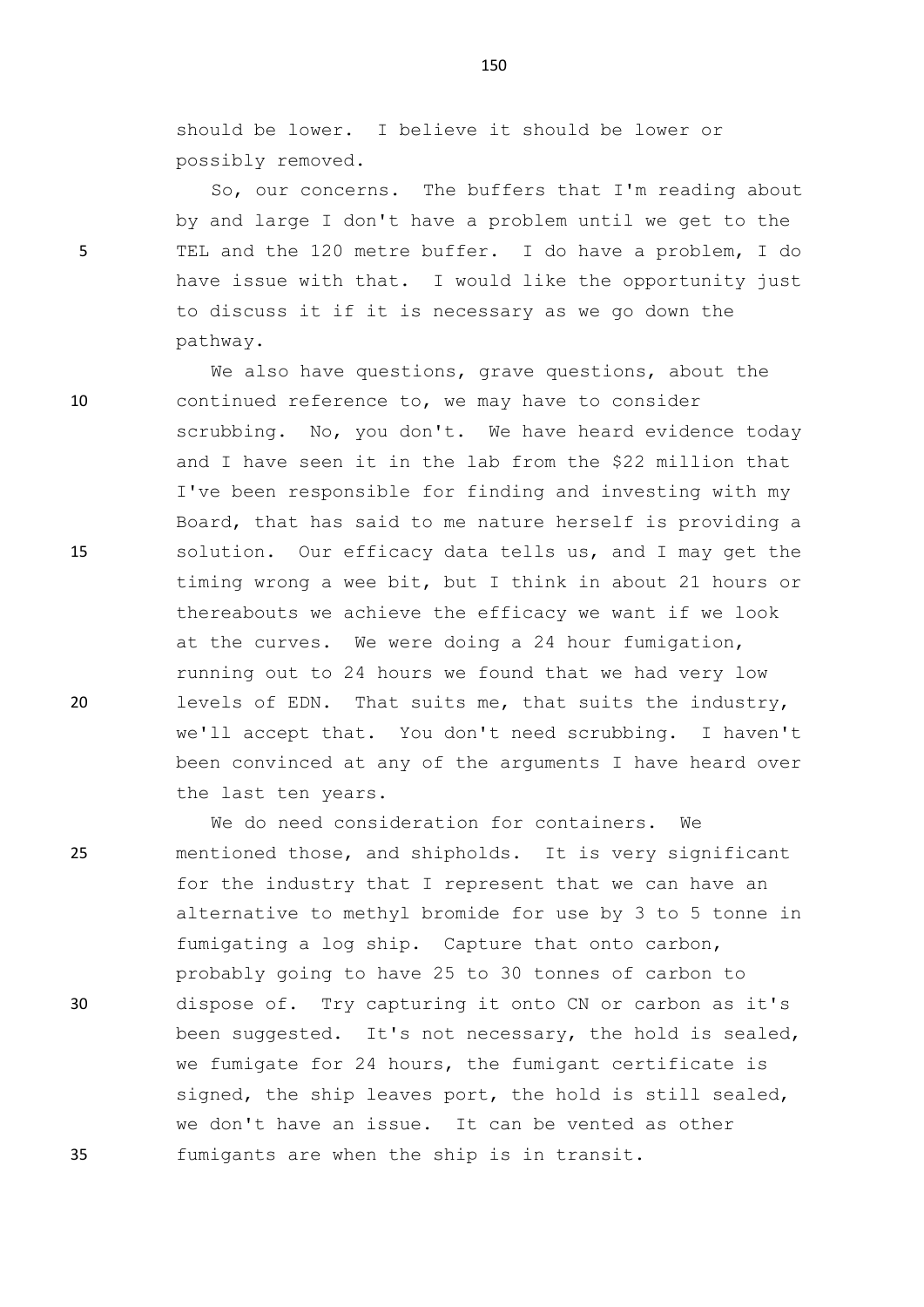should be lower. I believe it should be lower or possibly removed.

So, our concerns. The buffers that I'm reading about by and large I don't have a problem until we get to the TEL and the 120 metre buffer. I do have a problem, I do have issue with that. I would like the opportunity just to discuss it if it is necessary as we go down the pathway.

We also have questions, grave questions, about the continued reference to, we may have to consider scrubbing. No, you don't. We have heard evidence today and I have seen it in the lab from the $22 million that I've been responsible for finding and investing with my Board, that has said to me nature herself is providing a solution. Our efficacy data tells us, and I may get the timing wrong a wee bit, but I think in about 21 hours or thereabouts we achieve the efficacy we want if we look at the curves. We were doing a 24 hour fumigation, running out to 24 hours we found that we had very low levels of EDN. That suits me, that suits the industry, we'll accept that. You don't need scrubbing. I haven't been convinced at any of the arguments I have heard over the last ten years.

We do need consideration for containers. We mentioned those, and shipholds. It is very significant for the industry that I represent that we can have an alternative to methyl bromide for use by 3 to 5 tonne in fumigating a log ship. Capture that onto carbon, probably going to have 25 to 30 tonnes of carbon to dispose of. Try capturing it onto CN or carbon as it's been suggested. It's not necessary, the hold is sealed, we fumigate for 24 hours, the fumigant certificate is signed, the ship leaves port, the hold is still sealed, we don't have an issue. It can be vented as other fumigants are when the ship is in transit.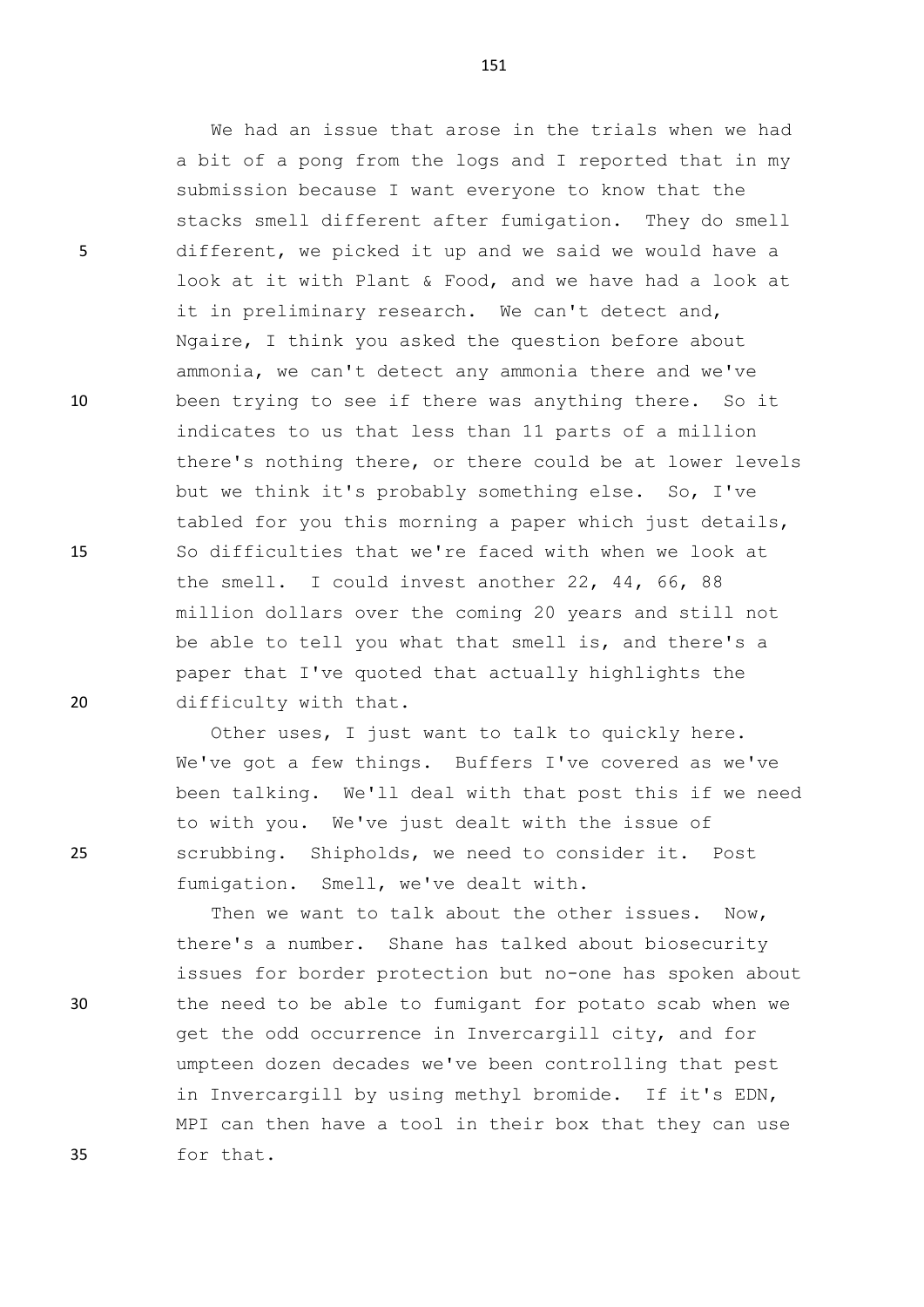We had an issue that arose in the trials when we had a bit of a pong from the logs and I reported that in my submission because I want everyone to know that the stacks smell different after fumigation. They do smell different, we picked it up and we said we would have a look at it with Plant & Food, and we have had a look at it in preliminary research. We can't detect and, Ngaire, I think you asked the question before about ammonia, we can't detect any ammonia there and we've been trying to see if there was anything there. So it indicates to us that less than 11 parts of a million there's nothing there, or there could be at lower levels but we think it's probably something else. So, I've tabled for you this morning a paper which just details, So difficulties that we're faced with when we look at the smell. I could invest another 22, 44, 66, 88 million dollars over the coming 20 years and still not be able to tell you what that smell is, and there's a paper that I've quoted that actually highlights the difficulty with that.

Other uses, I just want to talk to quickly here. We've got a few things. Buffers I've covered as we've been talking. We'll deal with that post this if we need to with you. We've just dealt with the issue of scrubbing. Shipholds, we need to consider it. Post fumigation. Smell, we've dealt with.

Then we want to talk about the other issues. Now, there's a number. Shane has talked about biosecurity issues for border protection but no-one has spoken about the need to be able to fumigant for potato scab when we get the odd occurrence in Invercargill city, and for umpteen dozen decades we've been controlling that pest in Invercargill by using methyl bromide. If it's EDN, MPI can then have a tool in their box that they can use for that.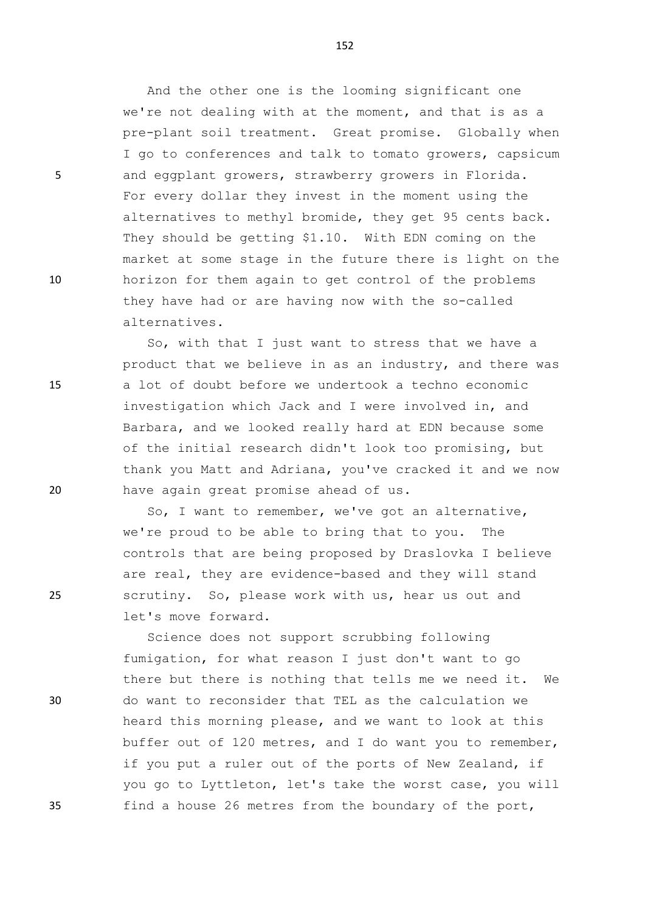And the other one is the looming significant one we're not dealing with at the moment, and that is as a pre-plant soil treatment. Great promise. Globally when I go to conferences and talk to tomato growers, capsicum and eggplant growers, strawberry growers in Florida. For every dollar they invest in the moment using the alternatives to methyl bromide, they get 95 cents back. They should be getting $1.10. With EDN coming on the market at some stage in the future there is light on the horizon for them again to get control of the problems they have had or are having now with the so-called alternatives.

So, with that I just want to stress that we have a product that we believe in as an industry, and there was a lot of doubt before we undertook a techno economic investigation which Jack and I were involved in, and Barbara, and we looked really hard at EDN because some of the initial research didn't look too promising, but thank you Matt and Adriana, you've cracked it and we now have again great promise ahead of us.

So, I want to remember, we've got an alternative, we're proud to be able to bring that to you. The controls that are being proposed by Draslovka I believe are real, they are evidence-based and they will stand scrutiny. So, please work with us, hear us out and let's move forward.

Science does not support scrubbing following fumigation, for what reason I just don't want to go there but there is nothing that tells me we need it. We do want to reconsider that TEL as the calculation we heard this morning please, and we want to look at this buffer out of 120 metres, and I do want you to remember, if you put a ruler out of the ports of New Zealand, if you go to Lyttleton, let's take the worst case, you will find a house 26 metres from the boundary of the port,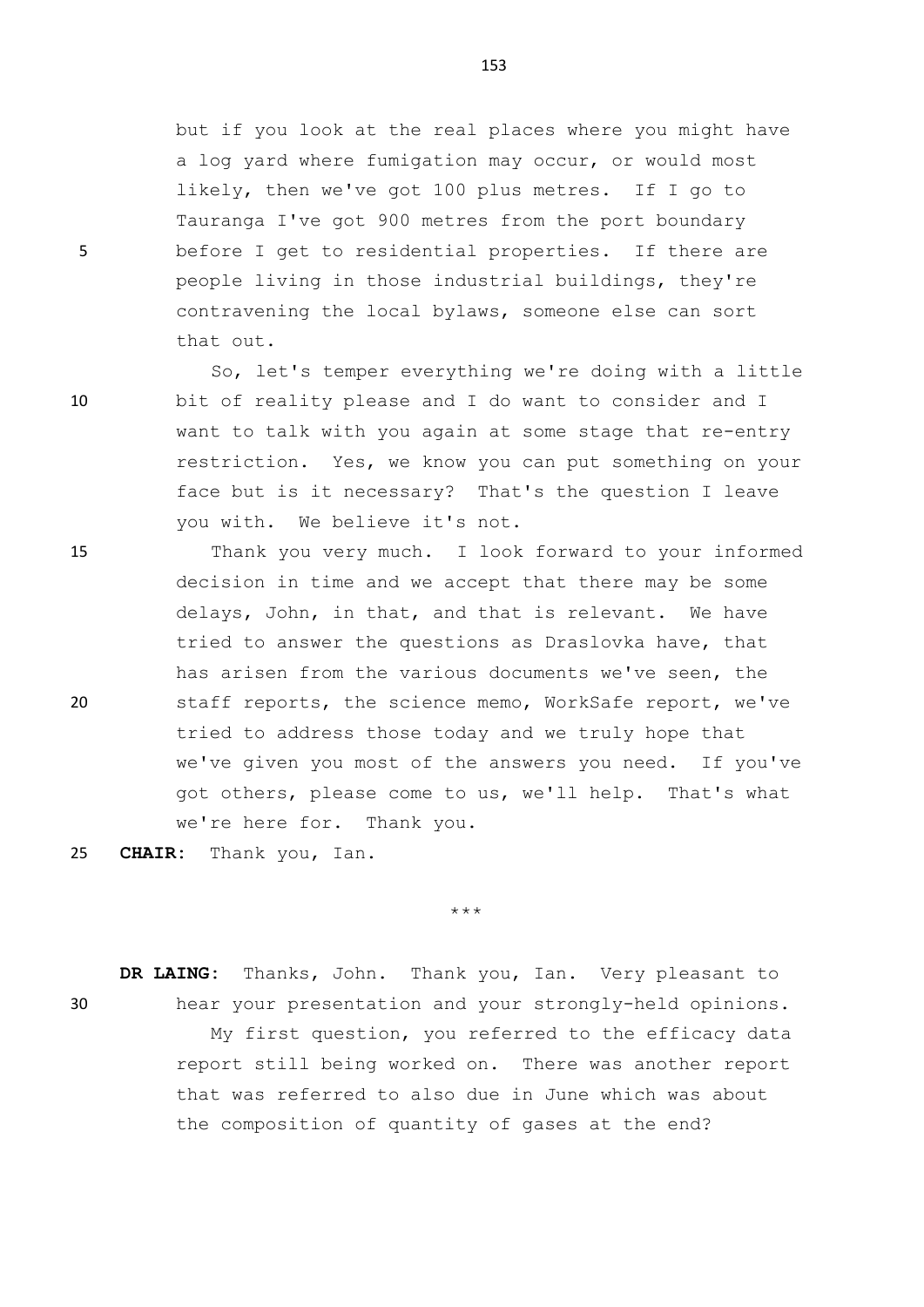but if you look at the real places where you might have a log yard where fumigation may occur, or would most likely, then we've got 100 plus metres. If I go to Tauranga I've got 900 metres from the port boundary before I get to residential properties. If there are people living in those industrial buildings, they're contravening the local bylaws, someone else can sort that out.

So, let's temper everything we're doing with a little bit of reality please and I do want to consider and I want to talk with you again at some stage that re-entry restriction. Yes, we know you can put something on your face but is it necessary? That's the question I leave you with. We believe it's not.

Thank you very much. I look forward to your informed decision in time and we accept that there may be some delays, John, in that, and that is relevant. We have tried to answer the questions as Draslovka have, that has arisen from the various documents we've seen, the staff reports, the science memo, WorkSafe report, we've tried to address those today and we truly hope that we've given you most of the answers you need. If you've got others, please come to us, we'll help. That's what we're here for. Thank you.

**CHAIR:** Thank you, Ian.

\*\*\*

**DR LAING:** Thanks, John. Thank you, Ian. Very pleasant to hear your presentation and your strongly-held opinions.

My first question, you referred to the efficacy data report still being worked on. There was another report that was referred to also due in June which was about the composition of quantity of gases at the end?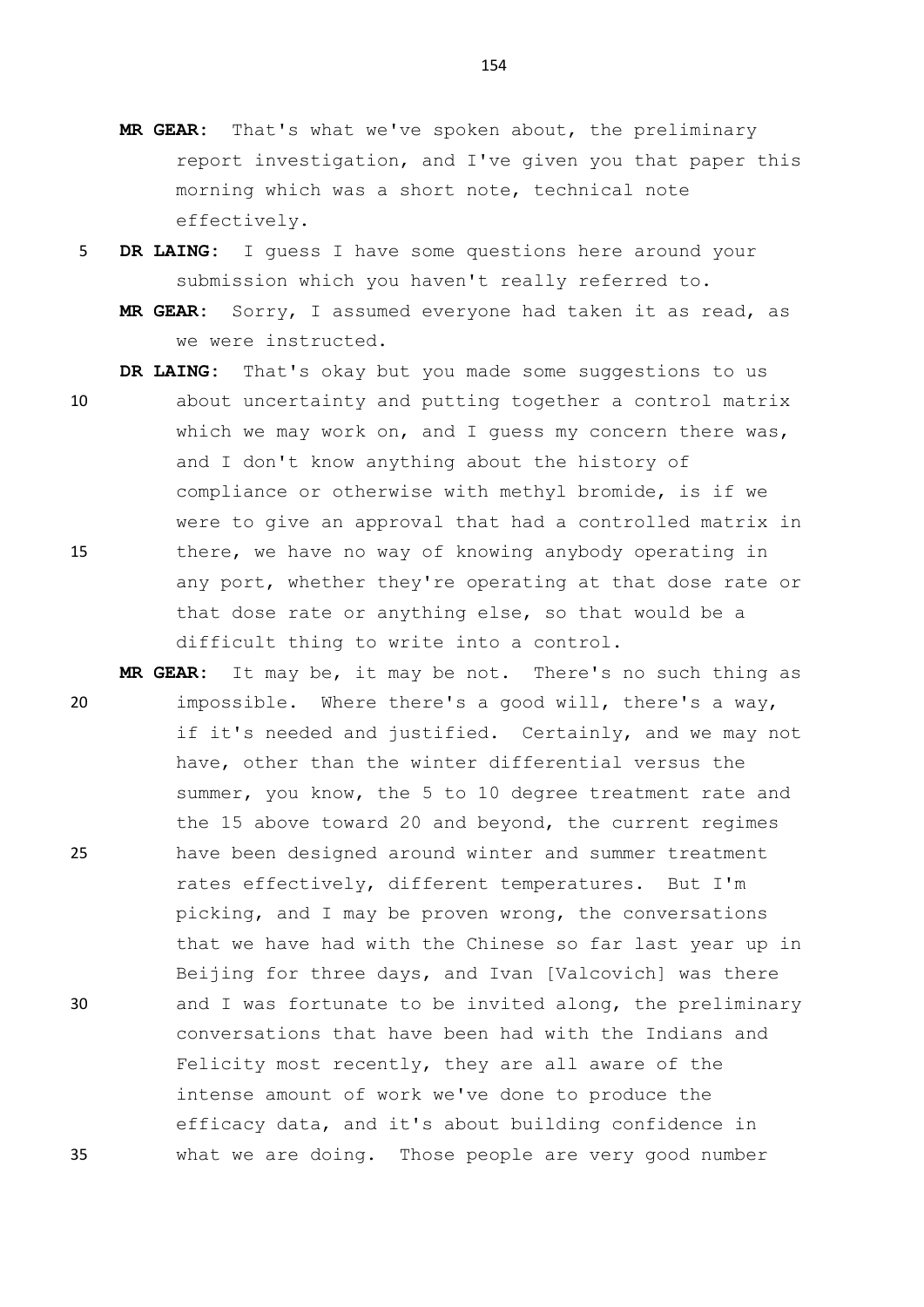**MR GEAR:** That's what we've spoken about, the preliminary report investigation, and I've given you that paper this morning which was a short note, technical note effectively.

**DR LAING:** I guess I have some questions here around your submission which you haven't really referred to.

**MR GEAR:** Sorry, I assumed everyone had taken it as read, as we were instructed.

**DR LAING:** That's okay but you made some suggestions to us about uncertainty and putting together a control matrix which we may work on, and I guess my concern there was, and I don't know anything about the history of compliance or otherwise with methyl bromide, is if we were to give an approval that had a controlled matrix in there, we have no way of knowing anybody operating in any port, whether they're operating at that dose rate or that dose rate or anything else, so that would be a difficult thing to write into a control.

**MR GEAR:** It may be, it may be not. There's no such thing as impossible. Where there's a good will, there's a way, if it's needed and justified. Certainly, and we may not have, other than the winter differential versus the summer, you know, the 5 to 10 degree treatment rate and the 15 above toward 20 and beyond, the current regimes have been designed around winter and summer treatment rates effectively, different temperatures. But I'm picking, and I may be proven wrong, the conversations that we have had with the Chinese so far last year up in Beijing for three days, and Ivan [Valcovich] was there and I was fortunate to be invited along, the preliminary conversations that have been had with the Indians and Felicity most recently, they are all aware of the intense amount of work we've done to produce the efficacy data, and it's about building confidence in what we are doing. Those people are very good number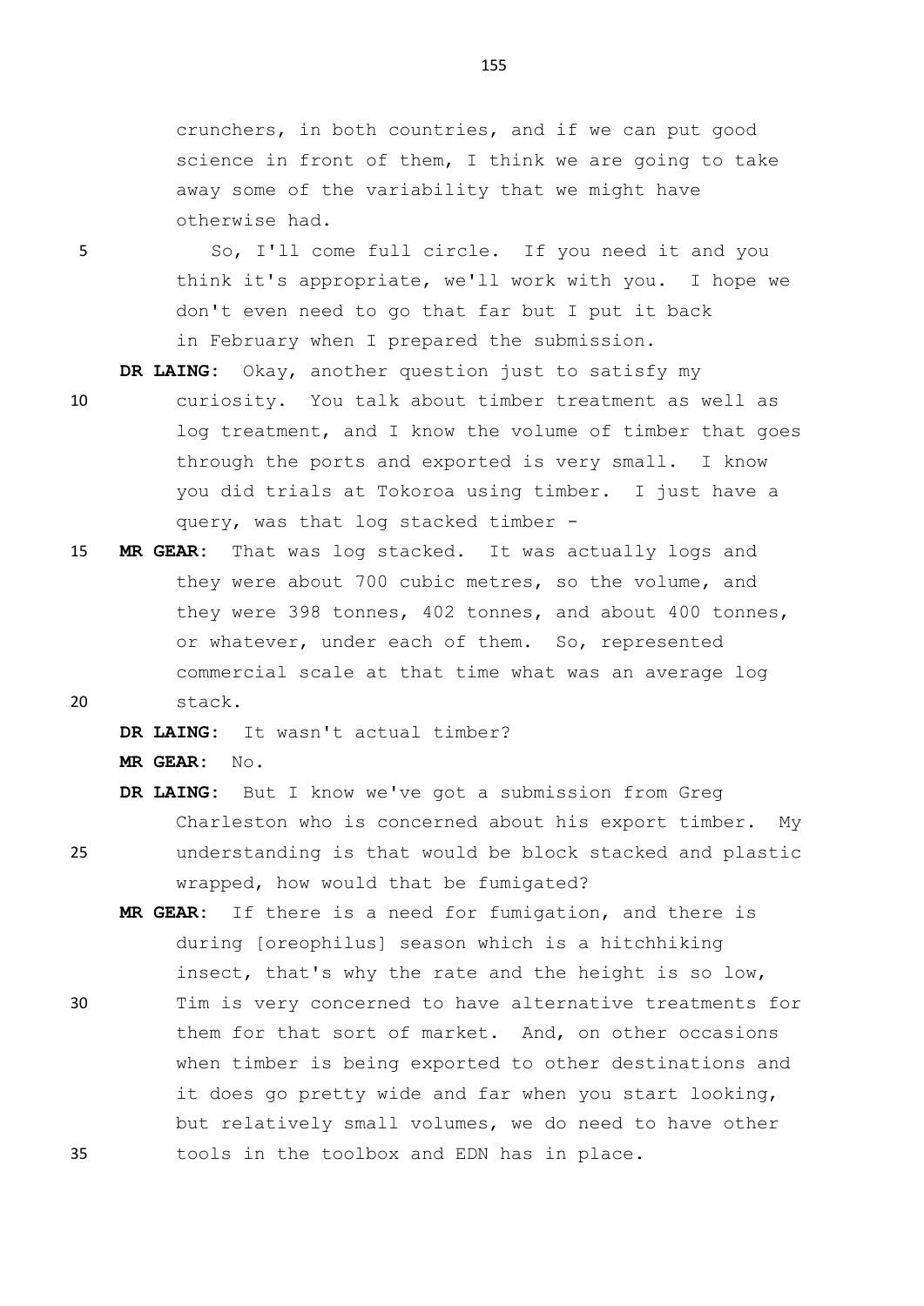crunchers, in both countries, and if we can put good science in front of them, I think we are going to take away some of the variability that we might have otherwise had.

So, I'll come full circle. If you need it and you think it's appropriate, we'll work with you. I hope we don't even need to go that far but I put it back in February when I prepared the submission.

**DR LAING:** Okay, another question just to satisfy my curiosity. You talk about timber treatment as well as log treatment, and I know the volume of timber that goes through the ports and exported is very small. I know you did trials at Tokoroa using timber. I just have a query, was that log stacked timber -

**MR GEAR:** That was log stacked. It was actually logs and they were about 700 cubic metres, so the volume, and they were 398 tonnes, 402 tonnes, and about 400 tonnes, or whatever, under each of them. So, represented commercial scale at that time what was an average log stack.

**DR LAING:** It wasn't actual timber?

**MR GEAR:** No.

**DR LAING:** But I know we've got a submission from Greg Charleston who is concerned about his export timber. My understanding is that would be block stacked and plastic wrapped, how would that be fumigated?

**MR GEAR:** If there is a need for fumigation, and there is during [oreophilus] season which is a hitchhiking insect, that's why the rate and the height is so low, Tim is very concerned to have alternative treatments for them for that sort of market. And, on other occasions when timber is being exported to other destinations and it does go pretty wide and far when you start looking, but relatively small volumes, we do need to have other tools in the toolbox and EDN has in place.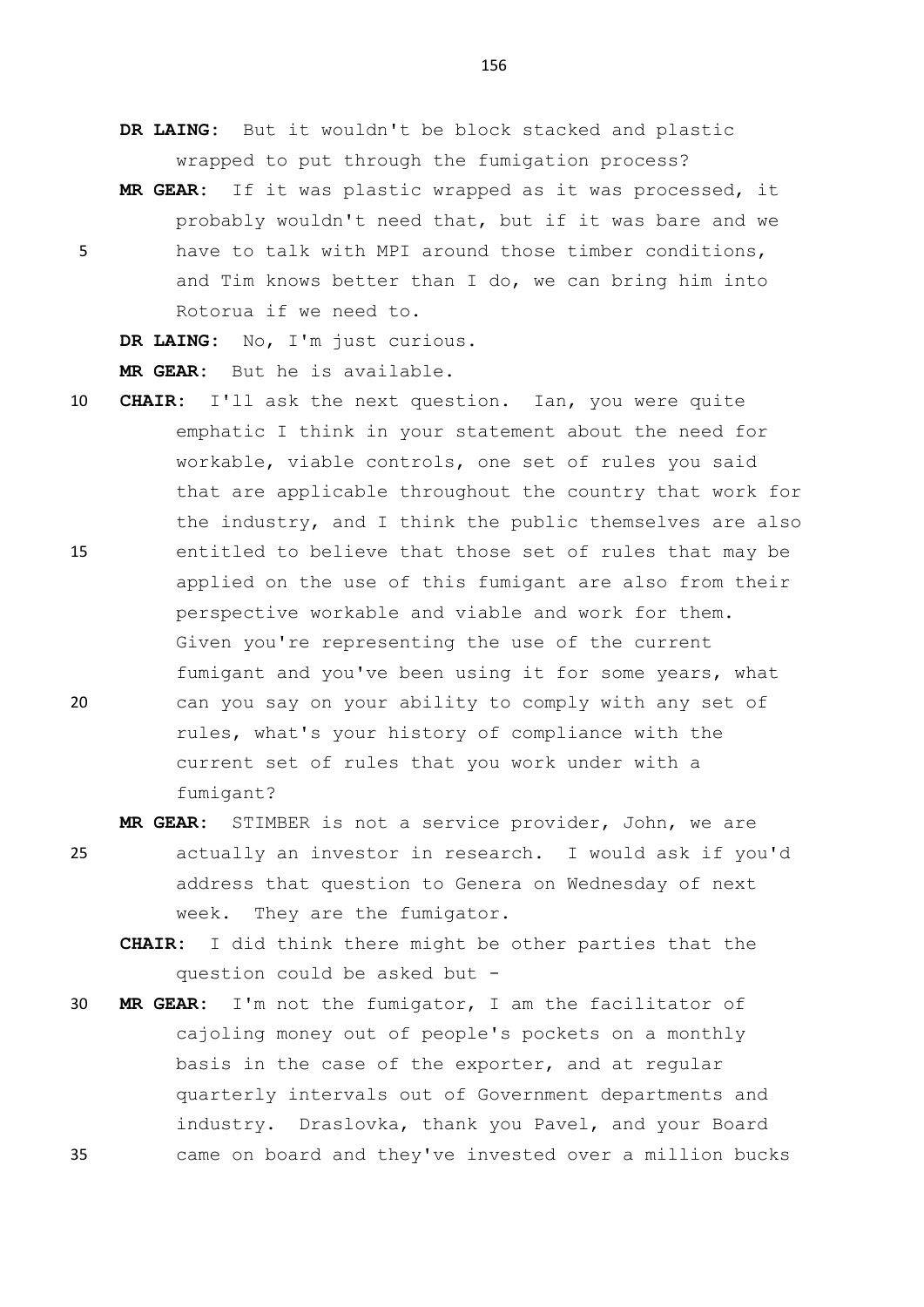**DR LAING:** But it wouldn't be block stacked and plastic wrapped to put through the fumigation process?

**MR GEAR:** If it was plastic wrapped as it was processed, it probably wouldn't need that, but if it was bare and we have to talk with MPI around those timber conditions, and Tim knows better than I do, we can bring him into Rotorua if we need to.

**DR LAING:** No, I'm just curious.

**MR GEAR:** But he is available.

**CHAIR:** I'll ask the next question. Ian, you were quite emphatic I think in your statement about the need for workable, viable controls, one set of rules you said that are applicable throughout the country that work for the industry, and I think the public themselves are also entitled to believe that those set of rules that may be applied on the use of this fumigant are also from their perspective workable and viable and work for them. Given you're representing the use of the current fumigant and you've been using it for some years, what can you say on your ability to comply with any set of rules, what's your history of compliance with the current set of rules that you work under with a fumigant?

**MR GEAR:** STIMBER is not a service provider, John, we are actually an investor in research. I would ask if you'd address that question to Genera on Wednesday of next week. They are the fumigator.

**CHAIR:** I did think there might be other parties that the question could be asked but -

**MR GEAR:** I'm not the fumigator, I am the facilitator of cajoling money out of people's pockets on a monthly basis in the case of the exporter, and at regular quarterly intervals out of Government departments and industry. Draslovka, thank you Pavel, and your Board came on board and they've invested over a million bucks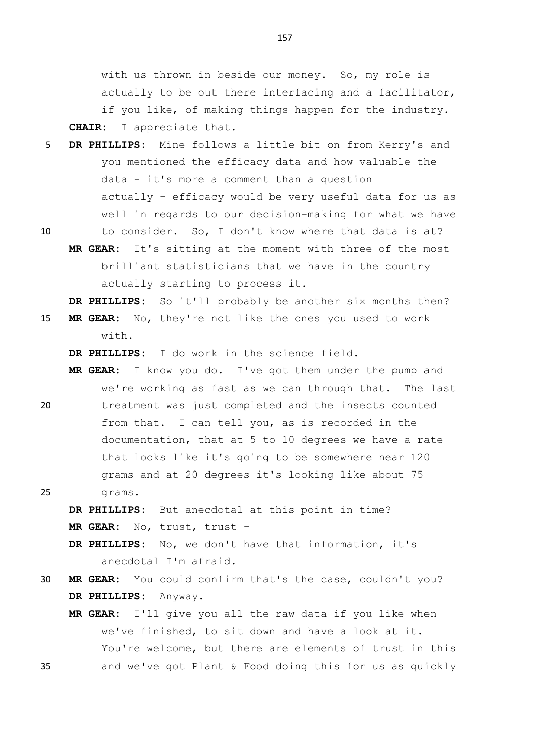with us thrown in beside our money. So, my role is actually to be out there interfacing and a facilitator, if you like, of making things happen for the industry.

**CHAIR:** I appreciate that.

**DR PHILLIPS:** Mine follows a little bit on from Kerry's and you mentioned the efficacy data and how valuable the data - it's more a comment than a question actually - efficacy would be very useful data for us as well in regards to our decision-making for what we have to consider. So, I don't know where that data is at?

**MR GEAR:** It's sitting at the moment with three of the most brilliant statisticians that we have in the country actually starting to process it.

**DR PHILLIPS:** So it'll probably be another six months then?

**MR GEAR:** No, they're not like the ones you used to work with.

**DR PHILLIPS:** I do work in the science field.

**MR GEAR:** I know you do. I've got them under the pump and we're working as fast as we can through that. The last treatment was just completed and the insects counted from that. I can tell you, as is recorded in the documentation, that at 5 to 10 degrees we have a rate that looks like it's going to be somewhere near 120 grams and at 20 degrees it's looking like about 75 grams.

**DR PHILLIPS:** But anecdotal at this point in time?

**MR GEAR:** No, trust, trust -

**DR PHILLIPS:** No, we don't have that information, it's anecdotal I'm afraid.

**MR GEAR:** You could confirm that's the case, couldn't you?

**DR PHILLIPS:** Anyway.

**MR GEAR:** I'll give you all the raw data if you like when we've finished, to sit down and have a look at it. You're welcome, but there are elements of trust in this and we've got Plant & Food doing this for us as quickly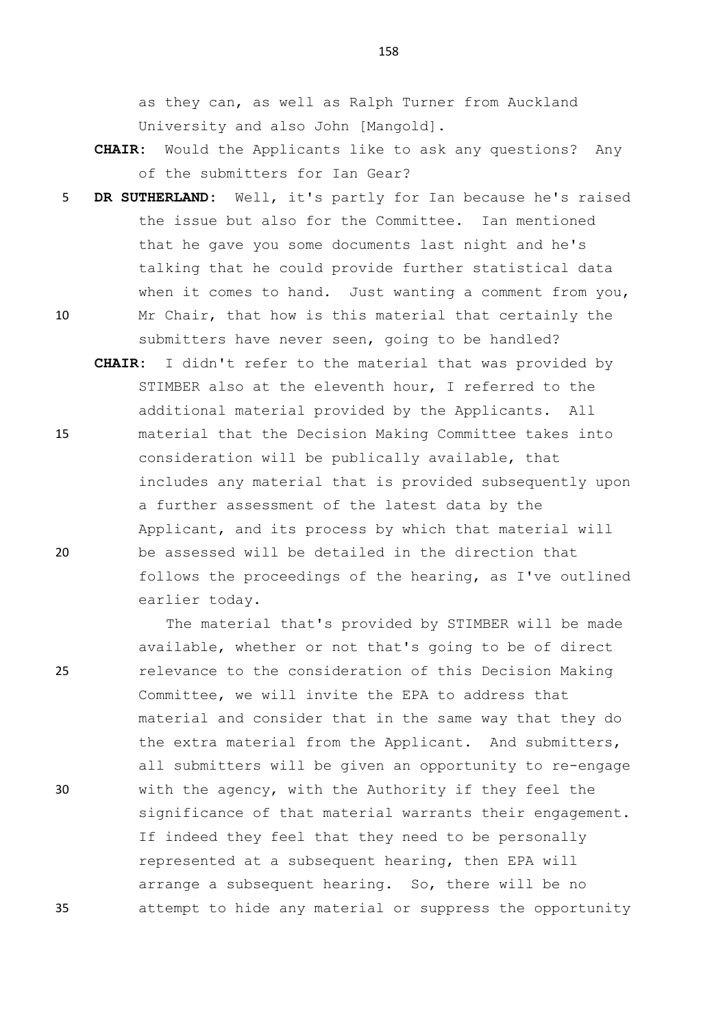as they can, as well as Ralph Turner from Auckland University and also John [Mangold].

**CHAIR:** Would the Applicants like to ask any questions? Any of the submitters for Ian Gear?

**DR SUTHERLAND:** Well, it's partly for Ian because he's raised the issue but also for the Committee. Ian mentioned that he gave you some documents last night and he's talking that he could provide further statistical data when it comes to hand. Just wanting a comment from you, Mr Chair, that how is this material that certainly the submitters have never seen, going to be handled?

**CHAIR:** I didn't refer to the material that was provided by STIMBER also at the eleventh hour, I referred to the additional material provided by the Applicants. All material that the Decision Making Committee takes into consideration will be publically available, that includes any material that is provided subsequently upon a further assessment of the latest data by the Applicant, and its process by which that material will be assessed will be detailed in the direction that follows the proceedings of the hearing, as I've outlined earlier today.

The material that's provided by STIMBER will be made available, whether or not that's going to be of direct relevance to the consideration of this Decision Making Committee, we will invite the EPA to address that material and consider that in the same way that they do the extra material from the Applicant. And submitters, all submitters will be given an opportunity to re-engage with the agency, with the Authority if they feel the significance of that material warrants their engagement. If indeed they feel that they need to be personally represented at a subsequent hearing, then EPA will arrange a subsequent hearing. So, there will be no attempt to hide any material or suppress the opportunity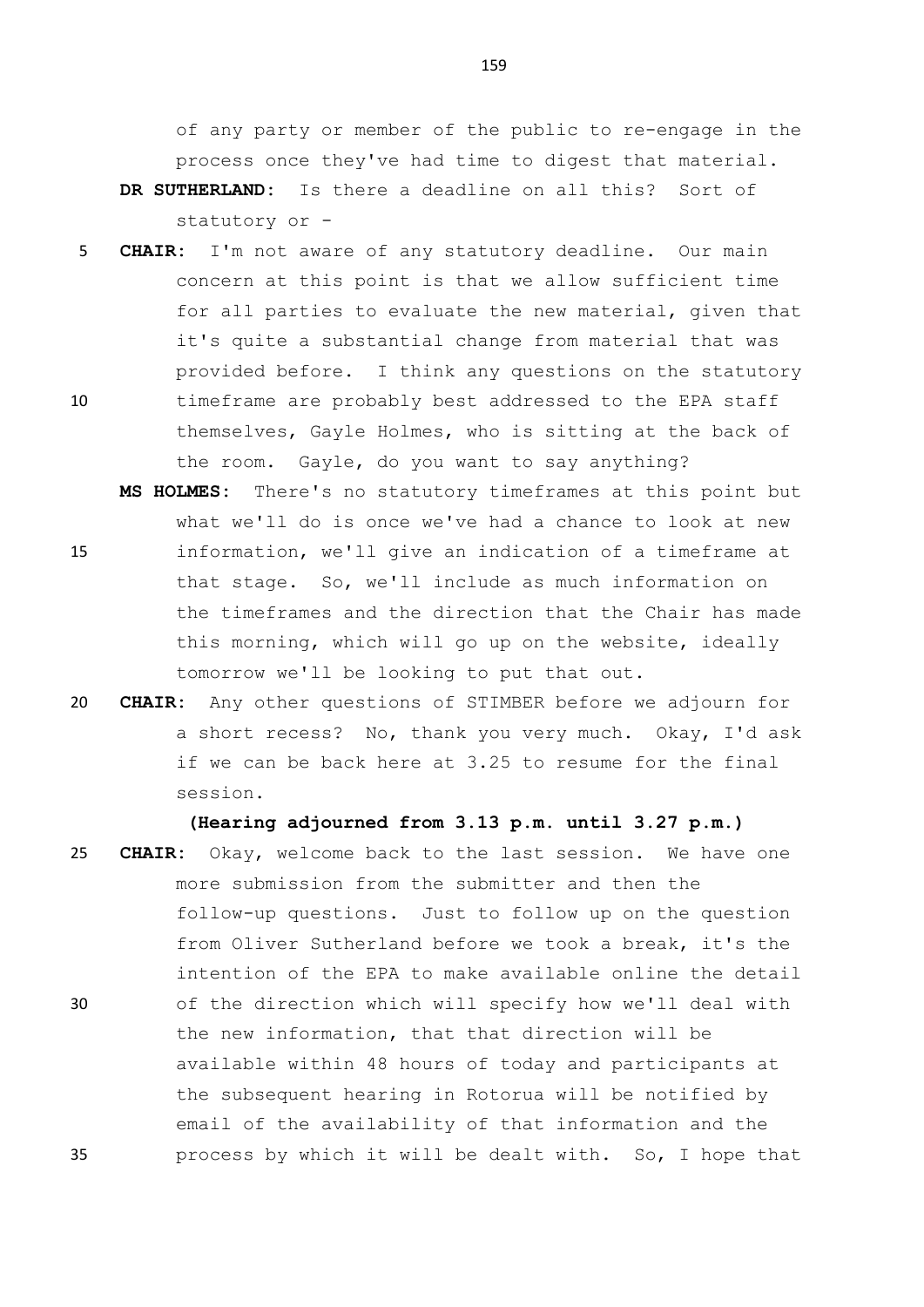of any party or member of the public to re-engage in the process once they've had time to digest that material.

**DR SUTHERLAND:** Is there a deadline on all this? Sort of statutory or -

**CHAIR:** I'm not aware of any statutory deadline. Our main concern at this point is that we allow sufficient time for all parties to evaluate the new material, given that it's quite a substantial change from material that was provided before. I think any questions on the statutory timeframe are probably best addressed to the EPA staff themselves, Gayle Holmes, who is sitting at the back of the room. Gayle, do you want to say anything?

**MS HOLMES:** There's no statutory timeframes at this point but what we'll do is once we've had a chance to look at new information, we'll give an indication of a timeframe at that stage. So, we'll include as much information on the timeframes and the direction that the Chair has made this morning, which will go up on the website, ideally tomorrow we'll be looking to put that out.

**CHAIR:** Any other questions of STIMBER before we adjourn for a short recess? No, thank you very much. Okay, I'd ask if we can be back here at 3.25 to resume for the final session.

**(Hearing adjourned from 3.13 p.m. until 3.27 p.m.)**

**CHAIR:** Okay, welcome back to the last session. We have one more submission from the submitter and then the follow-up questions. Just to follow up on the question from Oliver Sutherland before we took a break, it's the intention of the EPA to make available online the detail of the direction which will specify how we'll deal with the new information, that that direction will be available within 48 hours of today and participants at the subsequent hearing in Rotorua will be notified by email of the availability of that information and the process by which it will be dealt with. So, I hope that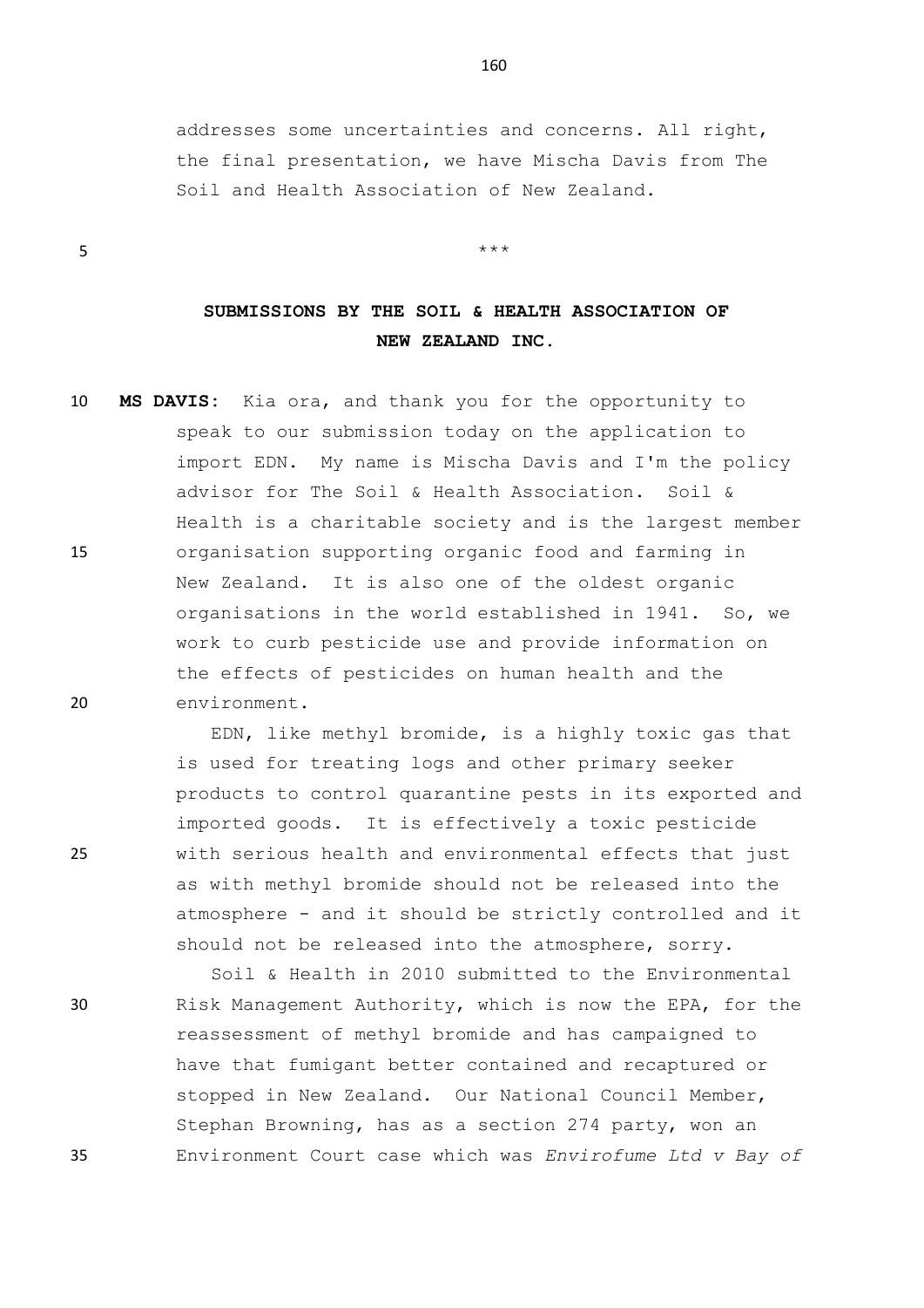addresses some uncertainties and concerns. All right, the final presentation, we have Mischa Davis from The Soil and Health Association of New Zealand.

***

## SUBMISSIONS BY THE SOIL & HEALTH ASSOCIATION OF NEW ZEALAND INC.

**MS DAVIS:** Kia ora, and thank you for the opportunity to speak to our submission today on the application to import EDN. My name is Mischa Davis and I'm the policy advisor for The Soil & Health Association. Soil & Health is a charitable society and is the largest member organisation supporting organic food and farming in New Zealand. It is also one of the oldest organic organisations in the world established in 1941. So, we work to curb pesticide use and provide information on the effects of pesticides on human health and the environment.

EDN, like methyl bromide, is a highly toxic gas that is used for treating logs and other primary seeker products to control quarantine pests in its exported and imported goods. It is effectively a toxic pesticide with serious health and environmental effects that just as with methyl bromide should not be released into the atmosphere - and it should be strictly controlled and it should not be released into the atmosphere, sorry.

Soil & Health in 2010 submitted to the Environmental Risk Management Authority, which is now the EPA, for the reassessment of methyl bromide and has campaigned to have that fumigant better contained and recaptured or stopped in New Zealand. Our National Council Member, Stephan Browning, has as a section 274 party, won an Environment Court case which was *Envirofume Ltd v Bay of*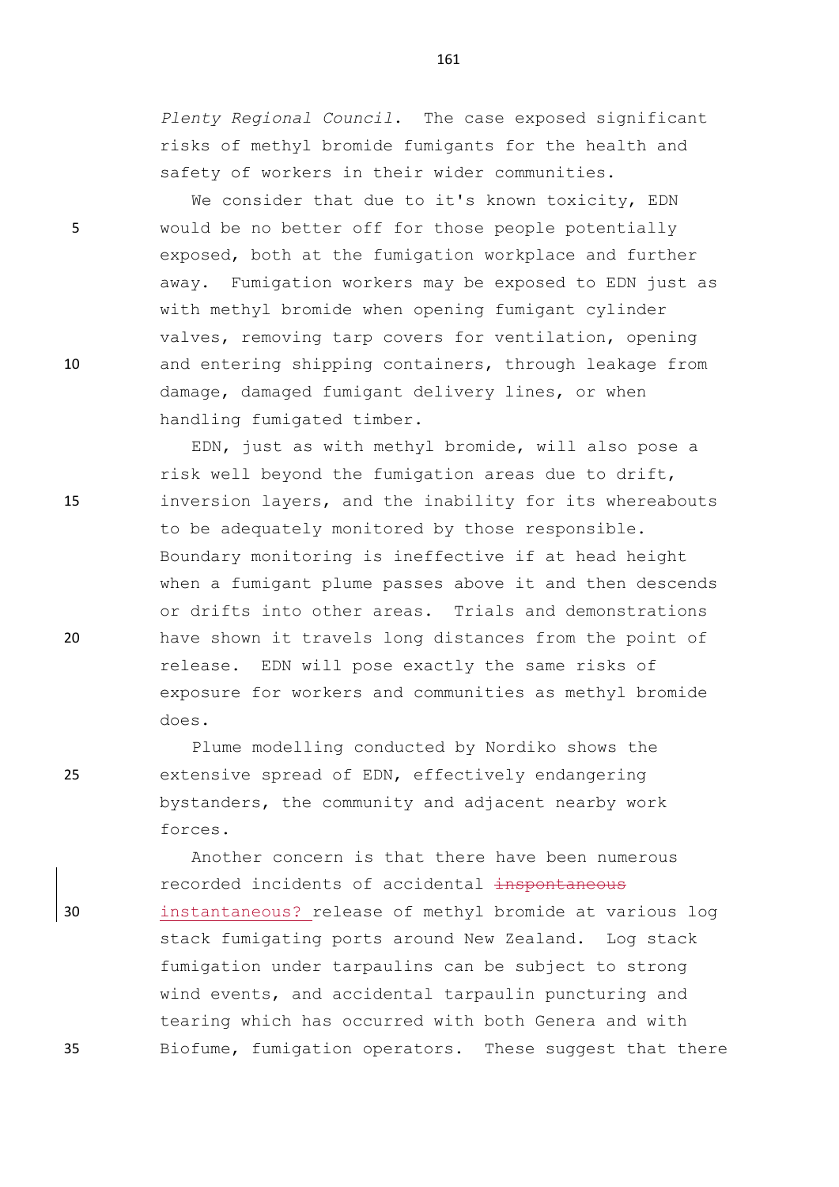*Plenty Regional Council.* The case exposed significant risks of methyl bromide fumigants for the health and safety of workers in their wider communities.

We consider that due to it's known toxicity, EDN would be no better off for those people potentially exposed, both at the fumigation workplace and further away. Fumigation workers may be exposed to EDN just as with methyl bromide when opening fumigant cylinder valves, removing tarp covers for ventilation, opening and entering shipping containers, through leakage from damage, damaged fumigant delivery lines, or when handling fumigated timber.

EDN, just as with methyl bromide, will also pose a risk well beyond the fumigation areas due to drift, inversion layers, and the inability for its whereabouts to be adequately monitored by those responsible. Boundary monitoring is ineffective if at head height when a fumigant plume passes above it and then descends or drifts into other areas. Trials and demonstrations have shown it travels long distances from the point of release. EDN will pose exactly the same risks of exposure for workers and communities as methyl bromide does.

Plume modelling conducted by Nordiko shows the extensive spread of EDN, effectively endangering bystanders, the community and adjacent nearby work forces.

Another concern is that there have been numerous recorded incidents of accidental ~~inspontaneous~~ instantaneous? release of methyl bromide at various log stack fumigating ports around New Zealand. Log stack fumigation under tarpaulins can be subject to strong wind events, and accidental tarpaulin puncturing and tearing which has occurred with both Genera and with Biofume, fumigation operators. These suggest that there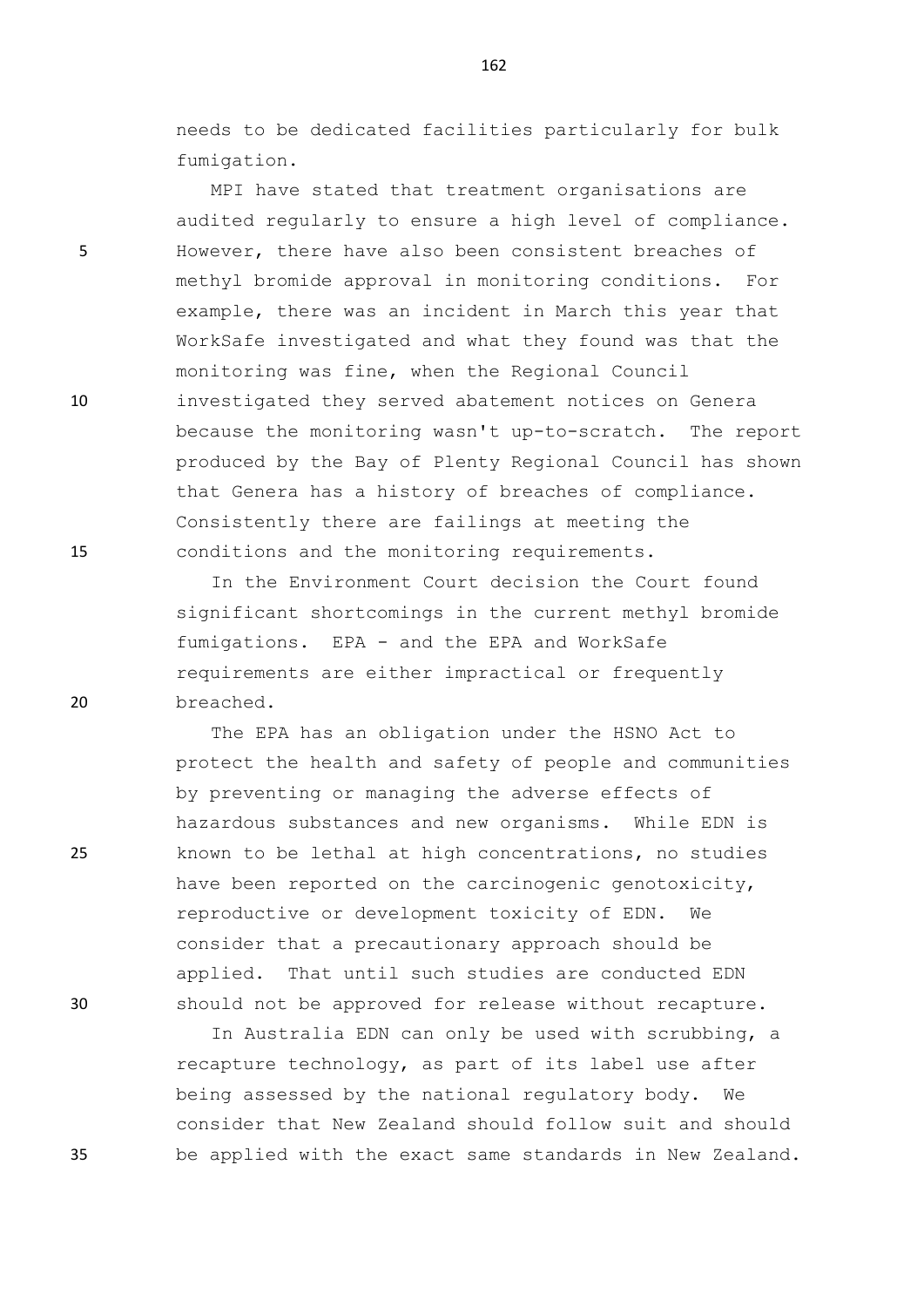needs to be dedicated facilities particularly for bulk fumigation.

MPI have stated that treatment organisations are audited regularly to ensure a high level of compliance. However, there have also been consistent breaches of methyl bromide approval in monitoring conditions. For example, there was an incident in March this year that WorkSafe investigated and what they found was that the monitoring was fine, when the Regional Council investigated they served abatement notices on Genera because the monitoring wasn't up-to-scratch. The report produced by the Bay of Plenty Regional Council has shown that Genera has a history of breaches of compliance. Consistently there are failings at meeting the conditions and the monitoring requirements.

In the Environment Court decision the Court found significant shortcomings in the current methyl bromide fumigations. EPA - and the EPA and WorkSafe requirements are either impractical or frequently breached.

The EPA has an obligation under the HSNO Act to protect the health and safety of people and communities by preventing or managing the adverse effects of hazardous substances and new organisms. While EDN is known to be lethal at high concentrations, no studies have been reported on the carcinogenic genotoxicity, reproductive or development toxicity of EDN. We consider that a precautionary approach should be applied. That until such studies are conducted EDN should not be approved for release without recapture.

In Australia EDN can only be used with scrubbing, a recapture technology, as part of its label use after being assessed by the national regulatory body. We consider that New Zealand should follow suit and should be applied with the exact same standards in New Zealand.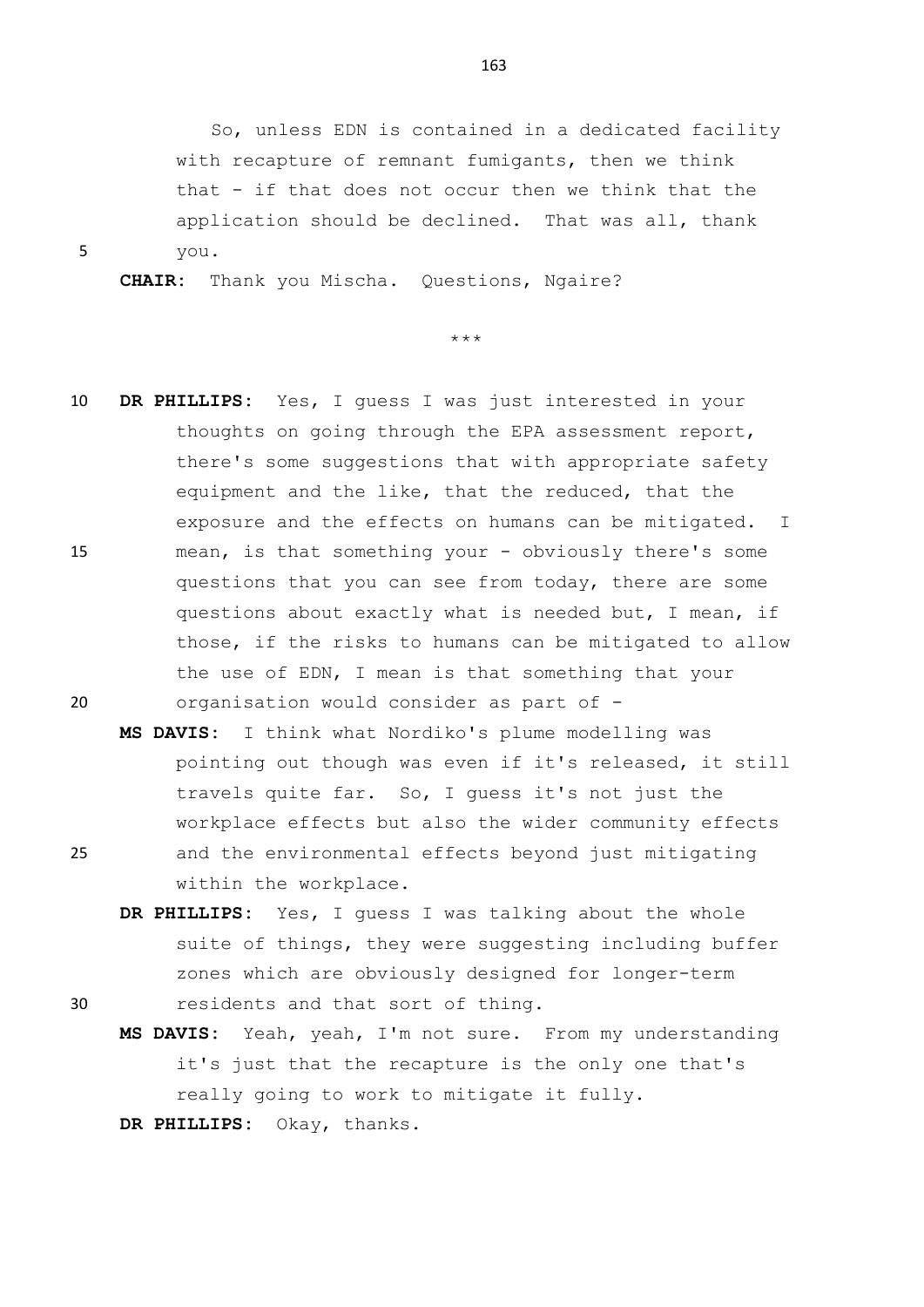So, unless EDN is contained in a dedicated facility with recapture of remnant fumigants, then we think that - if that does not occur then we think that the application should be declined. That was all, thank you.

**CHAIR:** Thank you Mischa. Questions, Ngaire?

\*\*\*

**DR PHILLIPS:** Yes, I guess I was just interested in your thoughts on going through the EPA assessment report, there's some suggestions that with appropriate safety equipment and the like, that the reduced, that the exposure and the effects on humans can be mitigated. I mean, is that something your - obviously there's some questions that you can see from today, there are some questions about exactly what is needed but, I mean, if those, if the risks to humans can be mitigated to allow the use of EDN, I mean is that something that your organisation would consider as part of -

**MS DAVIS:** I think what Nordiko's plume modelling was pointing out though was even if it's released, it still travels quite far. So, I guess it's not just the workplace effects but also the wider community effects and the environmental effects beyond just mitigating within the workplace.

**DR PHILLIPS:** Yes, I guess I was talking about the whole suite of things, they were suggesting including buffer zones which are obviously designed for longer-term residents and that sort of thing.

**MS DAVIS:** Yeah, yeah, I'm not sure. From my understanding it's just that the recapture is the only one that's really going to work to mitigate it fully.

**DR PHILLIPS:** Okay, thanks.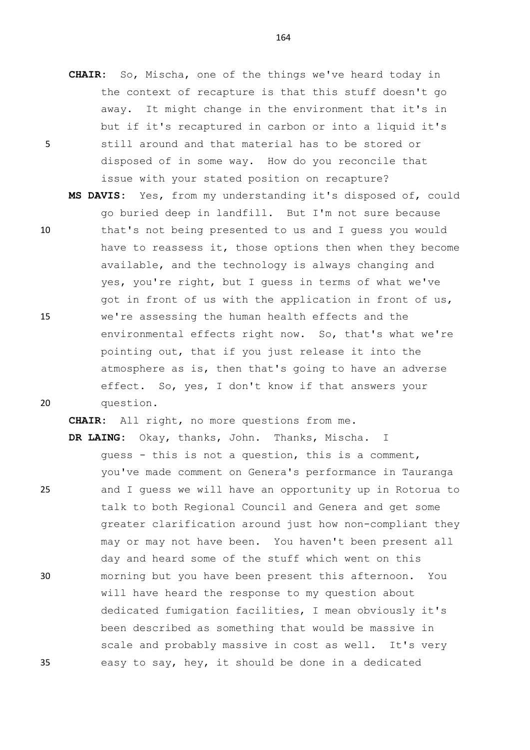**CHAIR:** So, Mischa, one of the things we've heard today in the context of recapture is that this stuff doesn't go away. It might change in the environment that it's in but if it's recaptured in carbon or into a liquid it's still around and that material has to be stored or disposed of in some way. How do you reconcile that issue with your stated position on recapture?

**MS DAVIS:** Yes, from my understanding it's disposed of, could go buried deep in landfill. But I'm not sure because that's not being presented to us and I guess you would have to reassess it, those options then when they become available, and the technology is always changing and yes, you're right, but I guess in terms of what we've got in front of us with the application in front of us, we're assessing the human health effects and the environmental effects right now. So, that's what we're pointing out, that if you just release it into the atmosphere as is, then that's going to have an adverse effect. So, yes, I don't know if that answers your question.

**CHAIR:** All right, no more questions from me.

**DR LAING:** Okay, thanks, John. Thanks, Mischa. I guess - this is not a question, this is a comment, you've made comment on Genera's performance in Tauranga and I guess we will have an opportunity up in Rotorua to talk to both Regional Council and Genera and get some greater clarification around just how non-compliant they may or may not have been. You haven't been present all day and heard some of the stuff which went on this morning but you have been present this afternoon. You will have heard the response to my question about dedicated fumigation facilities, I mean obviously it's been described as something that would be massive in scale and probably massive in cost as well. It's very easy to say, hey, it should be done in a dedicated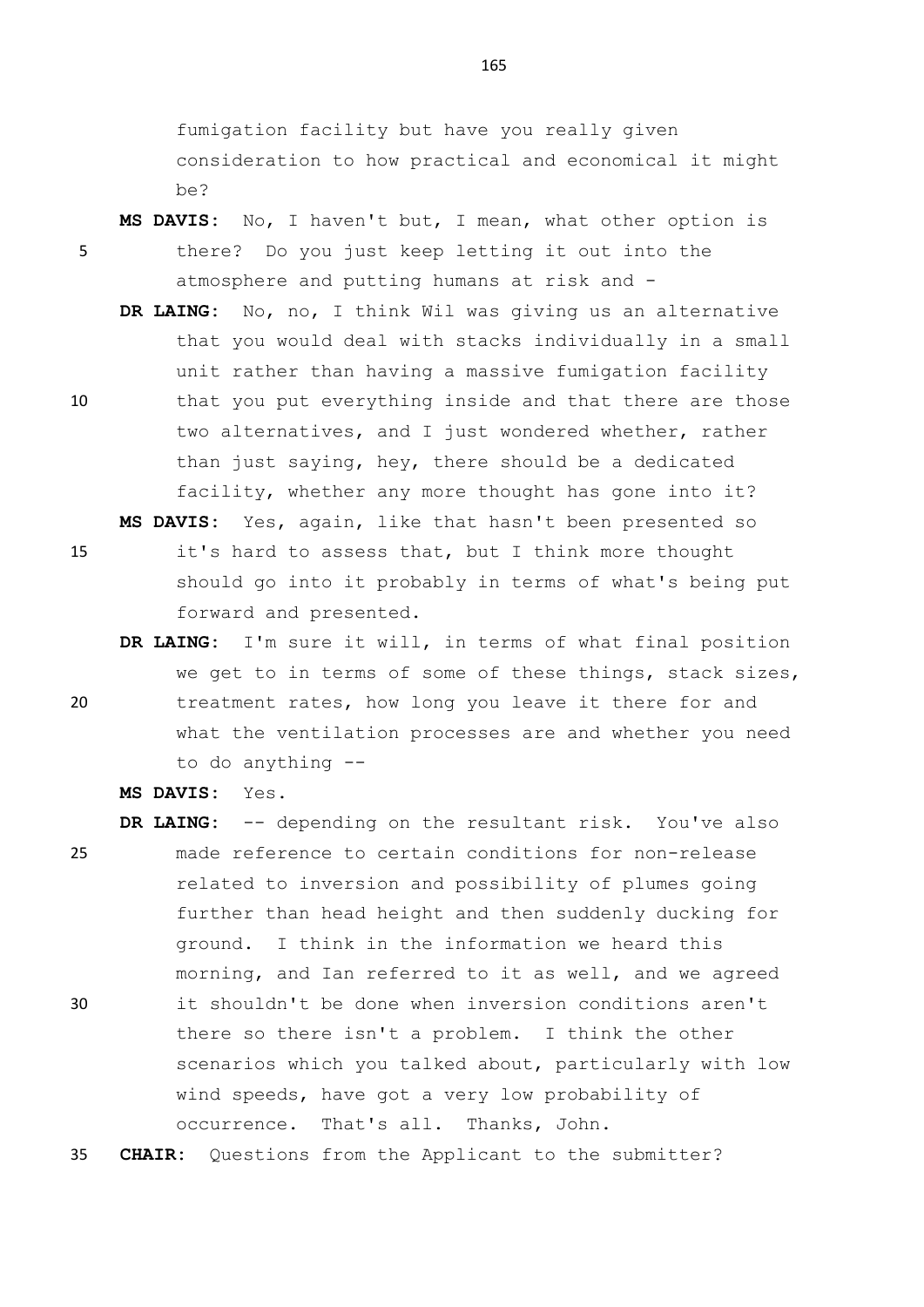fumigation facility but have you really given consideration to how practical and economical it might be?

**MS DAVIS:** No, I haven't but, I mean, what other option is there? Do you just keep letting it out into the atmosphere and putting humans at risk and -

**DR LAING:** No, no, I think Wil was giving us an alternative that you would deal with stacks individually in a small unit rather than having a massive fumigation facility that you put everything inside and that there are those two alternatives, and I just wondered whether, rather than just saying, hey, there should be a dedicated facility, whether any more thought has gone into it?

**MS DAVIS:** Yes, again, like that hasn't been presented so it's hard to assess that, but I think more thought should go into it probably in terms of what's being put forward and presented.

**DR LAING:** I'm sure it will, in terms of what final position we get to in terms of some of these things, stack sizes, treatment rates, how long you leave it there for and what the ventilation processes are and whether you need to do anything --

**MS DAVIS:** Yes.

**DR LAING:** -- depending on the resultant risk. You've also made reference to certain conditions for non-release related to inversion and possibility of plumes going further than head height and then suddenly ducking for ground. I think in the information we heard this morning, and Ian referred to it as well, and we agreed it shouldn't be done when inversion conditions aren't there so there isn't a problem. I think the other scenarios which you talked about, particularly with low wind speeds, have got a very low probability of occurrence. That's all. Thanks, John.

**CHAIR:** Questions from the Applicant to the submitter?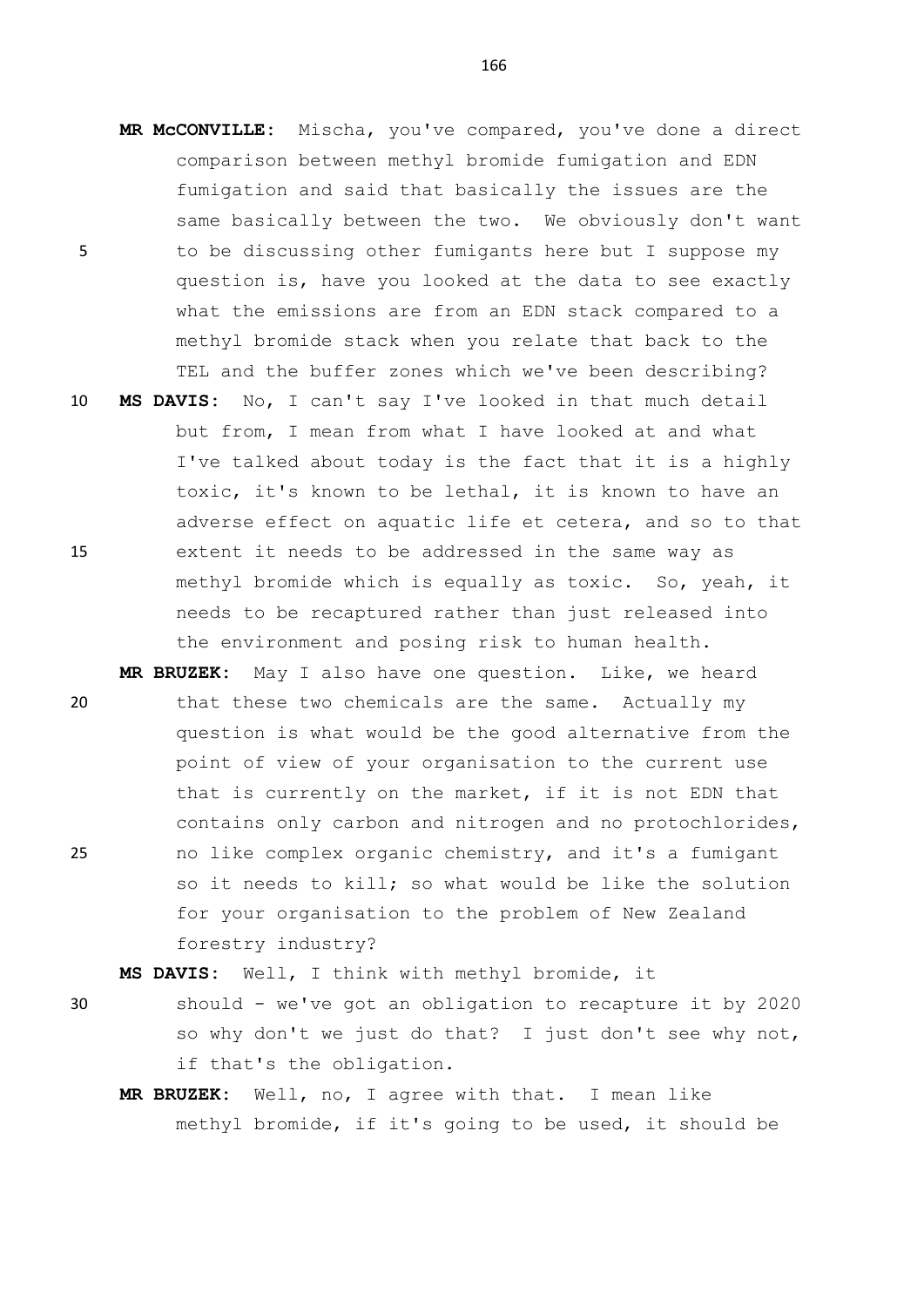**MR McCONVILLE:** Mischa, you've compared, you've done a direct comparison between methyl bromide fumigation and EDN fumigation and said that basically the issues are the same basically between the two. We obviously don't want to be discussing other fumigants here but I suppose my question is, have you looked at the data to see exactly what the emissions are from an EDN stack compared to a methyl bromide stack when you relate that back to the TEL and the buffer zones which we've been describing?

**MS DAVIS:** No, I can't say I've looked in that much detail but from, I mean from what I have looked at and what I've talked about today is the fact that it is a highly toxic, it's known to be lethal, it is known to have an adverse effect on aquatic life et cetera, and so to that extent it needs to be addressed in the same way as methyl bromide which is equally as toxic. So, yeah, it needs to be recaptured rather than just released into the environment and posing risk to human health.

**MR BRUZEK:** May I also have one question. Like, we heard that these two chemicals are the same. Actually my question is what would be the good alternative from the point of view of your organisation to the current use that is currently on the market, if it is not EDN that contains only carbon and nitrogen and no protochlorides, no like complex organic chemistry, and it's a fumigant so it needs to kill; so what would be like the solution for your organisation to the problem of New Zealand forestry industry?

**MS DAVIS:** Well, I think with methyl bromide, it should - we've got an obligation to recapture it by 2020 so why don't we just do that? I just don't see why not, if that's the obligation.

**MR BRUZEK:** Well, no, I agree with that. I mean like methyl bromide, if it's going to be used, it should be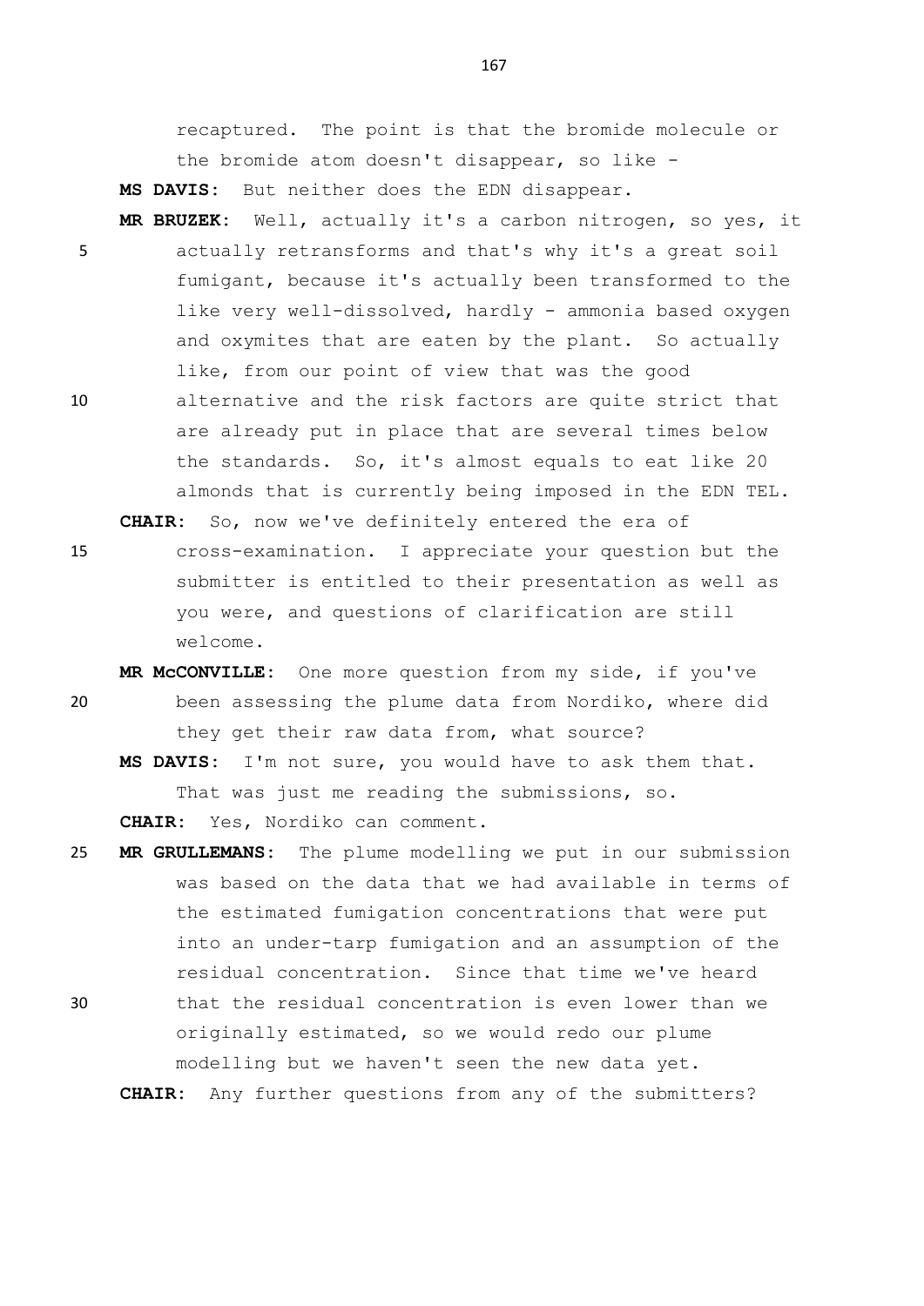recaptured. The point is that the bromide molecule or the bromide atom doesn't disappear, so like -

**MS DAVIS:** But neither does the EDN disappear.

**MR BRUZEK:** Well, actually it's a carbon nitrogen, so yes, it actually retransforms and that's why it's a great soil fumigant, because it's actually been transformed to the like very well-dissolved, hardly - ammonia based oxygen and oxymites that are eaten by the plant. So actually like, from our point of view that was the good alternative and the risk factors are quite strict that are already put in place that are several times below the standards. So, it's almost equals to eat like 20 almonds that is currently being imposed in the EDN TEL.

**CHAIR:** So, now we've definitely entered the era of cross-examination. I appreciate your question but the submitter is entitled to their presentation as well as you were, and questions of clarification are still welcome.

**MR McCONVILLE:** One more question from my side, if you've been assessing the plume data from Nordiko, where did they get their raw data from, what source?

**MS DAVIS:** I'm not sure, you would have to ask them that. That was just me reading the submissions, so.

**CHAIR:** Yes, Nordiko can comment.

**MR GRULLEMANS:** The plume modelling we put in our submission was based on the data that we had available in terms of the estimated fumigation concentrations that were put into an under-tarp fumigation and an assumption of the residual concentration. Since that time we've heard that the residual concentration is even lower than we originally estimated, so we would redo our plume modelling but we haven't seen the new data yet.

**CHAIR:** Any further questions from any of the submitters?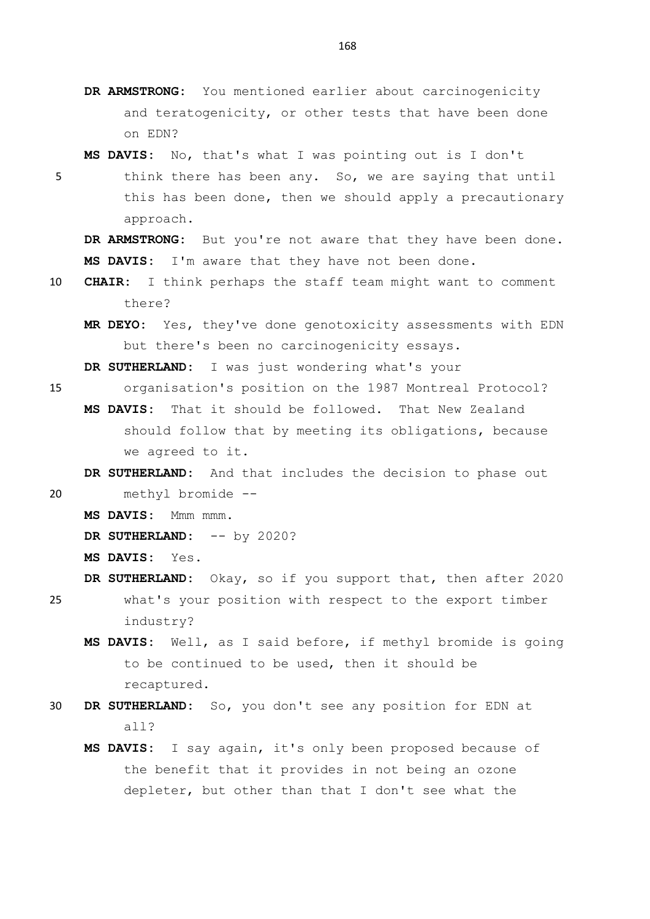**DR ARMSTRONG:** You mentioned earlier about carcinogenicity and teratogenicity, or other tests that have been done on EDN?

**MS DAVIS:** No, that's what I was pointing out is I don't think there has been any. So, we are saying that until this has been done, then we should apply a precautionary approach.

**DR ARMSTRONG:** But you're not aware that they have been done.

**MS DAVIS:** I'm aware that they have not been done.

**CHAIR:** I think perhaps the staff team might want to comment there?

**MR DEYO:** Yes, they've done genotoxicity assessments with EDN but there's been no carcinogenicity essays.

**DR SUTHERLAND:** I was just wondering what's your organisation's position on the 1987 Montreal Protocol?

**MS DAVIS:** That it should be followed. That New Zealand should follow that by meeting its obligations, because we agreed to it.

**DR SUTHERLAND:** And that includes the decision to phase out methyl bromide --

**MS DAVIS:** Mmm mmm.

**DR SUTHERLAND:** -- by 2020?

**MS DAVIS:** Yes.

**DR SUTHERLAND:** Okay, so if you support that, then after 2020 what's your position with respect to the export timber industry?

**MS DAVIS:** Well, as I said before, if methyl bromide is going to be continued to be used, then it should be recaptured.

**DR SUTHERLAND:** So, you don't see any position for EDN at all?

**MS DAVIS:** I say again, it's only been proposed because of the benefit that it provides in not being an ozone depleter, but other than that I don't see what the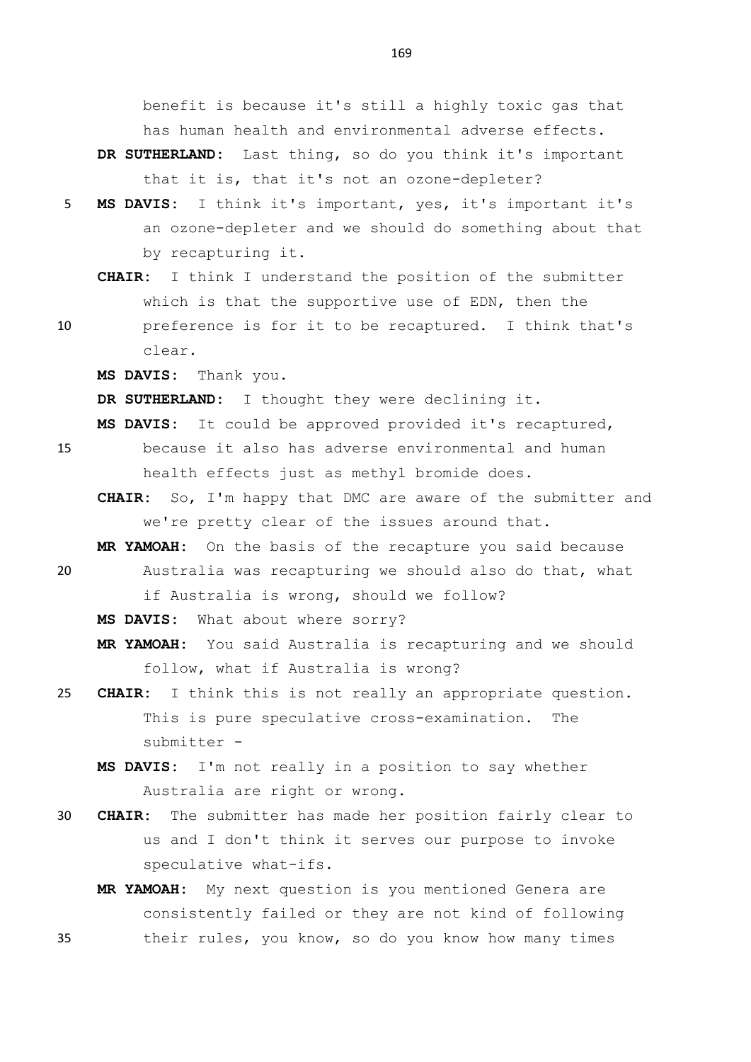benefit is because it's still a highly toxic gas that has human health and environmental adverse effects.

**DR SUTHERLAND:** Last thing, so do you think it's important that it is, that it's not an ozone-depleter?

**MS DAVIS:** I think it's important, yes, it's important it's an ozone-depleter and we should do something about that by recapturing it.

**CHAIR:** I think I understand the position of the submitter which is that the supportive use of EDN, then the preference is for it to be recaptured. I think that's clear.

**MS DAVIS:** Thank you.

**DR SUTHERLAND:** I thought they were declining it.

**MS DAVIS:** It could be approved provided it's recaptured, because it also has adverse environmental and human health effects just as methyl bromide does.

**CHAIR:** So, I'm happy that DMC are aware of the submitter and we're pretty clear of the issues around that.

**MR YAMOAH:** On the basis of the recapture you said because Australia was recapturing we should also do that, what if Australia is wrong, should we follow?

**MS DAVIS:** What about where sorry?

**MR YAMOAH:** You said Australia is recapturing and we should follow, what if Australia is wrong?

**CHAIR:** I think this is not really an appropriate question. This is pure speculative cross-examination. The submitter -

**MS DAVIS:** I'm not really in a position to say whether Australia are right or wrong.

**CHAIR:** The submitter has made her position fairly clear to us and I don't think it serves our purpose to invoke speculative what-ifs.

**MR YAMOAH:** My next question is you mentioned Genera are consistently failed or they are not kind of following their rules, you know, so do you know how many times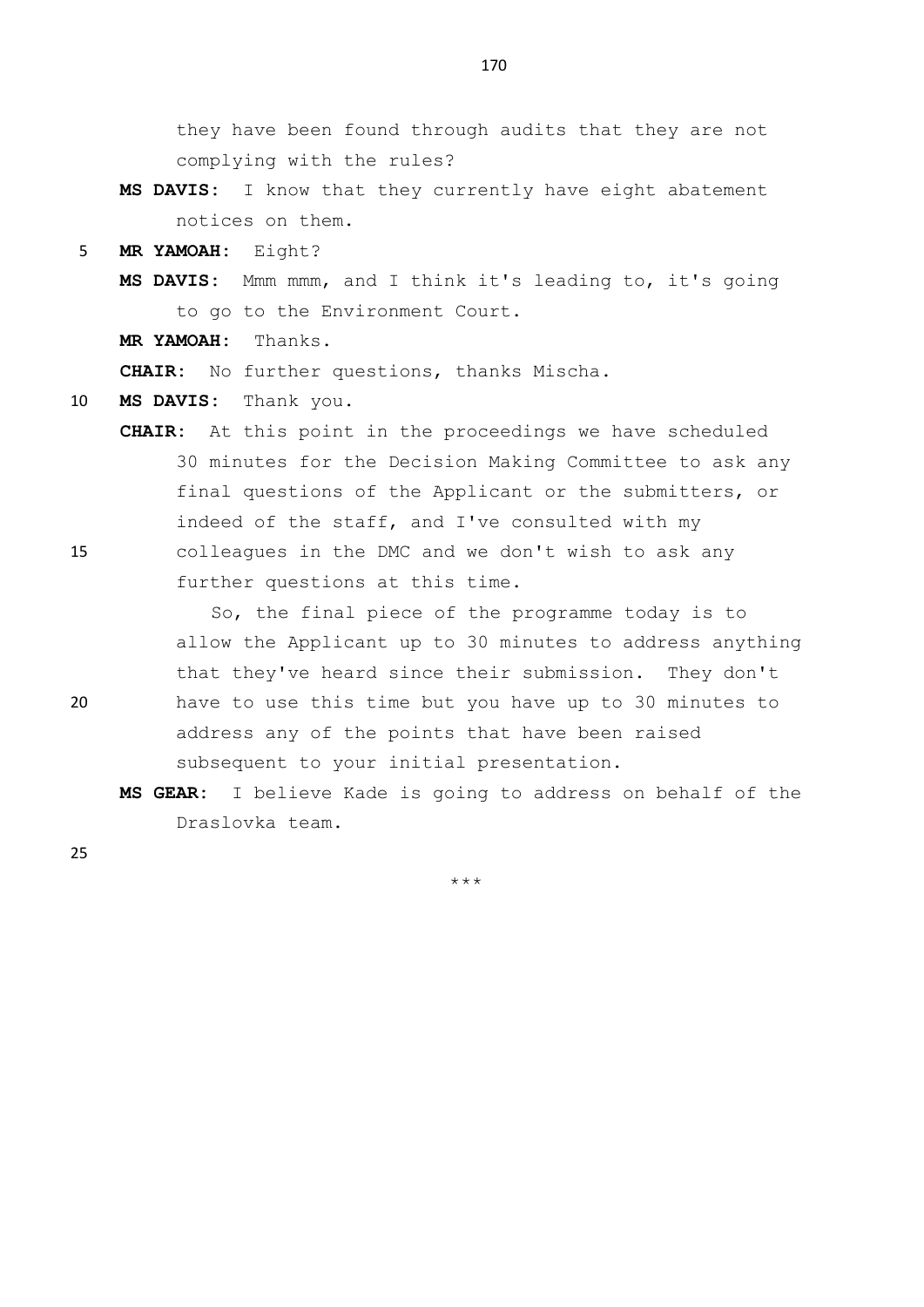they have been found through audits that they are not complying with the rules?

**MS DAVIS:** I know that they currently have eight abatement notices on them.

**MR YAMOAH:** Eight?

**MS DAVIS:** Mmm mmm, and I think it's leading to, it's going to go to the Environment Court.

**MR YAMOAH:** Thanks.

**CHAIR:** No further questions, thanks Mischa.

**MS DAVIS:** Thank you.

**CHAIR:** At this point in the proceedings we have scheduled 30 minutes for the Decision Making Committee to ask any final questions of the Applicant or the submitters, or indeed of the staff, and I've consulted with my colleagues in the DMC and we don't wish to ask any further questions at this time.

So, the final piece of the programme today is to allow the Applicant up to 30 minutes to address anything that they've heard since their submission. They don't have to use this time but you have up to 30 minutes to address any of the points that have been raised subsequent to your initial presentation.

**MS GEAR:** I believe Kade is going to address on behalf of the Draslovka team.

\*\*\*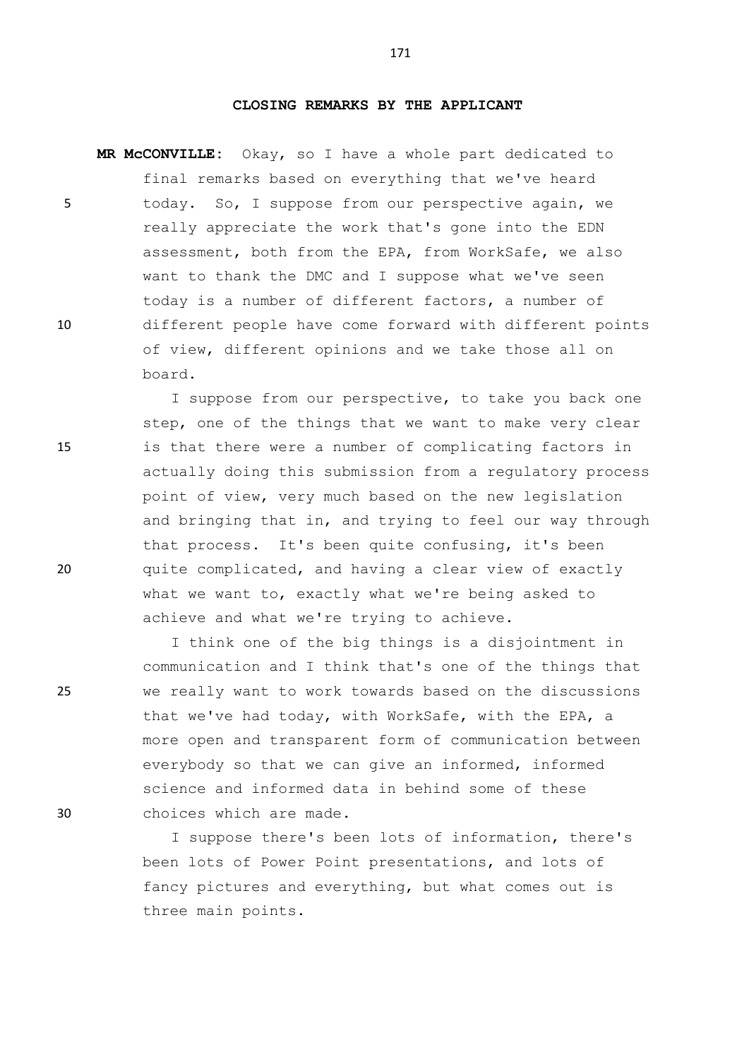**CLOSING REMARKS BY THE APPLICANT**

**MR McCONVILLE:** Okay, so I have a whole part dedicated to final remarks based on everything that we've heard today. So, I suppose from our perspective again, we really appreciate the work that's gone into the EDN assessment, both from the EPA, from WorkSafe, we also want to thank the DMC and I suppose what we've seen today is a number of different factors, a number of different people have come forward with different points of view, different opinions and we take those all on board.

I suppose from our perspective, to take you back one step, one of the things that we want to make very clear is that there were a number of complicating factors in actually doing this submission from a regulatory process point of view, very much based on the new legislation and bringing that in, and trying to feel our way through that process. It's been quite confusing, it's been quite complicated, and having a clear view of exactly what we want to, exactly what we're being asked to achieve and what we're trying to achieve.

I think one of the big things is a disjointment in communication and I think that's one of the things that we really want to work towards based on the discussions that we've had today, with WorkSafe, with the EPA, a more open and transparent form of communication between everybody so that we can give an informed, informed science and informed data in behind some of these choices which are made.

I suppose there's been lots of information, there's been lots of Power Point presentations, and lots of fancy pictures and everything, but what comes out is three main points.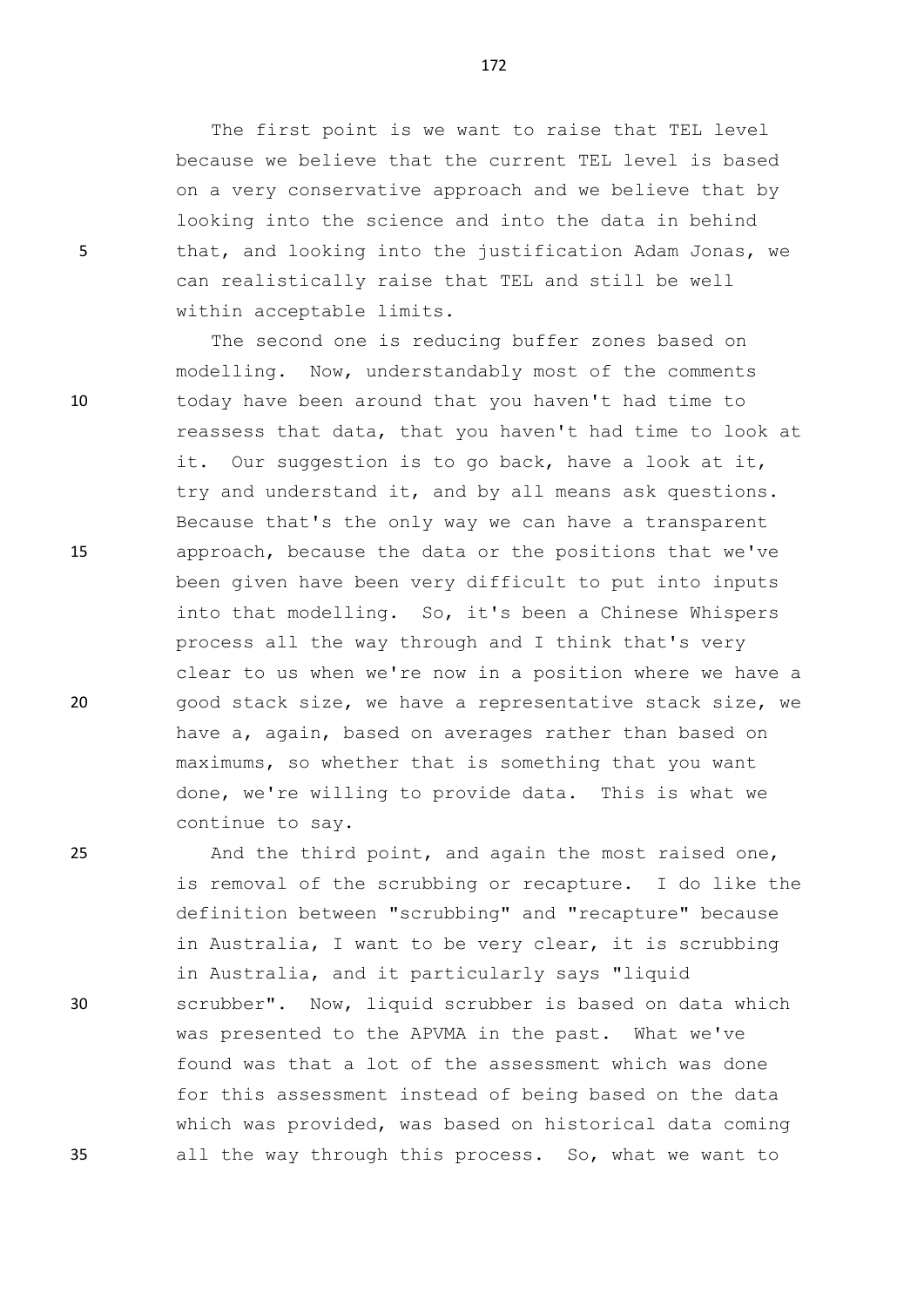The first point is we want to raise that TEL level because we believe that the current TEL level is based on a very conservative approach and we believe that by looking into the science and into the data in behind that, and looking into the justification Adam Jonas, we can realistically raise that TEL and still be well within acceptable limits.

The second one is reducing buffer zones based on modelling. Now, understandably most of the comments today have been around that you haven't had time to reassess that data, that you haven't had time to look at it. Our suggestion is to go back, have a look at it, try and understand it, and by all means ask questions. Because that's the only way we can have a transparent approach, because the data or the positions that we've been given have been very difficult to put into inputs into that modelling. So, it's been a Chinese Whispers process all the way through and I think that's very clear to us when we're now in a position where we have a good stack size, we have a representative stack size, we have a, again, based on averages rather than based on maximums, so whether that is something that you want done, we're willing to provide data. This is what we continue to say.

And the third point, and again the most raised one, is removal of the scrubbing or recapture. I do like the definition between "scrubbing" and "recapture" because in Australia, I want to be very clear, it is scrubbing in Australia, and it particularly says "liquid scrubber". Now, liquid scrubber is based on data which was presented to the APVMA in the past. What we've found was that a lot of the assessment which was done for this assessment instead of being based on the data which was provided, was based on historical data coming all the way through this process. So, what we want to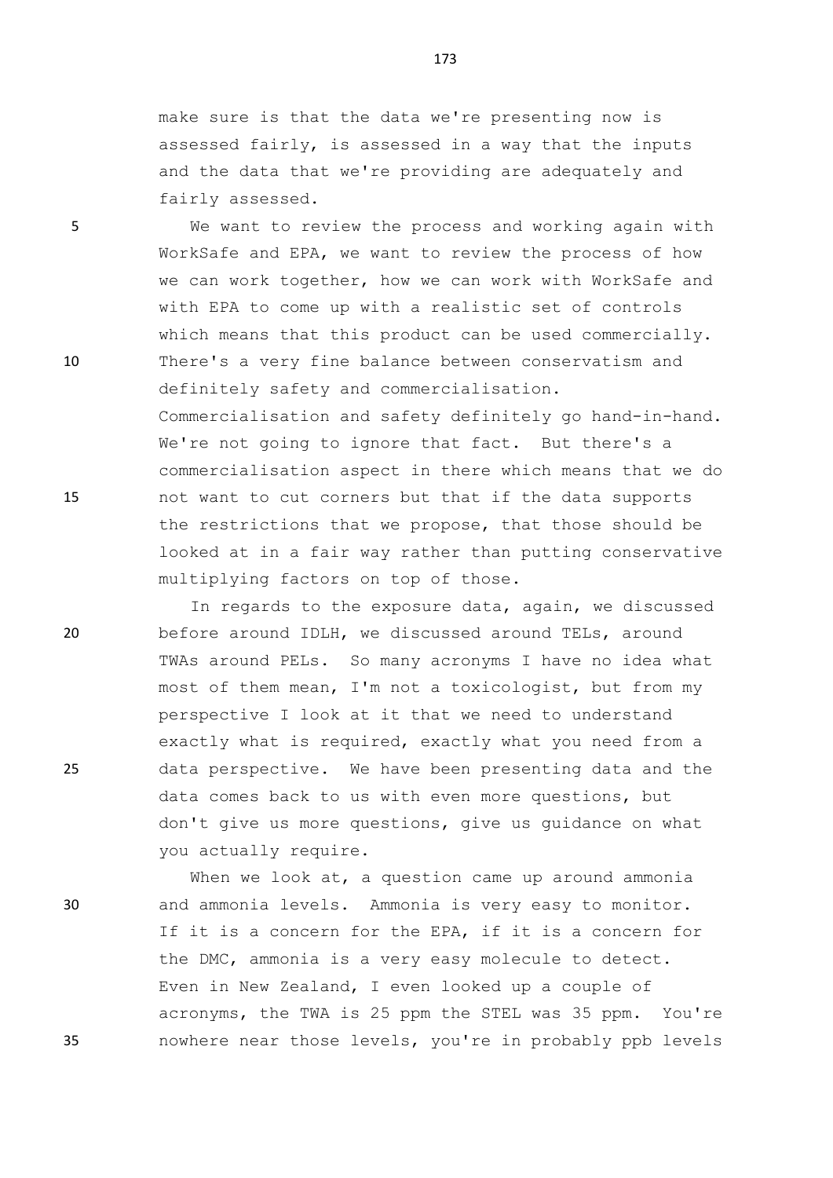make sure is that the data we're presenting now is assessed fairly, is assessed in a way that the inputs and the data that we're providing are adequately and fairly assessed.

We want to review the process and working again with WorkSafe and EPA, we want to review the process of how we can work together, how we can work with WorkSafe and with EPA to come up with a realistic set of controls which means that this product can be used commercially. There's a very fine balance between conservatism and definitely safety and commercialisation. Commercialisation and safety definitely go hand-in-hand. We're not going to ignore that fact. But there's a commercialisation aspect in there which means that we do not want to cut corners but that if the data supports the restrictions that we propose, that those should be looked at in a fair way rather than putting conservative multiplying factors on top of those.

In regards to the exposure data, again, we discussed before around IDLH, we discussed around TELs, around TWAs around PELs. So many acronyms I have no idea what most of them mean, I'm not a toxicologist, but from my perspective I look at it that we need to understand exactly what is required, exactly what you need from a data perspective. We have been presenting data and the data comes back to us with even more questions, but don't give us more questions, give us guidance on what you actually require.

When we look at, a question came up around ammonia and ammonia levels. Ammonia is very easy to monitor. If it is a concern for the EPA, if it is a concern for the DMC, ammonia is a very easy molecule to detect. Even in New Zealand, I even looked up a couple of acronyms, the TWA is 25 ppm the STEL was 35 ppm. You're nowhere near those levels, you're in probably ppb levels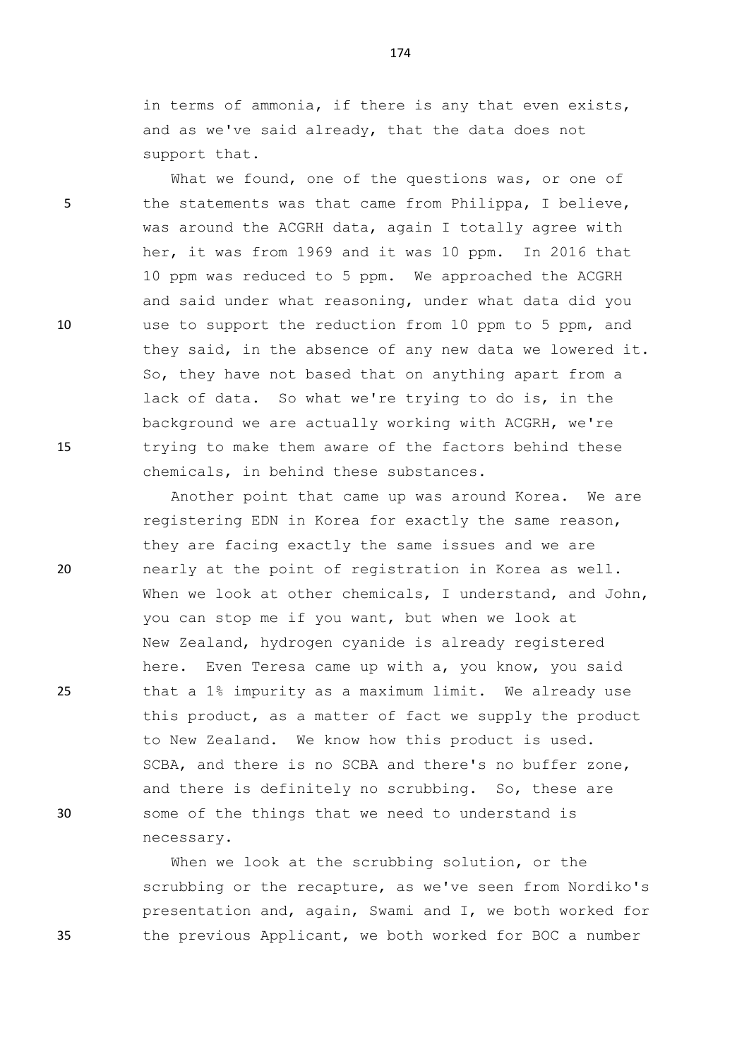in terms of ammonia, if there is any that even exists, and as we've said already, that the data does not support that.

What we found, one of the questions was, or one of the statements was that came from Philippa, I believe, was around the ACGRH data, again I totally agree with her, it was from 1969 and it was 10 ppm. In 2016 that 10 ppm was reduced to 5 ppm. We approached the ACGRH and said under what reasoning, under what data did you use to support the reduction from 10 ppm to 5 ppm, and they said, in the absence of any new data we lowered it. So, they have not based that on anything apart from a lack of data. So what we're trying to do is, in the background we are actually working with ACGRH, we're trying to make them aware of the factors behind these chemicals, in behind these substances.

Another point that came up was around Korea. We are registering EDN in Korea for exactly the same reason, they are facing exactly the same issues and we are nearly at the point of registration in Korea as well. When we look at other chemicals, I understand, and John, you can stop me if you want, but when we look at New Zealand, hydrogen cyanide is already registered here. Even Teresa came up with a, you know, you said that a 1% impurity as a maximum limit. We already use this product, as a matter of fact we supply the product to New Zealand. We know how this product is used. SCBA, and there is no SCBA and there's no buffer zone, and there is definitely no scrubbing. So, these are some of the things that we need to understand is necessary.

When we look at the scrubbing solution, or the scrubbing or the recapture, as we've seen from Nordiko's presentation and, again, Swami and I, we both worked for the previous Applicant, we both worked for BOC a number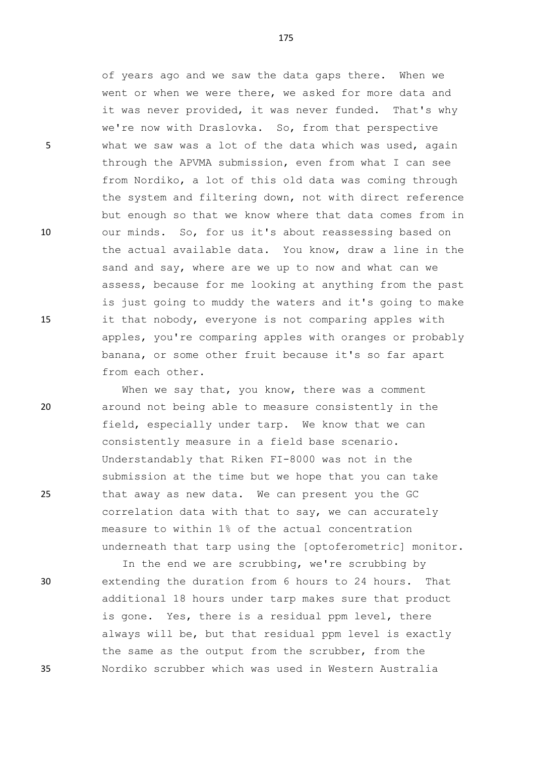of years ago and we saw the data gaps there. When we went or when we were there, we asked for more data and it was never provided, it was never funded. That's why we're now with Draslovka. So, from that perspective what we saw was a lot of the data which was used, again through the APVMA submission, even from what I can see from Nordiko, a lot of this old data was coming through the system and filtering down, not with direct reference but enough so that we know where that data comes from in our minds. So, for us it's about reassessing based on the actual available data. You know, draw a line in the sand and say, where are we up to now and what can we assess, because for me looking at anything from the past is just going to muddy the waters and it's going to make it that nobody, everyone is not comparing apples with apples, you're comparing apples with oranges or probably banana, or some other fruit because it's so far apart from each other.

When we say that, you know, there was a comment around not being able to measure consistently in the field, especially under tarp. We know that we can consistently measure in a field base scenario. Understandably that Riken FI-8000 was not in the submission at the time but we hope that you can take that away as new data. We can present you the GC correlation data with that to say, we can accurately measure to within 1% of the actual concentration underneath that tarp using the [optoferometric] monitor.

In the end we are scrubbing, we're scrubbing by extending the duration from 6 hours to 24 hours. That additional 18 hours under tarp makes sure that product is gone. Yes, there is a residual ppm level, there always will be, but that residual ppm level is exactly the same as the output from the scrubber, from the Nordiko scrubber which was used in Western Australia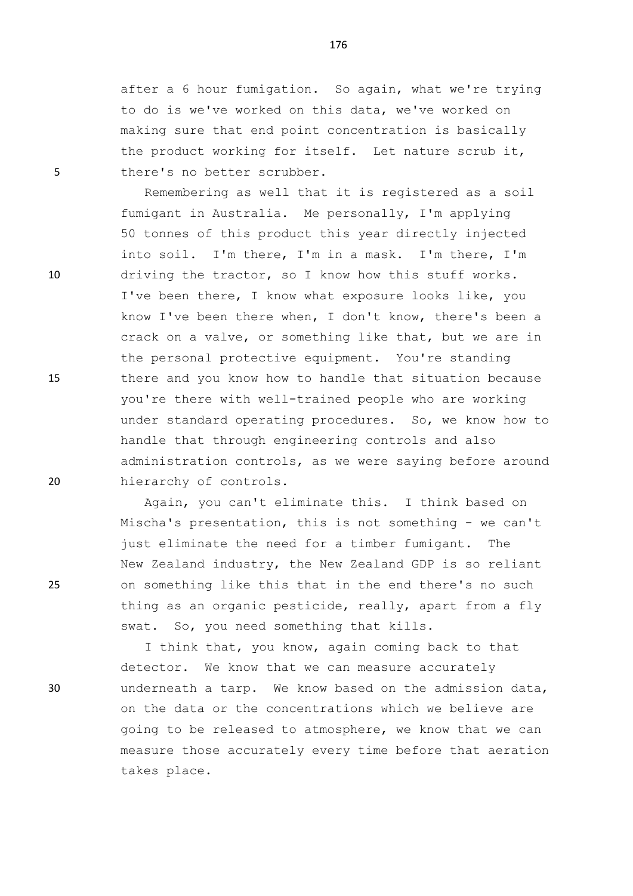after a 6 hour fumigation. So again, what we're trying to do is we've worked on this data, we've worked on making sure that end point concentration is basically the product working for itself. Let nature scrub it, there's no better scrubber.

Remembering as well that it is registered as a soil fumigant in Australia. Me personally, I'm applying 50 tonnes of this product this year directly injected into soil. I'm there, I'm in a mask. I'm there, I'm driving the tractor, so I know how this stuff works. I've been there, I know what exposure looks like, you know I've been there when, I don't know, there's been a crack on a valve, or something like that, but we are in the personal protective equipment. You're standing there and you know how to handle that situation because you're there with well-trained people who are working under standard operating procedures. So, we know how to handle that through engineering controls and also administration controls, as we were saying before around hierarchy of controls.

Again, you can't eliminate this. I think based on Mischa's presentation, this is not something - we can't just eliminate the need for a timber fumigant. The New Zealand industry, the New Zealand GDP is so reliant on something like this that in the end there's no such thing as an organic pesticide, really, apart from a fly swat. So, you need something that kills.

I think that, you know, again coming back to that detector. We know that we can measure accurately underneath a tarp. We know based on the admission data, on the data or the concentrations which we believe are going to be released to atmosphere, we know that we can measure those accurately every time before that aeration takes place.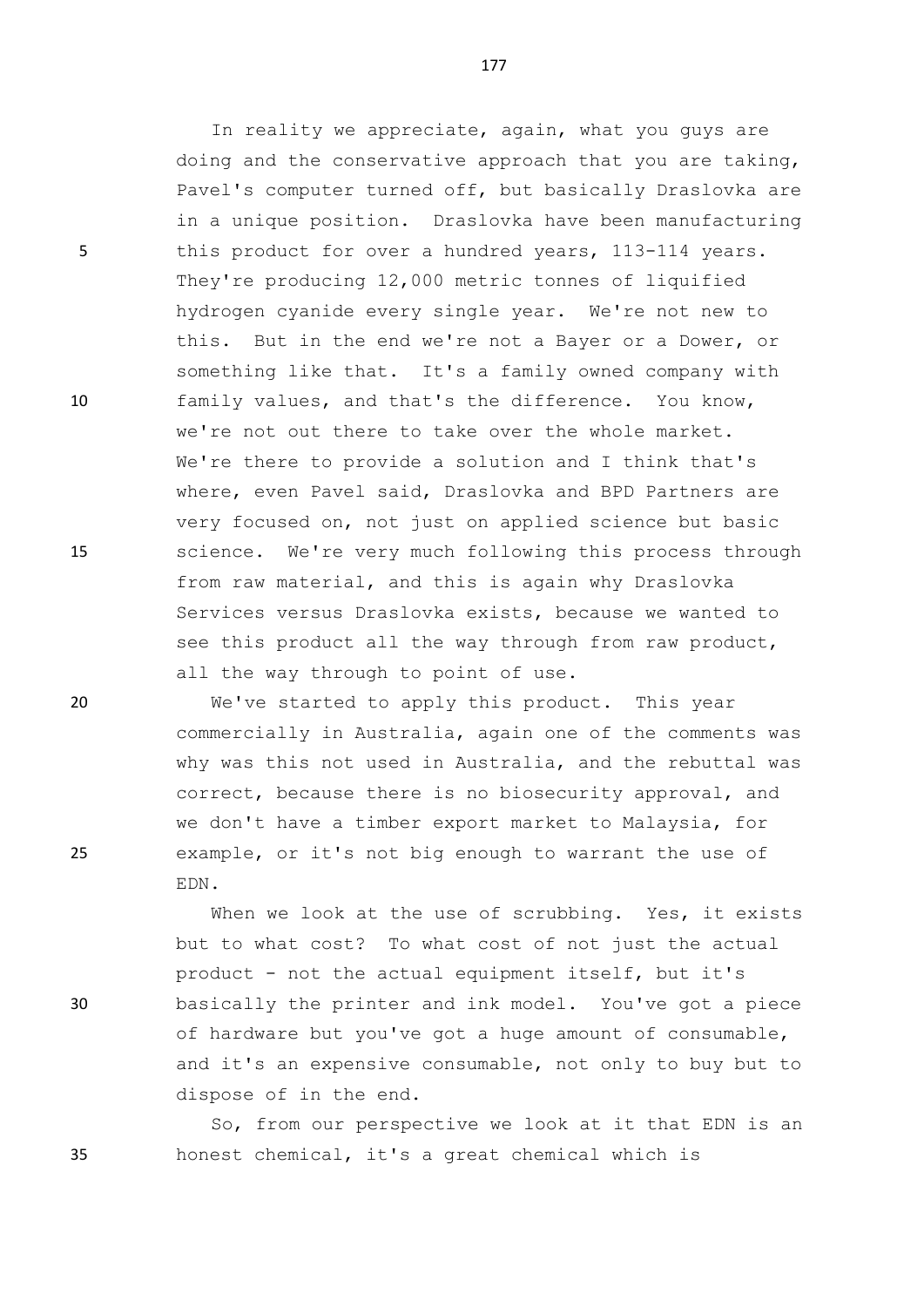In reality we appreciate, again, what you guys are doing and the conservative approach that you are taking, Pavel's computer turned off, but basically Draslovka are in a unique position. Draslovka have been manufacturing this product for over a hundred years, 113-114 years. They're producing 12,000 metric tonnes of liquified hydrogen cyanide every single year. We're not new to this. But in the end we're not a Bayer or a Dower, or something like that. It's a family owned company with family values, and that's the difference. You know, we're not out there to take over the whole market. We're there to provide a solution and I think that's where, even Pavel said, Draslovka and BPD Partners are very focused on, not just on applied science but basic science. We're very much following this process through from raw material, and this is again why Draslovka Services versus Draslovka exists, because we wanted to see this product all the way through from raw product, all the way through to point of use.

We've started to apply this product. This year commercially in Australia, again one of the comments was why was this not used in Australia, and the rebuttal was correct, because there is no biosecurity approval, and we don't have a timber export market to Malaysia, for example, or it's not big enough to warrant the use of EDN.

When we look at the use of scrubbing. Yes, it exists but to what cost? To what cost of not just the actual product - not the actual equipment itself, but it's basically the printer and ink model. You've got a piece of hardware but you've got a huge amount of consumable, and it's an expensive consumable, not only to buy but to dispose of in the end.

So, from our perspective we look at it that EDN is an honest chemical, it's a great chemical which is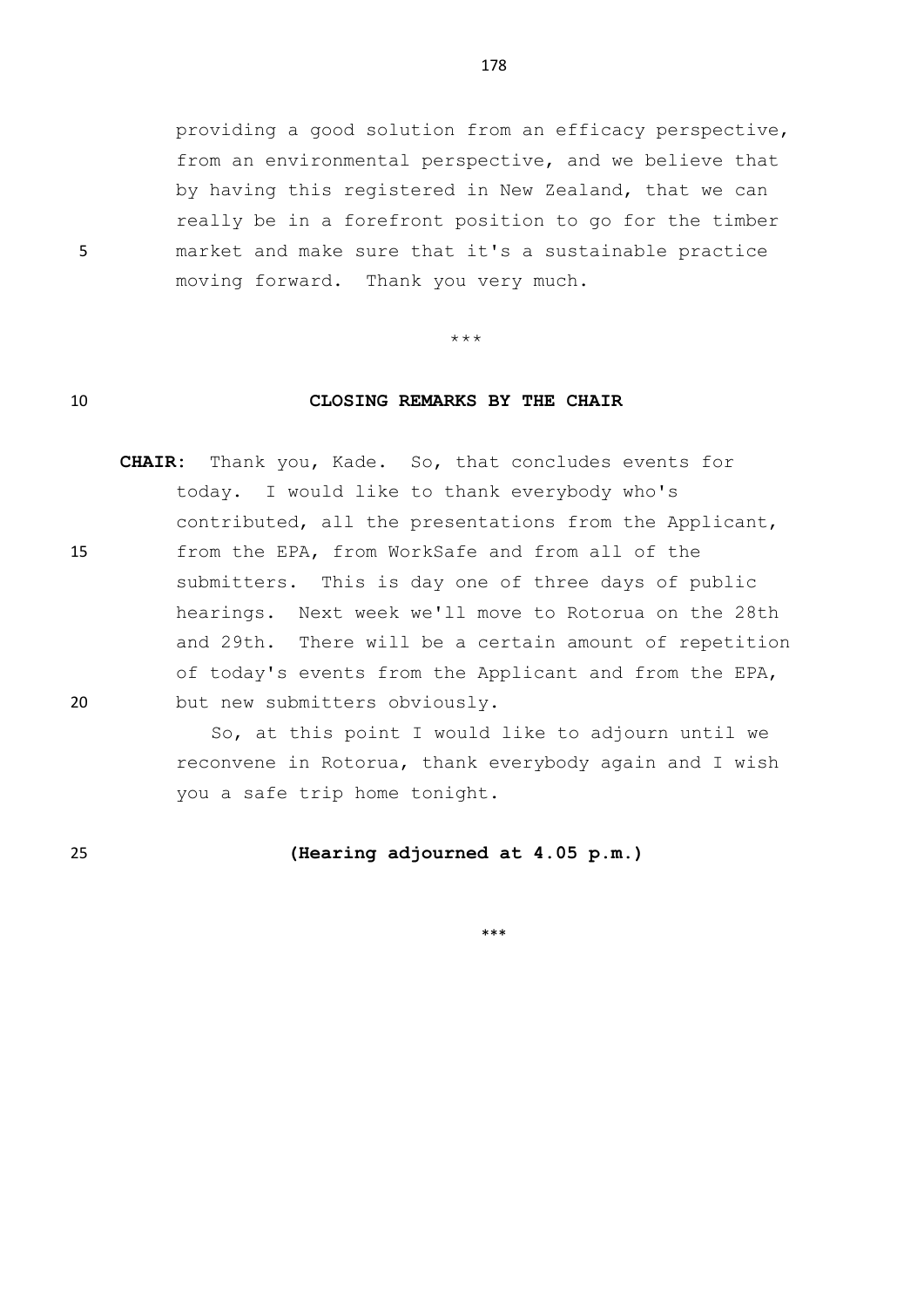providing a good solution from an efficacy perspective, from an environmental perspective, and we believe that by having this registered in New Zealand, that we can really be in a forefront position to go for the timber market and make sure that it's a sustainable practice moving forward. Thank you very much.

***

## CLOSING REMARKS BY THE CHAIR

**CHAIR:** Thank you, Kade. So, that concludes events for today. I would like to thank everybody who's contributed, all the presentations from the Applicant, from the EPA, from WorkSafe and from all of the submitters. This is day one of three days of public hearings. Next week we'll move to Rotorua on the 28th and 29th. There will be a certain amount of repetition of today's events from the Applicant and from the EPA, but new submitters obviously.

So, at this point I would like to adjourn until we reconvene in Rotorua, thank everybody again and I wish you a safe trip home tonight.

**(Hearing adjourned at 4.05 p.m.)**

***